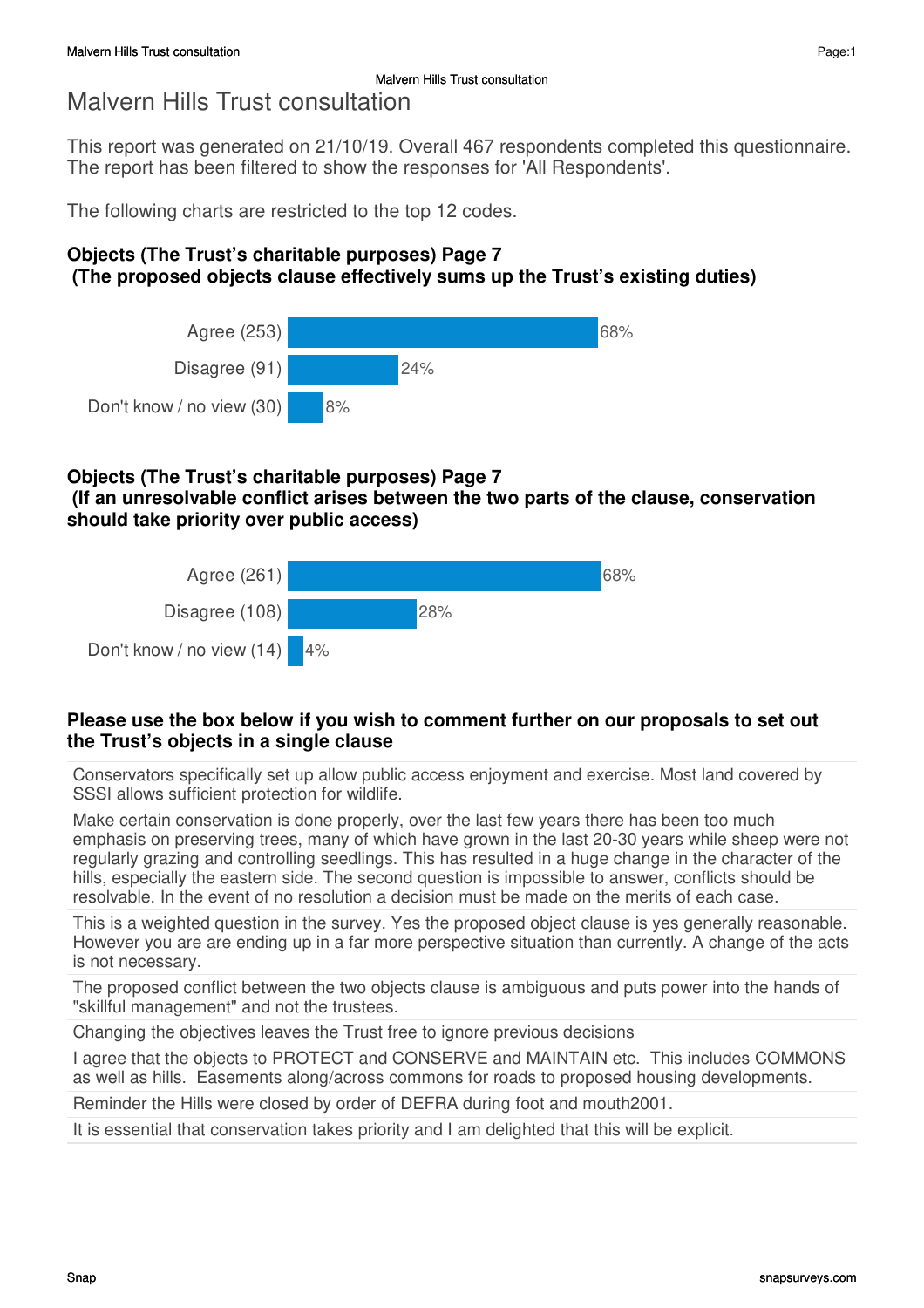# Malvern Hills Trust consultation

This report was generated on 21/10/19. Overall 467 respondents completed this questionnaire. The report has been filtered to show the responses for 'All Respondents'.

The following charts are restricted to the top 12 codes.

### Objects (The Trust's charitable purposes) Page 7 (The proposed objects clause effectively sums up the Trust's existing duties)

| Response | % |
|---|---|
| Agree (253) | 68% |
| Disagree (91) | 24% |
| Don't know / no view (30) | 8% |

### Objects (The Trust's charitable purposes) Page 7 (If an unresolvable conflict arises between the two parts of the clause, conservation should take priority over public access)

| Response | % |
|---|---|
| Agree (261) | 68% |
| Disagree (108) | 28% |
| Don't know / no view (14) | 4% |

### Please use the box below if you wish to comment further on our proposals to set out the Trust's objects in a single clause

- Conservators specifically set up allow public access enjoyment and exercise. Most land covered by SSSI allows sufficient protection for wildlife.
- Make certain conservation is done properly, over the last few years there has been too much emphasis on preserving trees, many of which have grown in the last 20-30 years while sheep were not regularly grazing and controlling seedlings. This has resulted in a huge change in the character of the hills, especially the eastern side. The second question is impossible to answer, conflicts should be resolvable. In the event of no resolution a decision must be made on the merits of each case.
- This is a weighted question in the survey. Yes the proposed object clause is yes generally reasonable. However you are are ending up in a far more perspective situation than currently. A change of the acts is not necessary.
- The proposed conflict between the two objects clause is ambiguous and puts power into the hands of "skillful management" and not the trustees.
- Changing the objectives leaves the Trust free to ignore previous decisions
- I agree that the objects to PROTECT and CONSERVE and MAINTAIN etc. This includes COMMONS as well as hills. Easements along/across commons for roads to proposed housing developments.
- Reminder the Hills were closed by order of DEFRA during foot and mouth2001.
- It is essential that conservation takes priority and I am delighted that this will be explicit.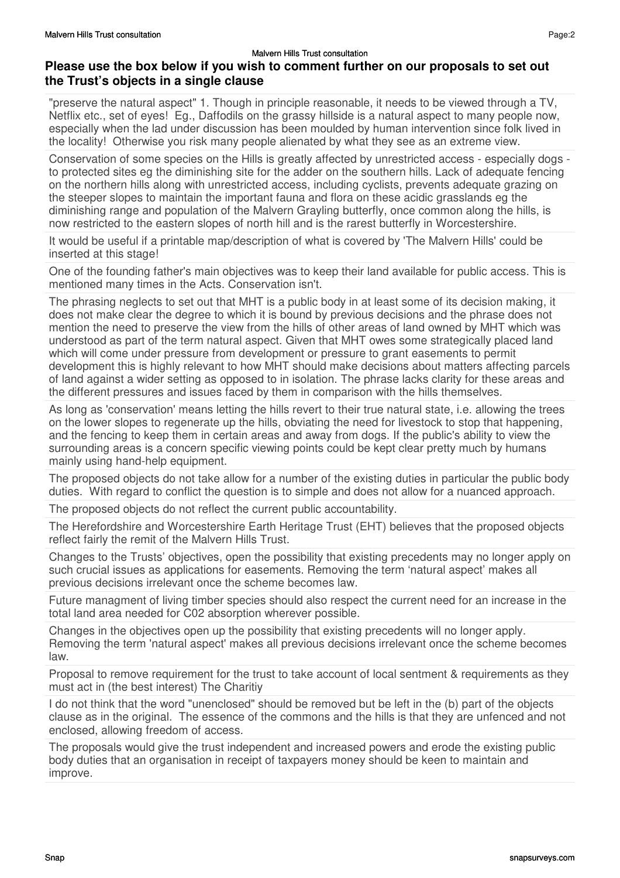**Please use the box below if you wish to comment further on our proposals to set out the Trust's objects in a single clause**

"preserve the natural aspect" 1. Though in principle reasonable, it needs to be viewed through a TV, Netflix etc., set of eyes! Eg., Daffodils on the grassy hillside is a natural aspect to many people now, especially when the lad under discussion has been moulded by human intervention since folk lived in the locality! Otherwise you risk many people alienated by what they see as an extreme view.

Conservation of some species on the Hills is greatly affected by unrestricted access - especially dogs - to protected sites eg the diminishing site for the adder on the southern hills. Lack of adequate fencing on the northern hills along with unrestricted access, including cyclists, prevents adequate grazing on the steeper slopes to maintain the important fauna and flora on these acidic grasslands eg the diminishing range and population of the Malvern Grayling butterfly, once common along the hills, is now restricted to the eastern slopes of north hill and is the rarest butterfly in Worcestershire.

It would be useful if a printable map/description of what is covered by 'The Malvern Hills' could be inserted at this stage!

One of the founding father's main objectives was to keep their land available for public access. This is mentioned many times in the Acts. Conservation isn't.

The phrasing neglects to set out that MHT is a public body in at least some of its decision making, it does not make clear the degree to which it is bound by previous decisions and the phrase does not mention the need to preserve the view from the hills of other areas of land owned by MHT which was understood as part of the term natural aspect. Given that MHT owes some strategically placed land which will come under pressure from development or pressure to grant easements to permit development this is highly relevant to how MHT should make decisions about matters affecting parcels of land against a wider setting as opposed to in isolation. The phrase lacks clarity for these areas and the different pressures and issues faced by them in comparison with the hills themselves.

As long as 'conservation' means letting the hills revert to their true natural state, i.e. allowing the trees on the lower slopes to regenerate up the hills, obviating the need for livestock to stop that happening, and the fencing to keep them in certain areas and away from dogs. If the public's ability to view the surrounding areas is a concern specific viewing points could be kept clear pretty much by humans mainly using hand-help equipment.

The proposed objects do not take allow for a number of the existing duties in particular the public body duties. With regard to conflict the question is to simple and does not allow for a nuanced approach.

The proposed objects do not reflect the current public accountability.

The Herefordshire and Worcestershire Earth Heritage Trust (EHT) believes that the proposed objects reflect fairly the remit of the Malvern Hills Trust.

Changes to the Trusts' objectives, open the possibility that existing precedents may no longer apply on such crucial issues as applications for easements. Removing the term 'natural aspect' makes all previous decisions irrelevant once the scheme becomes law.

Future managment of living timber species should also respect the current need for an increase in the total land area needed for $CO_2$ absorption wherever possible.

Changes in the objectives open up the possibility that existing precedents will no longer apply. Removing the term 'natural aspect' makes all previous decisions irrelevant once the scheme becomes law.

Proposal to remove requirement for the trust to take account of local sentment & requirements as they must act in (the best interest) The Charitiy

I do not think that the word "unenclosed" should be removed but be left in the (b) part of the objects clause as in the original. The essence of the commons and the hills is that they are unfenced and not enclosed, allowing freedom of access.

The proposals would give the trust independent and increased powers and erode the existing public body duties that an organisation in receipt of taxpayers money should be keen to maintain and improve.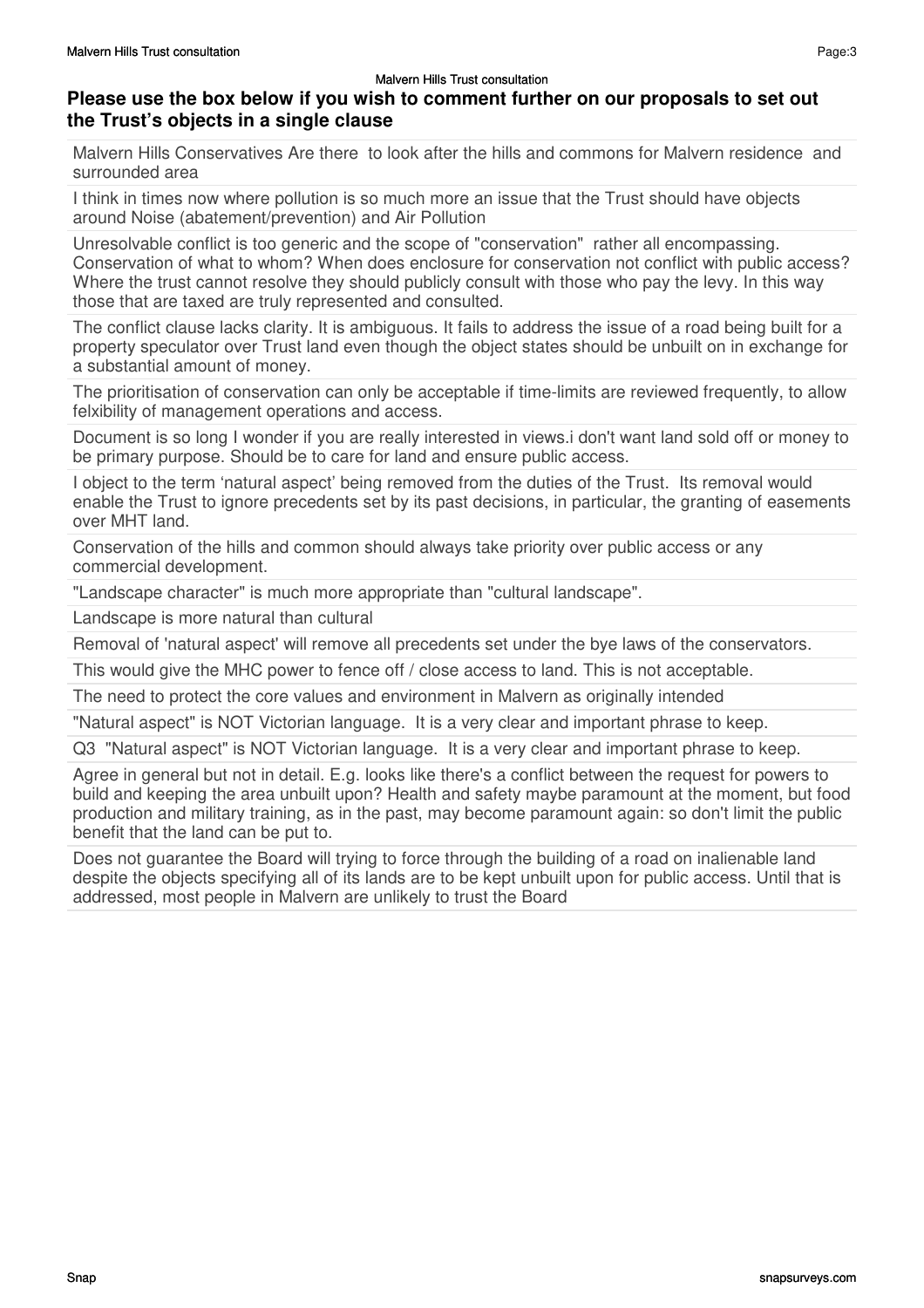## Please use the box below if you wish to comment further on our proposals to set out the Trust's objects in a single clause

Malvern Hills Conservatives Are there to look after the hills and commons for Malvern residence and surrounded area

I think in times now where pollution is so much more an issue that the Trust should have objects around Noise (abatement/prevention) and Air Pollution

Unresolvable conflict is too generic and the scope of "conservation" rather all encompassing. Conservation of what to whom? When does enclosure for conservation not conflict with public access? Where the trust cannot resolve they should publicly consult with those who pay the levy. In this way those that are taxed are truly represented and consulted.

The conflict clause lacks clarity. It is ambiguous. It fails to address the issue of a road being built for a property speculator over Trust land even though the object states should be unbuilt on in exchange for a substantial amount of money.

The prioritisation of conservation can only be acceptable if time-limits are reviewed frequently, to allow felxibility of management operations and access.

Document is so long I wonder if you are really interested in views.i don't want land sold off or money to be primary purpose. Should be to care for land and ensure public access.

I object to the term 'natural aspect' being removed from the duties of the Trust. Its removal would enable the Trust to ignore precedents set by its past decisions, in particular, the granting of easements over MHT land.

Conservation of the hills and common should always take priority over public access or any commercial development.

"Landscape character" is much more appropriate than "cultural landscape".

Landscape is more natural than cultural

Removal of 'natural aspect' will remove all precedents set under the bye laws of the conservators.

This would give the MHC power to fence off / close access to land. This is not acceptable.

The need to protect the core values and environment in Malvern as originally intended

"Natural aspect" is NOT Victorian language. It is a very clear and important phrase to keep.

Q3 "Natural aspect" is NOT Victorian language. It is a very clear and important phrase to keep.

Agree in general but not in detail. E.g. looks like there's a conflict between the request for powers to build and keeping the area unbuilt upon? Health and safety maybe paramount at the moment, but food production and military training, as in the past, may become paramount again: so don't limit the public benefit that the land can be put to.

Does not guarantee the Board will trying to force through the building of a road on inalienable land despite the objects specifying all of its lands are to be kept unbuilt upon for public access. Until that is addressed, most people in Malvern are unlikely to trust the Board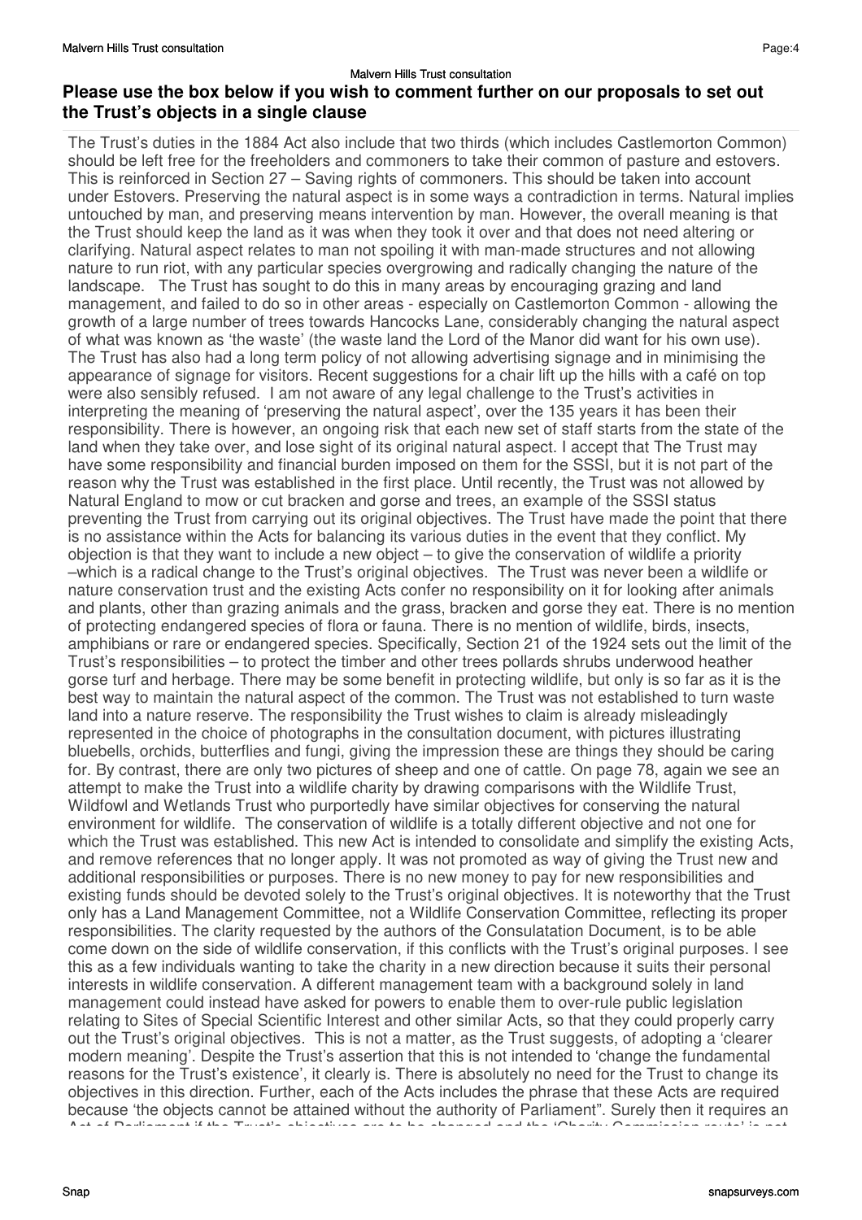## Please use the box below if you wish to comment further on our proposals to set out the Trust's objects in a single clause

The Trust's duties in the 1884 Act also include that two thirds (which includes Castlemorton Common) should be left free for the freeholders and commoners to take their common of pasture and estovers. This is reinforced in Section 27 – Saving rights of commoners. This should be taken into account under Estovers. Preserving the natural aspect is in some ways a contradiction in terms. Natural implies untouched by man, and preserving means intervention by man. However, the overall meaning is that the Trust should keep the land as it was when they took it over and that does not need altering or clarifying. Natural aspect relates to man not spoiling it with man-made structures and not allowing nature to run riot, with any particular species overgrowing and radically changing the nature of the landscape.  The Trust has sought to do this in many areas by encouraging grazing and land management, and failed to do so in other areas - especially on Castlemorton Common - allowing the growth of a large number of trees towards Hancocks Lane, considerably changing the natural aspect of what was known as 'the waste' (the waste land the Lord of the Manor did want for his own use). The Trust has also had a long term policy of not allowing advertising signage and in minimising the appearance of signage for visitors. Recent suggestions for a chair lift up the hills with a café on top were also sensibly refused.  I am not aware of any legal challenge to the Trust's activities in interpreting the meaning of 'preserving the natural aspect', over the 135 years it has been their responsibility. There is however, an ongoing risk that each new set of staff starts from the state of the land when they take over, and lose sight of its original natural aspect. I accept that The Trust may have some responsibility and financial burden imposed on them for the SSSI, but it is not part of the reason why the Trust was established in the first place. Until recently, the Trust was not allowed by Natural England to mow or cut bracken and gorse and trees, an example of the SSSI status preventing the Trust from carrying out its original objectives. The Trust have made the point that there is no assistance within the Acts for balancing its various duties in the event that they conflict. My objection is that they want to include a new object – to give the conservation of wildlife a priority –which is a radical change to the Trust's original objectives.  The Trust was never been a wildlife or nature conservation trust and the existing Acts confer no responsibility on it for looking after animals and plants, other than grazing animals and the grass, bracken and gorse they eat. There is no mention of protecting endangered species of flora or fauna. There is no mention of wildlife, birds, insects, amphibians or rare or endangered species. Specifically, Section 21 of the 1924 sets out the limit of the Trust's responsibilities – to protect the timber and other trees pollards shrubs underwood heather gorse turf and herbage. There may be some benefit in protecting wildlife, but only is so far as it is the best way to maintain the natural aspect of the common. The Trust was not established to turn waste land into a nature reserve. The responsibility the Trust wishes to claim is already misleadingly represented in the choice of photographs in the consultation document, with pictures illustrating bluebells, orchids, butterflies and fungi, giving the impression these are things they should be caring for. By contrast, there are only two pictures of sheep and one of cattle. On page 78, again we see an attempt to make the Trust into a wildlife charity by drawing comparisons with the Wildlife Trust, Wildfowl and Wetlands Trust who purportedly have similar objectives for conserving the natural environment for wildlife.  The conservation of wildlife is a totally different objective and not one for which the Trust was established. This new Act is intended to consolidate and simplify the existing Acts, and remove references that no longer apply. It was not promoted as way of giving the Trust new and additional responsibilities or purposes. There is no new money to pay for new responsibilities and existing funds should be devoted solely to the Trust's original objectives. It is noteworthy that the Trust only has a Land Management Committee, not a Wildlife Conservation Committee, reflecting its proper responsibilities. The clarity requested by the authors of the Consulatation Document, is to be able come down on the side of wildlife conservation, if this conflicts with the Trust's original purposes. I see this as a few individuals wanting to take the charity in a new direction because it suits their personal interests in wildlife conservation. A different management team with a background solely in land management could instead have asked for powers to enable them to over-rule public legislation relating to Sites of Special Scientific Interest and other similar Acts, so that they could properly carry out the Trust's original objectives.  This is not a matter, as the Trust suggests, of adopting a 'clearer modern meaning'. Despite the Trust's assertion that this is not intended to 'change the fundamental reasons for the Trust's existence', it clearly is. There is absolutely no need for the Trust to change its objectives in this direction. Further, each of the Acts includes the phrase that these Acts are required because 'the objects cannot be attained without the authority of Parliament". Surely then it requires an Act of Parliament if the Trust's objectives are to be changed and the 'Charity Commission route' is not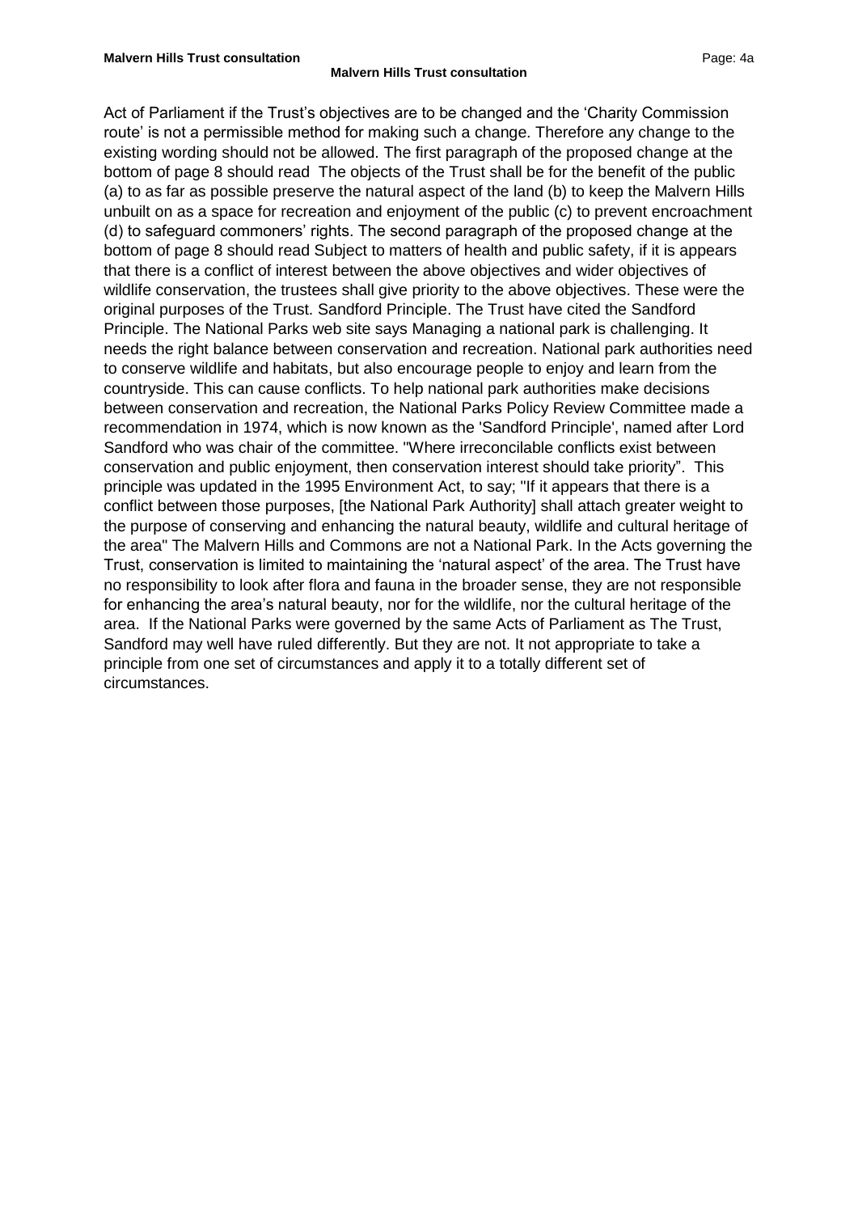Act of Parliament if the Trust's objectives are to be changed and the 'Charity Commission route' is not a permissible method for making such a change. Therefore any change to the existing wording should not be allowed. The first paragraph of the proposed change at the bottom of page 8 should read The objects of the Trust shall be for the benefit of the public (a) to as far as possible preserve the natural aspect of the land (b) to keep the Malvern Hills unbuilt on as a space for recreation and enjoyment of the public (c) to prevent encroachment (d) to safeguard commoners' rights. The second paragraph of the proposed change at the bottom of page 8 should read Subject to matters of health and public safety, if it is appears that there is a conflict of interest between the above objectives and wider objectives of wildlife conservation, the trustees shall give priority to the above objectives. These were the original purposes of the Trust. Sandford Principle. The Trust have cited the Sandford Principle. The National Parks web site says Managing a national park is challenging. It needs the right balance between conservation and recreation. National park authorities need to conserve wildlife and habitats, but also encourage people to enjoy and learn from the countryside. This can cause conflicts. To help national park authorities make decisions between conservation and recreation, the National Parks Policy Review Committee made a recommendation in 1974, which is now known as the 'Sandford Principle', named after Lord Sandford who was chair of the committee. "Where irreconcilable conflicts exist between conservation and public enjoyment, then conservation interest should take priority". This principle was updated in the 1995 Environment Act, to say; "If it appears that there is a conflict between those purposes, [the National Park Authority] shall attach greater weight to the purpose of conserving and enhancing the natural beauty, wildlife and cultural heritage of the area" The Malvern Hills and Commons are not a National Park. In the Acts governing the Trust, conservation is limited to maintaining the 'natural aspect' of the area. The Trust have no responsibility to look after flora and fauna in the broader sense, they are not responsible for enhancing the area's natural beauty, nor for the wildlife, nor the cultural heritage of the area. If the National Parks were governed by the same Acts of Parliament as The Trust, Sandford may well have ruled differently. But they are not. It not appropriate to take a principle from one set of circumstances and apply it to a totally different set of circumstances.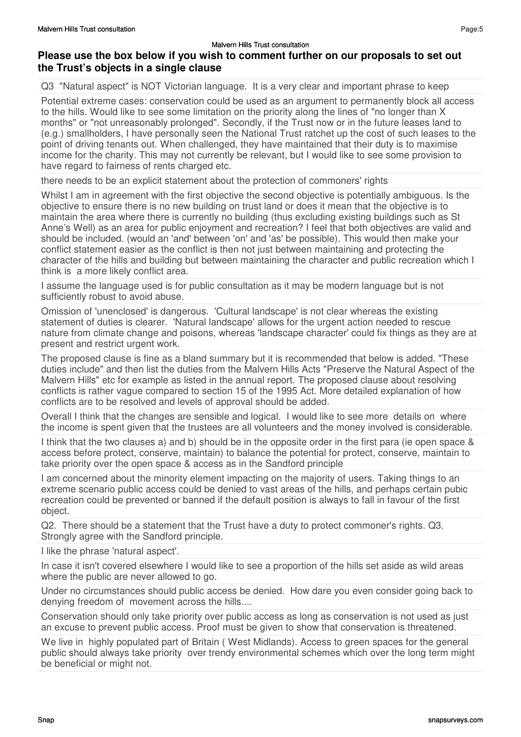## Please use the box below if you wish to comment further on our proposals to set out the Trust's objects in a single clause

Q3 "Natural aspect" is NOT Victorian language. It is a very clear and important phrase to keep

Potential extreme cases: conservation could be used as an argument to permanently block all access to the hills. Would like to see some limitation on the priority along the lines of "no longer than X months" or "not unreasonably prolonged". Secondly, if the Trust now or in the future leases land to (e.g.) smallholders, I have personally seen the National Trust ratchet up the cost of such leases to the point of driving tenants out. When challenged, they have maintained that their duty is to maximise income for the charity. This may not currently be relevant, but I would like to see some provision to have regard to fairness of rents charged etc.

there needs to be an explicit statement about the protection of commoners' rights

Whilst I am in agreement with the first objective the second objective is potentially ambiguous. Is the objective to ensure there is no new building on trust land or does it mean that the objective is to maintain the area where there is currently no building (thus excluding existing buildings such as St Anne's Well) as an area for public enjoyment and recreation? I feel that both objectives are valid and should be included. (would an 'and' between 'on' and 'as' be possible). This would then make your conflict statement easier as the conflict is then not just between maintaining and protecting the character of the hills and building but between maintaining the character and public recreation which I think is a more likely conflict area.

I assume the language used is for public consultation as it may be modern language but is not sufficiently robust to avoid abuse.

Omission of 'unenclosed' is dangerous. 'Cultural landscape' is not clear whereas the existing statement of duties is clearer. 'Natural landscape' allows for the urgent action needed to rescue nature from climate change and poisons, whereas 'landscape character' could fix things as they are at present and restrict urgent work.

The proposed clause is fine as a bland summary but it is recommended that below is added. "These duties include" and then list the duties from the Malvern Hills Acts "Preserve the Natural Aspect of the Malvern Hills" etc for example as listed in the annual report. The proposed clause about resolving conflicts is rather vague compared to section 15 of the 1995 Act. More detailed explanation of how conflicts are to be resolved and levels of approval should be added.

Overall I think that the changes are sensible and logical. I would like to see more details on where the income is spent given that the trustees are all volunteers and the money involved is considerable.

I think that the two clauses a) and b) should be in the opposite order in the first para (ie open space & access before protect, conserve, maintain) to balance the potential for protect, conserve, maintain to take priority over the open space & access as in the Sandford principle

I am concerned about the minority element impacting on the majority of users. Taking things to an extreme scenario public access could be denied to vast areas of the hills, and perhaps certain pubic recreation could be prevented or banned if the default position is always to fall in favour of the first object.

Q2. There should be a statement that the Trust have a duty to protect commoner's rights. Q3. Strongly agree with the Sandford principle.

I like the phrase 'natural aspect'.

In case it isn't covered elsewhere I would like to see a proportion of the hills set aside as wild areas where the public are never allowed to go.

Under no circumstances should public access be denied. How dare you even consider going back to denying freedom of movement across the hills....

Conservation should only take priority over public access as long as conservation is not used as just an excuse to prevent public access. Proof must be given to show that conservation is threatened.

We live in highly populated part of Britain ( West Midlands). Access to green spaces for the general public should always take priority over trendy environmental schemes which over the long term might be beneficial or might not.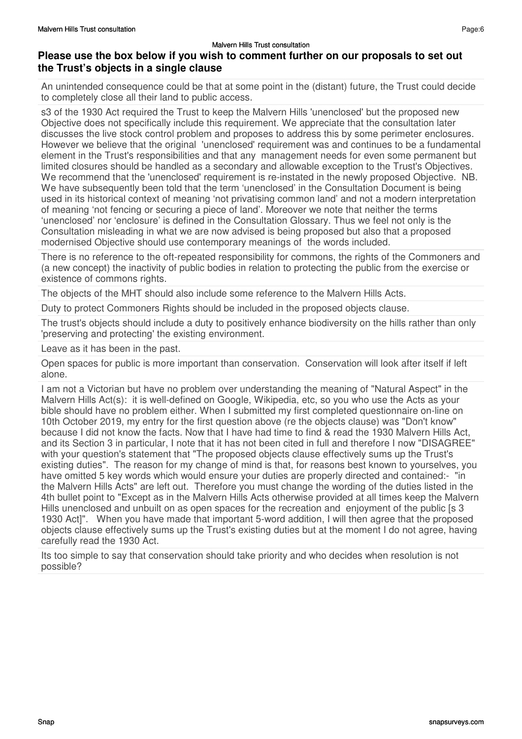## Please use the box below if you wish to comment further on our proposals to set out the Trust's objects in a single clause

An unintended consequence could be that at some point in the (distant) future, the Trust could decide to completely close all their land to public access.

s3 of the 1930 Act required the Trust to keep the Malvern Hills 'unenclosed' but the proposed new Objective does not specifically include this requirement. We appreciate that the consultation later discusses the live stock control problem and proposes to address this by some perimeter enclosures. However we believe that the original 'unenclosed' requirement was and continues to be a fundamental element in the Trust's responsibilities and that any management needs for even some permanent but limited closures should be handled as a secondary and allowable exception to the Trust's Objectives. We recommend that the 'unenclosed' requirement is re-instated in the newly proposed Objective. NB. We have subsequently been told that the term 'unenclosed' in the Consultation Document is being used in its historical context of meaning 'not privatising common land' and not a modern interpretation of meaning 'not fencing or securing a piece of land'. Moreover we note that neither the terms 'unenclosed' nor 'enclosure' is defined in the Consultation Glossary. Thus we feel not only is the Consultation misleading in what we are now advised is being proposed but also that a proposed modernised Objective should use contemporary meanings of the words included.

There is no reference to the oft-repeated responsibility for commons, the rights of the Commoners and (a new concept) the inactivity of public bodies in relation to protecting the public from the exercise or existence of commons rights.

The objects of the MHT should also include some reference to the Malvern Hills Acts.

Duty to protect Commoners Rights should be included in the proposed objects clause.

The trust's objects should include a duty to positively enhance biodiversity on the hills rather than only 'preserving and protecting' the existing environment.

Leave as it has been in the past.

Open spaces for public is more important than conservation. Conservation will look after itself if left alone.

I am not a Victorian but have no problem over understanding the meaning of "Natural Aspect" in the Malvern Hills Act(s): it is well-defined on Google, Wikipedia, etc, so you who use the Acts as your bible should have no problem either. When I submitted my first completed questionnaire on-line on 10th October 2019, my entry for the first question above (re the objects clause) was "Don't know" because I did not know the facts. Now that I have had time to find & read the 1930 Malvern Hills Act, and its Section 3 in particular, I note that it has not been cited in full and therefore I now "DISAGREE" with your question's statement that "The proposed objects clause effectively sums up the Trust's existing duties". The reason for my change of mind is that, for reasons best known to yourselves, you have omitted 5 key words which would ensure your duties are properly directed and contained:- "in the Malvern Hills Acts" are left out. Therefore you must change the wording of the duties listed in the 4th bullet point to "Except as in the Malvern Hills Acts otherwise provided at all times keep the Malvern Hills unenclosed and unbuilt on as open spaces for the recreation and enjoyment of the public [s 3 1930 Act]". When you have made that important 5-word addition, I will then agree that the proposed objects clause effectively sums up the Trust's existing duties but at the moment I do not agree, having carefully read the 1930 Act.

Its too simple to say that conservation should take priority and who decides when resolution is not possible?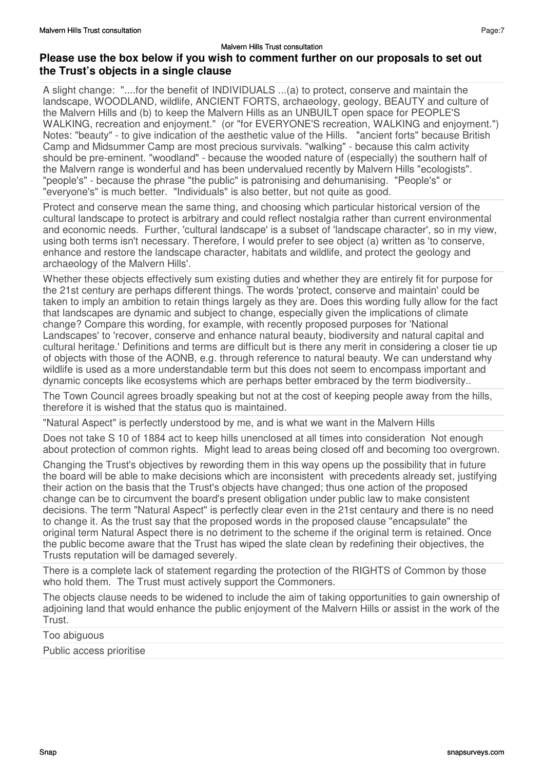## Please use the box below if you wish to comment further on our proposals to set out the Trust's objects in a single clause

A slight change: "....for the benefit of INDIVIDUALS ...(a) to protect, conserve and maintain the landscape, WOODLAND, wildlife, ANCIENT FORTS, archaeology, geology, BEAUTY and culture of the Malvern Hills and (b) to keep the Malvern Hills as an UNBUILT open space for PEOPLE'S WALKING, recreation and enjoyment." (or "for EVERYONE'S recreation, WALKING and enjoyment.") Notes: "beauty" - to give indication of the aesthetic value of the Hills. "ancient forts" because British Camp and Midsummer Camp are most precious survivals. "walking" - because this calm activity should be pre-eminent. "woodland" - because the wooded nature of (especially) the southern half of the Malvern range is wonderful and has been undervalued recently by Malvern Hills "ecologists". "people's" - because the phrase "the public" is patronising and dehumanising. "People's" or "everyone's" is much better. "Individuals" is also better, but not quite as good.

Protect and conserve mean the same thing, and choosing which particular historical version of the cultural landscape to protect is arbitrary and could reflect nostalgia rather than current environmental and economic needs. Further, 'cultural landscape' is a subset of 'landscape character', so in my view, using both terms isn't necessary. Therefore, I would prefer to see object (a) written as 'to conserve, enhance and restore the landscape character, habitats and wildlife, and protect the geology and archaeology of the Malvern Hills'.

Whether these objects effectively sum existing duties and whether they are entirely fit for purpose for the 21st century are perhaps different things. The words 'protect, conserve and maintain' could be taken to imply an ambition to retain things largely as they are. Does this wording fully allow for the fact that landscapes are dynamic and subject to change, especially given the implications of climate change? Compare this wording, for example, with recently proposed purposes for 'National Landscapes' to 'recover, conserve and enhance natural beauty, biodiversity and natural capital and cultural heritage.' Definitions and terms are difficult but is there any merit in considering a closer tie up of objects with those of the AONB, e.g. through reference to natural beauty. We can understand why wildlife is used as a more understandable term but this does not seem to encompass important and dynamic concepts like ecosystems which are perhaps better embraced by the term biodiversity..

The Town Council agrees broadly speaking but not at the cost of keeping people away from the hills, therefore it is wished that the status quo is maintained.

"Natural Aspect" is perfectly understood by me, and is what we want in the Malvern Hills

Does not take S 10 of 1884 act to keep hills unenclosed at all times into consideration Not enough about protection of common rights. Might lead to areas being closed off and becoming too overgrown.

Changing the Trust's objectives by rewording them in this way opens up the possibility that in future the board will be able to make decisions which are inconsistent with precedents already set, justifying their action on the basis that the Trust's objects have changed; thus one action of the proposed change can be to circumvent the board's present obligation under public law to make consistent decisions. The term "Natural Aspect" is perfectly clear even in the 21st centaury and there is no need to change it. As the trust say that the proposed words in the proposed clause "encapsulate" the original term Natural Aspect there is no detriment to the scheme if the original term is retained. Once the public become aware that the Trust has wiped the slate clean by redefining their objectives, the Trusts reputation will be damaged severely.

There is a complete lack of statement regarding the protection of the RIGHTS of Common by those who hold them. The Trust must actively support the Commoners.

The objects clause needs to be widened to include the aim of taking opportunities to gain ownership of adjoining land that would enhance the public enjoyment of the Malvern Hills or assist in the work of the Trust.

Too abiguous

Public access prioritise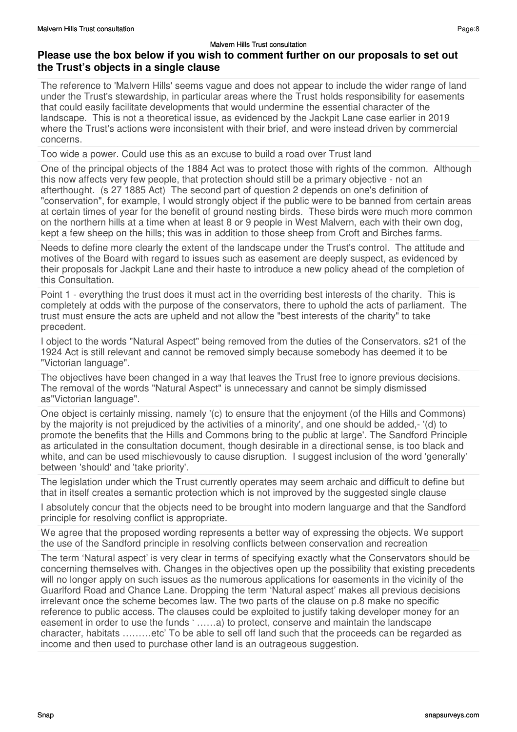### Please use the box below if you wish to comment further on our proposals to set out the Trust's objects in a single clause

The reference to 'Malvern Hills' seems vague and does not appear to include the wider range of land under the Trust's stewardship, in particular areas where the Trust holds responsibility for easements that could easily facilitate developments that would undermine the essential character of the landscape. This is not a theoretical issue, as evidenced by the Jackpit Lane case earlier in 2019 where the Trust's actions were inconsistent with their brief, and were instead driven by commercial concerns.

Too wide a power. Could use this as an excuse to build a road over Trust land

One of the principal objects of the 1884 Act was to protect those with rights of the common. Although this now affects very few people, that protection should still be a primary objective - not an afterthought. (s 27 1885 Act) The second part of question 2 depends on one's definition of "conservation", for example, I would strongly object if the public were to be banned from certain areas at certain times of year for the benefit of ground nesting birds. These birds were much more common on the northern hills at a time when at least 8 or 9 people in West Malvern, each with their own dog, kept a few sheep on the hills; this was in addition to those sheep from Croft and Birches farms.

Needs to define more clearly the extent of the landscape under the Trust's control. The attitude and motives of the Board with regard to issues such as easement are deeply suspect, as evidenced by their proposals for Jackpit Lane and their haste to introduce a new policy ahead of the completion of this Consultation.

Point 1 - everything the trust does it must act in the overriding best interests of the charity. This is completely at odds with the purpose of the conservators, there to uphold the acts of parliament. The trust must ensure the acts are upheld and not allow the "best interests of the charity" to take precedent.

I object to the words "Natural Aspect" being removed from the duties of the Conservators. s21 of the 1924 Act is still relevant and cannot be removed simply because somebody has deemed it to be "Victorian language".

The objectives have been changed in a way that leaves the Trust free to ignore previous decisions. The removal of the words "Natural Aspect" is unnecessary and cannot be simply dismissed as"Victorian language".

One object is certainly missing, namely '(c) to ensure that the enjoyment (of the Hills and Commons) by the majority is not prejudiced by the activities of a minority', and one should be added,- '(d) to promote the benefits that the Hills and Commons bring to the public at large'. The Sandford Principle as articulated in the consultation document, though desirable in a directional sense, is too black and white, and can be used mischievously to cause disruption. I suggest inclusion of the word 'generally' between 'should' and 'take priority'.

The legislation under which the Trust currently operates may seem archaic and difficult to define but that in itself creates a semantic protection which is not improved by the suggested single clause

I absolutely concur that the objects need to be brought into modern languarge and that the Sandford principle for resolving conflict is appropriate.

We agree that the proposed wording represents a better way of expressing the objects. We support the use of the Sandford principle in resolving conflicts between conservation and recreation

The term 'Natural aspect' is very clear in terms of specifying exactly what the Conservators should be concerning themselves with. Changes in the objectives open up the possibility that existing precedents will no longer apply on such issues as the numerous applications for easements in the vicinity of the Guarlford Road and Chance Lane. Dropping the term 'Natural aspect' makes all previous decisions irrelevant once the scheme becomes law. The two parts of the clause on p.8 make no specific reference to public access. The clauses could be exploited to justify taking developer money for an easement in order to use the funds ' ……a) to protect, conserve and maintain the landscape character, habitats ………etc' To be able to sell off land such that the proceeds can be regarded as income and then used to purchase other land is an outrageous suggestion.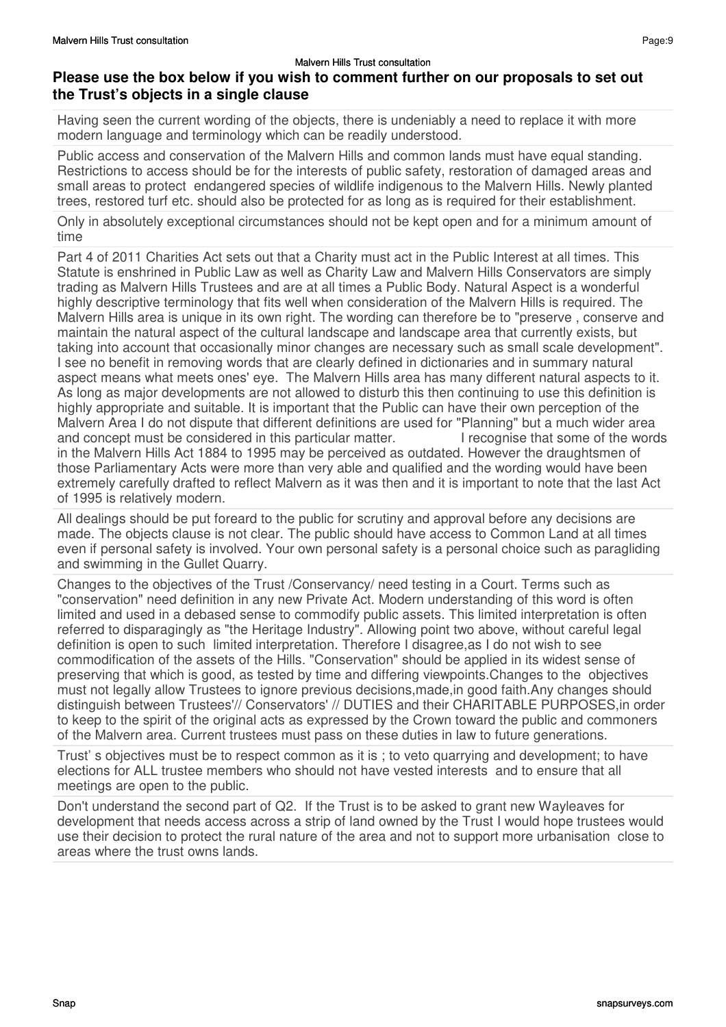## Please use the box below if you wish to comment further on our proposals to set out the Trust's objects in a single clause

Having seen the current wording of the objects, there is undeniably a need to replace it with more modern language and terminology which can be readily understood.

Public access and conservation of the Malvern Hills and common lands must have equal standing. Restrictions to access should be for the interests of public safety, restoration of damaged areas and small areas to protect endangered species of wildlife indigenous to the Malvern Hills. Newly planted trees, restored turf etc. should also be protected for as long as is required for their establishment.

Only in absolutely exceptional circumstances should not be kept open and for a minimum amount of time

Part 4 of 2011 Charities Act sets out that a Charity must act in the Public Interest at all times. This Statute is enshrined in Public Law as well as Charity Law and Malvern Hills Conservators are simply trading as Malvern Hills Trustees and are at all times a Public Body. Natural Aspect is a wonderful highly descriptive terminology that fits well when consideration of the Malvern Hills is required. The Malvern Hills area is unique in its own right. The wording can therefore be to "preserve , conserve and maintain the natural aspect of the cultural landscape and landscape area that currently exists, but taking into account that occasionally minor changes are necessary such as small scale development". I see no benefit in removing words that are clearly defined in dictionaries and in summary natural aspect means what meets ones' eye. The Malvern Hills area has many different natural aspects to it. As long as major developments are not allowed to disturb this then continuing to use this definition is highly appropriate and suitable. It is important that the Public can have their own perception of the Malvern Area I do not dispute that different definitions are used for "Planning" but a much wider area and concept must be considered in this particular matter. I recognise that some of the words in the Malvern Hills Act 1884 to 1995 may be perceived as outdated. However the draughtsmen of those Parliamentary Acts were more than very able and qualified and the wording would have been extremely carefully drafted to reflect Malvern as it was then and it is important to note that the last Act of 1995 is relatively modern.

All dealings should be put foreard to the public for scrutiny and approval before any decisions are made. The objects clause is not clear. The public should have access to Common Land at all times even if personal safety is involved. Your own personal safety is a personal choice such as paragliding and swimming in the Gullet Quarry.

Changes to the objectives of the Trust /Conservancy/ need testing in a Court. Terms such as "conservation" need definition in any new Private Act. Modern understanding of this word is often limited and used in a debased sense to commodify public assets. This limited interpretation is often referred to disparagingly as "the Heritage Industry". Allowing point two above, without careful legal definition is open to such limited interpretation. Therefore I disagree,as I do not wish to see commodification of the assets of the Hills. "Conservation" should be applied in its widest sense of preserving that which is good, as tested by time and differing viewpoints.Changes to the objectives must not legally allow Trustees to ignore previous decisions,made,in good faith.Any changes should distinguish between Trustees'// Conservators' // DUTIES and their CHARITABLE PURPOSES,in order to keep to the spirit of the original acts as expressed by the Crown toward the public and commoners of the Malvern area. Current trustees must pass on these duties in law to future generations.

Trust' s objectives must be to respect common as it is ; to veto quarrying and development; to have elections for ALL trustee members who should not have vested interests and to ensure that all meetings are open to the public.

Don't understand the second part of Q2. If the Trust is to be asked to grant new Wayleaves for development that needs access across a strip of land owned by the Trust I would hope trustees would use their decision to protect the rural nature of the area and not to support more urbanisation close to areas where the trust owns lands.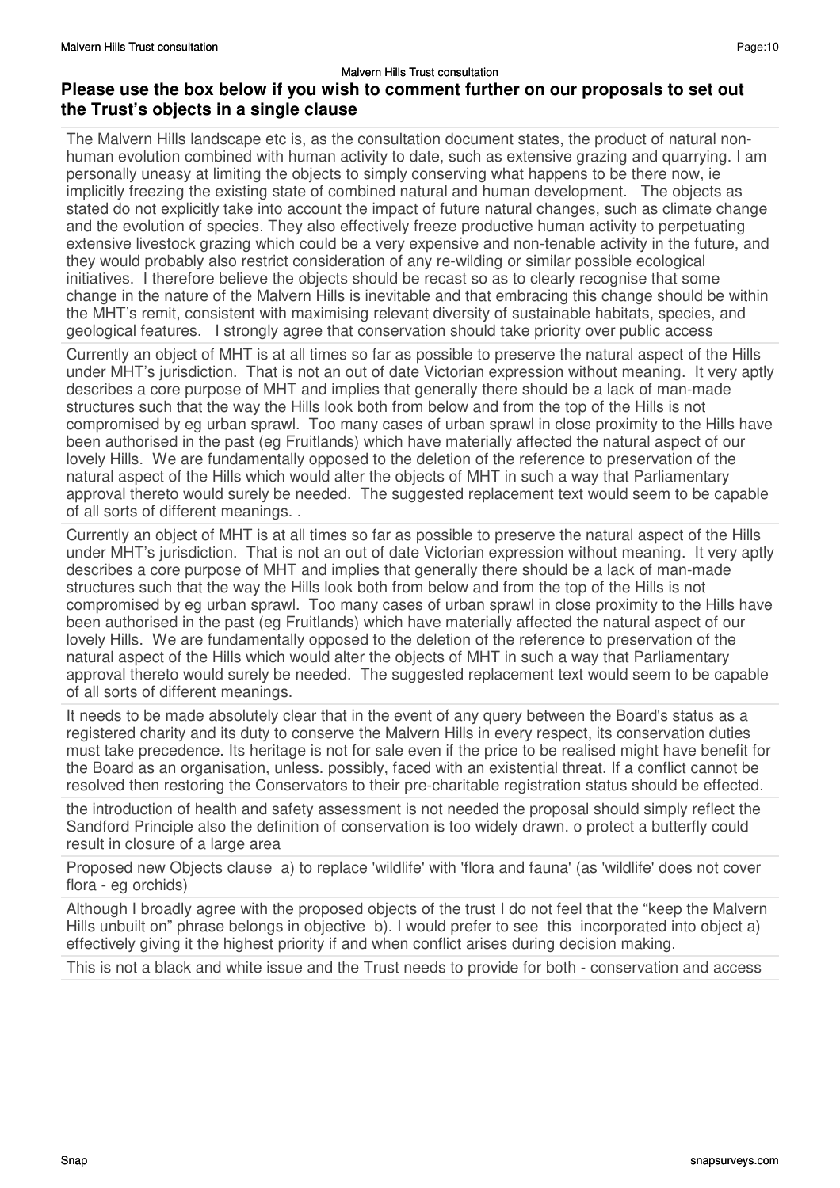## Please use the box below if you wish to comment further on our proposals to set out the Trust's objects in a single clause

The Malvern Hills landscape etc is, as the consultation document states, the product of natural non-human evolution combined with human activity to date, such as extensive grazing and quarrying. I am personally uneasy at limiting the objects to simply conserving what happens to be there now, ie implicitly freezing the existing state of combined natural and human development. The objects as stated do not explicitly take into account the impact of future natural changes, such as climate change and the evolution of species. They also effectively freeze productive human activity to perpetuating extensive livestock grazing which could be a very expensive and non-tenable activity in the future, and they would probably also restrict consideration of any re-wilding or similar possible ecological initiatives. I therefore believe the objects should be recast so as to clearly recognise that some change in the nature of the Malvern Hills is inevitable and that embracing this change should be within the MHT's remit, consistent with maximising relevant diversity of sustainable habitats, species, and geological features. I strongly agree that conservation should take priority over public access

---

Currently an object of MHT is at all times so far as possible to preserve the natural aspect of the Hills under MHT's jurisdiction. That is not an out of date Victorian expression without meaning. It very aptly describes a core purpose of MHT and implies that generally there should be a lack of man-made structures such that the way the Hills look both from below and from the top of the Hills is not compromised by eg urban sprawl. Too many cases of urban sprawl in close proximity to the Hills have been authorised in the past (eg Fruitlands) which have materially affected the natural aspect of our lovely Hills. We are fundamentally opposed to the deletion of the reference to preservation of the natural aspect of the Hills which would alter the objects of MHT in such a way that Parliamentary approval thereto would surely be needed. The suggested replacement text would seem to be capable of all sorts of different meanings. .

---

Currently an object of MHT is at all times so far as possible to preserve the natural aspect of the Hills under MHT's jurisdiction. That is not an out of date Victorian expression without meaning. It very aptly describes a core purpose of MHT and implies that generally there should be a lack of man-made structures such that the way the Hills look both from below and from the top of the Hills is not compromised by eg urban sprawl. Too many cases of urban sprawl in close proximity to the Hills have been authorised in the past (eg Fruitlands) which have materially affected the natural aspect of our lovely Hills. We are fundamentally opposed to the deletion of the reference to preservation of the natural aspect of the Hills which would alter the objects of MHT in such a way that Parliamentary approval thereto would surely be needed. The suggested replacement text would seem to be capable of all sorts of different meanings.

---

It needs to be made absolutely clear that in the event of any query between the Board's status as a registered charity and its duty to conserve the Malvern Hills in every respect, its conservation duties must take precedence. Its heritage is not for sale even if the price to be realised might have benefit for the Board as an organisation, unless. possibly, faced with an existential threat. If a conflict cannot be resolved then restoring the Conservators to their pre-charitable registration status should be effected.

---

the introduction of health and safety assessment is not needed the proposal should simply reflect the Sandford Principle also the definition of conservation is too widely drawn. o protect a butterfly could result in closure of a large area

---

Proposed new Objects clause a) to replace 'wildlife' with 'flora and fauna' (as 'wildlife' does not cover flora - eg orchids)

---

Although I broadly agree with the proposed objects of the trust I do not feel that the "keep the Malvern Hills unbuilt on" phrase belongs in objective b). I would prefer to see this incorporated into object a) effectively giving it the highest priority if and when conflict arises during decision making.

---

This is not a black and white issue and the Trust needs to provide for both - conservation and access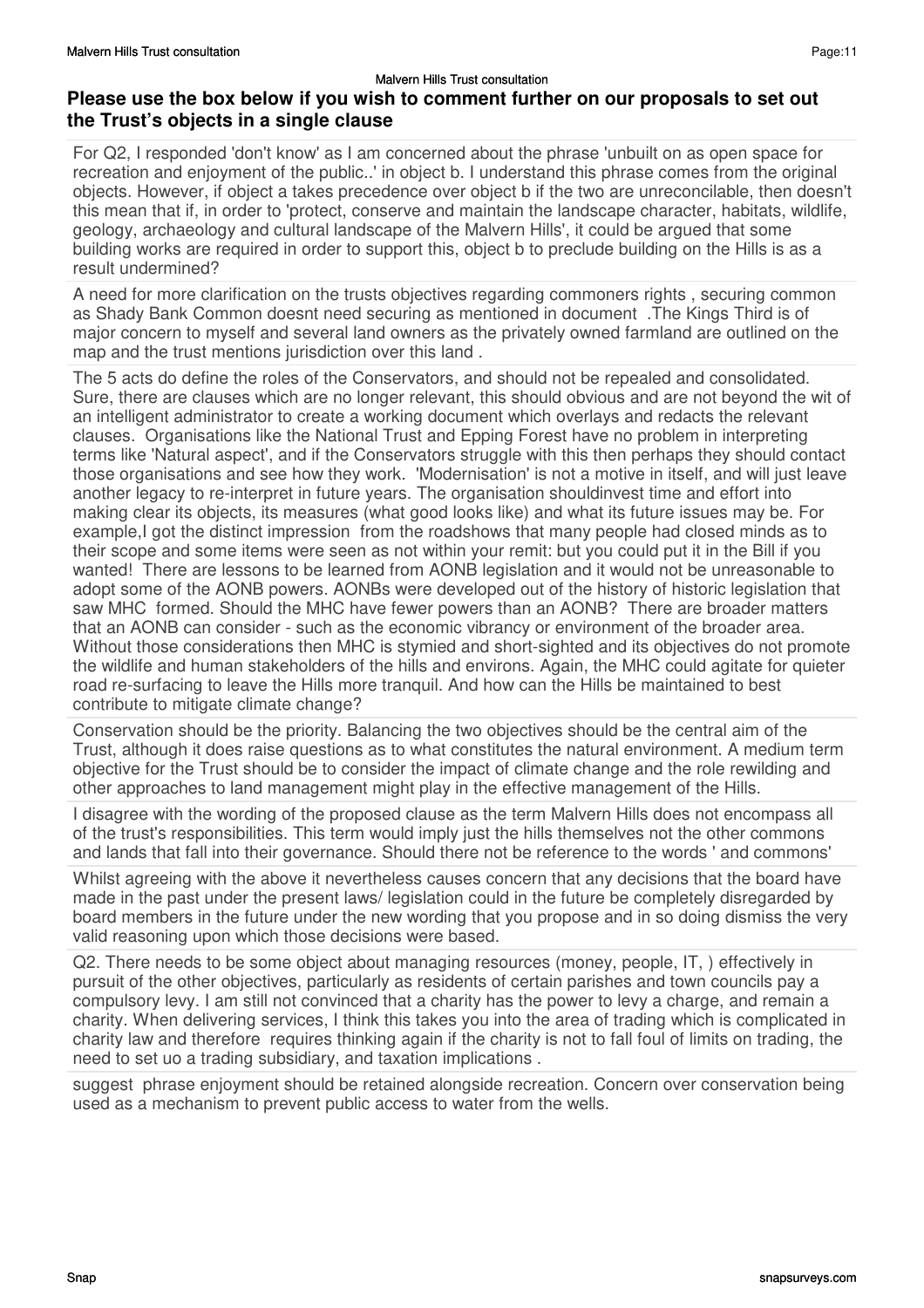## Please use the box below if you wish to comment further on our proposals to set out the Trust's objects in a single clause

For Q2, I responded 'don't know' as I am concerned about the phrase 'unbuilt on as open space for recreation and enjoyment of the public..' in object b. I understand this phrase comes from the original objects. However, if object a takes precedence over object b if the two are unreconcilable, then doesn't this mean that if, in order to 'protect, conserve and maintain the landscape character, habitats, wildlife, geology, archaeology and cultural landscape of the Malvern Hills', it could be argued that some building works are required in order to support this, object b to preclude building on the Hills is as a result undermined?

A need for more clarification on the trusts objectives regarding commoners rights , securing common as Shady Bank Common doesnt need securing as mentioned in document .The Kings Third is of major concern to myself and several land owners as the privately owned farmland are outlined on the map and the trust mentions jurisdiction over this land .

The 5 acts do define the roles of the Conservators, and should not be repealed and consolidated. Sure, there are clauses which are no longer relevant, this should obvious and are not beyond the wit of an intelligent administrator to create a working document which overlays and redacts the relevant clauses. Organisations like the National Trust and Epping Forest have no problem in interpreting terms like 'Natural aspect', and if the Conservators struggle with this then perhaps they should contact those organisations and see how they work. 'Modernisation' is not a motive in itself, and will just leave another legacy to re-interpret in future years. The organisation shouldinvest time and effort into making clear its objects, its measures (what good looks like) and what its future issues may be. For example,I got the distinct impression from the roadshows that many people had closed minds as to their scope and some items were seen as not within your remit: but you could put it in the Bill if you wanted! There are lessons to be learned from AONB legislation and it would not be unreasonable to adopt some of the AONB powers. AONBs were developed out of the history of historic legislation that saw MHC formed. Should the MHC have fewer powers than an AONB? There are broader matters that an AONB can consider - such as the economic vibrancy or environment of the broader area. Without those considerations then MHC is stymied and short-sighted and its objectives do not promote the wildlife and human stakeholders of the hills and environs. Again, the MHC could agitate for quieter road re-surfacing to leave the Hills more tranquil. And how can the Hills be maintained to best contribute to mitigate climate change?

Conservation should be the priority. Balancing the two objectives should be the central aim of the Trust, although it does raise questions as to what constitutes the natural environment. A medium term objective for the Trust should be to consider the impact of climate change and the role rewilding and other approaches to land management might play in the effective management of the Hills.

I disagree with the wording of the proposed clause as the term Malvern Hills does not encompass all of the trust's responsibilities. This term would imply just the hills themselves not the other commons and lands that fall into their governance. Should there not be reference to the words ' and commons'

Whilst agreeing with the above it nevertheless causes concern that any decisions that the board have made in the past under the present laws/ legislation could in the future be completely disregarded by board members in the future under the new wording that you propose and in so doing dismiss the very valid reasoning upon which those decisions were based.

Q2. There needs to be some object about managing resources (money, people, IT, ) effectively in pursuit of the other objectives, particularly as residents of certain parishes and town councils pay a compulsory levy. I am still not convinced that a charity has the power to levy a charge, and remain a charity. When delivering services, I think this takes you into the area of trading which is complicated in charity law and therefore requires thinking again if the charity is not to fall foul of limits on trading, the need to set uo a trading subsidiary, and taxation implications .

suggest phrase enjoyment should be retained alongside recreation. Concern over conservation being used as a mechanism to prevent public access to water from the wells.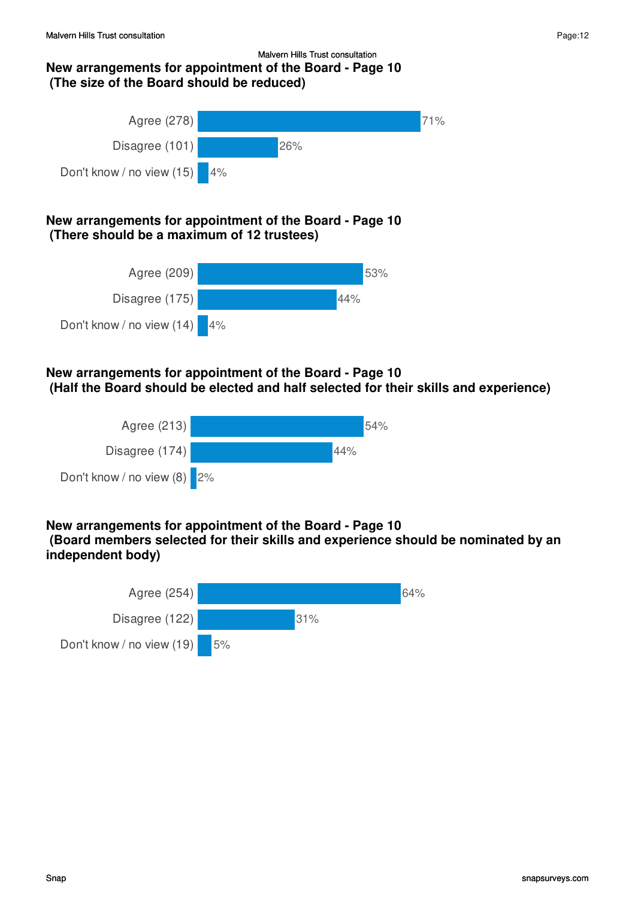## New arrangements for appointment of the Board - Page 10
### (The size of the Board should be reduced)

| Response | % |
| --- | --- |
| Agree (278) | 71% |
| Disagree (101) | 26% |
| Don't know / no view (15) | 4% |

## New arrangements for appointment of the Board - Page 10
### (There should be a maximum of 12 trustees)

| Response | % |
| --- | --- |
| Agree (209) | 53% |
| Disagree (175) | 44% |
| Don't know / no view (14) | 4% |

## New arrangements for appointment of the Board - Page 10
### (Half the Board should be elected and half selected for their skills and experience)

| Response | % |
| --- | --- |
| Agree (213) | 54% |
| Disagree (174) | 44% |
| Don't know / no view (8) | 2% |

## New arrangements for appointment of the Board - Page 10
### (Board members selected for their skills and experience should be nominated by an independent body)

| Response | % |
| --- | --- |
| Agree (254) | 64% |
| Disagree (122) | 31% |
| Don't know / no view (19) | 5% |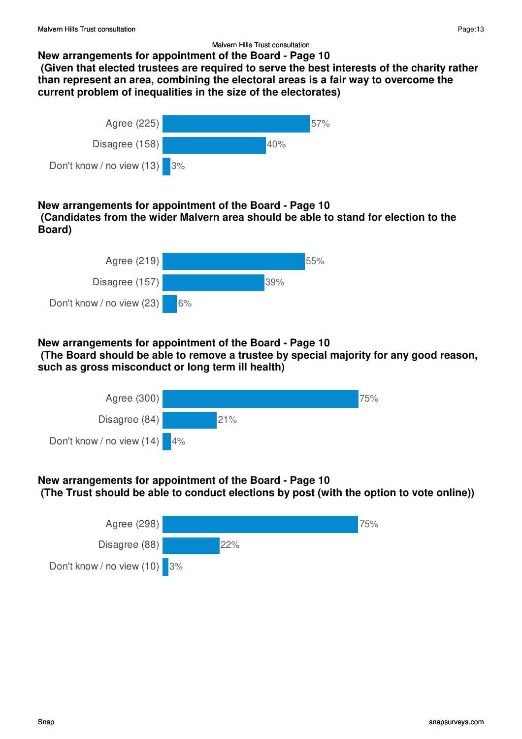Malvern Hills Trust consultation

### New arrangements for appointment of the Board - Page 10
### (Given that elected trustees are required to serve the best interests of the charity rather than represent an area, combining the electoral areas is a fair way to overcome the current problem of inequalities in the size of the electorates)

| Response | Percentage |
|---|---|
| Agree (225) | 57% |
| Disagree (158) | 40% |
| Don't know / no view (13) | 3% |

### New arrangements for appointment of the Board - Page 10
### (Candidates from the wider Malvern area should be able to stand for election to the Board)

| Response | Percentage |
|---|---|
| Agree (219) | 55% |
| Disagree (157) | 39% |
| Don't know / no view (23) | 6% |

### New arrangements for appointment of the Board - Page 10
### (The Board should be able to remove a trustee by special majority for any good reason, such as gross misconduct or long term ill health)

| Response | Percentage |
|---|---|
| Agree (300) | 75% |
| Disagree (84) | 21% |
| Don't know / no view (14) | 4% |

### New arrangements for appointment of the Board - Page 10
### (The Trust should be able to conduct elections by post (with the option to vote online))

| Response | Percentage |
|---|---|
| Agree (298) | 75% |
| Disagree (88) | 22% |
| Don't know / no view (10) | 3% |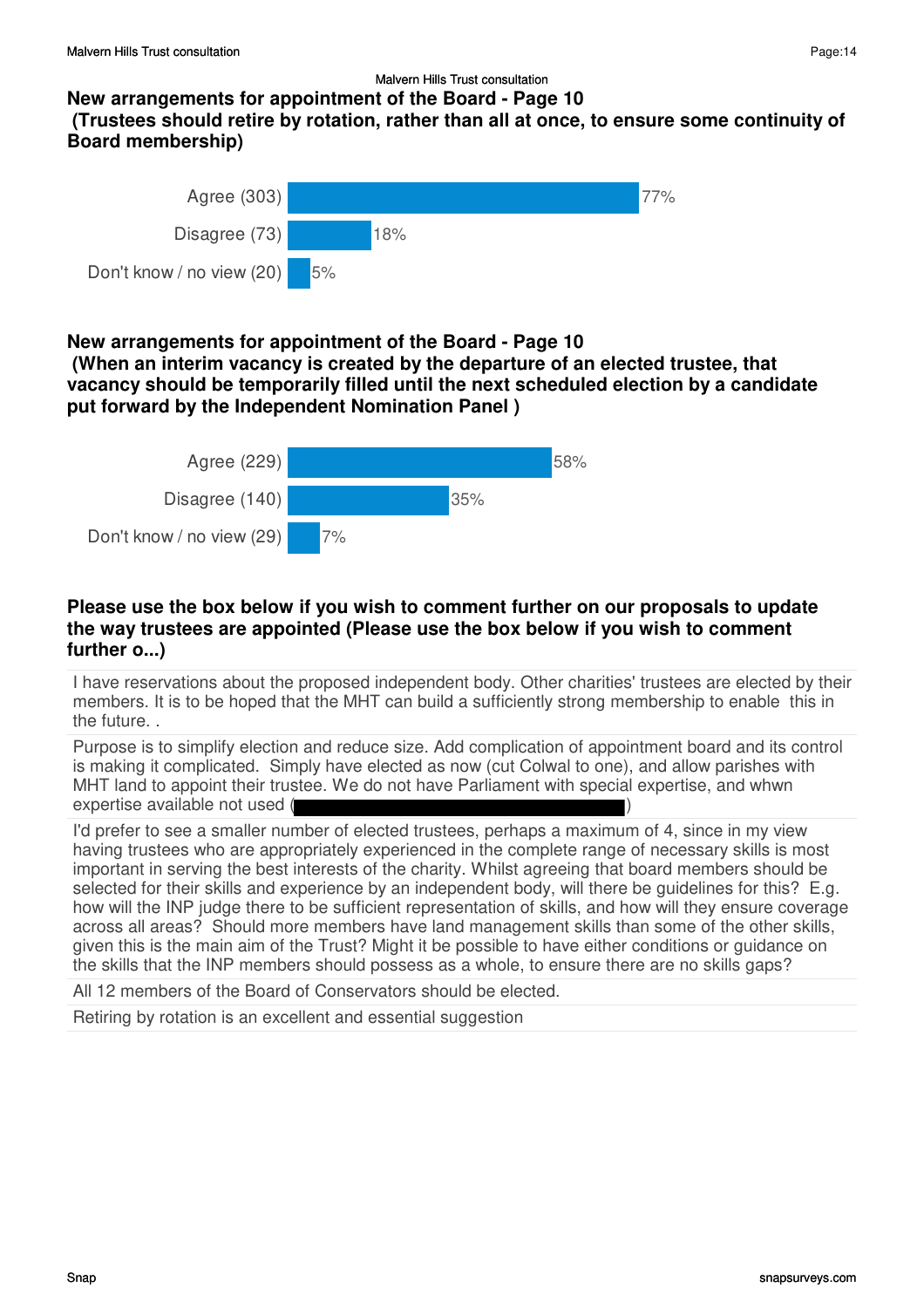Malvern Hills Trust consultation

**New arrangements for appointment of the Board - Page 10**
**(Trustees should retire by rotation, rather than all at once, to ensure some continuity of Board membership)**

| Response | Percentage |
|---|---|
| Agree (303) | 77% |
| Disagree (73) | 18% |
| Don't know / no view (20) | 5% |

**New arrangements for appointment of the Board - Page 10**
**(When an interim vacancy is created by the departure of an elected trustee, that vacancy should be temporarily filled until the next scheduled election by a candidate put forward by the Independent Nomination Panel )**

| Response | Percentage |
|---|---|
| Agree (229) | 58% |
| Disagree (140) | 35% |
| Don't know / no view (29) | 7% |

**Please use the box below if you wish to comment further on our proposals to update the way trustees are appointed (Please use the box below if you wish to comment further o...)**

I have reservations about the proposed independent body. Other charities' trustees are elected by their members. It is to be hoped that the MHT can build a sufficiently strong membership to enable this in the future. .

Purpose is to simplify election and reduce size. Add complication of appointment board and its control is making it complicated. Simply have elected as now (cut Colwal to one), and allow parishes with MHT land to appoint their trustee. We do not have Parliament with special expertise, and whwn expertise available not used ( )

I'd prefer to see a smaller number of elected trustees, perhaps a maximum of 4, since in my view having trustees who are appropriately experienced in the complete range of necessary skills is most important in serving the best interests of the charity. Whilst agreeing that board members should be selected for their skills and experience by an independent body, will there be guidelines for this? E.g. how will the INP judge there to be sufficient representation of skills, and how will they ensure coverage across all areas? Should more members have land management skills than some of the other skills, given this is the main aim of the Trust? Might it be possible to have either conditions or guidance on the skills that the INP members should possess as a whole, to ensure there are no skills gaps?

All 12 members of the Board of Conservators should be elected.

Retiring by rotation is an excellent and essential suggestion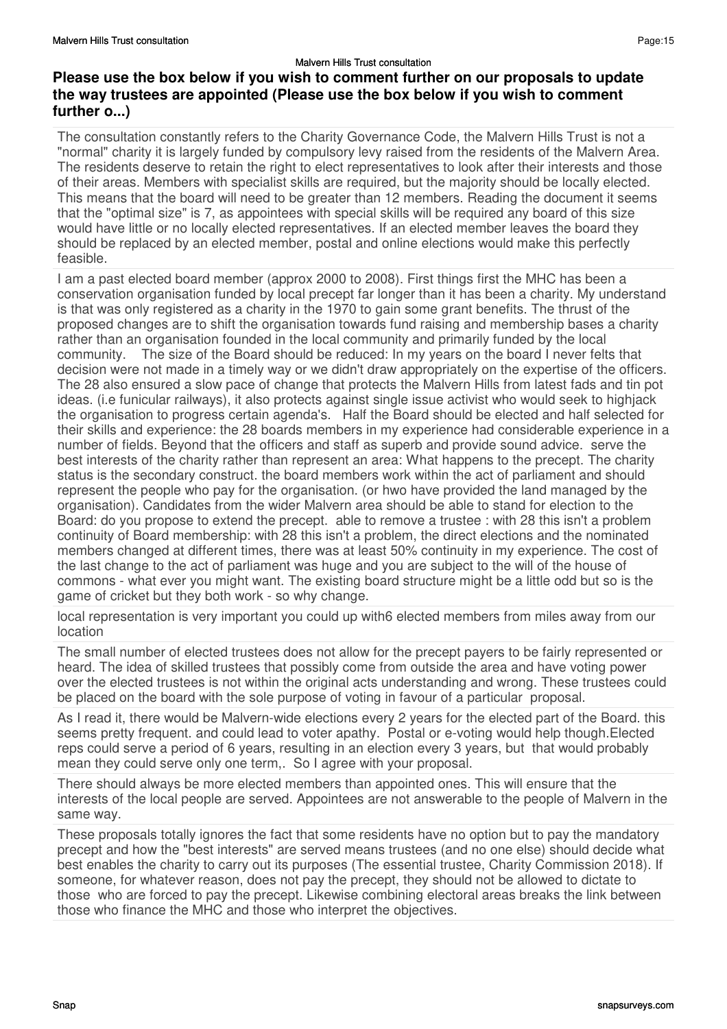### Please use the box below if you wish to comment further on our proposals to update the way trustees are appointed (Please use the box below if you wish to comment further o...)

The consultation constantly refers to the Charity Governance Code, the Malvern Hills Trust is not a "normal" charity it is largely funded by compulsory levy raised from the residents of the Malvern Area. The residents deserve to retain the right to elect representatives to look after their interests and those of their areas. Members with specialist skills are required, but the majority should be locally elected. This means that the board will need to be greater than 12 members. Reading the document it seems that the "optimal size" is 7, as appointees with special skills will be required any board of this size would have little or no locally elected representatives. If an elected member leaves the board they should be replaced by an elected member, postal and online elections would make this perfectly feasible.

I am a past elected board member (approx 2000 to 2008). First things first the MHC has been a conservation organisation funded by local precept far longer than it has been a charity. My understand is that was only registered as a charity in the 1970 to gain some grant benefits. The thrust of the proposed changes are to shift the organisation towards fund raising and membership bases a charity rather than an organisation founded in the local community and primarily funded by the local community.  The size of the Board should be reduced: In my years on the board I never felts that decision were not made in a timely way or we didn't draw appropriately on the expertise of the officers. The 28 also ensured a slow pace of change that protects the Malvern Hills from latest fads and tin pot ideas. (i.e funicular railways), it also protects against single issue activist who would seek to highjack the organisation to progress certain agenda's.  Half the Board should be elected and half selected for their skills and experience: the 28 boards members in my experience had considerable experience in a number of fields. Beyond that the officers and staff as superb and provide sound advice.  serve the best interests of the charity rather than represent an area: What happens to the precept. The charity status is the secondary construct. the board members work within the act of parliament and should represent the people who pay for the organisation. (or hwo have provided the land managed by the organisation). Candidates from the wider Malvern area should be able to stand for election to the Board: do you propose to extend the precept.  able to remove a trustee : with 28 this isn't a problem continuity of Board membership: with 28 this isn't a problem, the direct elections and the nominated members changed at different times, there was at least 50% continuity in my experience. The cost of the last change to the act of parliament was huge and you are subject to the will of the house of commons - what ever you might want. The existing board structure might be a little odd but so is the game of cricket but they both work - so why change.

local representation is very important you could up with6 elected members from miles away from our location

The small number of elected trustees does not allow for the precept payers to be fairly represented or heard. The idea of skilled trustees that possibly come from outside the area and have voting power over the elected trustees is not within the original acts understanding and wrong. These trustees could be placed on the board with the sole purpose of voting in favour of a particular  proposal.

As I read it, there would be Malvern-wide elections every 2 years for the elected part of the Board. this seems pretty frequent. and could lead to voter apathy.  Postal or e-voting would help though.Elected reps could serve a period of 6 years, resulting in an election every 3 years, but  that would probably mean they could serve only one term,.  So I agree with your proposal.

There should always be more elected members than appointed ones. This will ensure that the interests of the local people are served. Appointees are not answerable to the people of Malvern in the same way.

These proposals totally ignores the fact that some residents have no option but to pay the mandatory precept and how the "best interests" are served means trustees (and no one else) should decide what best enables the charity to carry out its purposes (The essential trustee, Charity Commission 2018). If someone, for whatever reason, does not pay the precept, they should not be allowed to dictate to those  who are forced to pay the precept. Likewise combining electoral areas breaks the link between those who finance the MHC and those who interpret the objectives.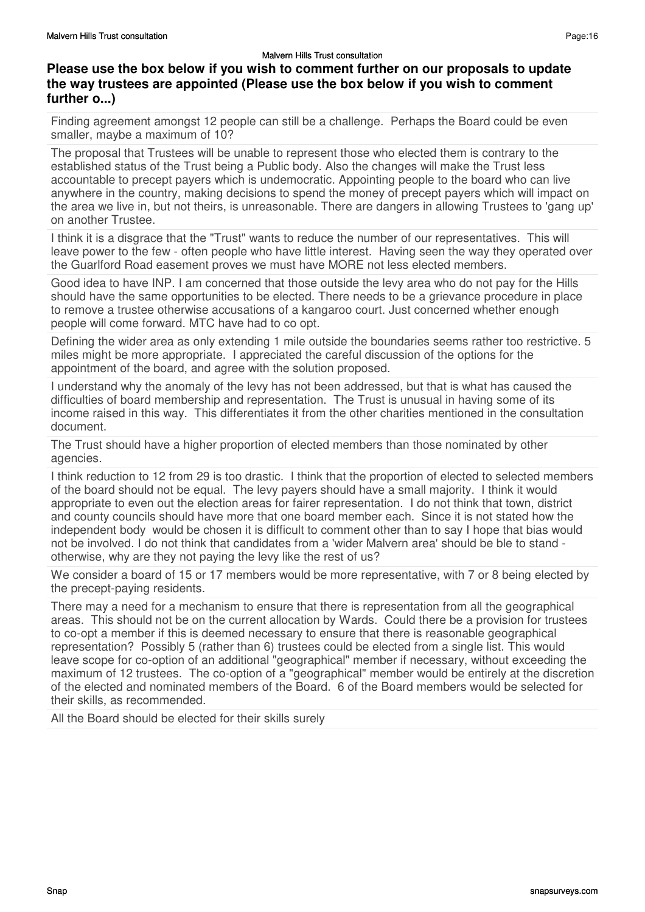## Please use the box below if you wish to comment further on our proposals to update the way trustees are appointed (Please use the box below if you wish to comment further o...)

Finding agreement amongst 12 people can still be a challenge. Perhaps the Board could be even smaller, maybe a maximum of 10?

The proposal that Trustees will be unable to represent those who elected them is contrary to the established status of the Trust being a Public body. Also the changes will make the Trust less accountable to precept payers which is undemocratic. Appointing people to the board who can live anywhere in the country, making decisions to spend the money of precept payers which will impact on the area we live in, but not theirs, is unreasonable. There are dangers in allowing Trustees to 'gang up' on another Trustee.

I think it is a disgrace that the "Trust" wants to reduce the number of our representatives. This will leave power to the few - often people who have little interest. Having seen the way they operated over the Guarlford Road easement proves we must have MORE not less elected members.

Good idea to have INP. I am concerned that those outside the levy area who do not pay for the Hills should have the same opportunities to be elected. There needs to be a grievance procedure in place to remove a trustee otherwise accusations of a kangaroo court. Just concerned whether enough people will come forward. MTC have had to co opt.

Defining the wider area as only extending 1 mile outside the boundaries seems rather too restrictive. 5 miles might be more appropriate. I appreciated the careful discussion of the options for the appointment of the board, and agree with the solution proposed.

I understand why the anomaly of the levy has not been addressed, but that is what has caused the difficulties of board membership and representation. The Trust is unusual in having some of its income raised in this way. This differentiates it from the other charities mentioned in the consultation document.

The Trust should have a higher proportion of elected members than those nominated by other agencies.

I think reduction to 12 from 29 is too drastic. I think that the proportion of elected to selected members of the board should not be equal. The levy payers should have a small majority. I think it would appropriate to even out the election areas for fairer representation. I do not think that town, district and county councils should have more that one board member each. Since it is not stated how the independent body would be chosen it is difficult to comment other than to say I hope that bias would not be involved. I do not think that candidates from a 'wider Malvern area' should be ble to stand - otherwise, why are they not paying the levy like the rest of us?

We consider a board of 15 or 17 members would be more representative, with 7 or 8 being elected by the precept-paying residents.

There may a need for a mechanism to ensure that there is representation from all the geographical areas. This should not be on the current allocation by Wards. Could there be a provision for trustees to co-opt a member if this is deemed necessary to ensure that there is reasonable geographical representation? Possibly 5 (rather than 6) trustees could be elected from a single list. This would leave scope for co-option of an additional "geographical" member if necessary, without exceeding the maximum of 12 trustees. The co-option of a "geographical" member would be entirely at the discretion of the elected and nominated members of the Board. 6 of the Board members would be selected for their skills, as recommended.

All the Board should be elected for their skills surely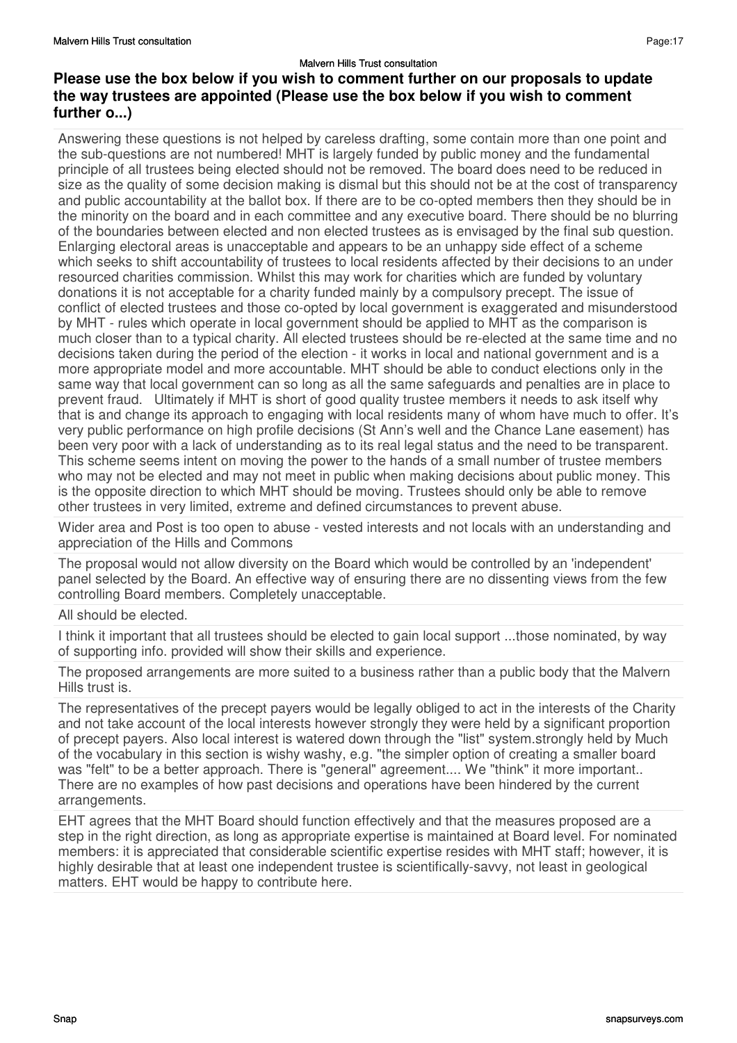## Please use the box below if you wish to comment further on our proposals to update the way trustees are appointed (Please use the box below if you wish to comment further o...)

Answering these questions is not helped by careless drafting, some contain more than one point and the sub-questions are not numbered! MHT is largely funded by public money and the fundamental principle of all trustees being elected should not be removed. The board does need to be reduced in size as the quality of some decision making is dismal but this should not be at the cost of transparency and public accountability at the ballot box. If there are to be co-opted members then they should be in the minority on the board and in each committee and any executive board. There should be no blurring of the boundaries between elected and non elected trustees as is envisaged by the final sub question. Enlarging electoral areas is unacceptable and appears to be an unhappy side effect of a scheme which seeks to shift accountability of trustees to local residents affected by their decisions to an under resourced charities commission. Whilst this may work for charities which are funded by voluntary donations it is not acceptable for a charity funded mainly by a compulsory precept. The issue of conflict of elected trustees and those co-opted by local government is exaggerated and misunderstood by MHT - rules which operate in local government should be applied to MHT as the comparison is much closer than to a typical charity. All elected trustees should be re-elected at the same time and no decisions taken during the period of the election - it works in local and national government and is a more appropriate model and more accountable. MHT should be able to conduct elections only in the same way that local government can so long as all the same safeguards and penalties are in place to prevent fraud. Ultimately if MHT is short of good quality trustee members it needs to ask itself why that is and change its approach to engaging with local residents many of whom have much to offer. It's very public performance on high profile decisions (St Ann's well and the Chance Lane easement) has been very poor with a lack of understanding as to its real legal status and the need to be transparent. This scheme seems intent on moving the power to the hands of a small number of trustee members who may not be elected and may not meet in public when making decisions about public money. This is the opposite direction to which MHT should be moving. Trustees should only be able to remove other trustees in very limited, extreme and defined circumstances to prevent abuse.

Wider area and Post is too open to abuse - vested interests and not locals with an understanding and appreciation of the Hills and Commons

The proposal would not allow diversity on the Board which would be controlled by an 'independent' panel selected by the Board. An effective way of ensuring there are no dissenting views from the few controlling Board members. Completely unacceptable.

All should be elected.

I think it important that all trustees should be elected to gain local support ...those nominated, by way of supporting info. provided will show their skills and experience.

The proposed arrangements are more suited to a business rather than a public body that the Malvern Hills trust is.

The representatives of the precept payers would be legally obliged to act in the interests of the Charity and not take account of the local interests however strongly they were held by a significant proportion of precept payers. Also local interest is watered down through the "list" system.strongly held by Much of the vocabulary in this section is wishy washy, e.g. "the simpler option of creating a smaller board was "felt" to be a better approach. There is "general" agreement.... We "think" it more important.. There are no examples of how past decisions and operations have been hindered by the current arrangements.

EHT agrees that the MHT Board should function effectively and that the measures proposed are a step in the right direction, as long as appropriate expertise is maintained at Board level. For nominated members: it is appreciated that considerable scientific expertise resides with MHT staff; however, it is highly desirable that at least one independent trustee is scientifically-savvy, not least in geological matters. EHT would be happy to contribute here.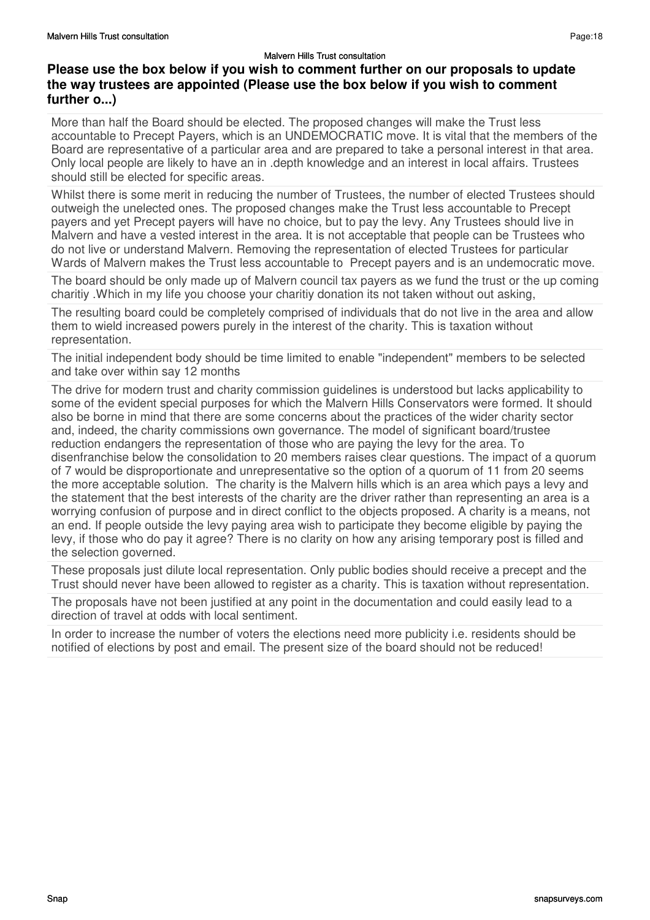## Please use the box below if you wish to comment further on our proposals to update the way trustees are appointed (Please use the box below if you wish to comment further o...)

More than half the Board should be elected. The proposed changes will make the Trust less accountable to Precept Payers, which is an UNDEMOCRATIC move. It is vital that the members of the Board are representative of a particular area and are prepared to take a personal interest in that area. Only local people are likely to have an in .depth knowledge and an interest in local affairs. Trustees should still be elected for specific areas.

Whilst there is some merit in reducing the number of Trustees, the number of elected Trustees should outweigh the unelected ones. The proposed changes make the Trust less accountable to Precept payers and yet Precept payers will have no choice, but to pay the levy. Any Trustees should live in Malvern and have a vested interest in the area. It is not acceptable that people can be Trustees who do not live or understand Malvern. Removing the representation of elected Trustees for particular Wards of Malvern makes the Trust less accountable to Precept payers and is an undemocratic move.

The board should be only made up of Malvern council tax payers as we fund the trust or the up coming charitiy .Which in my life you choose your charitiy donation its not taken without out asking,

The resulting board could be completely comprised of individuals that do not live in the area and allow them to wield increased powers purely in the interest of the charity. This is taxation without representation.

The initial independent body should be time limited to enable "independent" members to be selected and take over within say 12 months

The drive for modern trust and charity commission guidelines is understood but lacks applicability to some of the evident special purposes for which the Malvern Hills Conservators were formed. It should also be borne in mind that there are some concerns about the practices of the wider charity sector and, indeed, the charity commissions own governance. The model of significant board/trustee reduction endangers the representation of those who are paying the levy for the area. To disenfranchise below the consolidation to 20 members raises clear questions. The impact of a quorum of 7 would be disproportionate and unrepresentative so the option of a quorum of 11 from 20 seems the more acceptable solution. The charity is the Malvern hills which is an area which pays a levy and the statement that the best interests of the charity are the driver rather than representing an area is a worrying confusion of purpose and in direct conflict to the objects proposed. A charity is a means, not an end. If people outside the levy paying area wish to participate they become eligible by paying the levy, if those who do pay it agree? There is no clarity on how any arising temporary post is filled and the selection governed.

These proposals just dilute local representation. Only public bodies should receive a precept and the Trust should never have been allowed to register as a charity. This is taxation without representation.

The proposals have not been justified at any point in the documentation and could easily lead to a direction of travel at odds with local sentiment.

In order to increase the number of voters the elections need more publicity i.e. residents should be notified of elections by post and email. The present size of the board should not be reduced!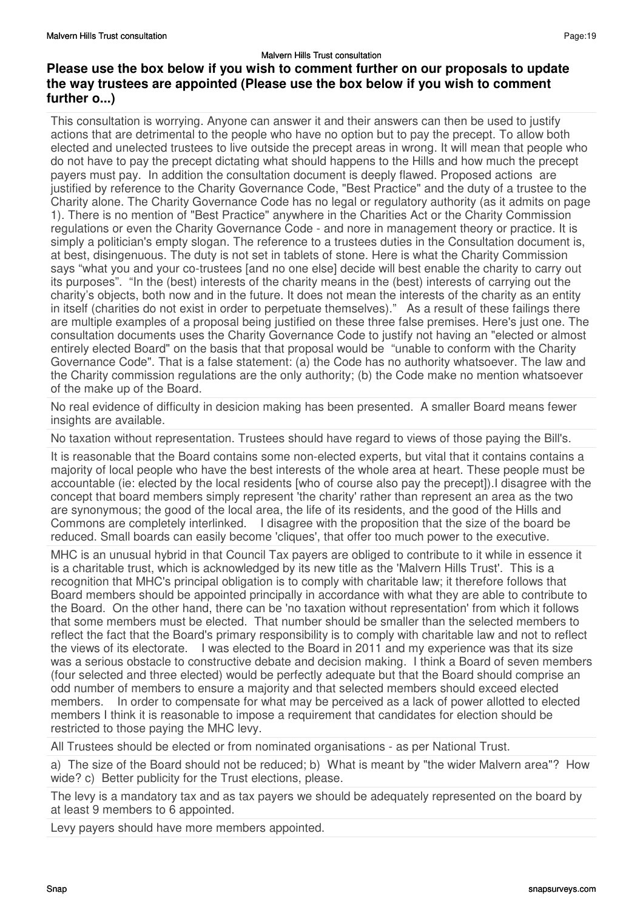## Please use the box below if you wish to comment further on our proposals to update the way trustees are appointed (Please use the box below if you wish to comment further o...)

This consultation is worrying. Anyone can answer it and their answers can then be used to justify actions that are detrimental to the people who have no option but to pay the precept. To allow both elected and unelected trustees to live outside the precept areas in wrong. It will mean that people who do not have to pay the precept dictating what should happens to the Hills and how much the precept payers must pay. In addition the consultation document is deeply flawed. Proposed actions are justified by reference to the Charity Governance Code, "Best Practice" and the duty of a trustee to the Charity alone. The Charity Governance Code has no legal or regulatory authority (as it admits on page 1). There is no mention of "Best Practice" anywhere in the Charities Act or the Charity Commission regulations or even the Charity Governance Code - and nore in management theory or practice. It is simply a politician's empty slogan. The reference to a trustees duties in the Consultation document is, at best, disingenuous. The duty is not set in tablets of stone. Here is what the Charity Commission says “what you and your co-trustees [and no one else] decide will best enable the charity to carry out its purposes”. “In the (best) interests of the charity means in the (best) interests of carrying out the charity’s objects, both now and in the future. It does not mean the interests of the charity as an entity in itself (charities do not exist in order to perpetuate themselves).” As a result of these failings there are multiple examples of a proposal being justified on these three false premises. Here's just one. The consultation documents uses the Charity Governance Code to justify not having an "elected or almost entirely elected Board" on the basis that that proposal would be “unable to conform with the Charity Governance Code". That is a false statement: (a) the Code has no authority whatsoever. The law and the Charity commission regulations are the only authority; (b) the Code make no mention whatsoever of the make up of the Board.

No real evidence of difficulty in desicion making has been presented. A smaller Board means fewer insights are available.

No taxation without representation. Trustees should have regard to views of those paying the Bill's.

It is reasonable that the Board contains some non-elected experts, but vital that it contains contains a majority of local people who have the best interests of the whole area at heart. These people must be accountable (ie: elected by the local residents [who of course also pay the precept]).I disagree with the concept that board members simply represent 'the charity' rather than represent an area as the two are synonymous; the good of the local area, the life of its residents, and the good of the Hills and Commons are completely interlinked. I disagree with the proposition that the size of the board be reduced. Small boards can easily become 'cliques', that offer too much power to the executive.

MHC is an unusual hybrid in that Council Tax payers are obliged to contribute to it while in essence it is a charitable trust, which is acknowledged by its new title as the 'Malvern Hills Trust'. This is a recognition that MHC's principal obligation is to comply with charitable law; it therefore follows that Board members should be appointed principally in accordance with what they are able to contribute to the Board. On the other hand, there can be 'no taxation without representation' from which it follows that some members must be elected. That number should be smaller than the selected members to reflect the fact that the Board's primary responsibility is to comply with charitable law and not to reflect the views of its electorate. I was elected to the Board in 2011 and my experience was that its size was a serious obstacle to constructive debate and decision making. I think a Board of seven members (four selected and three elected) would be perfectly adequate but that the Board should comprise an odd number of members to ensure a majority and that selected members should exceed elected members. In order to compensate for what may be perceived as a lack of power allotted to elected members I think it is reasonable to impose a requirement that candidates for election should be restricted to those paying the MHC levy.

All Trustees should be elected or from nominated organisations - as per National Trust.

a) The size of the Board should not be reduced; b) What is meant by "the wider Malvern area"? How wide? c) Better publicity for the Trust elections, please.

The levy is a mandatory tax and as tax payers we should be adequately represented on the board by at least 9 members to 6 appointed.

Levy payers should have more members appointed.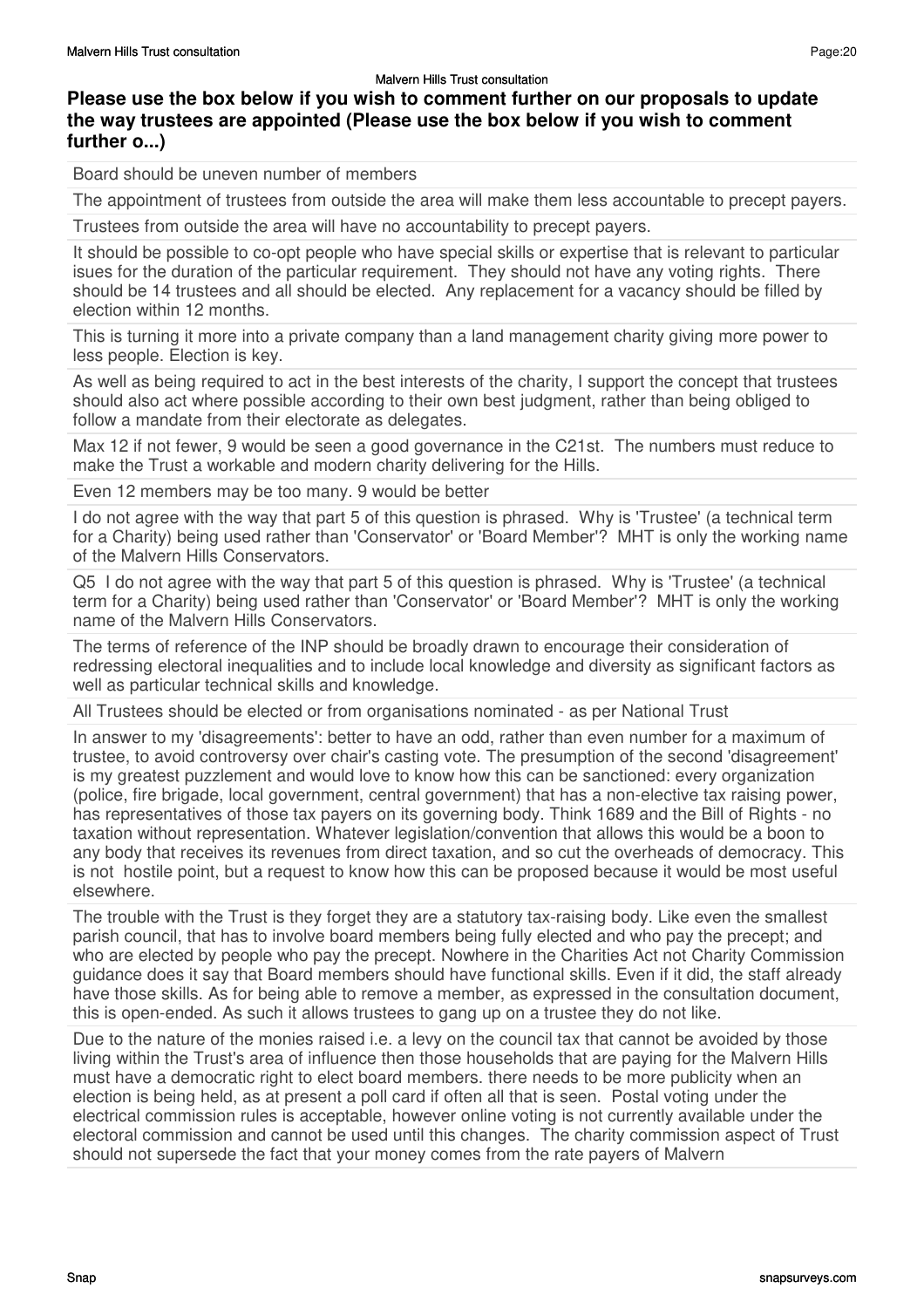### Please use the box below if you wish to comment further on our proposals to update the way trustees are appointed (Please use the box below if you wish to comment further o...)

Board should be uneven number of members

The appointment of trustees from outside the area will make them less accountable to precept payers.

Trustees from outside the area will have no accountability to precept payers.

It should be possible to co-opt people who have special skills or expertise that is relevant to particular isues for the duration of the particular requirement. They should not have any voting rights. There should be 14 trustees and all should be elected. Any replacement for a vacancy should be filled by election within 12 months.

This is turning it more into a private company than a land management charity giving more power to less people. Election is key.

As well as being required to act in the best interests of the charity, I support the concept that trustees should also act where possible according to their own best judgment, rather than being obliged to follow a mandate from their electorate as delegates.

Max 12 if not fewer, 9 would be seen a good governance in the C21st. The numbers must reduce to make the Trust a workable and modern charity delivering for the Hills.

Even 12 members may be too many. 9 would be better

I do not agree with the way that part 5 of this question is phrased. Why is 'Trustee' (a technical term for a Charity) being used rather than 'Conservator' or 'Board Member'? MHT is only the working name of the Malvern Hills Conservators.

Q5 I do not agree with the way that part 5 of this question is phrased. Why is 'Trustee' (a technical term for a Charity) being used rather than 'Conservator' or 'Board Member'? MHT is only the working name of the Malvern Hills Conservators.

The terms of reference of the INP should be broadly drawn to encourage their consideration of redressing electoral inequalities and to include local knowledge and diversity as significant factors as well as particular technical skills and knowledge.

All Trustees should be elected or from organisations nominated - as per National Trust

In answer to my 'disagreements': better to have an odd, rather than even number for a maximum of trustee, to avoid controversy over chair's casting vote. The presumption of the second 'disagreement' is my greatest puzzlement and would love to know how this can be sanctioned: every organization (police, fire brigade, local government, central government) that has a non-elective tax raising power, has representatives of those tax payers on its governing body. Think 1689 and the Bill of Rights - no taxation without representation. Whatever legislation/convention that allows this would be a boon to any body that receives its revenues from direct taxation, and so cut the overheads of democracy. This is not hostile point, but a request to know how this can be proposed because it would be most useful elsewhere.

The trouble with the Trust is they forget they are a statutory tax-raising body. Like even the smallest parish council, that has to involve board members being fully elected and who pay the precept; and who are elected by people who pay the precept. Nowhere in the Charities Act not Charity Commission guidance does it say that Board members should have functional skills. Even if it did, the staff already have those skills. As for being able to remove a member, as expressed in the consultation document, this is open-ended. As such it allows trustees to gang up on a trustee they do not like.

Due to the nature of the monies raised i.e. a levy on the council tax that cannot be avoided by those living within the Trust's area of influence then those households that are paying for the Malvern Hills must have a democratic right to elect board members. there needs to be more publicity when an election is being held, as at present a poll card if often all that is seen. Postal voting under the electrical commission rules is acceptable, however online voting is not currently available under the electoral commission and cannot be used until this changes. The charity commission aspect of Trust should not supersede the fact that your money comes from the rate payers of Malvern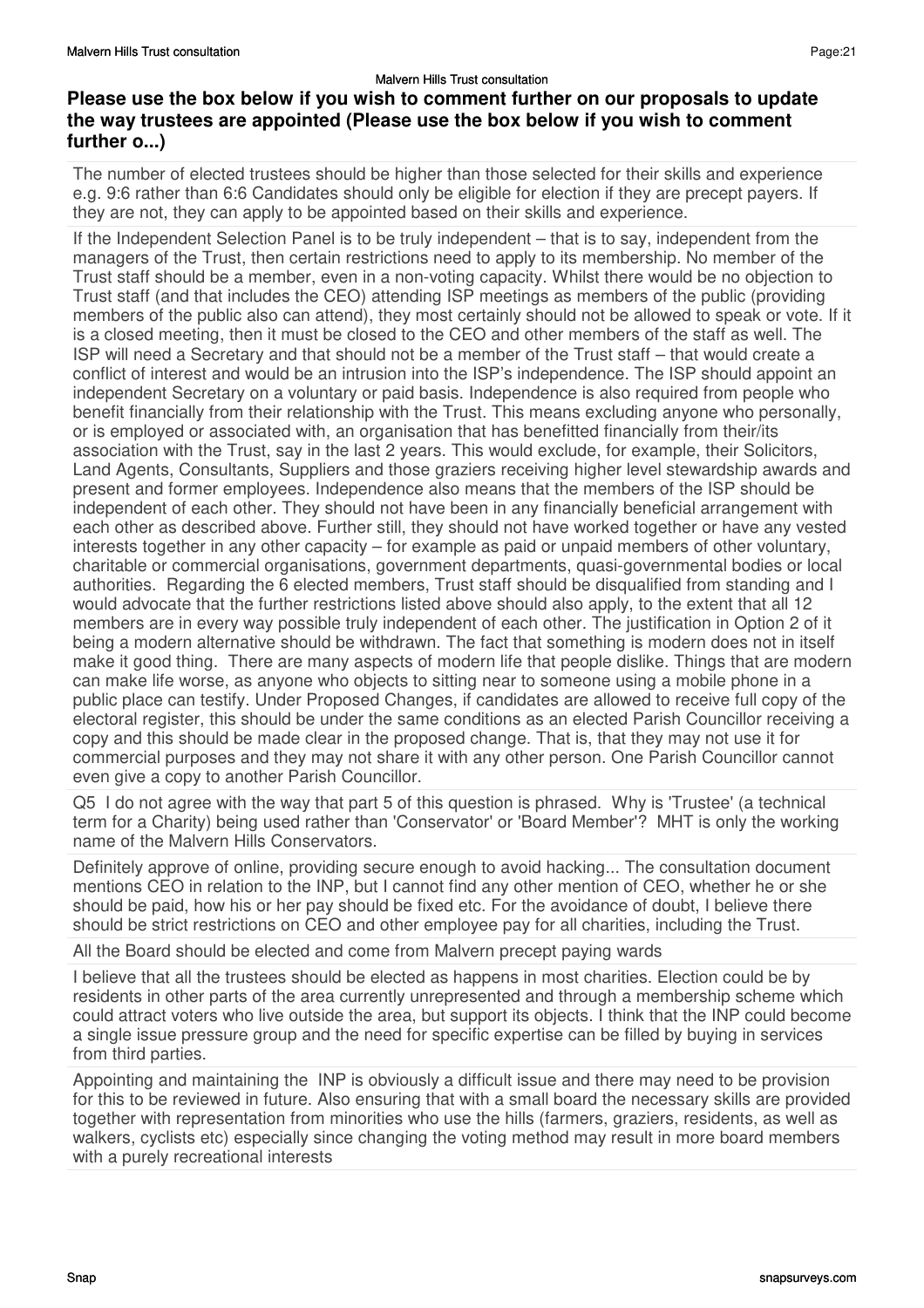## Please use the box below if you wish to comment further on our proposals to update the way trustees are appointed (Please use the box below if you wish to comment further o...)

The number of elected trustees should be higher than those selected for their skills and experience e.g. 9:6 rather than 6:6 Candidates should only be eligible for election if they are precept payers. If they are not, they can apply to be appointed based on their skills and experience.

If the Independent Selection Panel is to be truly independent – that is to say, independent from the managers of the Trust, then certain restrictions need to apply to its membership. No member of the Trust staff should be a member, even in a non-voting capacity. Whilst there would be no objection to Trust staff (and that includes the CEO) attending ISP meetings as members of the public (providing members of the public also can attend), they most certainly should not be allowed to speak or vote. If it is a closed meeting, then it must be closed to the CEO and other members of the staff as well. The ISP will need a Secretary and that should not be a member of the Trust staff – that would create a conflict of interest and would be an intrusion into the ISP's independence. The ISP should appoint an independent Secretary on a voluntary or paid basis. Independence is also required from people who benefit financially from their relationship with the Trust. This means excluding anyone who personally, or is employed or associated with, an organisation that has benefitted financially from their/its association with the Trust, say in the last 2 years. This would exclude, for example, their Solicitors, Land Agents, Consultants, Suppliers and those graziers receiving higher level stewardship awards and present and former employees. Independence also means that the members of the ISP should be independent of each other. They should not have been in any financially beneficial arrangement with each other as described above. Further still, they should not have worked together or have any vested interests together in any other capacity – for example as paid or unpaid members of other voluntary, charitable or commercial organisations, government departments, quasi-governmental bodies or local authorities. Regarding the 6 elected members, Trust staff should be disqualified from standing and I would advocate that the further restrictions listed above should also apply, to the extent that all 12 members are in every way possible truly independent of each other. The justification in Option 2 of it being a modern alternative should be withdrawn. The fact that something is modern does not in itself make it good thing. There are many aspects of modern life that people dislike. Things that are modern can make life worse, as anyone who objects to sitting near to someone using a mobile phone in a public place can testify. Under Proposed Changes, if candidates are allowed to receive full copy of the electoral register, this should be under the same conditions as an elected Parish Councillor receiving a copy and this should be made clear in the proposed change. That is, that they may not use it for commercial purposes and they may not share it with any other person. One Parish Councillor cannot even give a copy to another Parish Councillor.

Q5 I do not agree with the way that part 5 of this question is phrased. Why is 'Trustee' (a technical term for a Charity) being used rather than 'Conservator' or 'Board Member'? MHT is only the working name of the Malvern Hills Conservators.

Definitely approve of online, providing secure enough to avoid hacking... The consultation document mentions CEO in relation to the INP, but I cannot find any other mention of CEO, whether he or she should be paid, how his or her pay should be fixed etc. For the avoidance of doubt, I believe there should be strict restrictions on CEO and other employee pay for all charities, including the Trust.

All the Board should be elected and come from Malvern precept paying wards

I believe that all the trustees should be elected as happens in most charities. Election could be by residents in other parts of the area currently unrepresented and through a membership scheme which could attract voters who live outside the area, but support its objects. I think that the INP could become a single issue pressure group and the need for specific expertise can be filled by buying in services from third parties.

Appointing and maintaining the INP is obviously a difficult issue and there may need to be provision for this to be reviewed in future. Also ensuring that with a small board the necessary skills are provided together with representation from minorities who use the hills (farmers, graziers, residents, as well as walkers, cyclists etc) especially since changing the voting method may result in more board members with a purely recreational interests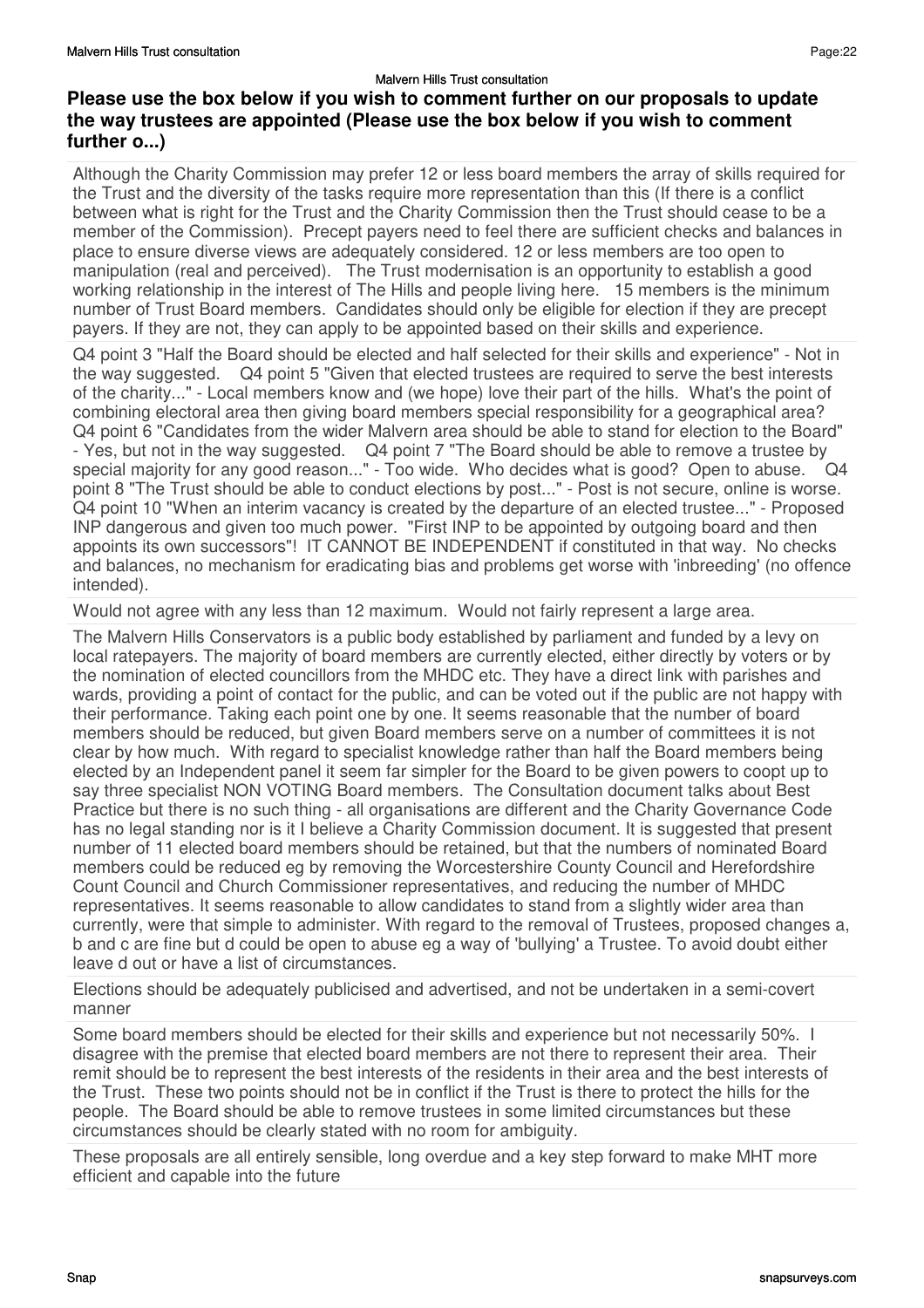### Please use the box below if you wish to comment further on our proposals to update the way trustees are appointed (Please use the box below if you wish to comment further o...)

Although the Charity Commission may prefer 12 or less board members the array of skills required for the Trust and the diversity of the tasks require more representation than this (If there is a conflict between what is right for the Trust and the Charity Commission then the Trust should cease to be a member of the Commission). Precept payers need to feel there are sufficient checks and balances in place to ensure diverse views are adequately considered. 12 or less members are too open to manipulation (real and perceived). The Trust modernisation is an opportunity to establish a good working relationship in the interest of The Hills and people living here. 15 members is the minimum number of Trust Board members. Candidates should only be eligible for election if they are precept payers. If they are not, they can apply to be appointed based on their skills and experience.

Q4 point 3 "Half the Board should be elected and half selected for their skills and experience" - Not in the way suggested. Q4 point 5 "Given that elected trustees are required to serve the best interests of the charity..." - Local members know and (we hope) love their part of the hills. What's the point of combining electoral area then giving board members special responsibility for a geographical area? Q4 point 6 "Candidates from the wider Malvern area should be able to stand for election to the Board" - Yes, but not in the way suggested. Q4 point 7 "The Board should be able to remove a trustee by special majority for any good reason..." - Too wide. Who decides what is good? Open to abuse. Q4 point 8 "The Trust should be able to conduct elections by post..." - Post is not secure, online is worse. Q4 point 10 "When an interim vacancy is created by the departure of an elected trustee..." - Proposed INP dangerous and given too much power. "First INP to be appointed by outgoing board and then appoints its own successors"! IT CANNOT BE INDEPENDENT if constituted in that way. No checks and balances, no mechanism for eradicating bias and problems get worse with 'inbreeding' (no offence intended).

Would not agree with any less than 12 maximum. Would not fairly represent a large area.

The Malvern Hills Conservators is a public body established by parliament and funded by a levy on local ratepayers. The majority of board members are currently elected, either directly by voters or by the nomination of elected councillors from the MHDC etc. They have a direct link with parishes and wards, providing a point of contact for the public, and can be voted out if the public are not happy with their performance. Taking each point one by one. It seems reasonable that the number of board members should be reduced, but given Board members serve on a number of committees it is not clear by how much. With regard to specialist knowledge rather than half the Board members being elected by an Independent panel it seem far simpler for the Board to be given powers to coopt up to say three specialist NON VOTING Board members. The Consultation document talks about Best Practice but there is no such thing - all organisations are different and the Charity Governance Code has no legal standing nor is it I believe a Charity Commission document. It is suggested that present number of 11 elected board members should be retained, but that the numbers of nominated Board members could be reduced eg by removing the Worcestershire County Council and Herefordshire Count Council and Church Commissioner representatives, and reducing the number of MHDC representatives. It seems reasonable to allow candidates to stand from a slightly wider area than currently, were that simple to administer. With regard to the removal of Trustees, proposed changes a, b and c are fine but d could be open to abuse eg a way of 'bullying' a Trustee. To avoid doubt either leave d out or have a list of circumstances.

Elections should be adequately publicised and advertised, and not be undertaken in a semi-covert manner

Some board members should be elected for their skills and experience but not necessarily 50%. I disagree with the premise that elected board members are not there to represent their area. Their remit should be to represent the best interests of the residents in their area and the best interests of the Trust. These two points should not be in conflict if the Trust is there to protect the hills for the people. The Board should be able to remove trustees in some limited circumstances but these circumstances should be clearly stated with no room for ambiguity.

These proposals are all entirely sensible, long overdue and a key step forward to make MHT more efficient and capable into the future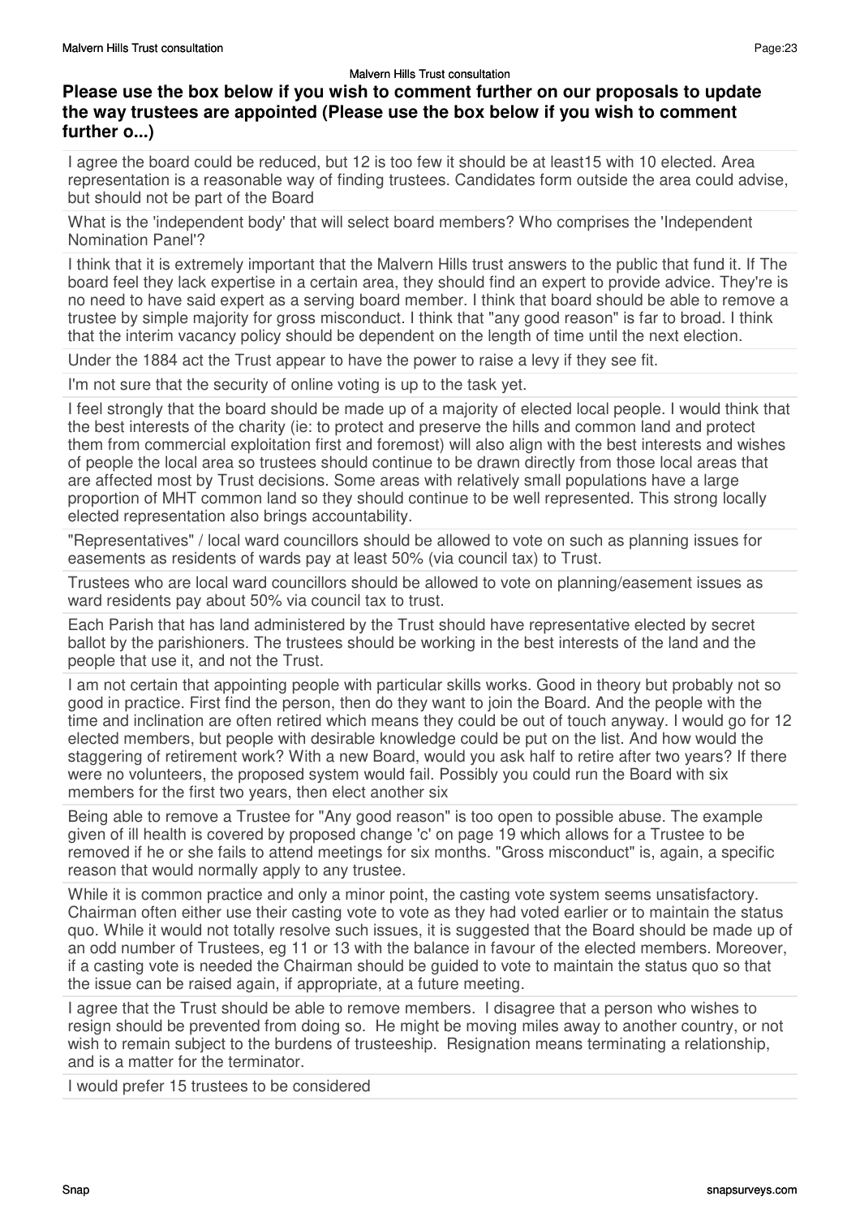## Please use the box below if you wish to comment further on our proposals to update the way trustees are appointed (Please use the box below if you wish to comment further o...)

I agree the board could be reduced, but 12 is too few it should be at least15 with 10 elected. Area representation is a reasonable way of finding trustees. Candidates form outside the area could advise, but should not be part of the Board

What is the 'independent body' that will select board members? Who comprises the 'Independent Nomination Panel'?

I think that it is extremely important that the Malvern Hills trust answers to the public that fund it. If The board feel they lack expertise in a certain area, they should find an expert to provide advice. They're is no need to have said expert as a serving board member. I think that board should be able to remove a trustee by simple majority for gross misconduct. I think that "any good reason" is far to broad. I think that the interim vacancy policy should be dependent on the length of time until the next election.

Under the 1884 act the Trust appear to have the power to raise a levy if they see fit.

I'm not sure that the security of online voting is up to the task yet.

I feel strongly that the board should be made up of a majority of elected local people. I would think that the best interests of the charity (ie: to protect and preserve the hills and common land and protect them from commercial exploitation first and foremost) will also align with the best interests and wishes of people the local area so trustees should continue to be drawn directly from those local areas that are affected most by Trust decisions. Some areas with relatively small populations have a large proportion of MHT common land so they should continue to be well represented. This strong locally elected representation also brings accountability.

"Representatives" / local ward councillors should be allowed to vote on such as planning issues for easements as residents of wards pay at least 50% (via council tax) to Trust.

Trustees who are local ward councillors should be allowed to vote on planning/easement issues as ward residents pay about 50% via council tax to trust.

Each Parish that has land administered by the Trust should have representative elected by secret ballot by the parishioners. The trustees should be working in the best interests of the land and the people that use it, and not the Trust.

I am not certain that appointing people with particular skills works. Good in theory but probably not so good in practice. First find the person, then do they want to join the Board. And the people with the time and inclination are often retired which means they could be out of touch anyway. I would go for 12 elected members, but people with desirable knowledge could be put on the list. And how would the staggering of retirement work? With a new Board, would you ask half to retire after two years? If there were no volunteers, the proposed system would fail. Possibly you could run the Board with six members for the first two years, then elect another six

Being able to remove a Trustee for "Any good reason" is too open to possible abuse. The example given of ill health is covered by proposed change 'c' on page 19 which allows for a Trustee to be removed if he or she fails to attend meetings for six months. "Gross misconduct" is, again, a specific reason that would normally apply to any trustee.

While it is common practice and only a minor point, the casting vote system seems unsatisfactory. Chairman often either use their casting vote to vote as they had voted earlier or to maintain the status quo. While it would not totally resolve such issues, it is suggested that the Board should be made up of an odd number of Trustees, eg 11 or 13 with the balance in favour of the elected members. Moreover, if a casting vote is needed the Chairman should be guided to vote to maintain the status quo so that the issue can be raised again, if appropriate, at a future meeting.

I agree that the Trust should be able to remove members. I disagree that a person who wishes to resign should be prevented from doing so. He might be moving miles away to another country, or not wish to remain subject to the burdens of trusteeship. Resignation means terminating a relationship, and is a matter for the terminator.

I would prefer 15 trustees to be considered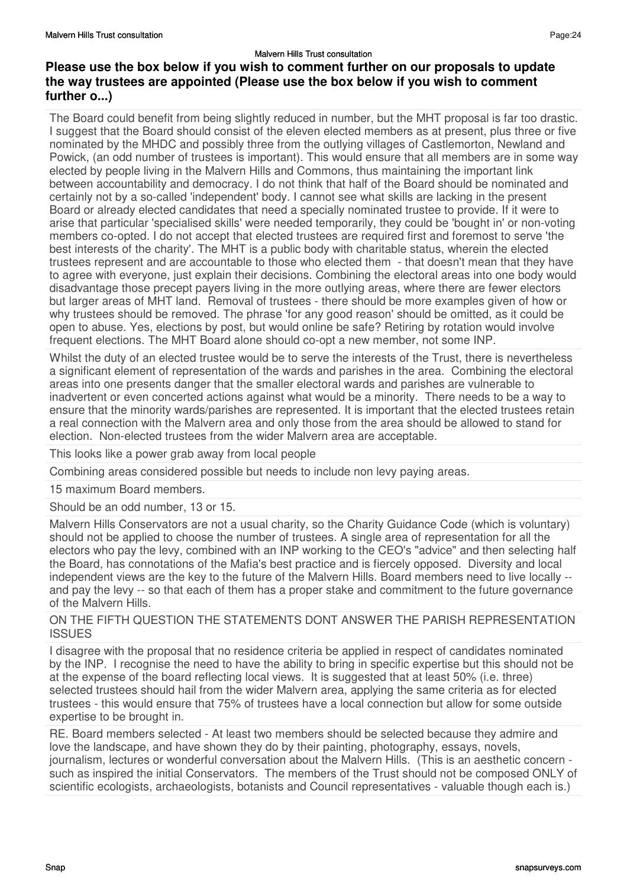## Please use the box below if you wish to comment further on our proposals to update the way trustees are appointed (Please use the box below if you wish to comment further o...)

The Board could benefit from being slightly reduced in number, but the MHT proposal is far too drastic. I suggest that the Board should consist of the eleven elected members as at present, plus three or five nominated by the MHDC and possibly three from the outlying villages of Castlemorton, Newland and Powick, (an odd number of trustees is important). This would ensure that all members are in some way elected by people living in the Malvern Hills and Commons, thus maintaining the important link between accountability and democracy. I do not think that half of the Board should be nominated and certainly not by a so-called 'independent' body. I cannot see what skills are lacking in the present Board or already elected candidates that need a specially nominated trustee to provide. If it were to arise that particular 'specialised skills' were needed temporarily, they could be 'bought in' or non-voting members co-opted. I do not accept that elected trustees are required first and foremost to serve 'the best interests of the charity'. The MHT is a public body with charitable status, wherein the elected trustees represent and are accountable to those who elected them - that doesn't mean that they have to agree with everyone, just explain their decisions. Combining the electoral areas into one body would disadvantage those precept payers living in the more outlying areas, where there are fewer electors but larger areas of MHT land. Removal of trustees - there should be more examples given of how or why trustees should be removed. The phrase 'for any good reason' should be omitted, as it could be open to abuse. Yes, elections by post, but would online be safe? Retiring by rotation would involve frequent elections. The MHT Board alone should co-opt a new member, not some INP.

Whilst the duty of an elected trustee would be to serve the interests of the Trust, there is nevertheless a significant element of representation of the wards and parishes in the area. Combining the electoral areas into one presents danger that the smaller electoral wards and parishes are vulnerable to inadvertent or even concerted actions against what would be a minority. There needs to be a way to ensure that the minority wards/parishes are represented. It is important that the elected trustees retain a real connection with the Malvern area and only those from the area should be allowed to stand for election. Non-elected trustees from the wider Malvern area are acceptable.

This looks like a power grab away from local people

Combining areas considered possible but needs to include non levy paying areas.

15 maximum Board members.

Should be an odd number, 13 or 15.

Malvern Hills Conservators are not a usual charity, so the Charity Guidance Code (which is voluntary) should not be applied to choose the number of trustees. A single area of representation for all the electors who pay the levy, combined with an INP working to the CEO's "advice" and then selecting half the Board, has connotations of the Mafia's best practice and is fiercely opposed. Diversity and local independent views are the key to the future of the Malvern Hills. Board members need to live locally -- and pay the levy -- so that each of them has a proper stake and commitment to the future governance of the Malvern Hills.

ON THE FIFTH QUESTION THE STATEMENTS DONT ANSWER THE PARISH REPRESENTATION ISSUES

I disagree with the proposal that no residence criteria be applied in respect of candidates nominated by the INP. I recognise the need to have the ability to bring in specific expertise but this should not be at the expense of the board reflecting local views. It is suggested that at least 50% (i.e. three) selected trustees should hail from the wider Malvern area, applying the same criteria as for elected trustees - this would ensure that 75% of trustees have a local connection but allow for some outside expertise to be brought in.

RE. Board members selected - At least two members should be selected because they admire and love the landscape, and have shown they do by their painting, photography, essays, novels, journalism, lectures or wonderful conversation about the Malvern Hills. (This is an aesthetic concern - such as inspired the initial Conservators. The members of the Trust should not be composed ONLY of scientific ecologists, archaeologists, botanists and Council representatives - valuable though each is.)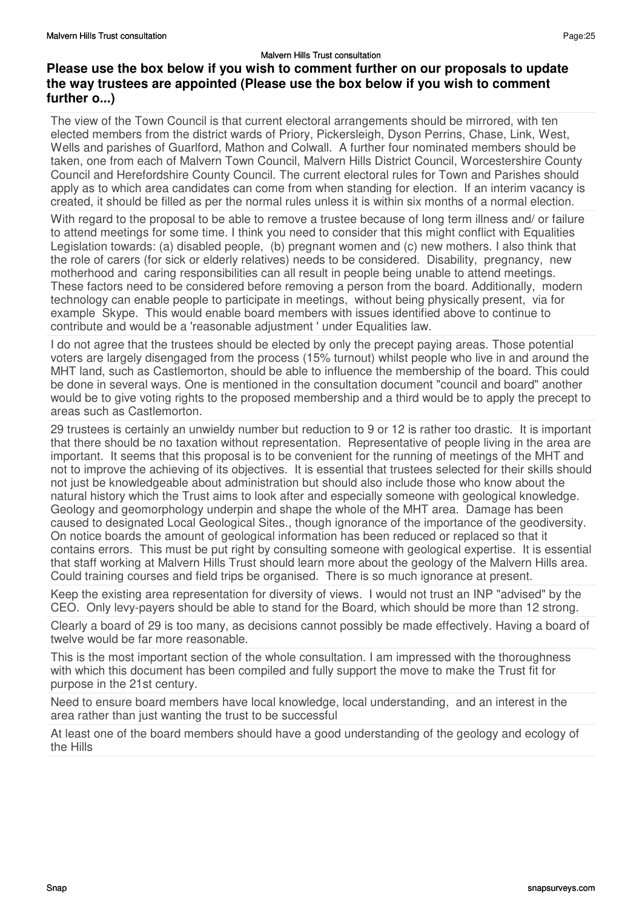### Please use the box below if you wish to comment further on our proposals to update the way trustees are appointed (Please use the box below if you wish to comment further o...)

The view of the Town Council is that current electoral arrangements should be mirrored, with ten elected members from the district wards of Priory, Pickersleigh, Dyson Perrins, Chase, Link, West, Wells and parishes of Guarlford, Mathon and Colwall. A further four nominated members should be taken, one from each of Malvern Town Council, Malvern Hills District Council, Worcestershire County Council and Herefordshire County Council. The current electoral rules for Town and Parishes should apply as to which area candidates can come from when standing for election. If an interim vacancy is created, it should be filled as per the normal rules unless it is within six months of a normal election.

With regard to the proposal to be able to remove a trustee because of long term illness and/ or failure to attend meetings for some time. I think you need to consider that this might conflict with Equalities Legislation towards: (a) disabled people, (b) pregnant women and (c) new mothers. I also think that the role of carers (for sick or elderly relatives) needs to be considered. Disability, pregnancy, new motherhood and caring responsibilities can all result in people being unable to attend meetings. These factors need to be considered before removing a person from the board. Additionally, modern technology can enable people to participate in meetings, without being physically present, via for example Skype. This would enable board members with issues identified above to continue to contribute and would be a 'reasonable adjustment ' under Equalities law.

I do not agree that the trustees should be elected by only the precept paying areas. Those potential voters are largely disengaged from the process (15% turnout) whilst people who live in and around the MHT land, such as Castlemorton, should be able to influence the membership of the board. This could be done in several ways. One is mentioned in the consultation document "council and board" another would be to give voting rights to the proposed membership and a third would be to apply the precept to areas such as Castlemorton.

29 trustees is certainly an unwieldy number but reduction to 9 or 12 is rather too drastic. It is important that there should be no taxation without representation. Representative of people living in the area are important. It seems that this proposal is to be convenient for the running of meetings of the MHT and not to improve the achieving of its objectives. It is essential that trustees selected for their skills should not just be knowledgeable about administration but should also include those who know about the natural history which the Trust aims to look after and especially someone with geological knowledge. Geology and geomorphology underpin and shape the whole of the MHT area. Damage has been caused to designated Local Geological Sites., though ignorance of the importance of the geodiversity. On notice boards the amount of geological information has been reduced or replaced so that it contains errors. This must be put right by consulting someone with geological expertise. It is essential that staff working at Malvern Hills Trust should learn more about the geology of the Malvern Hills area. Could training courses and field trips be organised. There is so much ignorance at present.

Keep the existing area representation for diversity of views. I would not trust an INP "advised" by the CEO. Only levy-payers should be able to stand for the Board, which should be more than 12 strong.

Clearly a board of 29 is too many, as decisions cannot possibly be made effectively. Having a board of twelve would be far more reasonable.

This is the most important section of the whole consultation. I am impressed with the thoroughness with which this document has been compiled and fully support the move to make the Trust fit for purpose in the 21st century.

Need to ensure board members have local knowledge, local understanding, and an interest in the area rather than just wanting the trust to be successful

At least one of the board members should have a good understanding of the geology and ecology of the Hills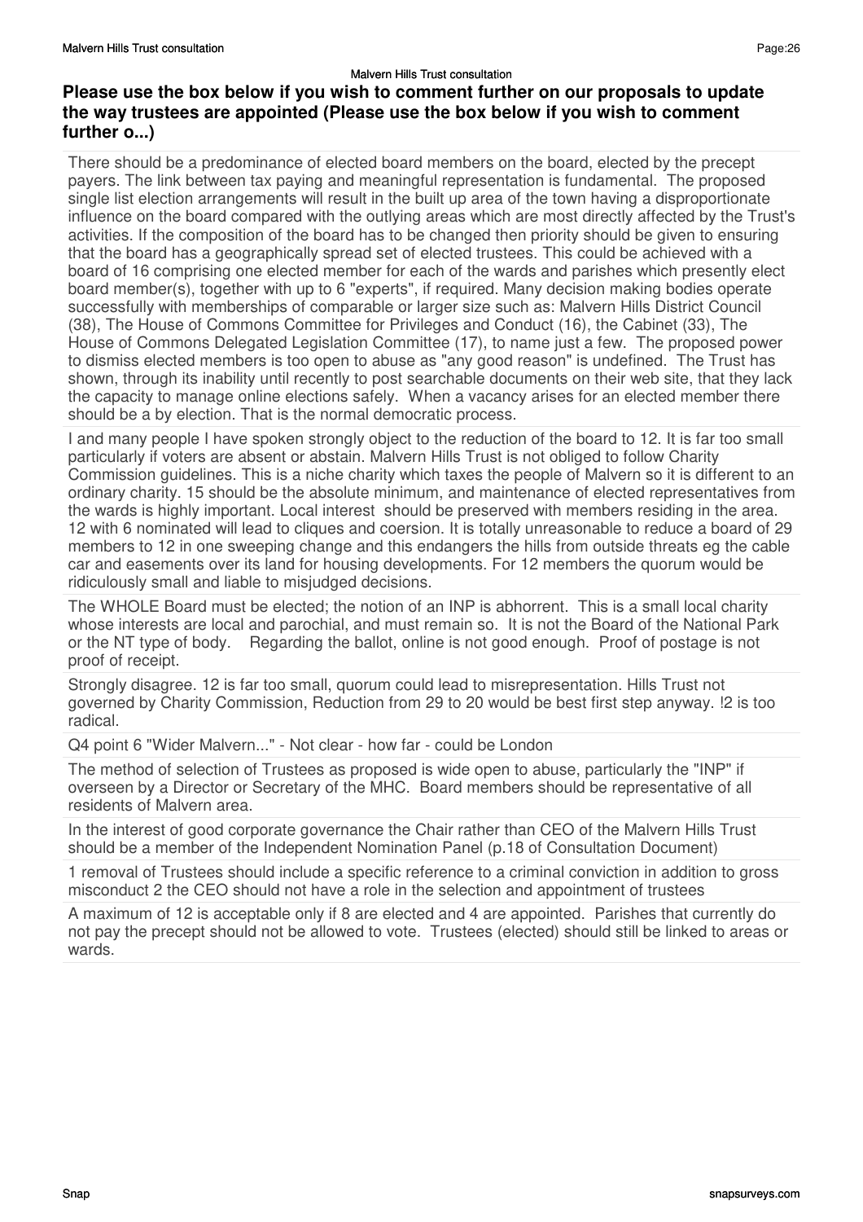## Please use the box below if you wish to comment further on our proposals to update the way trustees are appointed (Please use the box below if you wish to comment further o...)

There should be a predominance of elected board members on the board, elected by the precept payers. The link between tax paying and meaningful representation is fundamental. The proposed single list election arrangements will result in the built up area of the town having a disproportionate influence on the board compared with the outlying areas which are most directly affected by the Trust's activities. If the composition of the board has to be changed then priority should be given to ensuring that the board has a geographically spread set of elected trustees. This could be achieved with a board of 16 comprising one elected member for each of the wards and parishes which presently elect board member(s), together with up to 6 "experts", if required. Many decision making bodies operate successfully with memberships of comparable or larger size such as: Malvern Hills District Council (38), The House of Commons Committee for Privileges and Conduct (16), the Cabinet (33), The House of Commons Delegated Legislation Committee (17), to name just a few. The proposed power to dismiss elected members is too open to abuse as "any good reason" is undefined. The Trust has shown, through its inability until recently to post searchable documents on their web site, that they lack the capacity to manage online elections safely. When a vacancy arises for an elected member there should be a by election. That is the normal democratic process.

I and many people I have spoken strongly object to the reduction of the board to 12. It is far too small particularly if voters are absent or abstain. Malvern Hills Trust is not obliged to follow Charity Commission guidelines. This is a niche charity which taxes the people of Malvern so it is different to an ordinary charity. 15 should be the absolute minimum, and maintenance of elected representatives from the wards is highly important. Local interest should be preserved with members residing in the area. 12 with 6 nominated will lead to cliques and coersion. It is totally unreasonable to reduce a board of 29 members to 12 in one sweeping change and this endangers the hills from outside threats eg the cable car and easements over its land for housing developments. For 12 members the quorum would be ridiculously small and liable to misjudged decisions.

The WHOLE Board must be elected; the notion of an INP is abhorrent. This is a small local charity whose interests are local and parochial, and must remain so. It is not the Board of the National Park or the NT type of body. Regarding the ballot, online is not good enough. Proof of postage is not proof of receipt.

Strongly disagree. 12 is far too small, quorum could lead to misrepresentation. Hills Trust not governed by Charity Commission, Reduction from 29 to 20 would be best first step anyway. !2 is too radical.

Q4 point 6 "Wider Malvern..." - Not clear - how far - could be London

The method of selection of Trustees as proposed is wide open to abuse, particularly the "INP" if overseen by a Director or Secretary of the MHC. Board members should be representative of all residents of Malvern area.

In the interest of good corporate governance the Chair rather than CEO of the Malvern Hills Trust should be a member of the Independent Nomination Panel (p.18 of Consultation Document)

1 removal of Trustees should include a specific reference to a criminal conviction in addition to gross misconduct 2 the CEO should not have a role in the selection and appointment of trustees

A maximum of 12 is acceptable only if 8 are elected and 4 are appointed. Parishes that currently do not pay the precept should not be allowed to vote. Trustees (elected) should still be linked to areas or wards.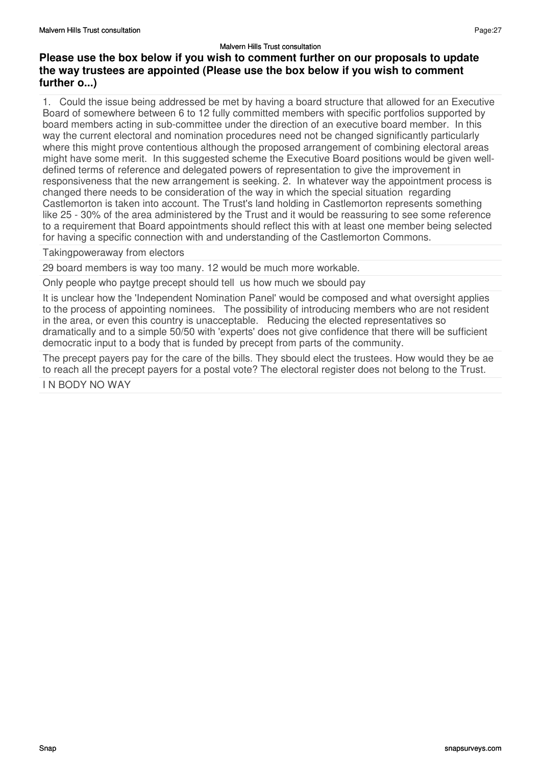## Please use the box below if you wish to comment further on our proposals to update the way trustees are appointed (Please use the box below if you wish to comment further o...)

1. Could the issue being addressed be met by having a board structure that allowed for an Executive Board of somewhere between 6 to 12 fully committed members with specific portfolios supported by board members acting in sub-committee under the direction of an executive board member. In this way the current electoral and nomination procedures need not be changed significantly particularly where this might prove contentious although the proposed arrangement of combining electoral areas might have some merit. In this suggested scheme the Executive Board positions would be given well-defined terms of reference and delegated powers of representation to give the improvement in responsiveness that the new arrangement is seeking. 2. In whatever way the appointment process is changed there needs to be consideration of the way in which the special situation regarding Castlemorton is taken into account. The Trust's land holding in Castlemorton represents something like 25 - 30% of the area administered by the Trust and it would be reassuring to see some reference to a requirement that Board appointments should reflect this with at least one member being selected for having a specific connection with and understanding of the Castlemorton Commons.

Takingpoweraway from electors

29 board members is way too many. 12 would be much more workable.

Only people who paytge precept should tell us how much we sbould pay

It is unclear how the 'Independent Nomination Panel' would be composed and what oversight applies to the process of appointing nominees. The possibility of introducing members who are not resident in the area, or even this country is unacceptable. Reducing the elected representatives so dramatically and to a simple 50/50 with 'experts' does not give confidence that there will be sufficient democratic input to a body that is funded by precept from parts of the community.

The precept payers pay for the care of the bills. They sbould elect the trustees. How would they be ae to reach all the precept payers for a postal vote? The electoral register does not belong to the Trust.

I N BODY NO WAY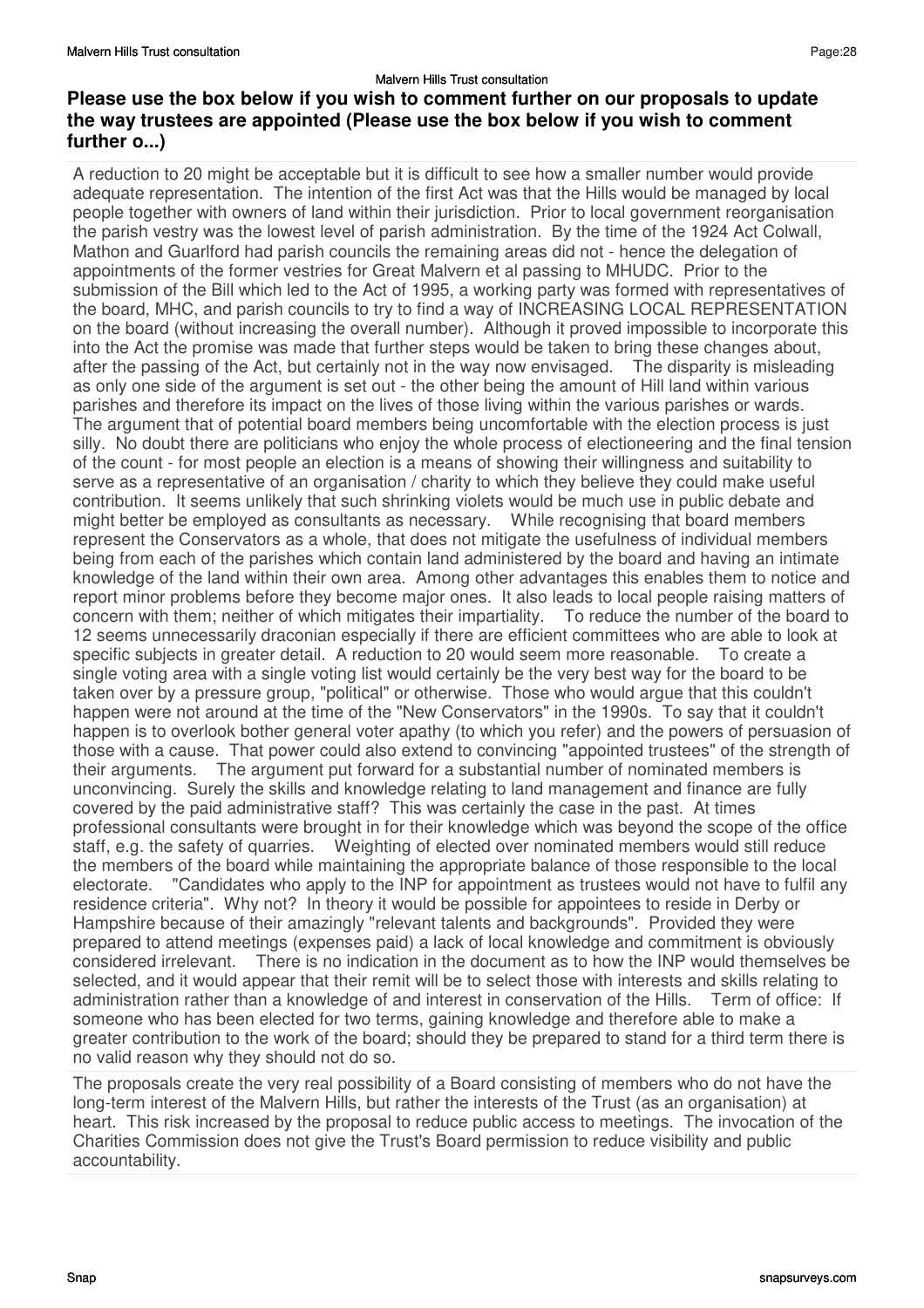## Please use the box below if you wish to comment further on our proposals to update the way trustees are appointed (Please use the box below if you wish to comment further o...)

A reduction to 20 might be acceptable but it is difficult to see how a smaller number would provide adequate representation. The intention of the first Act was that the Hills would be managed by local people together with owners of land within their jurisdiction. Prior to local government reorganisation the parish vestry was the lowest level of parish administration. By the time of the 1924 Act Colwall, Mathon and Guarlford had parish councils the remaining areas did not - hence the delegation of appointments of the former vestries for Great Malvern et al passing to MHUDC. Prior to the submission of the Bill which led to the Act of 1995, a working party was formed with representatives of the board, MHC, and parish councils to try to find a way of INCREASING LOCAL REPRESENTATION on the board (without increasing the overall number). Although it proved impossible to incorporate this into the Act the promise was made that further steps would be taken to bring these changes about, after the passing of the Act, but certainly not in the way now envisaged. The disparity is misleading as only one side of the argument is set out - the other being the amount of Hill land within various parishes and therefore its impact on the lives of those living within the various parishes or wards. The argument that of potential board members being uncomfortable with the election process is just silly. No doubt there are politicians who enjoy the whole process of electioneering and the final tension of the count - for most people an election is a means of showing their willingness and suitability to serve as a representative of an organisation / charity to which they believe they could make useful contribution. It seems unlikely that such shrinking violets would be much use in public debate and might better be employed as consultants as necessary. While recognising that board members represent the Conservators as a whole, that does not mitigate the usefulness of individual members being from each of the parishes which contain land administered by the board and having an intimate knowledge of the land within their own area. Among other advantages this enables them to notice and report minor problems before they become major ones. It also leads to local people raising matters of concern with them; neither of which mitigates their impartiality. To reduce the number of the board to 12 seems unnecessarily draconian especially if there are efficient committees who are able to look at specific subjects in greater detail. A reduction to 20 would seem more reasonable. To create a single voting area with a single voting list would certainly be the very best way for the board to be taken over by a pressure group, "political" or otherwise. Those who would argue that this couldn't happen were not around at the time of the "New Conservators" in the 1990s. To say that it couldn't happen is to overlook bother general voter apathy (to which you refer) and the powers of persuasion of those with a cause. That power could also extend to convincing "appointed trustees" of the strength of their arguments. The argument put forward for a substantial number of nominated members is unconvincing. Surely the skills and knowledge relating to land management and finance are fully covered by the paid administrative staff? This was certainly the case in the past. At times professional consultants were brought in for their knowledge which was beyond the scope of the office staff, e.g. the safety of quarries. Weighting of elected over nominated members would still reduce the members of the board while maintaining the appropriate balance of those responsible to the local electorate. "Candidates who apply to the INP for appointment as trustees would not have to fulfil any residence criteria". Why not? In theory it would be possible for appointees to reside in Derby or Hampshire because of their amazingly "relevant talents and backgrounds". Provided they were prepared to attend meetings (expenses paid) a lack of local knowledge and commitment is obviously considered irrelevant. There is no indication in the document as to how the INP would themselves be selected, and it would appear that their remit will be to select those with interests and skills relating to administration rather than a knowledge of and interest in conservation of the Hills. Term of office: If someone who has been elected for two terms, gaining knowledge and therefore able to make a greater contribution to the work of the board; should they be prepared to stand for a third term there is no valid reason why they should not do so.

The proposals create the very real possibility of a Board consisting of members who do not have the long-term interest of the Malvern Hills, but rather the interests of the Trust (as an organisation) at heart. This risk increased by the proposal to reduce public access to meetings. The invocation of the Charities Commission does not give the Trust's Board permission to reduce visibility and public accountability.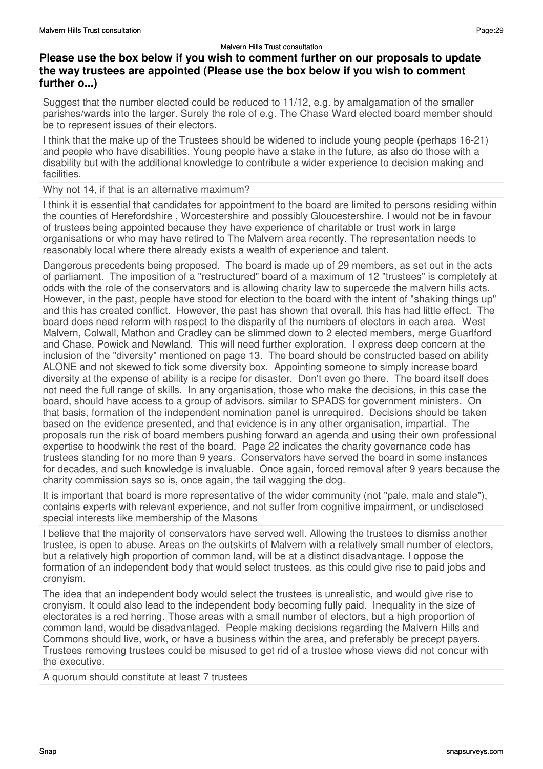**Please use the box below if you wish to comment further on our proposals to update the way trustees are appointed (Please use the box below if you wish to comment further o...)**

Suggest that the number elected could be reduced to 11/12, e.g. by amalgamation of the smaller parishes/wards into the larger. Surely the role of e.g. The Chase Ward elected board member should be to represent issues of their electors.

I think that the make up of the Trustees should be widened to include young people (perhaps 16-21) and people who have disabilities. Young people have a stake in the future, as also do those with a disability but with the additional knowledge to contribute a wider experience to decision making and facilities.

Why not 14, if that is an alternative maximum?

I think it is essential that candidates for appointment to the board are limited to persons residing within the counties of Herefordshire , Worcestershire and possibly Gloucestershire. I would not be in favour of trustees being appointed because they have experience of charitable or trust work in large organisations or who may have retired to The Malvern area recently. The representation needs to reasonably local where there already exists a wealth of experience and talent.

Dangerous precedents being proposed. The board is made up of 29 members, as set out in the acts of parliament. The imposition of a "restructured" board of a maximum of 12 "trustees" is completely at odds with the role of the conservators and is allowing charity law to supercede the malvern hills acts. However, in the past, people have stood for election to the board with the intent of "shaking things up" and this has created conflict. However, the past has shown that overall, this has had little effect. The board does need reform with respect to the disparity of the numbers of electors in each area. West Malvern, Colwall, Mathon and Cradley can be slimmed down to 2 elected members, merge Guarlford and Chase, Powick and Newland. This will need further exploration. I express deep concern at the inclusion of the "diversity" mentioned on page 13. The board should be constructed based on ability ALONE and not skewed to tick some diversity box. Appointing someone to simply increase board diversity at the expense of ability is a recipe for disaster. Don't even go there. The board itself does not need the full range of skills. In any organisation, those who make the decisions, in this case the board, should have access to a group of advisors, similar to SPADS for government ministers. On that basis, formation of the independent nomination panel is unrequired. Decisions should be taken based on the evidence presented, and that evidence is in any other organisation, impartial. The proposals run the risk of board members pushing forward an agenda and using their own professional expertise to hoodwink the rest of the board. Page 22 indicates the charity governance code has trustees standing for no more than 9 years. Conservators have served the board in some instances for decades, and such knowledge is invaluable. Once again, forced removal after 9 years because the charity commission says so is, once again, the tail wagging the dog.

It is important that board is more representative of the wider community (not "pale, male and stale"), contains experts with relevant experience, and not suffer from cognitive impairment, or undisclosed special interests like membership of the Masons

I believe that the majority of conservators have served well. Allowing the trustees to dismiss another trustee, is open to abuse. Areas on the outskirts of Malvern with a relatively small number of electors, but a relatively high proportion of common land, will be at a distinct disadvantage. I oppose the formation of an independent body that would select trustees, as this could give rise to paid jobs and cronyism.

The idea that an independent body would select the trustees is unrealistic, and would give rise to cronyism. It could also lead to the independent body becoming fully paid. Inequality in the size of electorates is a red herring. Those areas with a small number of electors, but a high proportion of common land, would be disadvantaged. People making decisions regarding the Malvern Hills and Commons should live, work, or have a business within the area, and preferably be precept payers. Trustees removing trustees could be misused to get rid of a trustee whose views did not concur with the executive.

A quorum should constitute at least 7 trustees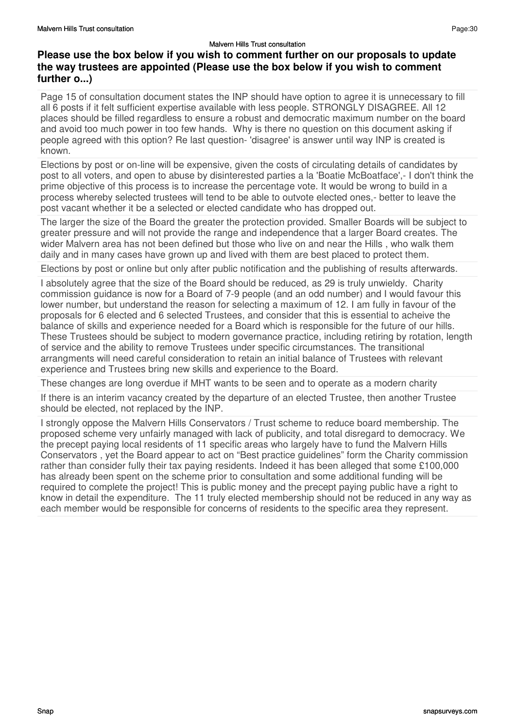### Please use the box below if you wish to comment further on our proposals to update the way trustees are appointed (Please use the box below if you wish to comment further o...)

Page 15 of consultation document states the INP should have option to agree it is unnecessary to fill all 6 posts if it felt sufficient expertise available with less people. STRONGLY DISAGREE. All 12 places should be filled regardless to ensure a robust and democratic maximum number on the board and avoid too much power in too few hands. Why is there no question on this document asking if people agreed with this option? Re last question- 'disagree' is answer until way INP is created is known.

Elections by post or on-line will be expensive, given the costs of circulating details of candidates by post to all voters, and open to abuse by disinterested parties a la 'Boatie McBoatface',- I don't think the prime objective of this process is to increase the percentage vote. It would be wrong to build in a process whereby selected trustees will tend to be able to outvote elected ones,- better to leave the post vacant whether it be a selected or elected candidate who has dropped out.

The larger the size of the Board the greater the protection provided. Smaller Boards will be subject to greater pressure and will not provide the range and independence that a larger Board creates. The wider Malvern area has not been defined but those who live on and near the Hills , who walk them daily and in many cases have grown up and lived with them are best placed to protect them.

Elections by post or online but only after public notification and the publishing of results afterwards.

I absolutely agree that the size of the Board should be reduced, as 29 is truly unwieldy. Charity commission guidance is now for a Board of 7-9 people (and an odd number) and I would favour this lower number, but understand the reason for selecting a maximum of 12. I am fully in favour of the proposals for 6 elected and 6 selected Trustees, and consider that this is essential to acheive the balance of skills and experience needed for a Board which is responsible for the future of our hills. These Trustees should be subject to modern governance practice, including retiring by rotation, length of service and the ability to remove Trustees under specific circumstances. The transitional arrangments will need careful consideration to retain an initial balance of Trustees with relevant experience and Trustees bring new skills and experience to the Board.

These changes are long overdue if MHT wants to be seen and to operate as a modern charity

If there is an interim vacancy created by the departure of an elected Trustee, then another Trustee should be elected, not replaced by the INP.

I strongly oppose the Malvern Hills Conservators / Trust scheme to reduce board membership. The proposed scheme very unfairly managed with lack of publicity, and total disregard to democracy. We the precept paying local residents of 11 specific areas who largely have to fund the Malvern Hills Conservators , yet the Board appear to act on "Best practice guidelines" form the Charity commission rather than consider fully their tax paying residents. Indeed it has been alleged that some £100,000 has already been spent on the scheme prior to consultation and some additional funding will be required to complete the project! This is public money and the precept paying public have a right to know in detail the expenditure. The 11 truly elected membership should not be reduced in any way as each member would be responsible for concerns of residents to the specific area they represent.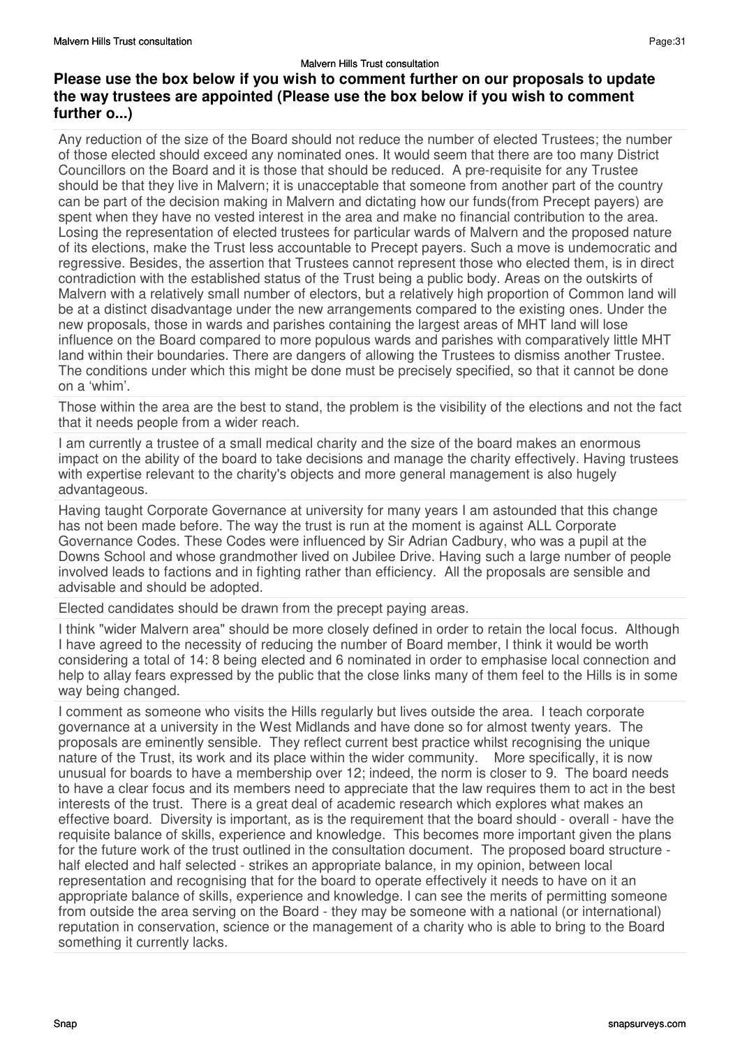**Please use the box below if you wish to comment further on our proposals to update the way trustees are appointed (Please use the box below if you wish to comment further o...)**

Any reduction of the size of the Board should not reduce the number of elected Trustees; the number of those elected should exceed any nominated ones. It would seem that there are too many District Councillors on the Board and it is those that should be reduced. A pre-requisite for any Trustee should be that they live in Malvern; it is unacceptable that someone from another part of the country can be part of the decision making in Malvern and dictating how our funds(from Precept payers) are spent when they have no vested interest in the area and make no financial contribution to the area. Losing the representation of elected trustees for particular wards of Malvern and the proposed nature of its elections, make the Trust less accountable to Precept payers. Such a move is undemocratic and regressive. Besides, the assertion that Trustees cannot represent those who elected them, is in direct contradiction with the established status of the Trust being a public body. Areas on the outskirts of Malvern with a relatively small number of electors, but a relatively high proportion of Common land will be at a distinct disadvantage under the new arrangements compared to the existing ones. Under the new proposals, those in wards and parishes containing the largest areas of MHT land will lose influence on the Board compared to more populous wards and parishes with comparatively little MHT land within their boundaries. There are dangers of allowing the Trustees to dismiss another Trustee. The conditions under which this might be done must be precisely specified, so that it cannot be done on a 'whim'.

Those within the area are the best to stand, the problem is the visibility of the elections and not the fact that it needs people from a wider reach.

I am currently a trustee of a small medical charity and the size of the board makes an enormous impact on the ability of the board to take decisions and manage the charity effectively. Having trustees with expertise relevant to the charity's objects and more general management is also hugely advantageous.

Having taught Corporate Governance at university for many years I am astounded that this change has not been made before. The way the trust is run at the moment is against ALL Corporate Governance Codes. These Codes were influenced by Sir Adrian Cadbury, who was a pupil at the Downs School and whose grandmother lived on Jubilee Drive. Having such a large number of people involved leads to factions and in fighting rather than efficiency. All the proposals are sensible and advisable and should be adopted.

Elected candidates should be drawn from the precept paying areas.

I think "wider Malvern area" should be more closely defined in order to retain the local focus. Although I have agreed to the necessity of reducing the number of Board member, I think it would be worth considering a total of 14: 8 being elected and 6 nominated in order to emphasise local connection and help to allay fears expressed by the public that the close links many of them feel to the Hills is in some way being changed.

I comment as someone who visits the Hills regularly but lives outside the area. I teach corporate governance at a university in the West Midlands and have done so for almost twenty years. The proposals are eminently sensible. They reflect current best practice whilst recognising the unique nature of the Trust, its work and its place within the wider community. More specifically, it is now unusual for boards to have a membership over 12; indeed, the norm is closer to 9. The board needs to have a clear focus and its members need to appreciate that the law requires them to act in the best interests of the trust. There is a great deal of academic research which explores what makes an effective board. Diversity is important, as is the requirement that the board should - overall - have the requisite balance of skills, experience and knowledge. This becomes more important given the plans for the future work of the trust outlined in the consultation document. The proposed board structure - half elected and half selected - strikes an appropriate balance, in my opinion, between local representation and recognising that for the board to operate effectively it needs to have on it an appropriate balance of skills, experience and knowledge. I can see the merits of permitting someone from outside the area serving on the Board - they may be someone with a national (or international) reputation in conservation, science or the management of a charity who is able to bring to the Board something it currently lacks.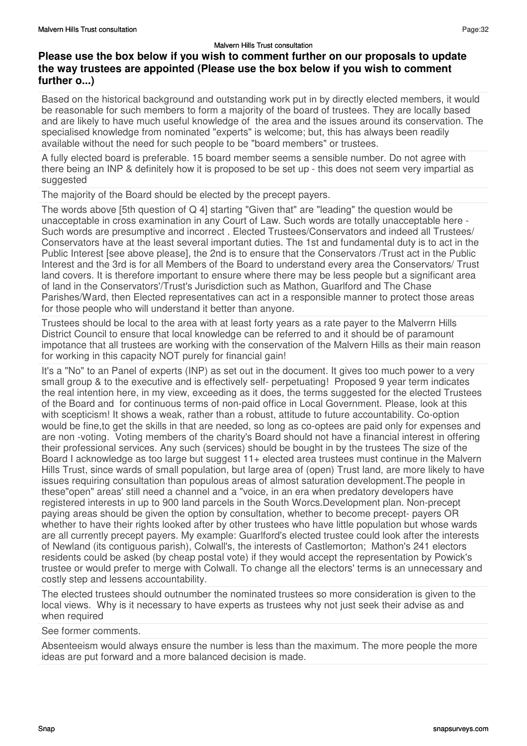**Please use the box below if you wish to comment further on our proposals to update the way trustees are appointed (Please use the box below if you wish to comment further o...)**

Based on the historical background and outstanding work put in by directly elected members, it would be reasonable for such members to form a majority of the board of trustees. They are locally based and are likely to have much useful knowledge of the area and the issues around its conservation. The specialised knowledge from nominated "experts" is welcome; but, this has always been readily available without the need for such people to be "board members" or trustees.

A fully elected board is preferable. 15 board member seems a sensible number. Do not agree with there being an INP & definitely how it is proposed to be set up - this does not seem very impartial as suggested

The majority of the Board should be elected by the precept payers.

The words above [5th question of Q 4] starting "Given that" are "leading" the question would be unacceptable in cross examination in any Court of Law. Such words are totally unacceptable here - Such words are presumptive and incorrect . Elected Trustees/Conservators and indeed all Trustees/ Conservators have at the least several important duties. The 1st and fundamental duty is to act in the Public Interest [see above please], the 2nd is to ensure that the Conservators /Trust act in the Public Interest and the 3rd is for all Members of the Board to understand every area the Conservators/ Trust land covers. It is therefore important to ensure where there may be less people but a significant area of land in the Conservators'/Trust's Jurisdiction such as Mathon, Guarlford and The Chase Parishes/Ward, then Elected representatives can act in a responsible manner to protect those areas for those people who will understand it better than anyone.

Trustees should be local to the area with at least forty years as a rate payer to the Malverrn Hills District Council to ensure that local knowledge can be referred to and it should be of paramount impotance that all trustees are working with the conservation of the Malvern Hills as their main reason for working in this capacity NOT purely for financial gain!

It's a "No" to an Panel of experts (INP) as set out in the document. It gives too much power to a very small group & to the executive and is effectively self- perpetuating! Proposed 9 year term indicates the real intention here, in my view, exceeding as it does, the terms suggested for the elected Trustees of the Board and for continuous terms of non-paid office in Local Government. Please, look at this with scepticism! It shows a weak, rather than a robust, attitude to future accountability. Co-option would be fine,to get the skills in that are needed, so long as co-optees are paid only for expenses and are non -voting. Voting members of the charity's Board should not have a financial interest in offering their professional services. Any such (services) should be bought in by the trustees The size of the Board I acknowledge as too large but suggest 11+ elected area trustees must continue in the Malvern Hills Trust, since wards of small population, but large area of (open) Trust land, are more likely to have issues requiring consultation than populous areas of almost saturation development.The people in these"open" areas' still need a channel and a "voice, in an era when predatory developers have registered interests in up to 900 land parcels in the South Worcs.Development plan. Non-precept paying areas should be given the option by consultation, whether to become precept- payers OR whether to have their rights looked after by other trustees who have little population but whose wards are all currently precept payers. My example: Guarlford's elected trustee could look after the interests of Newland (its contiguous parish), Colwall's, the interests of Castlemorton; Mathon's 241 electors residents could be asked (by cheap postal vote) if they would accept the representation by Powick's trustee or would prefer to merge with Colwall. To change all the electors' terms is an unnecessary and costly step and lessens accountability.

The elected trustees should outnumber the nominated trustees so more consideration is given to the local views. Why is it necessary to have experts as trustees why not just seek their advise as and when required

See former comments.

Absenteeism would always ensure the number is less than the maximum. The more people the more ideas are put forward and a more balanced decision is made.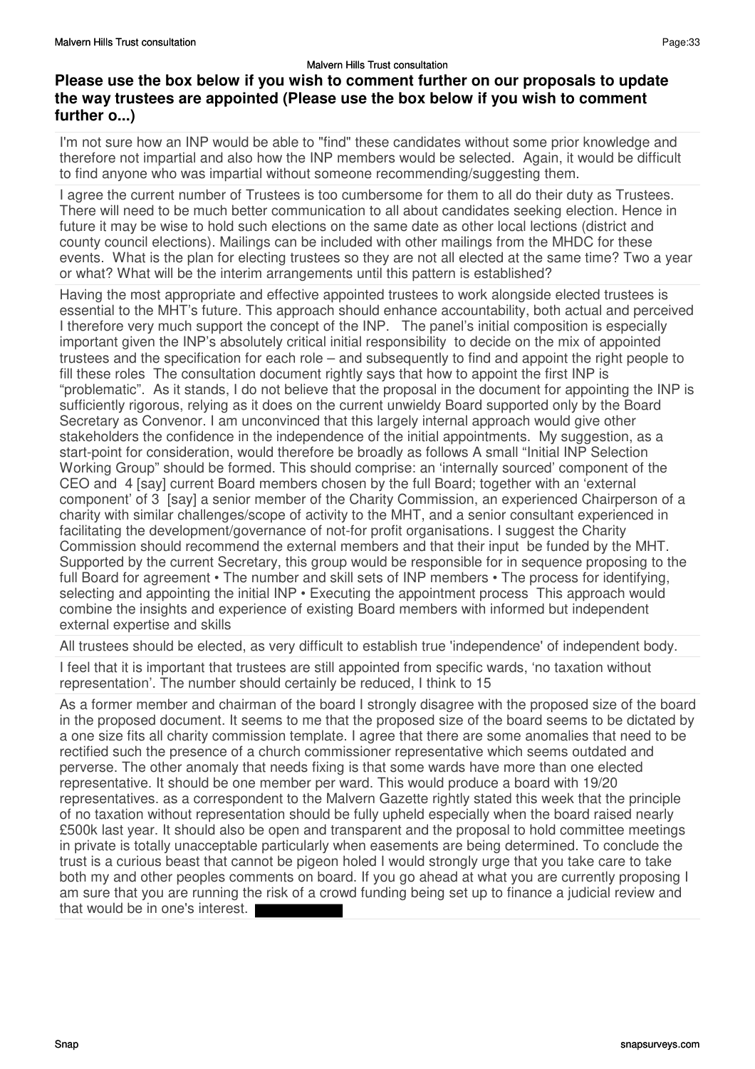## Please use the box below if you wish to comment further on our proposals to update the way trustees are appointed (Please use the box below if you wish to comment further o...)

I'm not sure how an INP would be able to "find" these candidates without some prior knowledge and therefore not impartial and also how the INP members would be selected. Again, it would be difficult to find anyone who was impartial without someone recommending/suggesting them.

I agree the current number of Trustees is too cumbersome for them to all do their duty as Trustees. There will need to be much better communication to all about candidates seeking election. Hence in future it may be wise to hold such elections on the same date as other local lections (district and county council elections). Mailings can be included with other mailings from the MHDC for these events. What is the plan for electing trustees so they are not all elected at the same time? Two a year or what? What will be the interim arrangements until this pattern is established?

Having the most appropriate and effective appointed trustees to work alongside elected trustees is essential to the MHT's future. This approach should enhance accountability, both actual and perceived I therefore very much support the concept of the INP. The panel's initial composition is especially important given the INP's absolutely critical initial responsibility to decide on the mix of appointed trustees and the specification for each role – and subsequently to find and appoint the right people to fill these roles The consultation document rightly says that how to appoint the first INP is "problematic". As it stands, I do not believe that the proposal in the document for appointing the INP is sufficiently rigorous, relying as it does on the current unwieldy Board supported only by the Board Secretary as Convenor. I am unconvinced that this largely internal approach would give other stakeholders the confidence in the independence of the initial appointments. My suggestion, as a start-point for consideration, would therefore be broadly as follows A small "Initial INP Selection Working Group" should be formed. This should comprise: an 'internally sourced' component of the CEO and 4 [say] current Board members chosen by the full Board; together with an 'external component' of 3 [say] a senior member of the Charity Commission, an experienced Chairperson of a charity with similar challenges/scope of activity to the MHT, and a senior consultant experienced in facilitating the development/governance of not-for profit organisations. I suggest the Charity Commission should recommend the external members and that their input be funded by the MHT. Supported by the current Secretary, this group would be responsible for in sequence proposing to the full Board for agreement • The number and skill sets of INP members • The process for identifying, selecting and appointing the initial INP • Executing the appointment process This approach would combine the insights and experience of existing Board members with informed but independent external expertise and skills

All trustees should be elected, as very difficult to establish true 'independence' of independent body.

I feel that it is important that trustees are still appointed from specific wards, 'no taxation without representation'. The number should certainly be reduced, I think to 15

As a former member and chairman of the board I strongly disagree with the proposed size of the board in the proposed document. It seems to me that the proposed size of the board seems to be dictated by a one size fits all charity commission template. I agree that there are some anomalies that need to be rectified such the presence of a church commissioner representative which seems outdated and perverse. The other anomaly that needs fixing is that some wards have more than one elected representative. It should be one member per ward. This would produce a board with 19/20 representatives. as a correspondent to the Malvern Gazette rightly stated this week that the principle of no taxation without representation should be fully upheld especially when the board raised nearly £500k last year. It should also be open and transparent and the proposal to hold committee meetings in private is totally unacceptable particularly when easements are being determined. To conclude the trust is a curious beast that cannot be pigeon holed I would strongly urge that you take care to take both my and other peoples comments on board. If you go ahead at what you are currently proposing I am sure that you are running the risk of a crowd funding being set up to finance a judicial review and that would be in one's interest.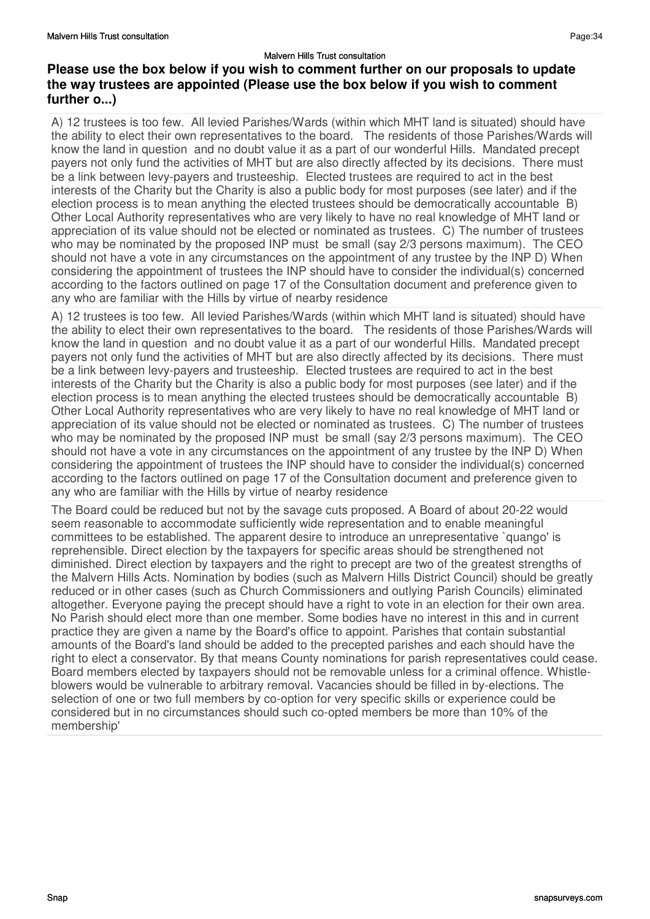### Please use the box below if you wish to comment further on our proposals to update the way trustees are appointed (Please use the box below if you wish to comment further o...)

A) 12 trustees is too few. All levied Parishes/Wards (within which MHT land is situated) should have the ability to elect their own representatives to the board. The residents of those Parishes/Wards will know the land in question and no doubt value it as a part of our wonderful Hills. Mandated precept payers not only fund the activities of MHT but are also directly affected by its decisions. There must be a link between levy-payers and trusteeship. Elected trustees are required to act in the best interests of the Charity but the Charity is also a public body for most purposes (see later) and if the election process is to mean anything the elected trustees should be democratically accountable B) Other Local Authority representatives who are very likely to have no real knowledge of MHT land or appreciation of its value should not be elected or nominated as trustees. C) The number of trustees who may be nominated by the proposed INP must be small (say 2/3 persons maximum). The CEO should not have a vote in any circumstances on the appointment of any trustee by the INP D) When considering the appointment of trustees the INP should have to consider the individual(s) concerned according to the factors outlined on page 17 of the Consultation document and preference given to any who are familiar with the Hills by virtue of nearby residence

A) 12 trustees is too few. All levied Parishes/Wards (within which MHT land is situated) should have the ability to elect their own representatives to the board. The residents of those Parishes/Wards will know the land in question and no doubt value it as a part of our wonderful Hills. Mandated precept payers not only fund the activities of MHT but are also directly affected by its decisions. There must be a link between levy-payers and trusteeship. Elected trustees are required to act in the best interests of the Charity but the Charity is also a public body for most purposes (see later) and if the election process is to mean anything the elected trustees should be democratically accountable B) Other Local Authority representatives who are very likely to have no real knowledge of MHT land or appreciation of its value should not be elected or nominated as trustees. C) The number of trustees who may be nominated by the proposed INP must be small (say 2/3 persons maximum). The CEO should not have a vote in any circumstances on the appointment of any trustee by the INP D) When considering the appointment of trustees the INP should have to consider the individual(s) concerned according to the factors outlined on page 17 of the Consultation document and preference given to any who are familiar with the Hills by virtue of nearby residence

The Board could be reduced but not by the savage cuts proposed. A Board of about 20-22 would seem reasonable to accommodate sufficiently wide representation and to enable meaningful committees to be established. The apparent desire to introduce an unrepresentative `quango' is reprehensible. Direct election by the taxpayers for specific areas should be strengthened not diminished. Direct election by taxpayers and the right to precept are two of the greatest strengths of the Malvern Hills Acts. Nomination by bodies (such as Malvern Hills District Council) should be greatly reduced or in other cases (such as Church Commissioners and outlying Parish Councils) eliminated altogether. Everyone paying the precept should have a right to vote in an election for their own area. No Parish should elect more than one member. Some bodies have no interest in this and in current practice they are given a name by the Board's office to appoint. Parishes that contain substantial amounts of the Board's land should be added to the precepted parishes and each should have the right to elect a conservator. By that means County nominations for parish representatives could cease. Board members elected by taxpayers should not be removable unless for a criminal offence. Whistle-blowers would be vulnerable to arbitrary removal. Vacancies should be filled in by-elections. The selection of one or two full members by co-option for very specific skills or experience could be considered but in no circumstances should such co-opted members be more than 10% of the membership'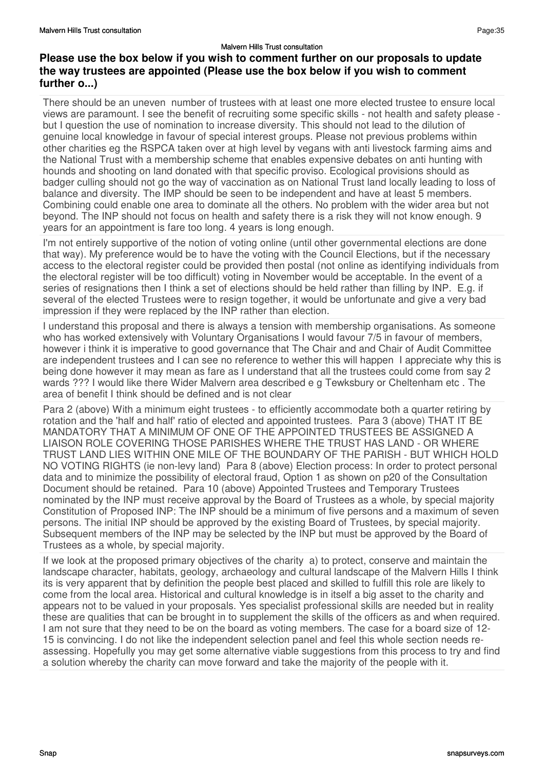## Please use the box below if you wish to comment further on our proposals to update the way trustees are appointed (Please use the box below if you wish to comment further o...)

There should be an uneven  number of trustees with at least one more elected trustee to ensure local views are paramount. I see the benefit of recruiting some specific skills - not health and safety please - but I question the use of nomination to increase diversity. This should not lead to the dilution of genuine local knowledge in favour of special interest groups. Please not previous problems within other charities eg the RSPCA taken over at high level by vegans with anti livestock farming aims and the National Trust with a membership scheme that enables expensive debates on anti hunting with hounds and shooting on land donated with that specific proviso. Ecological provisions should as badger culling should not go the way of vaccination as on National Trust land locally leading to loss of balance and diversity. The IMP should be seen to be independent and have at least 5 members. Combining could enable one area to dominate all the others. No problem with the wider area but not beyond. The INP should not focus on health and safety there is a risk they will not know enough. 9 years for an appointment is fare too long. 4 years is long enough.

I'm not entirely supportive of the notion of voting online (until other governmental elections are done that way). My preference would be to have the voting with the Council Elections, but if the necessary access to the electoral register could be provided then postal (not online as identifying individuals from the electoral register will be too difficult) voting in November would be acceptable. In the event of a series of resignations then I think a set of elections should be held rather than filling by INP.  E.g. if several of the elected Trustees were to resign together, it would be unfortunate and give a very bad impression if they were replaced by the INP rather than election.

I understand this proposal and there is always a tension with membership organisations. As someone who has worked extensively with Voluntary Organisations I would favour 7/5 in favour of members, however i think it is imperative to good governance that The Chair and and Chair of Audit Committee are independent trustees and I can see no reference to wether this will happen  I appreciate why this is being done however it may mean as fare as I understand that all the trustees could come from say 2 wards ??? I would like there Wider Malvern area described e g Tewksbury or Cheltenham etc . The area of benefit I think should be defined and is not clear

Para 2 (above) With a minimum eight trustees - to efficiently accommodate both a quarter retiring by rotation and the 'half and half' ratio of elected and appointed trustees.  Para 3 (above) THAT IT BE MANDATORY THAT A MINIMUM OF ONE OF THE APPOINTED TRUSTEES BE ASSIGNED A LIAISON ROLE COVERING THOSE PARISHES WHERE THE TRUST HAS LAND - OR WHERE TRUST LAND LIES WITHIN ONE MILE OF THE BOUNDARY OF THE PARISH - BUT WHICH HOLD NO VOTING RIGHTS (ie non-levy land)  Para 8 (above) Election process: In order to protect personal data and to minimize the possibility of electoral fraud, Option 1 as shown on p20 of the Consultation Document should be retained.  Para 10 (above) Appointed Trustees and Temporary Trustees nominated by the INP must receive approval by the Board of Trustees as a whole, by special majority Constitution of Proposed INP: The INP should be a minimum of five persons and a maximum of seven persons. The initial INP should be approved by the existing Board of Trustees, by special majority. Subsequent members of the INP may be selected by the INP but must be approved by the Board of Trustees as a whole, by special majority.

If we look at the proposed primary objectives of the charity  a) to protect, conserve and maintain the landscape character, habitats, geology, archaeology and cultural landscape of the Malvern Hills I think its is very apparent that by definition the people best placed and skilled to fulfill this role are likely to come from the local area. Historical and cultural knowledge is in itself a big asset to the charity and appears not to be valued in your proposals. Yes specialist professional skills are needed but in reality these are qualities that can be brought in to supplement the skills of the officers as and when required. I am not sure that they need to be on the board as voting members. The case for a board size of 12-15 is convincing. I do not like the independent selection panel and feel this whole section needs re-assessing. Hopefully you may get some alternative viable suggestions from this process to try and find a solution whereby the charity can move forward and take the majority of the people with it.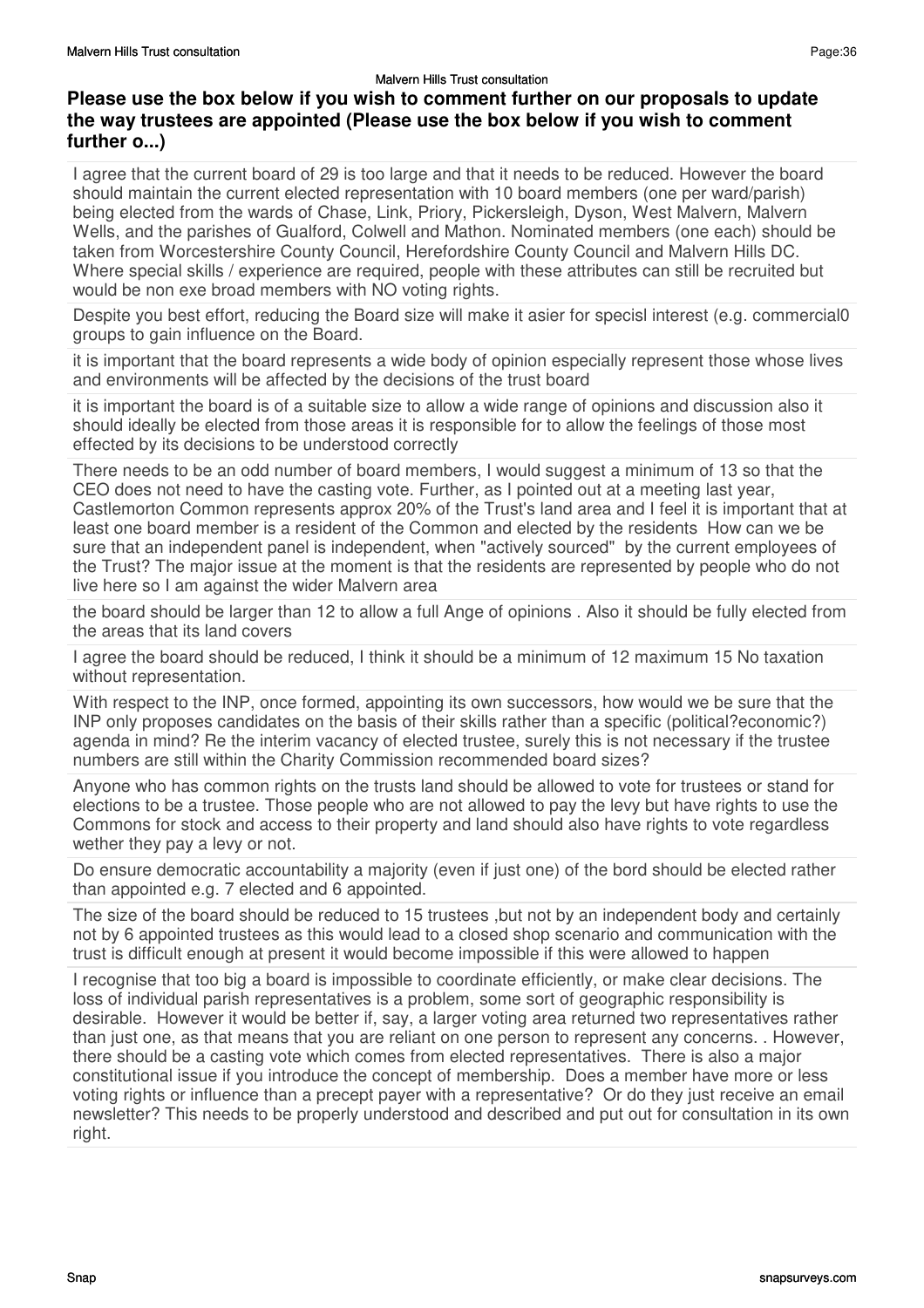## Please use the box below if you wish to comment further on our proposals to update the way trustees are appointed (Please use the box below if you wish to comment further o...)

I agree that the current board of 29 is too large and that it needs to be reduced. However the board should maintain the current elected representation with 10 board members (one per ward/parish) being elected from the wards of Chase, Link, Priory, Pickersleigh, Dyson, West Malvern, Malvern Wells, and the parishes of Gualford, Colwell and Mathon. Nominated members (one each) should be taken from Worcestershire County Council, Herefordshire County Council and Malvern Hills DC. Where special skills / experience are required, people with these attributes can still be recruited but would be non exe broad members with NO voting rights.

Despite you best effort, reducing the Board size will make it asier for specisl interest (e.g. commercial0 groups to gain influence on the Board.

it is important that the board represents a wide body of opinion especially represent those whose lives and environments will be affected by the decisions of the trust board

it is important the board is of a suitable size to allow a wide range of opinions and discussion also it should ideally be elected from those areas it is responsible for to allow the feelings of those most effected by its decisions to be understood correctly

There needs to be an odd number of board members, I would suggest a minimum of 13 so that the CEO does not need to have the casting vote. Further, as I pointed out at a meeting last year, Castlemorton Common represents approx 20% of the Trust's land area and I feel it is important that at least one board member is a resident of the Common and elected by the residents How can we be sure that an independent panel is independent, when "actively sourced" by the current employees of the Trust? The major issue at the moment is that the residents are represented by people who do not live here so I am against the wider Malvern area

the board should be larger than 12 to allow a full Ange of opinions . Also it should be fully elected from the areas that its land covers

I agree the board should be reduced, I think it should be a minimum of 12 maximum 15 No taxation without representation.

With respect to the INP, once formed, appointing its own successors, how would we be sure that the INP only proposes candidates on the basis of their skills rather than a specific (political?economic?) agenda in mind? Re the interim vacancy of elected trustee, surely this is not necessary if the trustee numbers are still within the Charity Commission recommended board sizes?

Anyone who has common rights on the trusts land should be allowed to vote for trustees or stand for elections to be a trustee. Those people who are not allowed to pay the levy but have rights to use the Commons for stock and access to their property and land should also have rights to vote regardless wether they pay a levy or not.

Do ensure democratic accountability a majority (even if just one) of the bord should be elected rather than appointed e.g. 7 elected and 6 appointed.

The size of the board should be reduced to 15 trustees ,but not by an independent body and certainly not by 6 appointed trustees as this would lead to a closed shop scenario and communication with the trust is difficult enough at present it would become impossible if this were allowed to happen

I recognise that too big a board is impossible to coordinate efficiently, or make clear decisions. The loss of individual parish representatives is a problem, some sort of geographic responsibility is desirable. However it would be better if, say, a larger voting area returned two representatives rather than just one, as that means that you are reliant on one person to represent any concerns. . However, there should be a casting vote which comes from elected representatives. There is also a major constitutional issue if you introduce the concept of membership. Does a member have more or less voting rights or influence than a precept payer with a representative? Or do they just receive an email newsletter? This needs to be properly understood and described and put out for consultation in its own right.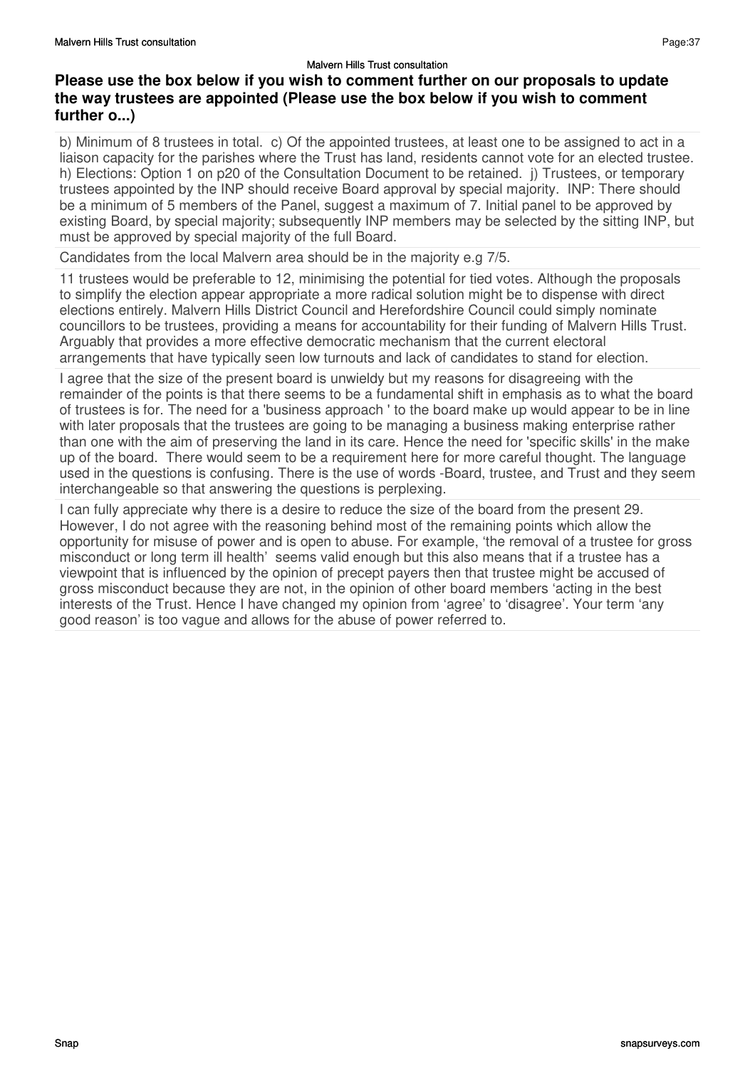## Please use the box below if you wish to comment further on our proposals to update the way trustees are appointed (Please use the box below if you wish to comment further o...)

b) Minimum of 8 trustees in total. c) Of the appointed trustees, at least one to be assigned to act in a liaison capacity for the parishes where the Trust has land, residents cannot vote for an elected trustee. h) Elections: Option 1 on p20 of the Consultation Document to be retained. j) Trustees, or temporary trustees appointed by the INP should receive Board approval by special majority. INP: There should be a minimum of 5 members of the Panel, suggest a maximum of 7. Initial panel to be approved by existing Board, by special majority; subsequently INP members may be selected by the sitting INP, but must be approved by special majority of the full Board.

Candidates from the local Malvern area should be in the majority e.g 7/5.

11 trustees would be preferable to 12, minimising the potential for tied votes. Although the proposals to simplify the election appear appropriate a more radical solution might be to dispense with direct elections entirely. Malvern Hills District Council and Herefordshire Council could simply nominate councillors to be trustees, providing a means for accountability for their funding of Malvern Hills Trust. Arguably that provides a more effective democratic mechanism that the current electoral arrangements that have typically seen low turnouts and lack of candidates to stand for election.

I agree that the size of the present board is unwieldy but my reasons for disagreeing with the remainder of the points is that there seems to be a fundamental shift in emphasis as to what the board of trustees is for. The need for a 'business approach ' to the board make up would appear to be in line with later proposals that the trustees are going to be managing a business making enterprise rather than one with the aim of preserving the land in its care. Hence the need for 'specific skills' in the make up of the board. There would seem to be a requirement here for more careful thought. The language used in the questions is confusing. There is the use of words -Board, trustee, and Trust and they seem interchangeable so that answering the questions is perplexing.

I can fully appreciate why there is a desire to reduce the size of the board from the present 29. However, I do not agree with the reasoning behind most of the remaining points which allow the opportunity for misuse of power and is open to abuse. For example, 'the removal of a trustee for gross misconduct or long term ill health' seems valid enough but this also means that if a trustee has a viewpoint that is influenced by the opinion of precept payers then that trustee might be accused of gross misconduct because they are not, in the opinion of other board members 'acting in the best interests of the Trust. Hence I have changed my opinion from 'agree' to 'disagree'. Your term 'any good reason' is too vague and allows for the abuse of power referred to.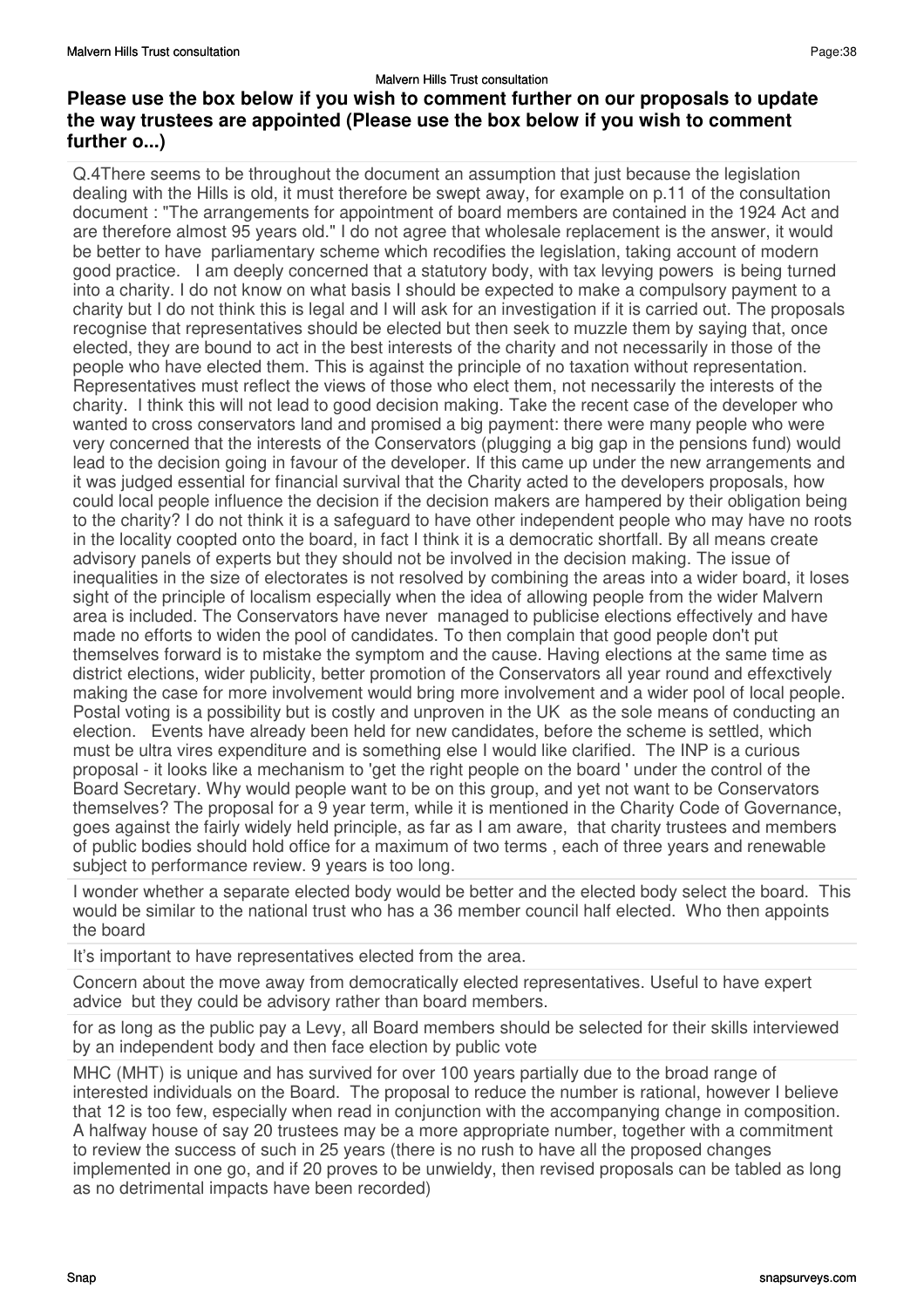### Please use the box below if you wish to comment further on our proposals to update the way trustees are appointed (Please use the box below if you wish to comment further o...)

Q.4There seems to be throughout the document an assumption that just because the legislation dealing with the Hills is old, it must therefore be swept away, for example on p.11 of the consultation document : "The arrangements for appointment of board members are contained in the 1924 Act and are therefore almost 95 years old." I do not agree that wholesale replacement is the answer, it would be better to have parliamentary scheme which recodifies the legislation, taking account of modern good practice. I am deeply concerned that a statutory body, with tax levying powers is being turned into a charity. I do not know on what basis I should be expected to make a compulsory payment to a charity but I do not think this is legal and I will ask for an investigation if it is carried out. The proposals recognise that representatives should be elected but then seek to muzzle them by saying that, once elected, they are bound to act in the best interests of the charity and not necessarily in those of the people who have elected them. This is against the principle of no taxation without representation. Representatives must reflect the views of those who elect them, not necessarily the interests of the charity. I think this will not lead to good decision making. Take the recent case of the developer who wanted to cross conservators land and promised a big payment: there were many people who were very concerned that the interests of the Conservators (plugging a big gap in the pensions fund) would lead to the decision going in favour of the developer. If this came up under the new arrangements and it was judged essential for financial survival that the Charity acted to the developers proposals, how could local people influence the decision if the decision makers are hampered by their obligation being to the charity? I do not think it is a safeguard to have other independent people who may have no roots in the locality coopted onto the board, in fact I think it is a democratic shortfall. By all means create advisory panels of experts but they should not be involved in the decision making. The issue of inequalities in the size of electorates is not resolved by combining the areas into a wider board, it loses sight of the principle of localism especially when the idea of allowing people from the wider Malvern area is included. The Conservators have never managed to publicise elections effectively and have made no efforts to widen the pool of candidates. To then complain that good people don't put themselves forward is to mistake the symptom and the cause. Having elections at the same time as district elections, wider publicity, better promotion of the Conservators all year round and effexctively making the case for more involvement would bring more involvement and a wider pool of local people. Postal voting is a possibility but is costly and unproven in the UK as the sole means of conducting an election. Events have already been held for new candidates, before the scheme is settled, which must be ultra vires expenditure and is something else I would like clarified. The INP is a curious proposal - it looks like a mechanism to 'get the right people on the board ' under the control of the Board Secretary. Why would people want to be on this group, and yet not want to be Conservators themselves? The proposal for a 9 year term, while it is mentioned in the Charity Code of Governance, goes against the fairly widely held principle, as far as I am aware, that charity trustees and members of public bodies should hold office for a maximum of two terms , each of three years and renewable subject to performance review. 9 years is too long.

I wonder whether a separate elected body would be better and the elected body select the board. This would be similar to the national trust who has a 36 member council half elected. Who then appoints the board

It's important to have representatives elected from the area.

Concern about the move away from democratically elected representatives. Useful to have expert advice but they could be advisory rather than board members.

for as long as the public pay a Levy, all Board members should be selected for their skills interviewed by an independent body and then face election by public vote

MHC (MHT) is unique and has survived for over 100 years partially due to the broad range of interested individuals on the Board. The proposal to reduce the number is rational, however I believe that 12 is too few, especially when read in conjunction with the accompanying change in composition. A halfway house of say 20 trustees may be a more appropriate number, together with a commitment to review the success of such in 25 years (there is no rush to have all the proposed changes implemented in one go, and if 20 proves to be unwieldy, then revised proposals can be tabled as long as no detrimental impacts have been recorded)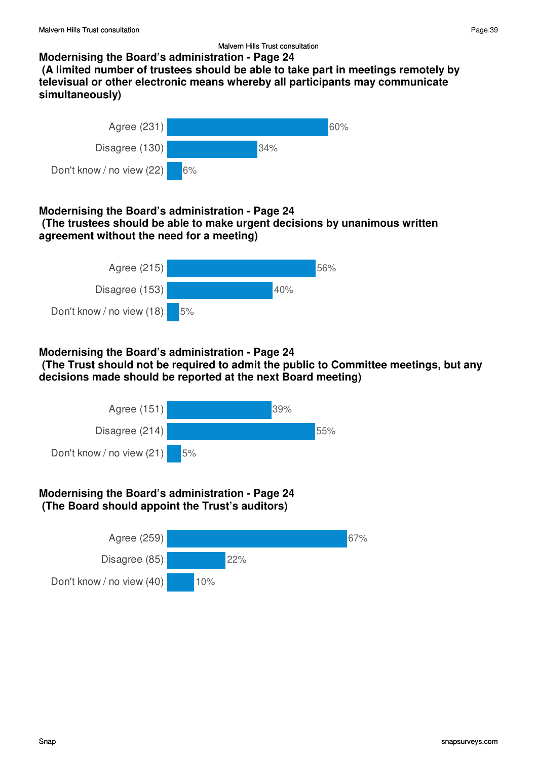**Modernising the Board's administration - Page 24**
**(A limited number of trustees should be able to take part in meetings remotely by televisual or other electronic means whereby all participants may communicate simultaneously)**

| Response | Percentage |
|---|---|
| Agree (231) | 60% |
| Disagree (130) | 34% |
| Don't know / no view (22) | 6% |

**Modernising the Board's administration - Page 24**
**(The trustees should be able to make urgent decisions by unanimous written agreement without the need for a meeting)**

| Response | Percentage |
|---|---|
| Agree (215) | 56% |
| Disagree (153) | 40% |
| Don't know / no view (18) | 5% |

**Modernising the Board's administration - Page 24**
**(The Trust should not be required to admit the public to Committee meetings, but any decisions made should be reported at the next Board meeting)**

| Response | Percentage |
|---|---|
| Agree (151) | 39% |
| Disagree (214) | 55% |
| Don't know / no view (21) | 5% |

**Modernising the Board's administration - Page 24**
**(The Board should appoint the Trust's auditors)**

| Response | Percentage |
|---|---|
| Agree (259) | 67% |
| Disagree (85) | 22% |
| Don't know / no view (40) | 10% |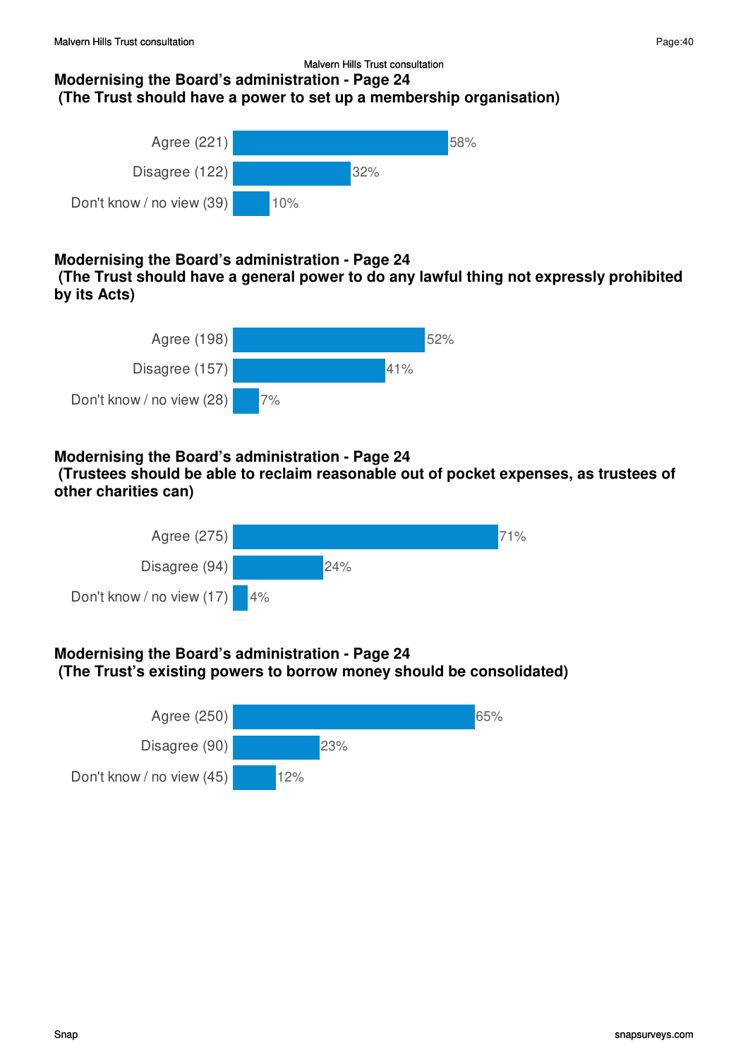### Modernising the Board's administration - Page 24
(The Trust should have a power to set up a membership organisation)

| Response | Percentage |
|---|---|
| Agree (221) | 58% |
| Disagree (122) | 32% |
| Don't know / no view (39) | 10% |

### Modernising the Board's administration - Page 24
(The Trust should have a general power to do any lawful thing not expressly prohibited by its Acts)

| Response | Percentage |
|---|---|
| Agree (198) | 52% |
| Disagree (157) | 41% |
| Don't know / no view (28) | 7% |

### Modernising the Board's administration - Page 24
(Trustees should be able to reclaim reasonable out of pocket expenses, as trustees of other charities can)

| Response | Percentage |
|---|---|
| Agree (275) | 71% |
| Disagree (94) | 24% |
| Don't know / no view (17) | 4% |

### Modernising the Board's administration - Page 24
(The Trust's existing powers to borrow money should be consolidated)

| Response | Percentage |
|---|---|
| Agree (250) | 65% |
| Disagree (90) | 23% |
| Don't know / no view (45) | 12% |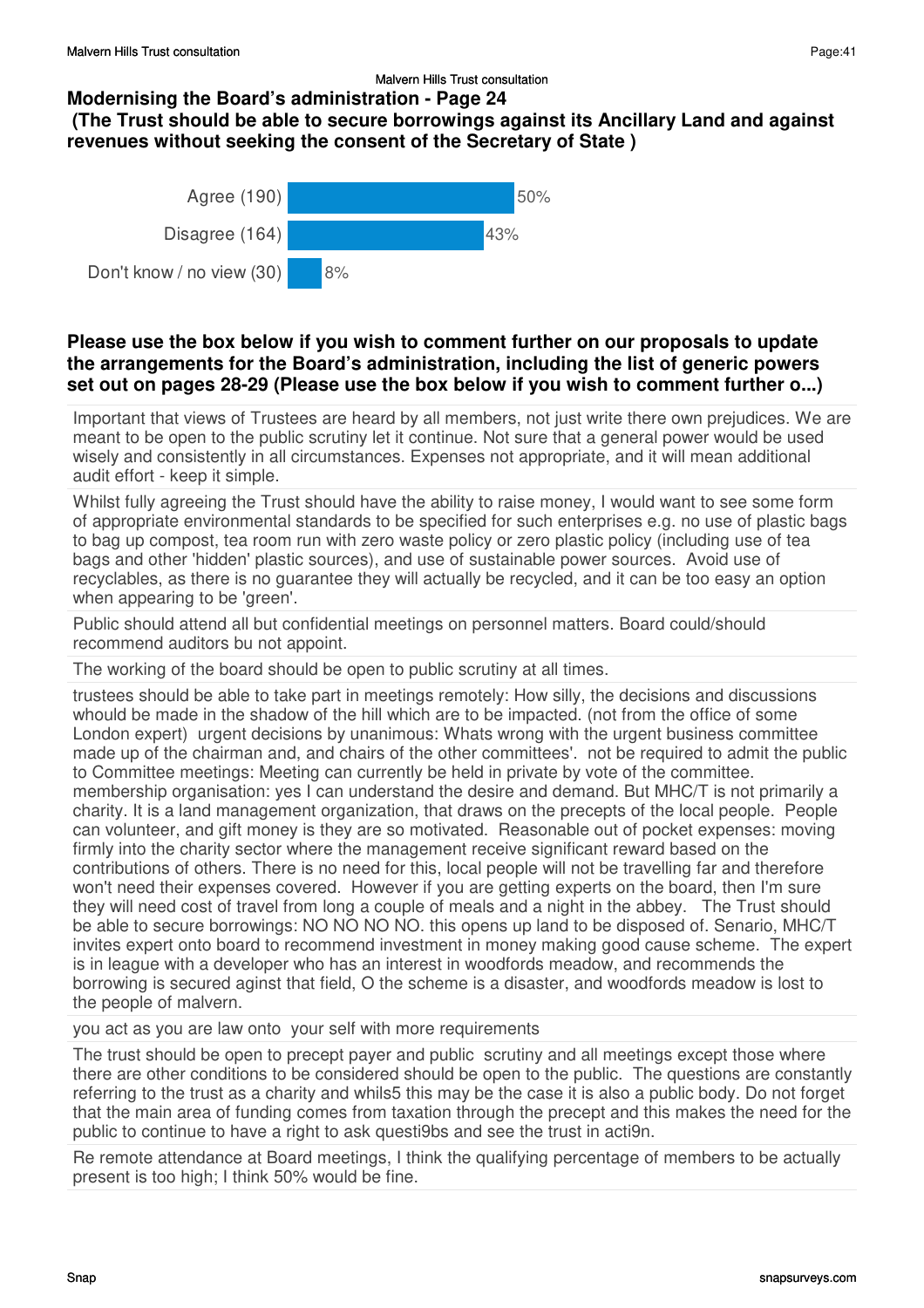## Modernising the Board's administration - Page 24
### (The Trust should be able to secure borrowings against its Ancillary Land and against revenues without seeking the consent of the Secretary of State )

| Response | % |
|---|---|
| Agree (190) | 50% |
| Disagree (164) | 43% |
| Don't know / no view (30) | 8% |

### Please use the box below if you wish to comment further on our proposals to update the arrangements for the Board's administration, including the list of generic powers set out on pages 28-29 (Please use the box below if you wish to comment further o...)

Important that views of Trustees are heard by all members, not just write there own prejudices. We are meant to be open to the public scrutiny let it continue. Not sure that a general power would be used wisely and consistently in all circumstances. Expenses not appropriate, and it will mean additional audit effort - keep it simple.

Whilst fully agreeing the Trust should have the ability to raise money, I would want to see some form of appropriate environmental standards to be specified for such enterprises e.g. no use of plastic bags to bag up compost, tea room run with zero waste policy or zero plastic policy (including use of tea bags and other 'hidden' plastic sources), and use of sustainable power sources. Avoid use of recyclables, as there is no guarantee they will actually be recycled, and it can be too easy an option when appearing to be 'green'.

Public should attend all but confidential meetings on personnel matters. Board could/should recommend auditors bu not appoint.

The working of the board should be open to public scrutiny at all times.

trustees should be able to take part in meetings remotely: How silly, the decisions and discussions whould be made in the shadow of the hill which are to be impacted. (not from the office of some London expert) urgent decisions by unanimous: Whats wrong with the urgent business committee made up of the chairman and, and chairs of the other committees'. not be required to admit the public to Committee meetings: Meeting can currently be held in private by vote of the committee. membership organisation: yes I can understand the desire and demand. But MHC/T is not primarily a charity. It is a land management organization, that draws on the precepts of the local people. People can volunteer, and gift money is they are so motivated. Reasonable out of pocket expenses: moving firmly into the charity sector where the management receive significant reward based on the contributions of others. There is no need for this, local people will not be travelling far and therefore won't need their expenses covered. However if you are getting experts on the board, then I'm sure they will need cost of travel from long a couple of meals and a night in the abbey. The Trust should be able to secure borrowings: NO NO NO NO. this opens up land to be disposed of. Senario, MHC/T invites expert onto board to recommend investment in money making good cause scheme. The expert is in league with a developer who has an interest in woodfords meadow, and recommends the borrowing is secured aginst that field, O the scheme is a disaster, and woodfords meadow is lost to the people of malvern.

you act as you are law onto your self with more requirements

The trust should be open to precept payer and public scrutiny and all meetings except those where there are other conditions to be considered should be open to the public. The questions are constantly referring to the trust as a charity and whils5 this may be the case it is also a public body. Do not forget that the main area of funding comes from taxation through the precept and this makes the need for the public to continue to have a right to ask questi9bs and see the trust in acti9n.

Re remote attendance at Board meetings, I think the qualifying percentage of members to be actually present is too high; I think 50% would be fine.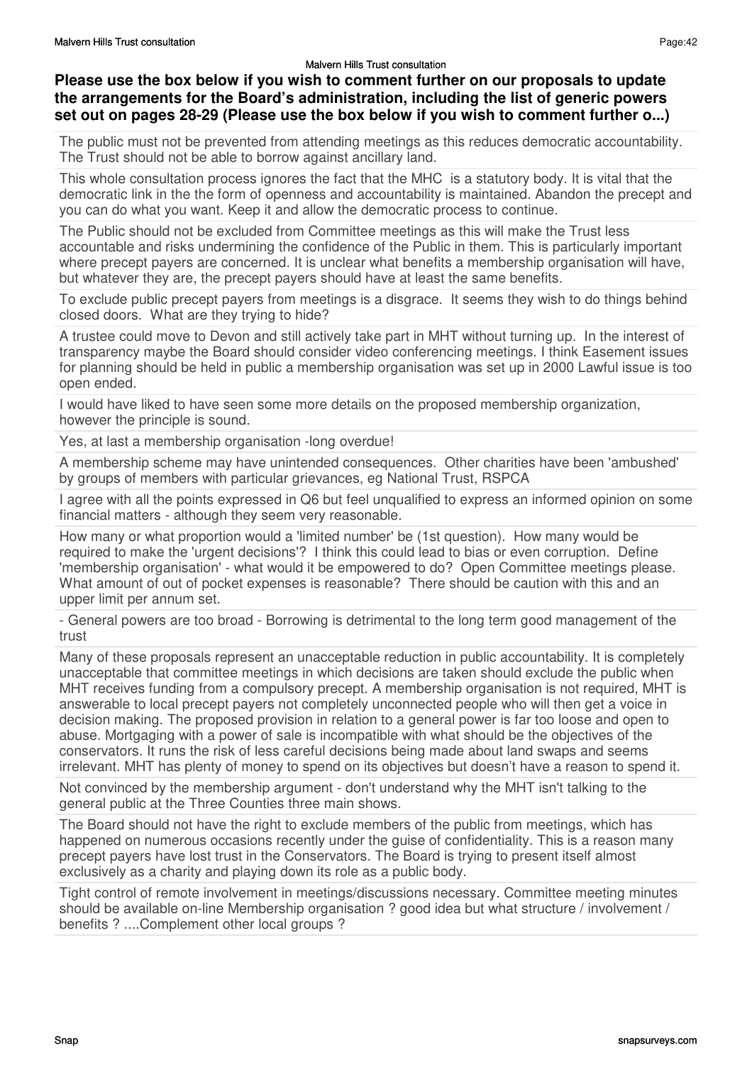**Please use the box below if you wish to comment further on our proposals to update the arrangements for the Board's administration, including the list of generic powers set out on pages 28-29 (Please use the box below if you wish to comment further o...)**

The public must not be prevented from attending meetings as this reduces democratic accountability. The Trust should not be able to borrow against ancillary land.

This whole consultation process ignores the fact that the MHC is a statutory body. It is vital that the democratic link in the the form of openness and accountability is maintained. Abandon the precept and you can do what you want. Keep it and allow the democratic process to continue.

The Public should not be excluded from Committee meetings as this will make the Trust less accountable and risks undermining the confidence of the Public in them. This is particularly important where precept payers are concerned. It is unclear what benefits a membership organisation will have, but whatever they are, the precept payers should have at least the same benefits.

To exclude public precept payers from meetings is a disgrace. It seems they wish to do things behind closed doors. What are they trying to hide?

A trustee could move to Devon and still actively take part in MHT without turning up. In the interest of transparency maybe the Board should consider video conferencing meetings. I think Easement issues for planning should be held in public a membership organisation was set up in 2000 Lawful issue is too open ended.

I would have liked to have seen some more details on the proposed membership organization, however the principle is sound.

Yes, at last a membership organisation -long overdue!

A membership scheme may have unintended consequences. Other charities have been 'ambushed' by groups of members with particular grievances, eg National Trust, RSPCA

I agree with all the points expressed in Q6 but feel unqualified to express an informed opinion on some financial matters - although they seem very reasonable.

How many or what proportion would a 'limited number' be (1st question). How many would be required to make the 'urgent decisions'? I think this could lead to bias or even corruption. Define 'membership organisation' - what would it be empowered to do? Open Committee meetings please. What amount of out of pocket expenses is reasonable? There should be caution with this and an upper limit per annum set.

- General powers are too broad - Borrowing is detrimental to the long term good management of the trust

Many of these proposals represent an unacceptable reduction in public accountability. It is completely unacceptable that committee meetings in which decisions are taken should exclude the public when MHT receives funding from a compulsory precept. A membership organisation is not required, MHT is answerable to local precept payers not completely unconnected people who will then get a voice in decision making. The proposed provision in relation to a general power is far too loose and open to abuse. Mortgaging with a power of sale is incompatible with what should be the objectives of the conservators. It runs the risk of less careful decisions being made about land swaps and seems irrelevant. MHT has plenty of money to spend on its objectives but doesn't have a reason to spend it.

Not convinced by the membership argument - don't understand why the MHT isn't talking to the general public at the Three Counties three main shows.

The Board should not have the right to exclude members of the public from meetings, which has happened on numerous occasions recently under the guise of confidentiality. This is a reason many precept payers have lost trust in the Conservators. The Board is trying to present itself almost exclusively as a charity and playing down its role as a public body.

Tight control of remote involvement in meetings/discussions necessary. Committee meeting minutes should be available on-line Membership organisation ? good idea but what structure / involvement / benefits ? ....Complement other local groups ?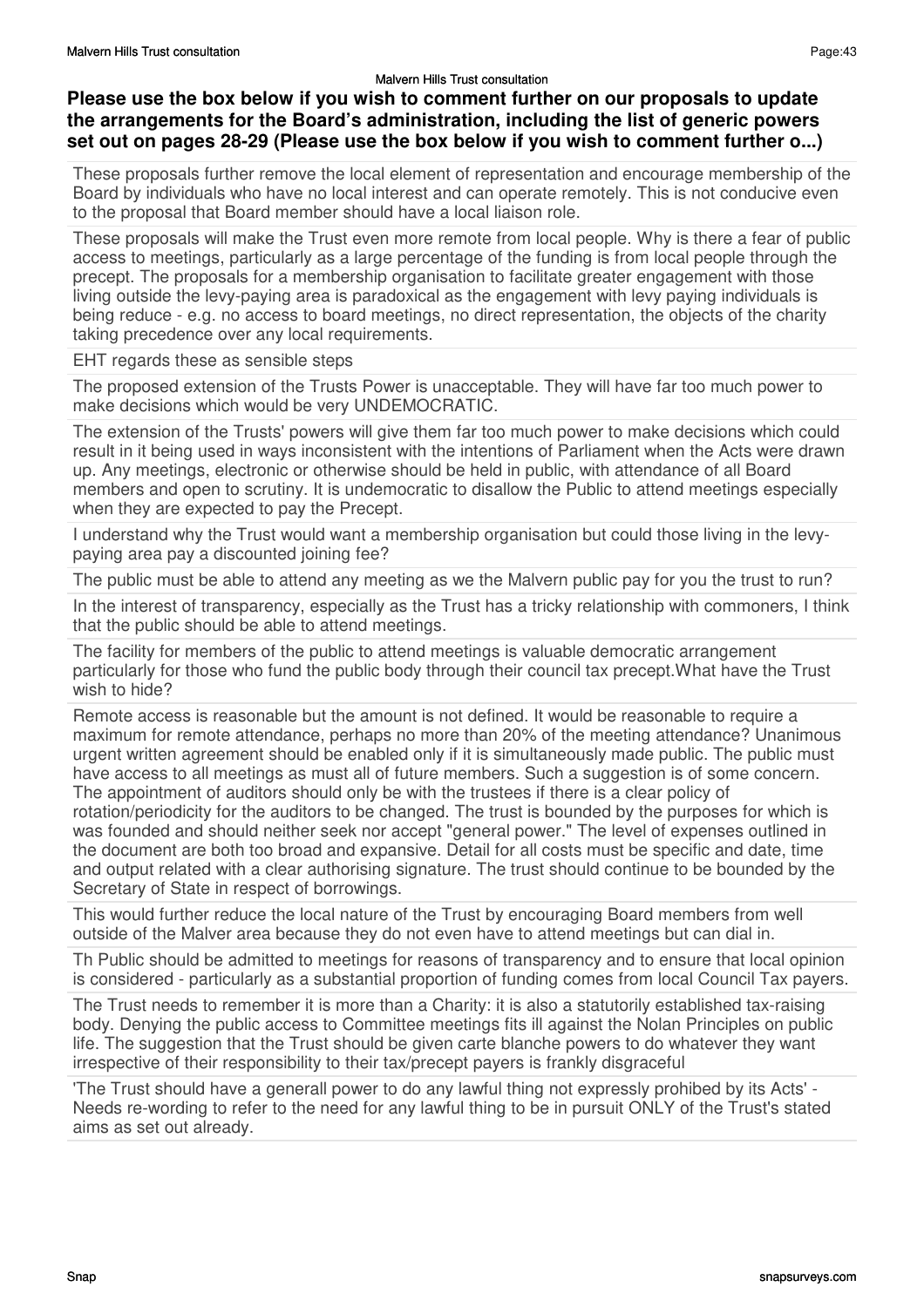## Please use the box below if you wish to comment further on our proposals to update the arrangements for the Board's administration, including the list of generic powers set out on pages 28-29 (Please use the box below if you wish to comment further o...)

These proposals further remove the local element of representation and encourage membership of the Board by individuals who have no local interest and can operate remotely. This is not conducive even to the proposal that Board member should have a local liaison role.

These proposals will make the Trust even more remote from local people. Why is there a fear of public access to meetings, particularly as a large percentage of the funding is from local people through the precept. The proposals for a membership organisation to facilitate greater engagement with those living outside the levy-paying area is paradoxical as the engagement with levy paying individuals is being reduce - e.g. no access to board meetings, no direct representation, the objects of the charity taking precedence over any local requirements.

EHT regards these as sensible steps

The proposed extension of the Trusts Power is unacceptable. They will have far too much power to make decisions which would be very UNDEMOCRATIC.

The extension of the Trusts' powers will give them far too much power to make decisions which could result in it being used in ways inconsistent with the intentions of Parliament when the Acts were drawn up. Any meetings, electronic or otherwise should be held in public, with attendance of all Board members and open to scrutiny. It is undemocratic to disallow the Public to attend meetings especially when they are expected to pay the Precept.

I understand why the Trust would want a membership organisation but could those living in the levy-paying area pay a discounted joining fee?

The public must be able to attend any meeting as we the Malvern public pay for you the trust to run?

In the interest of transparency, especially as the Trust has a tricky relationship with commoners, I think that the public should be able to attend meetings.

The facility for members of the public to attend meetings is valuable democratic arrangement particularly for those who fund the public body through their council tax precept.What have the Trust wish to hide?

Remote access is reasonable but the amount is not defined. It would be reasonable to require a maximum for remote attendance, perhaps no more than 20% of the meeting attendance? Unanimous urgent written agreement should be enabled only if it is simultaneously made public. The public must have access to all meetings as must all of future members. Such a suggestion is of some concern. The appointment of auditors should only be with the trustees if there is a clear policy of rotation/periodicity for the auditors to be changed. The trust is bounded by the purposes for which is was founded and should neither seek nor accept "general power." The level of expenses outlined in the document are both too broad and expansive. Detail for all costs must be specific and date, time and output related with a clear authorising signature. The trust should continue to be bounded by the Secretary of State in respect of borrowings.

This would further reduce the local nature of the Trust by encouraging Board members from well outside of the Malver area because they do not even have to attend meetings but can dial in.

Th Public should be admitted to meetings for reasons of transparency and to ensure that local opinion is considered - particularly as a substantial proportion of funding comes from local Council Tax payers.

The Trust needs to remember it is more than a Charity: it is also a statutorily established tax-raising body. Denying the public access to Committee meetings fits ill against the Nolan Principles on public life. The suggestion that the Trust should be given carte blanche powers to do whatever they want irrespective of their responsibility to their tax/precept payers is frankly disgraceful

'The Trust should have a generall power to do any lawful thing not expressly prohibed by its Acts' - Needs re-wording to refer to the need for any lawful thing to be in pursuit ONLY of the Trust's stated aims as set out already.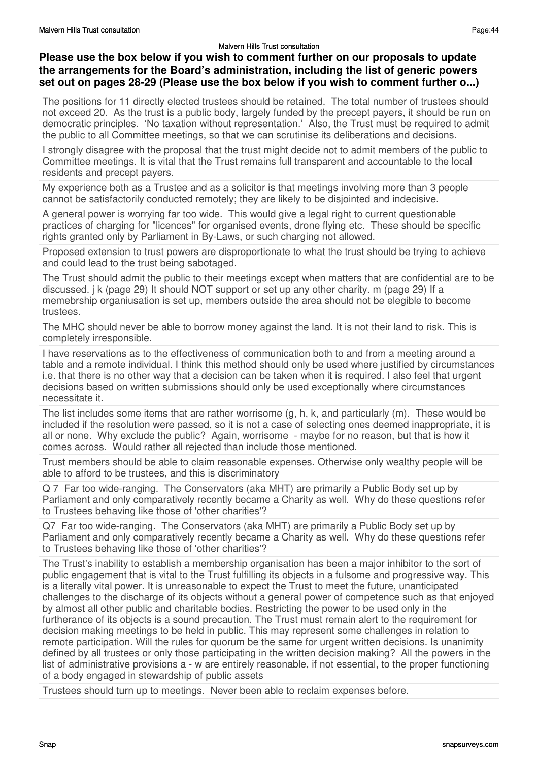### Please use the box below if you wish to comment further on our proposals to update the arrangements for the Board's administration, including the list of generic powers set out on pages 28-29 (Please use the box below if you wish to comment further o...)

The positions for 11 directly elected trustees should be retained. The total number of trustees should not exceed 20. As the trust is a public body, largely funded by the precept payers, it should be run on democratic principles. 'No taxation without representation.' Also, the Trust must be required to admit the public to all Committee meetings, so that we can scrutinise its deliberations and decisions.

I strongly disagree with the proposal that the trust might decide not to admit members of the public to Committee meetings. It is vital that the Trust remains full transparent and accountable to the local residents and precept payers.

My experience both as a Trustee and as a solicitor is that meetings involving more than 3 people cannot be satisfactorily conducted remotely; they are likely to be disjointed and indecisive.

A general power is worrying far too wide. This would give a legal right to current questionable practices of charging for "licences" for organised events, drone flying etc. These should be specific rights granted only by Parliament in By-Laws, or such charging not allowed.

Proposed extension to trust powers are disproportionate to what the trust should be trying to achieve and could lead to the trust being sabotaged.

The Trust should admit the public to their meetings except when matters that are confidential are to be discussed. j k (page 29) It should NOT support or set up any other charity. m (page 29) If a memebrship organiusation is set up, members outside the area should not be elegible to become trustees.

The MHC should never be able to borrow money against the land. It is not their land to risk. This is completely irresponsible.

I have reservations as to the effectiveness of communication both to and from a meeting around a table and a remote individual. I think this method should only be used where justified by circumstances i.e. that there is no other way that a decision can be taken when it is required. I also feel that urgent decisions based on written submissions should only be used exceptionally where circumstances necessitate it.

The list includes some items that are rather worrisome (g, h, k, and particularly (m). These would be included if the resolution were passed, so it is not a case of selecting ones deemed inappropriate, it is all or none. Why exclude the public? Again, worrisome - maybe for no reason, but that is how it comes across. Would rather all rejected than include those mentioned.

Trust members should be able to claim reasonable expenses. Otherwise only wealthy people will be able to afford to be trustees, and this is discriminatory

Q 7 Far too wide-ranging. The Conservators (aka MHT) are primarily a Public Body set up by Parliament and only comparatively recently became a Charity as well. Why do these questions refer to Trustees behaving like those of 'other charities'?

Q7 Far too wide-ranging. The Conservators (aka MHT) are primarily a Public Body set up by Parliament and only comparatively recently became a Charity as well. Why do these questions refer to Trustees behaving like those of 'other charities'?

The Trust's inability to establish a membership organisation has been a major inhibitor to the sort of public engagement that is vital to the Trust fulfilling its objects in a fulsome and progressive way. This is a literally vital power. It is unreasonable to expect the Trust to meet the future, unanticipated challenges to the discharge of its objects without a general power of competence such as that enjoyed by almost all other public and charitable bodies. Restricting the power to be used only in the furtherance of its objects is a sound precaution. The Trust must remain alert to the requirement for decision making meetings to be held in public. This may represent some challenges in relation to remote participation. Will the rules for quorum be the same for urgent written decisions. Is unanimity defined by all trustees or only those participating in the written decision making? All the powers in the list of administrative provisions a - w are entirely reasonable, if not essential, to the proper functioning of a body engaged in stewardship of public assets

Trustees should turn up to meetings. Never been able to reclaim expenses before.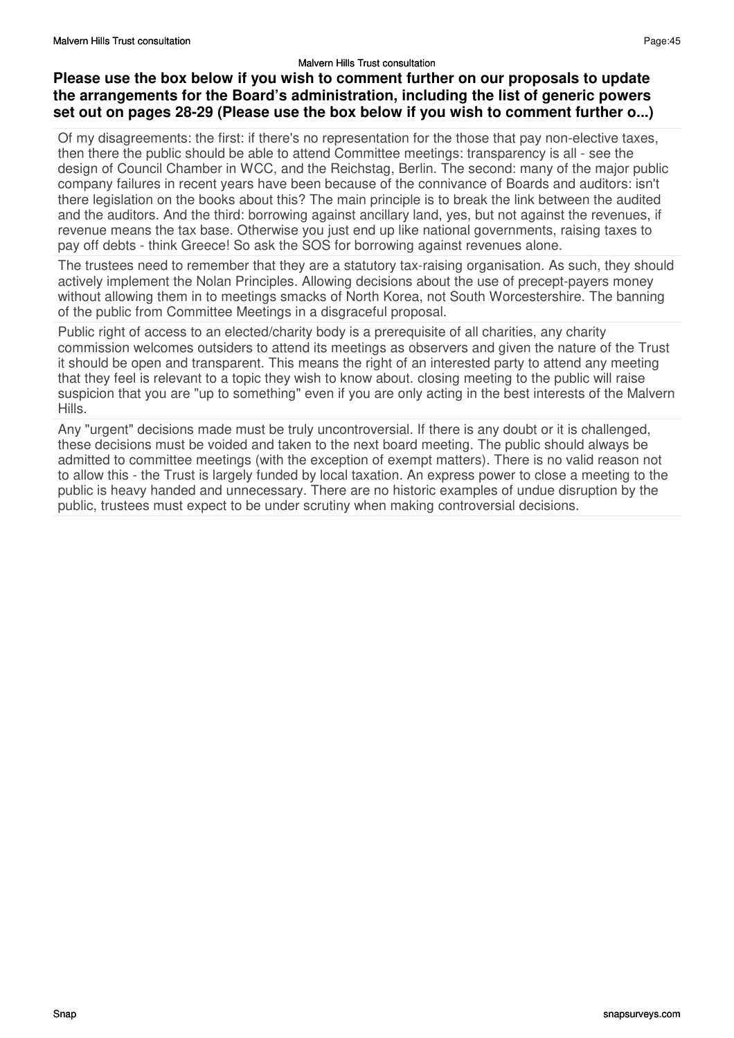### Please use the box below if you wish to comment further on our proposals to update the arrangements for the Board's administration, including the list of generic powers set out on pages 28-29 (Please use the box below if you wish to comment further o...)

Of my disagreements: the first: if there's no representation for the those that pay non-elective taxes, then there the public should be able to attend Committee meetings: transparency is all - see the design of Council Chamber in WCC, and the Reichstag, Berlin. The second: many of the major public company failures in recent years have been because of the connivance of Boards and auditors: isn't there legislation on the books about this? The main principle is to break the link between the audited and the auditors. And the third: borrowing against ancillary land, yes, but not against the revenues, if revenue means the tax base. Otherwise you just end up like national governments, raising taxes to pay off debts - think Greece! So ask the SOS for borrowing against revenues alone.

The trustees need to remember that they are a statutory tax-raising organisation. As such, they should actively implement the Nolan Principles. Allowing decisions about the use of precept-payers money without allowing them in to meetings smacks of North Korea, not South Worcestershire. The banning of the public from Committee Meetings in a disgraceful proposal.

Public right of access to an elected/charity body is a prerequisite of all charities, any charity commission welcomes outsiders to attend its meetings as observers and given the nature of the Trust it should be open and transparent. This means the right of an interested party to attend any meeting that they feel is relevant to a topic they wish to know about. closing meeting to the public will raise suspicion that you are "up to something" even if you are only acting in the best interests of the Malvern Hills.

Any "urgent" decisions made must be truly uncontroversial. If there is any doubt or it is challenged, these decisions must be voided and taken to the next board meeting. The public should always be admitted to committee meetings (with the exception of exempt matters). There is no valid reason not to allow this - the Trust is largely funded by local taxation. An express power to close a meeting to the public is heavy handed and unnecessary. There are no historic examples of undue disruption by the public, trustees must expect to be under scrutiny when making controversial decisions.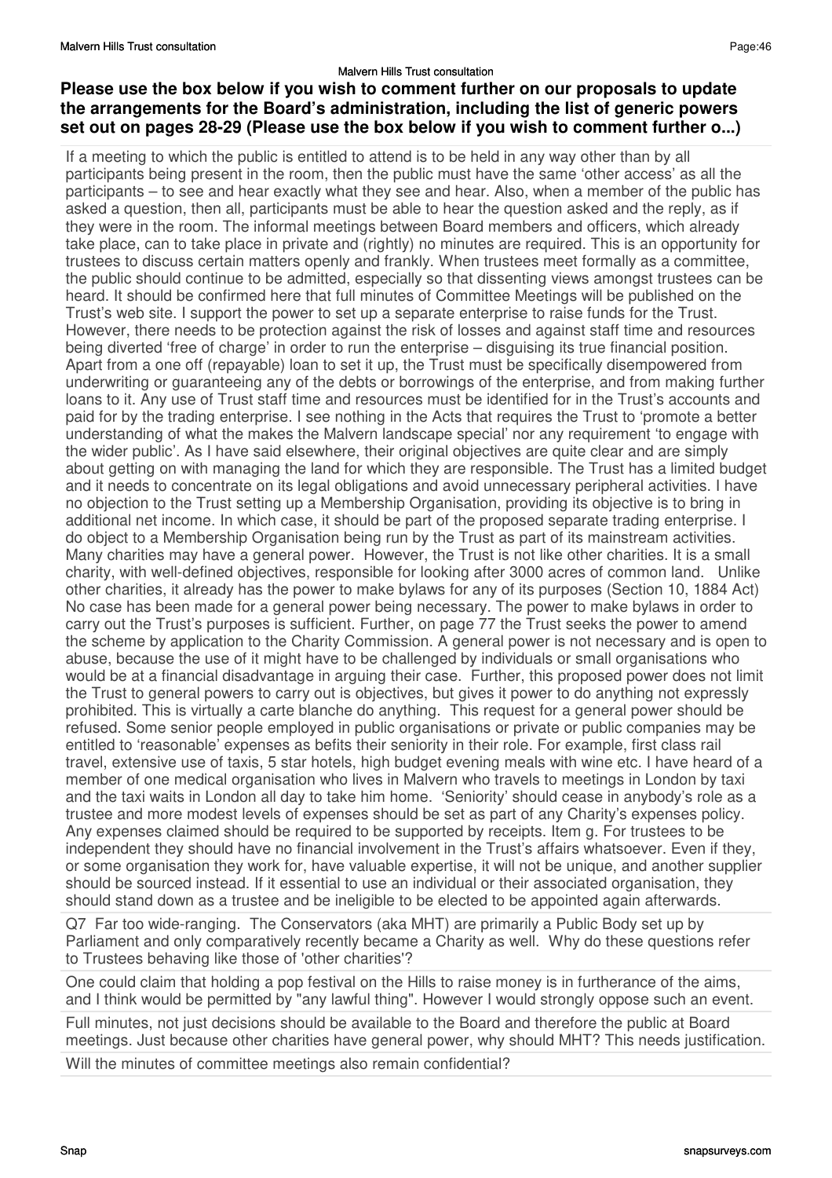**Please use the box below if you wish to comment further on our proposals to update the arrangements for the Board's administration, including the list of generic powers set out on pages 28-29 (Please use the box below if you wish to comment further o...)**

If a meeting to which the public is entitled to attend is to be held in any way other than by all participants being present in the room, then the public must have the same 'other access' as all the participants – to see and hear exactly what they see and hear. Also, when a member of the public has asked a question, then all, participants must be able to hear the question asked and the reply, as if they were in the room. The informal meetings between Board members and officers, which already take place, can to take place in private and (rightly) no minutes are required. This is an opportunity for trustees to discuss certain matters openly and frankly. When trustees meet formally as a committee, the public should continue to be admitted, especially so that dissenting views amongst trustees can be heard. It should be confirmed here that full minutes of Committee Meetings will be published on the Trust's web site. I support the power to set up a separate enterprise to raise funds for the Trust. However, there needs to be protection against the risk of losses and against staff time and resources being diverted 'free of charge' in order to run the enterprise – disguising its true financial position. Apart from a one off (repayable) loan to set it up, the Trust must be specifically disempowered from underwriting or guaranteeing any of the debts or borrowings of the enterprise, and from making further loans to it. Any use of Trust staff time and resources must be identified for in the Trust's accounts and paid for by the trading enterprise. I see nothing in the Acts that requires the Trust to 'promote a better understanding of what the makes the Malvern landscape special' nor any requirement 'to engage with the wider public'. As I have said elsewhere, their original objectives are quite clear and are simply about getting on with managing the land for which they are responsible. The Trust has a limited budget and it needs to concentrate on its legal obligations and avoid unnecessary peripheral activities. I have no objection to the Trust setting up a Membership Organisation, providing its objective is to bring in additional net income. In which case, it should be part of the proposed separate trading enterprise. I do object to a Membership Organisation being run by the Trust as part of its mainstream activities. Many charities may have a general power. However, the Trust is not like other charities. It is a small charity, with well-defined objectives, responsible for looking after 3000 acres of common land. Unlike other charities, it already has the power to make bylaws for any of its purposes (Section 10, 1884 Act) No case has been made for a general power being necessary. The power to make bylaws in order to carry out the Trust's purposes is sufficient. Further, on page 77 the Trust seeks the power to amend the scheme by application to the Charity Commission. A general power is not necessary and is open to abuse, because the use of it might have to be challenged by individuals or small organisations who would be at a financial disadvantage in arguing their case. Further, this proposed power does not limit the Trust to general powers to carry out is objectives, but gives it power to do anything not expressly prohibited. This is virtually a carte blanche do anything. This request for a general power should be refused. Some senior people employed in public organisations or private or public companies may be entitled to 'reasonable' expenses as befits their seniority in their role. For example, first class rail travel, extensive use of taxis, 5 star hotels, high budget evening meals with wine etc. I have heard of a member of one medical organisation who lives in Malvern who travels to meetings in London by taxi and the taxi waits in London all day to take him home. 'Seniority' should cease in anybody's role as a trustee and more modest levels of expenses should be set as part of any Charity's expenses policy. Any expenses claimed should be required to be supported by receipts. Item g. For trustees to be independent they should have no financial involvement in the Trust's affairs whatsoever. Even if they, or some organisation they work for, have valuable expertise, it will not be unique, and another supplier should be sourced instead. If it essential to use an individual or their associated organisation, they should stand down as a trustee and be ineligible to be elected to be appointed again afterwards.

Q7 Far too wide-ranging. The Conservators (aka MHT) are primarily a Public Body set up by Parliament and only comparatively recently became a Charity as well. Why do these questions refer to Trustees behaving like those of 'other charities'?

One could claim that holding a pop festival on the Hills to raise money is in furtherance of the aims, and I think would be permitted by "any lawful thing". However I would strongly oppose such an event.

Full minutes, not just decisions should be available to the Board and therefore the public at Board meetings. Just because other charities have general power, why should MHT? This needs justification.

Will the minutes of committee meetings also remain confidential?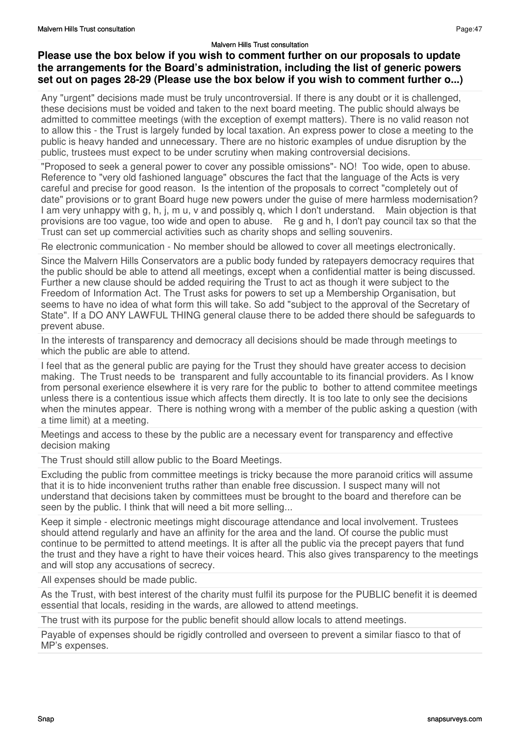**Please use the box below if you wish to comment further on our proposals to update the arrangements for the Board's administration, including the list of generic powers set out on pages 28-29 (Please use the box below if you wish to comment further o...)**

Any "urgent" decisions made must be truly uncontroversial. If there is any doubt or it is challenged, these decisions must be voided and taken to the next board meeting. The public should always be admitted to committee meetings (with the exception of exempt matters). There is no valid reason not to allow this - the Trust is largely funded by local taxation. An express power to close a meeting to the public is heavy handed and unnecessary. There are no historic examples of undue disruption by the public, trustees must expect to be under scrutiny when making controversial decisions.

"Proposed to seek a general power to cover any possible omissions"- NO! Too wide, open to abuse. Reference to "very old fashioned language" obscures the fact that the language of the Acts is very careful and precise for good reason. Is the intention of the proposals to correct "completely out of date" provisions or to grant Board huge new powers under the guise of mere harmless modernisation? I am very unhappy with g, h, j, m u, v and possibly q, which I don't understand. Main objection is that provisions are too vague, too wide and open to abuse. Re g and h, I don't pay council tax so that the Trust can set up commercial activities such as charity shops and selling souvenirs.

Re electronic communication - No member should be allowed to cover all meetings electronically.

Since the Malvern Hills Conservators are a public body funded by ratepayers democracy requires that the public should be able to attend all meetings, except when a confidential matter is being discussed. Further a new clause should be added requiring the Trust to act as though it were subject to the Freedom of Information Act. The Trust asks for powers to set up a Membership Organisation, but seems to have no idea of what form this will take. So add "subject to the approval of the Secretary of State". If a DO ANY LAWFUL THING general clause there to be added there should be safeguards to prevent abuse.

In the interests of transparency and democracy all decisions should be made through meetings to which the public are able to attend.

I feel that as the general public are paying for the Trust they should have greater access to decision making. The Trust needs to be transparent and fully accountable to its financial providers. As I know from personal exerience elsewhere it is very rare for the public to bother to attend commitee meetings unless there is a contentious issue which affects them directly. It is too late to only see the decisions when the minutes appear. There is nothing wrong with a member of the public asking a question (with a time limit) at a meeting.

Meetings and access to these by the public are a necessary event for transparency and effective decision making

The Trust should still allow public to the Board Meetings.

Excluding the public from committee meetings is tricky because the more paranoid critics will assume that it is to hide inconvenient truths rather than enable free discussion. I suspect many will not understand that decisions taken by committees must be brought to the board and therefore can be seen by the public. I think that will need a bit more selling...

Keep it simple - electronic meetings might discourage attendance and local involvement. Trustees should attend regularly and have an affinity for the area and the land. Of course the public must continue to be permitted to attend meetings. It is after all the public via the precept payers that fund the trust and they have a right to have their voices heard. This also gives transparency to the meetings and will stop any accusations of secrecy.

All expenses should be made public.

As the Trust, with best interest of the charity must fulfil its purpose for the PUBLIC benefit it is deemed essential that locals, residing in the wards, are allowed to attend meetings.

The trust with its purpose for the public benefit should allow locals to attend meetings.

Payable of expenses should be rigidly controlled and overseen to prevent a similar fiasco to that of MP's expenses.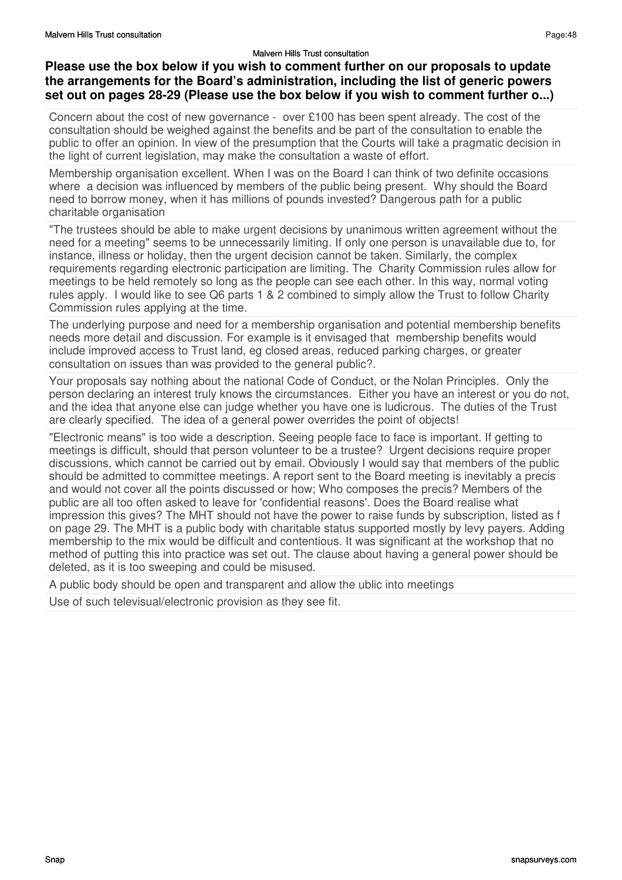### Please use the box below if you wish to comment further on our proposals to update the arrangements for the Board's administration, including the list of generic powers set out on pages 28-29 (Please use the box below if you wish to comment further o...)

Concern about the cost of new governance - over £100 has been spent already. The cost of the consultation should be weighed against the benefits and be part of the consultation to enable the public to offer an opinion. In view of the presumption that the Courts will take a pragmatic decision in the light of current legislation, may make the consultation a waste of effort.

Membership organisation excellent. When I was on the Board I can think of two definite occasions where a decision was influenced by members of the public being present. Why should the Board need to borrow money, when it has millions of pounds invested? Dangerous path for a public charitable organisation

"The trustees should be able to make urgent decisions by unanimous written agreement without the need for a meeting" seems to be unnecessarily limiting. If only one person is unavailable due to, for instance, illness or holiday, then the urgent decision cannot be taken. Similarly, the complex requirements regarding electronic participation are limiting. The Charity Commission rules allow for meetings to be held remotely so long as the people can see each other. In this way, normal voting rules apply. I would like to see Q6 parts 1 & 2 combined to simply allow the Trust to follow Charity Commission rules applying at the time.

The underlying purpose and need for a membership organisation and potential membership benefits needs more detail and discussion. For example is it envisaged that membership benefits would include improved access to Trust land, eg closed areas, reduced parking charges, or greater consultation on issues than was provided to the general public?.

Your proposals say nothing about the national Code of Conduct, or the Nolan Principles. Only the person declaring an interest truly knows the circumstances. Either you have an interest or you do not, and the idea that anyone else can judge whether you have one is ludicrous. The duties of the Trust are clearly specified. The idea of a general power overrides the point of objects!

"Electronic means" is too wide a description. Seeing people face to face is important. If getting to meetings is difficult, should that person volunteer to be a trustee? Urgent decisions require proper discussions, which cannot be carried out by email. Obviously I would say that members of the public should be admitted to committee meetings. A report sent to the Board meeting is inevitably a precis and would not cover all the points discussed or how; Who composes the precis? Members of the public are all too often asked to leave for 'confidential reasons'. Does the Board realise what impression this gives? The MHT should not have the power to raise funds by subscription, listed as f on page 29. The MHT is a public body with charitable status supported mostly by levy payers. Adding membership to the mix would be difficult and contentious. It was significant at the workshop that no method of putting this into practice was set out. The clause about having a general power should be deleted, as it is too sweeping and could be misused.

A public body should be open and transparent and allow the ublic into meetings

Use of such televisual/electronic provision as they see fit.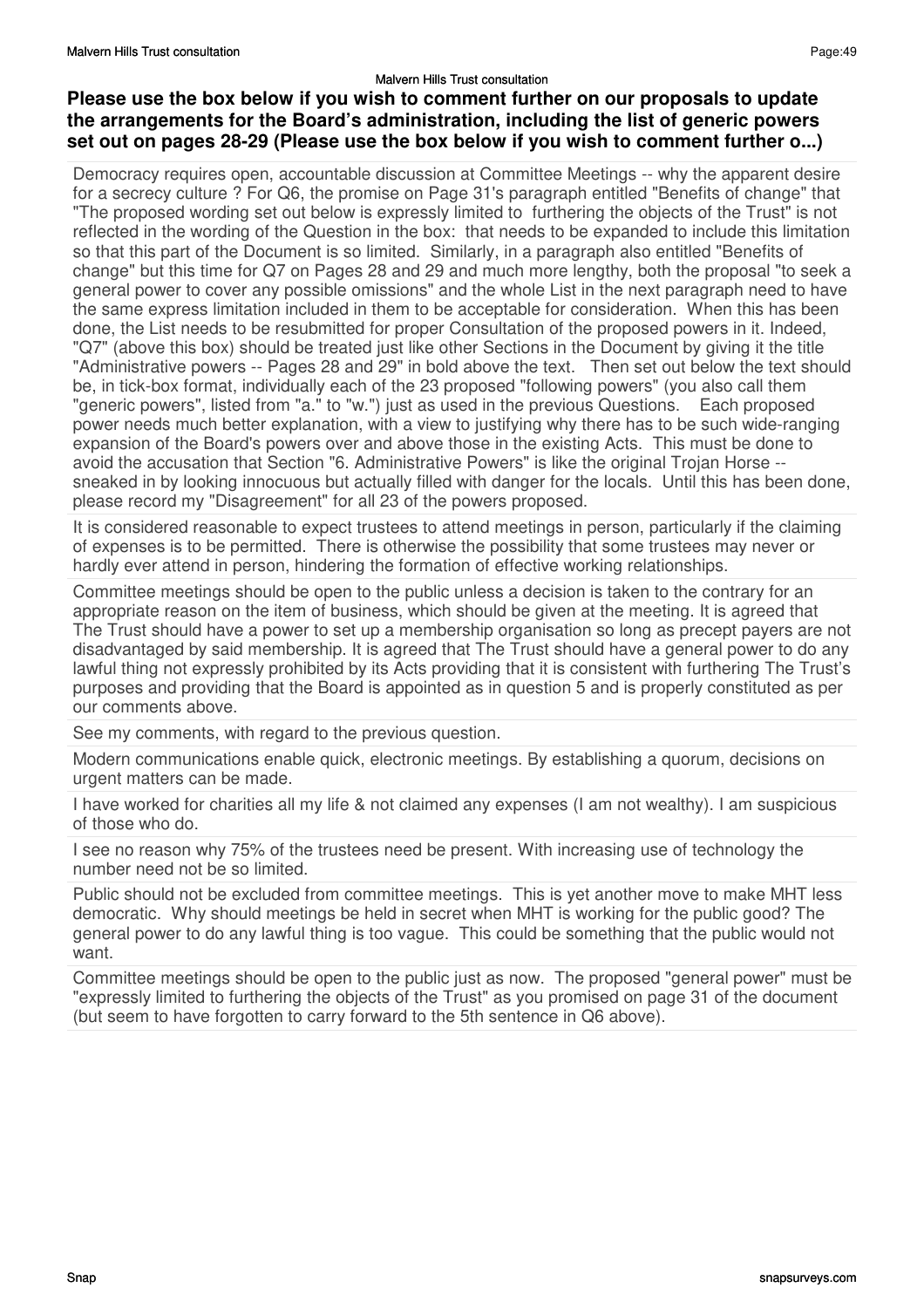**Please use the box below if you wish to comment further on our proposals to update the arrangements for the Board's administration, including the list of generic powers set out on pages 28-29 (Please use the box below if you wish to comment further o...)**

Democracy requires open, accountable discussion at Committee Meetings -- why the apparent desire for a secrecy culture ? For Q6, the promise on Page 31's paragraph entitled "Benefits of change" that "The proposed wording set out below is expressly limited to furthering the objects of the Trust" is not reflected in the wording of the Question in the box: that needs to be expanded to include this limitation so that this part of the Document is so limited. Similarly, in a paragraph also entitled "Benefits of change" but this time for Q7 on Pages 28 and 29 and much more lengthy, both the proposal "to seek a general power to cover any possible omissions" and the whole List in the next paragraph need to have the same express limitation included in them to be acceptable for consideration. When this has been done, the List needs to be resubmitted for proper Consultation of the proposed powers in it. Indeed, "Q7" (above this box) should be treated just like other Sections in the Document by giving it the title "Administrative powers -- Pages 28 and 29" in bold above the text. Then set out below the text should be, in tick-box format, individually each of the 23 proposed "following powers" (you also call them "generic powers", listed from "a." to "w.") just as used in the previous Questions. Each proposed power needs much better explanation, with a view to justifying why there has to be such wide-ranging expansion of the Board's powers over and above those in the existing Acts. This must be done to avoid the accusation that Section "6. Administrative Powers" is like the original Trojan Horse -- sneaked in by looking innocuous but actually filled with danger for the locals. Until this has been done, please record my "Disagreement" for all 23 of the powers proposed.

It is considered reasonable to expect trustees to attend meetings in person, particularly if the claiming of expenses is to be permitted. There is otherwise the possibility that some trustees may never or hardly ever attend in person, hindering the formation of effective working relationships.

Committee meetings should be open to the public unless a decision is taken to the contrary for an appropriate reason on the item of business, which should be given at the meeting. It is agreed that The Trust should have a power to set up a membership organisation so long as precept payers are not disadvantaged by said membership. It is agreed that The Trust should have a general power to do any lawful thing not expressly prohibited by its Acts providing that it is consistent with furthering The Trust's purposes and providing that the Board is appointed as in question 5 and is properly constituted as per our comments above.

See my comments, with regard to the previous question.

Modern communications enable quick, electronic meetings. By establishing a quorum, decisions on urgent matters can be made.

I have worked for charities all my life & not claimed any expenses (I am not wealthy). I am suspicious of those who do.

I see no reason why 75% of the trustees need be present. With increasing use of technology the number need not be so limited.

Public should not be excluded from committee meetings. This is yet another move to make MHT less democratic. Why should meetings be held in secret when MHT is working for the public good? The general power to do any lawful thing is too vague. This could be something that the public would not want.

Committee meetings should be open to the public just as now. The proposed "general power" must be "expressly limited to furthering the objects of the Trust" as you promised on page 31 of the document (but seem to have forgotten to carry forward to the 5th sentence in Q6 above).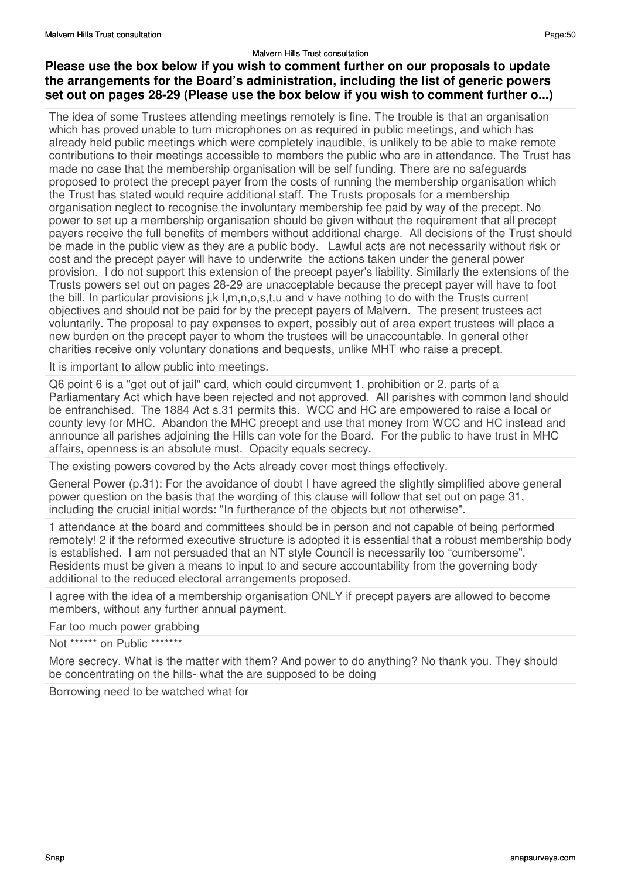**Please use the box below if you wish to comment further on our proposals to update the arrangements for the Board's administration, including the list of generic powers set out on pages 28-29 (Please use the box below if you wish to comment further o...)**

The idea of some Trustees attending meetings remotely is fine. The trouble is that an organisation which has proved unable to turn microphones on as required in public meetings, and which has already held public meetings which were completely inaudible, is unlikely to be able to make remote contributions to their meetings accessible to members the public who are in attendance. The Trust has made no case that the membership organisation will be self funding. There are no safeguards proposed to protect the precept payer from the costs of running the membership organisation which the Trust has stated would require additional staff. The Trusts proposals for a membership organisation neglect to recognise the involuntary membership fee paid by way of the precept. No power to set up a membership organisation should be given without the requirement that all precept payers receive the full benefits of members without additional charge. All decisions of the Trust should be made in the public view as they are a public body. Lawful acts are not necessarily without risk or cost and the precept payer will have to underwrite the actions taken under the general power provision. I do not support this extension of the precept payer's liability. Similarly the extensions of the Trusts powers set out on pages 28-29 are unacceptable because the precept payer will have to foot the bill. In particular provisions j,k l,m,n,o,s,t,u and v have nothing to do with the Trusts current objectives and should not be paid for by the precept payers of Malvern. The present trustees act voluntarily. The proposal to pay expenses to expert, possibly out of area expert trustees will place a new burden on the precept payer to whom the trustees will be unaccountable. In general other charities receive only voluntary donations and bequests, unlike MHT who raise a precept.

It is important to allow public into meetings.

Q6 point 6 is a "get out of jail" card, which could circumvent 1. prohibition or 2. parts of a Parliamentary Act which have been rejected and not approved. All parishes with common land should be enfranchised. The 1884 Act s.31 permits this. WCC and HC are empowered to raise a local or county levy for MHC. Abandon the MHC precept and use that money from WCC and HC instead and announce all parishes adjoining the Hills can vote for the Board. For the public to have trust in MHC affairs, openness is an absolute must. Opacity equals secrecy.

The existing powers covered by the Acts already cover most things effectively.

General Power (p.31): For the avoidance of doubt I have agreed the slightly simplified above general power question on the basis that the wording of this clause will follow that set out on page 31, including the crucial initial words: "In furtherance of the objects but not otherwise".

1 attendance at the board and committees should be in person and not capable of being performed remotely! 2 if the reformed executive structure is adopted it is essential that a robust membership body is established. I am not persuaded that an NT style Council is necessarily too "cumbersome". Residents must be given a means to input to and secure accountability from the governing body additional to the reduced electoral arrangements proposed.

I agree with the idea of a membership organisation ONLY if precept payers are allowed to become members, without any further annual payment.

Far too much power grabbing

Not ****** on Public *******

More secrecy. What is the matter with them? And power to do anything? No thank you. They should be concentrating on the hills- what the are supposed to be doing

Borrowing need to be watched what for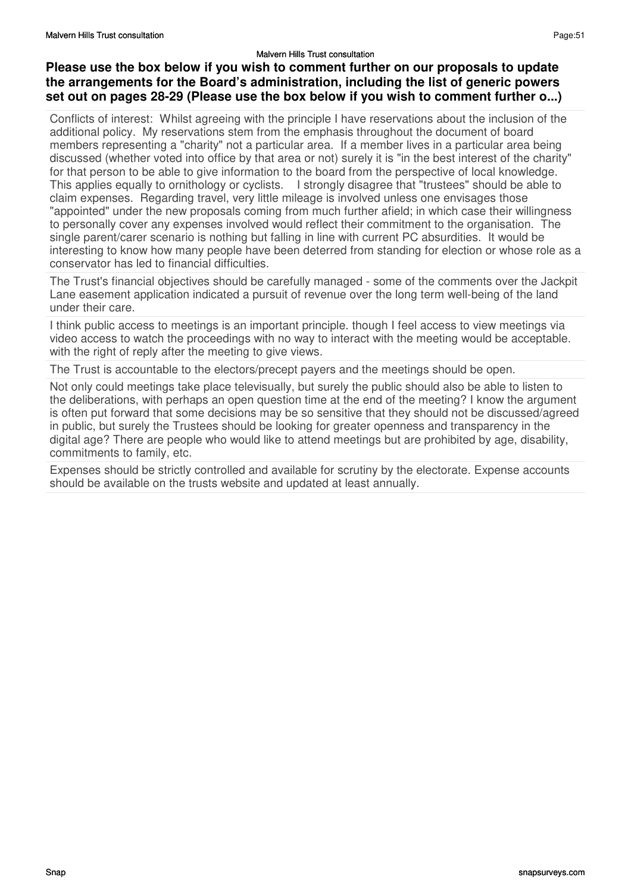## Please use the box below if you wish to comment further on our proposals to update the arrangements for the Board's administration, including the list of generic powers set out on pages 28-29 (Please use the box below if you wish to comment further o...)

Conflicts of interest: Whilst agreeing with the principle I have reservations about the inclusion of the additional policy. My reservations stem from the emphasis throughout the document of board members representing a "charity" not a particular area. If a member lives in a particular area being discussed (whether voted into office by that area or not) surely it is "in the best interest of the charity" for that person to be able to give information to the board from the perspective of local knowledge. This applies equally to ornithology or cyclists. I strongly disagree that "trustees" should be able to claim expenses. Regarding travel, very little mileage is involved unless one envisages those "appointed" under the new proposals coming from much further afield; in which case their willingness to personally cover any expenses involved would reflect their commitment to the organisation. The single parent/carer scenario is nothing but falling in line with current PC absurdities. It would be interesting to know how many people have been deterred from standing for election or whose role as a conservator has led to financial difficulties.

The Trust's financial objectives should be carefully managed - some of the comments over the Jackpit Lane easement application indicated a pursuit of revenue over the long term well-being of the land under their care.

I think public access to meetings is an important principle. though I feel access to view meetings via video access to watch the proceedings with no way to interact with the meeting would be acceptable. with the right of reply after the meeting to give views.

The Trust is accountable to the electors/precept payers and the meetings should be open.

Not only could meetings take place televisually, but surely the public should also be able to listen to the deliberations, with perhaps an open question time at the end of the meeting? I know the argument is often put forward that some decisions may be so sensitive that they should not be discussed/agreed in public, but surely the Trustees should be looking for greater openness and transparency in the digital age? There are people who would like to attend meetings but are prohibited by age, disability, commitments to family, etc.

Expenses should be strictly controlled and available for scrutiny by the electorate. Expense accounts should be available on the trusts website and updated at least annually.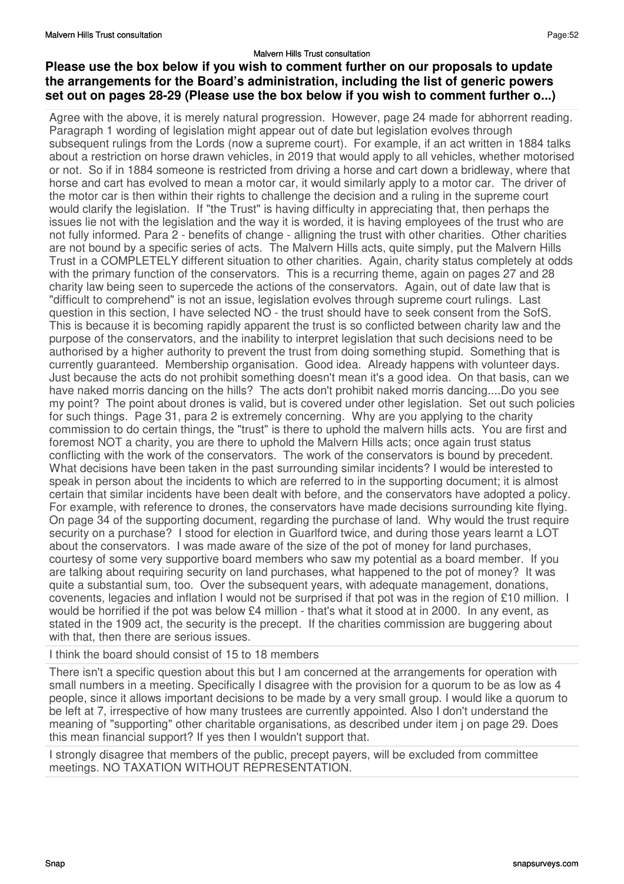**Please use the box below if you wish to comment further on our proposals to update the arrangements for the Board's administration, including the list of generic powers set out on pages 28-29 (Please use the box below if you wish to comment further o...)**

Agree with the above, it is merely natural progression. However, page 24 made for abhorrent reading. Paragraph 1 wording of legislation might appear out of date but legislation evolves through subsequent rulings from the Lords (now a supreme court). For example, if an act written in 1884 talks about a restriction on horse drawn vehicles, in 2019 that would apply to all vehicles, whether motorised or not. So if in 1884 someone is restricted from driving a horse and cart down a bridleway, where that horse and cart has evolved to mean a motor car, it would similarly apply to a motor car. The driver of the motor car is then within their rights to challenge the decision and a ruling in the supreme court would clarify the legislation. If "the Trust" is having difficulty in appreciating that, then perhaps the issues lie not with the legislation and the way it is worded, it is having employees of the trust who are not fully informed. Para 2 - benefits of change - alligning the trust with other charities. Other charities are not bound by a specific series of acts. The Malvern Hills acts, quite simply, put the Malvern Hills Trust in a COMPLETELY different situation to other charities. Again, charity status completely at odds with the primary function of the conservators. This is a recurring theme, again on pages 27 and 28 charity law being seen to supercede the actions of the conservators. Again, out of date law that is "difficult to comprehend" is not an issue, legislation evolves through supreme court rulings. Last question in this section, I have selected NO - the trust should have to seek consent from the SofS. This is because it is becoming rapidly apparent the trust is so conflicted between charity law and the purpose of the conservators, and the inability to interpret legislation that such decisions need to be authorised by a higher authority to prevent the trust from doing something stupid. Something that is currently guaranteed. Membership organisation. Good idea. Already happens with volunteer days. Just because the acts do not prohibit something doesn't mean it's a good idea. On that basis, can we have naked morris dancing on the hills? The acts don't prohibit naked morris dancing....Do you see my point? The point about drones is valid, but is covered under other legislation. Set out such policies for such things. Page 31, para 2 is extremely concerning. Why are you applying to the charity commission to do certain things, the "trust" is there to uphold the malvern hills acts. You are first and foremost NOT a charity, you are there to uphold the Malvern Hills acts; once again trust status conflicting with the work of the conservators. The work of the conservators is bound by precedent. What decisions have been taken in the past surrounding similar incidents? I would be interested to speak in person about the incidents to which are referred to in the supporting document; it is almost certain that similar incidents have been dealt with before, and the conservators have adopted a policy. For example, with reference to drones, the conservators have made decisions surrounding kite flying. On page 34 of the supporting document, regarding the purchase of land. Why would the trust require security on a purchase? I stood for election in Guarlford twice, and during those years learnt a LOT about the conservators. I was made aware of the size of the pot of money for land purchases, courtesy of some very supportive board members who saw my potential as a board member. If you are talking about requiring security on land purchases, what happened to the pot of money? It was quite a substantial sum, too. Over the subsequent years, with adequate management, donations, covenents, legacies and inflation I would not be surprised if that pot was in the region of £10 million. I would be horrified if the pot was below £4 million - that's what it stood at in 2000. In any event, as stated in the 1909 act, the security is the precept. If the charities commission are buggering about with that, then there are serious issues.

I think the board should consist of 15 to 18 members

There isn't a specific question about this but I am concerned at the arrangements for operation with small numbers in a meeting. Specifically I disagree with the provision for a quorum to be as low as 4 people, since it allows important decisions to be made by a very small group. I would like a quorum to be left at 7, irrespective of how many trustees are currently appointed. Also I don't understand the meaning of "supporting" other charitable organisations, as described under item j on page 29. Does this mean financial support? If yes then I wouldn't support that.

I strongly disagree that members of the public, precept payers, will be excluded from committee meetings. NO TAXATION WITHOUT REPRESENTATION.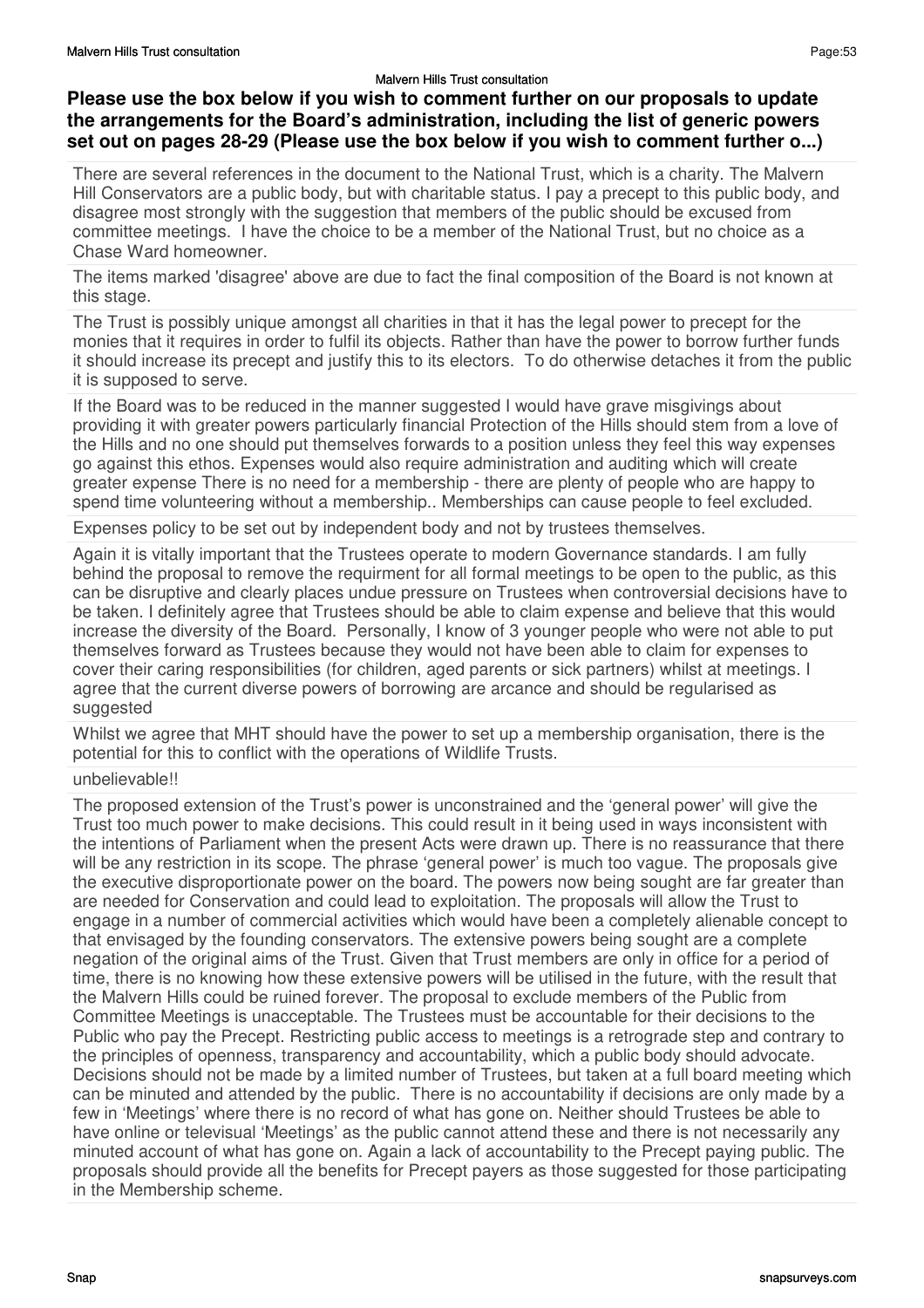**Please use the box below if you wish to comment further on our proposals to update the arrangements for the Board's administration, including the list of generic powers set out on pages 28-29 (Please use the box below if you wish to comment further o...)**

There are several references in the document to the National Trust, which is a charity. The Malvern Hill Conservators are a public body, but with charitable status. I pay a precept to this public body, and disagree most strongly with the suggestion that members of the public should be excused from committee meetings. I have the choice to be a member of the National Trust, but no choice as a Chase Ward homeowner.

The items marked 'disagree' above are due to fact the final composition of the Board is not known at this stage.

The Trust is possibly unique amongst all charities in that it has the legal power to precept for the monies that it requires in order to fulfil its objects. Rather than have the power to borrow further funds it should increase its precept and justify this to its electors. To do otherwise detaches it from the public it is supposed to serve.

If the Board was to be reduced in the manner suggested I would have grave misgivings about providing it with greater powers particularly financial Protection of the Hills should stem from a love of the Hills and no one should put themselves forwards to a position unless they feel this way expenses go against this ethos. Expenses would also require administration and auditing which will create greater expense There is no need for a membership - there are plenty of people who are happy to spend time volunteering without a membership.. Memberships can cause people to feel excluded.

Expenses policy to be set out by independent body and not by trustees themselves.

Again it is vitally important that the Trustees operate to modern Governance standards. I am fully behind the proposal to remove the requirment for all formal meetings to be open to the public, as this can be disruptive and clearly places undue pressure on Trustees when controversial decisions have to be taken. I definitely agree that Trustees should be able to claim expense and believe that this would increase the diversity of the Board. Personally, I know of 3 younger people who were not able to put themselves forward as Trustees because they would not have been able to claim for expenses to cover their caring responsibilities (for children, aged parents or sick partners) whilst at meetings. I agree that the current diverse powers of borrowing are arcance and should be regularised as suggested

Whilst we agree that MHT should have the power to set up a membership organisation, there is the potential for this to conflict with the operations of Wildlife Trusts.

unbelievable!!

The proposed extension of the Trust's power is unconstrained and the 'general power' will give the Trust too much power to make decisions. This could result in it being used in ways inconsistent with the intentions of Parliament when the present Acts were drawn up. There is no reassurance that there will be any restriction in its scope. The phrase 'general power' is much too vague. The proposals give the executive disproportionate power on the board. The powers now being sought are far greater than are needed for Conservation and could lead to exploitation. The proposals will allow the Trust to engage in a number of commercial activities which would have been a completely alienable concept to that envisaged by the founding conservators. The extensive powers being sought are a complete negation of the original aims of the Trust. Given that Trust members are only in office for a period of time, there is no knowing how these extensive powers will be utilised in the future, with the result that the Malvern Hills could be ruined forever. The proposal to exclude members of the Public from Committee Meetings is unacceptable. The Trustees must be accountable for their decisions to the Public who pay the Precept. Restricting public access to meetings is a retrograde step and contrary to the principles of openness, transparency and accountability, which a public body should advocate. Decisions should not be made by a limited number of Trustees, but taken at a full board meeting which can be minuted and attended by the public. There is no accountability if decisions are only made by a few in 'Meetings' where there is no record of what has gone on. Neither should Trustees be able to have online or televisual 'Meetings' as the public cannot attend these and there is not necessarily any minuted account of what has gone on. Again a lack of accountability to the Precept paying public. The proposals should provide all the benefits for Precept payers as those suggested for those participating in the Membership scheme.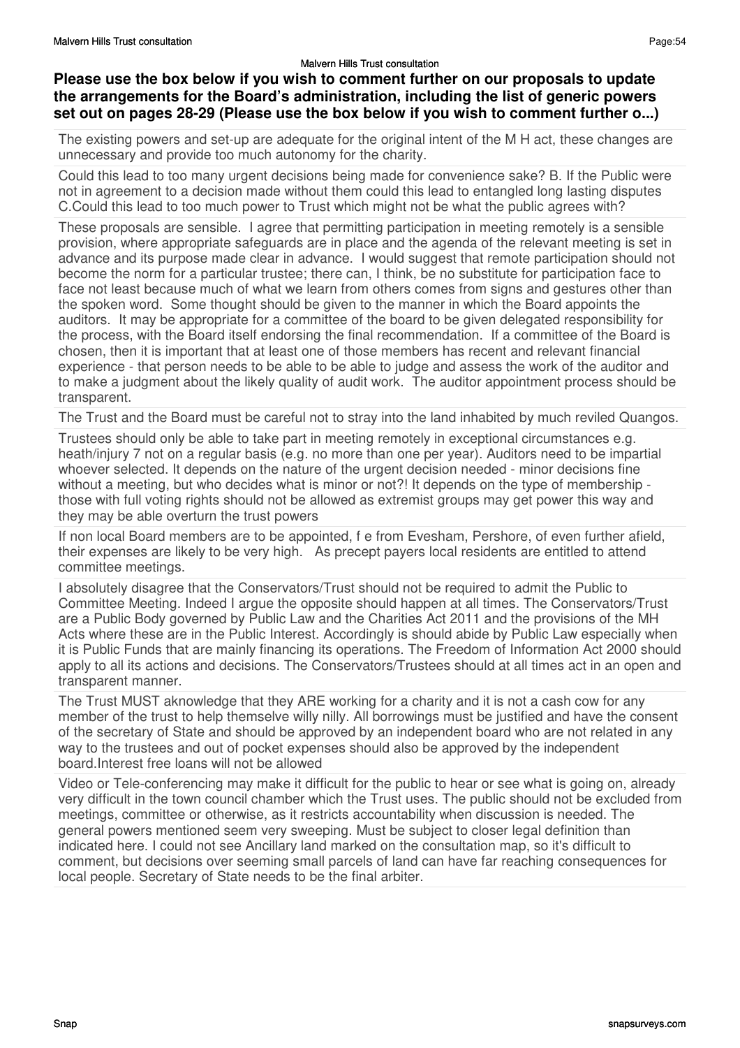**Please use the box below if you wish to comment further on our proposals to update the arrangements for the Board's administration, including the list of generic powers set out on pages 28-29 (Please use the box below if you wish to comment further o...)**

The existing powers and set-up are adequate for the original intent of the M H act, these changes are unnecessary and provide too much autonomy for the charity.

Could this lead to too many urgent decisions being made for convenience sake? B. If the Public were not in agreement to a decision made without them could this lead to entangled long lasting disputes C.Could this lead to too much power to Trust which might not be what the public agrees with?

These proposals are sensible. I agree that permitting participation in meeting remotely is a sensible provision, where appropriate safeguards are in place and the agenda of the relevant meeting is set in advance and its purpose made clear in advance. I would suggest that remote participation should not become the norm for a particular trustee; there can, I think, be no substitute for participation face to face not least because much of what we learn from others comes from signs and gestures other than the spoken word. Some thought should be given to the manner in which the Board appoints the auditors. It may be appropriate for a committee of the board to be given delegated responsibility for the process, with the Board itself endorsing the final recommendation. If a committee of the Board is chosen, then it is important that at least one of those members has recent and relevant financial experience - that person needs to be able to be able to judge and assess the work of the auditor and to make a judgment about the likely quality of audit work. The auditor appointment process should be transparent.

The Trust and the Board must be careful not to stray into the land inhabited by much reviled Quangos.

Trustees should only be able to take part in meeting remotely in exceptional circumstances e.g. heath/injury 7 not on a regular basis (e.g. no more than one per year). Auditors need to be impartial whoever selected. It depends on the nature of the urgent decision needed - minor decisions fine without a meeting, but who decides what is minor or not?! It depends on the type of membership - those with full voting rights should not be allowed as extremist groups may get power this way and they may be able overturn the trust powers

If non local Board members are to be appointed, f e from Evesham, Pershore, of even further afield, their expenses are likely to be very high. As precept payers local residents are entitled to attend committee meetings.

I absolutely disagree that the Conservators/Trust should not be required to admit the Public to Committee Meeting. Indeed I argue the opposite should happen at all times. The Conservators/Trust are a Public Body governed by Public Law and the Charities Act 2011 and the provisions of the MH Acts where these are in the Public Interest. Accordingly is should abide by Public Law especially when it is Public Funds that are mainly financing its operations. The Freedom of Information Act 2000 should apply to all its actions and decisions. The Conservators/Trustees should at all times act in an open and transparent manner.

The Trust MUST aknowledge that they ARE working for a charity and it is not a cash cow for any member of the trust to help themselve willy nilly. All borrowings must be justified and have the consent of the secretary of State and should be approved by an independent board who are not related in any way to the trustees and out of pocket expenses should also be approved by the independent board.Interest free loans will not be allowed

Video or Tele-conferencing may make it difficult for the public to hear or see what is going on, already very difficult in the town council chamber which the Trust uses. The public should not be excluded from meetings, committee or otherwise, as it restricts accountability when discussion is needed. The general powers mentioned seem very sweeping. Must be subject to closer legal definition than indicated here. I could not see Ancillary land marked on the consultation map, so it's difficult to comment, but decisions over seeming small parcels of land can have far reaching consequences for local people. Secretary of State needs to be the final arbiter.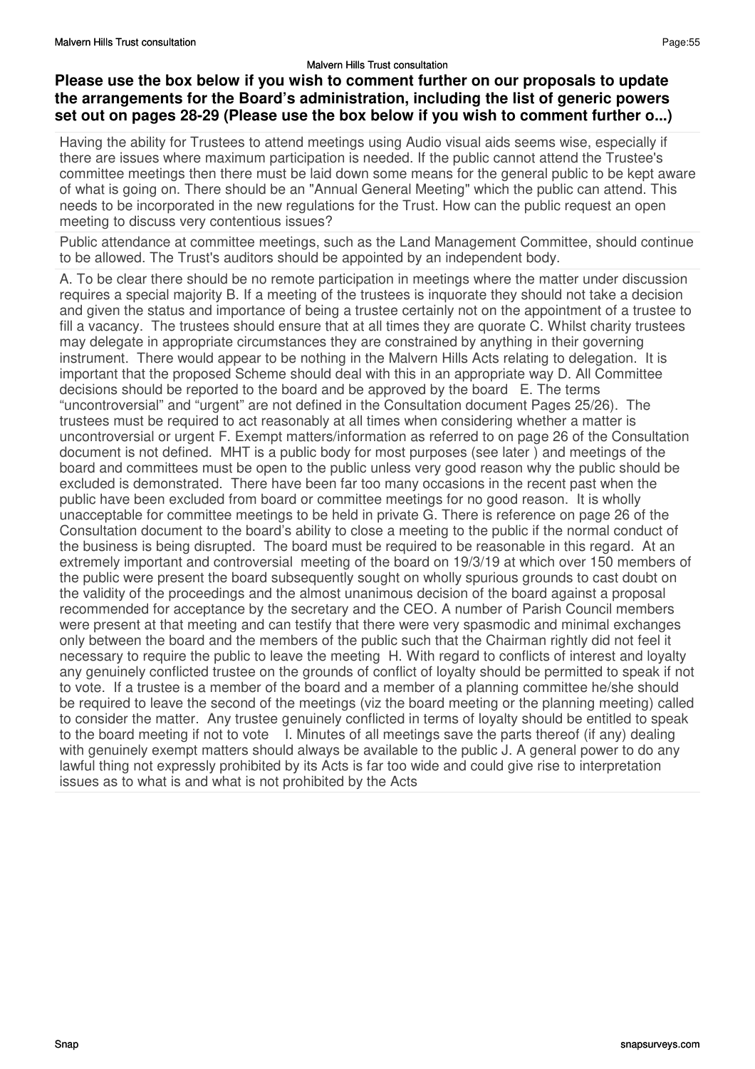### Please use the box below if you wish to comment further on our proposals to update the arrangements for the Board's administration, including the list of generic powers set out on pages 28-29 (Please use the box below if you wish to comment further o...)

Having the ability for Trustees to attend meetings using Audio visual aids seems wise, especially if there are issues where maximum participation is needed. If the public cannot attend the Trustee's committee meetings then there must be laid down some means for the general public to be kept aware of what is going on. There should be an "Annual General Meeting" which the public can attend. This needs to be incorporated in the new regulations for the Trust. How can the public request an open meeting to discuss very contentious issues?

Public attendance at committee meetings, such as the Land Management Committee, should continue to be allowed. The Trust's auditors should be appointed by an independent body.

A. To be clear there should be no remote participation in meetings where the matter under discussion requires a special majority B. If a meeting of the trustees is inquorate they should not take a decision and given the status and importance of being a trustee certainly not on the appointment of a trustee to fill a vacancy. The trustees should ensure that at all times they are quorate C. Whilst charity trustees may delegate in appropriate circumstances they are constrained by anything in their governing instrument. There would appear to be nothing in the Malvern Hills Acts relating to delegation. It is important that the proposed Scheme should deal with this in an appropriate way D. All Committee decisions should be reported to the board and be approved by the board E. The terms "uncontroversial" and "urgent" are not defined in the Consultation document Pages 25/26). The trustees must be required to act reasonably at all times when considering whether a matter is uncontroversial or urgent F. Exempt matters/information as referred to on page 26 of the Consultation document is not defined. MHT is a public body for most purposes (see later ) and meetings of the board and committees must be open to the public unless very good reason why the public should be excluded is demonstrated. There have been far too many occasions in the recent past when the public have been excluded from board or committee meetings for no good reason. It is wholly unacceptable for committee meetings to be held in private G. There is reference on page 26 of the Consultation document to the board's ability to close a meeting to the public if the normal conduct of the business is being disrupted. The board must be required to be reasonable in this regard. At an extremely important and controversial meeting of the board on 19/3/19 at which over 150 members of the public were present the board subsequently sought on wholly spurious grounds to cast doubt on the validity of the proceedings and the almost unanimous decision of the board against a proposal recommended for acceptance by the secretary and the CEO. A number of Parish Council members were present at that meeting and can testify that there were very spasmodic and minimal exchanges only between the board and the members of the public such that the Chairman rightly did not feel it necessary to require the public to leave the meeting H. With regard to conflicts of interest and loyalty any genuinely conflicted trustee on the grounds of conflict of loyalty should be permitted to speak if not to vote. If a trustee is a member of the board and a member of a planning committee he/she should be required to leave the second of the meetings (viz the board meeting or the planning meeting) called to consider the matter. Any trustee genuinely conflicted in terms of loyalty should be entitled to speak to the board meeting if not to vote I. Minutes of all meetings save the parts thereof (if any) dealing with genuinely exempt matters should always be available to the public J. A general power to do any lawful thing not expressly prohibited by its Acts is far too wide and could give rise to interpretation issues as to what is and what is not prohibited by the Acts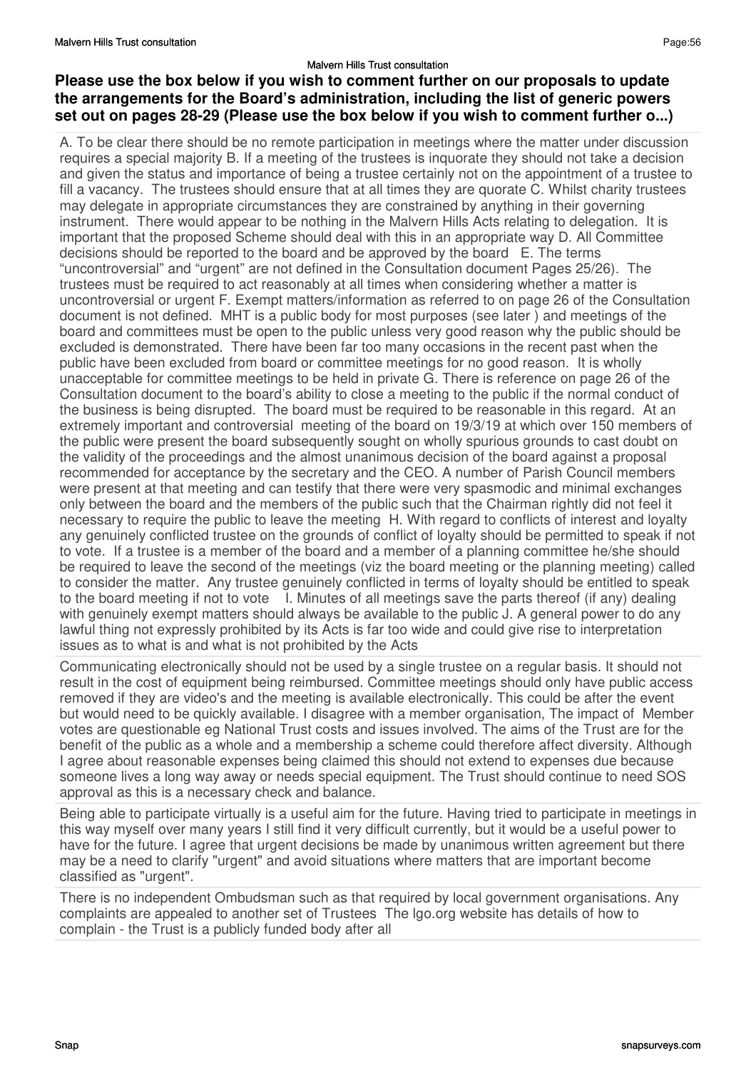**Please use the box below if you wish to comment further on our proposals to update the arrangements for the Board's administration, including the list of generic powers set out on pages 28-29 (Please use the box below if you wish to comment further o...)**

A. To be clear there should be no remote participation in meetings where the matter under discussion requires a special majority B. If a meeting of the trustees is inquorate they should not take a decision and given the status and importance of being a trustee certainly not on the appointment of a trustee to fill a vacancy. The trustees should ensure that at all times they are quorate C. Whilst charity trustees may delegate in appropriate circumstances they are constrained by anything in their governing instrument. There would appear to be nothing in the Malvern Hills Acts relating to delegation. It is important that the proposed Scheme should deal with this in an appropriate way D. All Committee decisions should be reported to the board and be approved by the board E. The terms "uncontroversial" and "urgent" are not defined in the Consultation document Pages 25/26). The trustees must be required to act reasonably at all times when considering whether a matter is uncontroversial or urgent F. Exempt matters/information as referred to on page 26 of the Consultation document is not defined. MHT is a public body for most purposes (see later ) and meetings of the board and committees must be open to the public unless very good reason why the public should be excluded is demonstrated. There have been far too many occasions in the recent past when the public have been excluded from board or committee meetings for no good reason. It is wholly unacceptable for committee meetings to be held in private G. There is reference on page 26 of the Consultation document to the board's ability to close a meeting to the public if the normal conduct of the business is being disrupted. The board must be required to be reasonable in this regard. At an extremely important and controversial meeting of the board on 19/3/19 at which over 150 members of the public were present the board subsequently sought on wholly spurious grounds to cast doubt on the validity of the proceedings and the almost unanimous decision of the board against a proposal recommended for acceptance by the secretary and the CEO. A number of Parish Council members were present at that meeting and can testify that there were very spasmodic and minimal exchanges only between the board and the members of the public such that the Chairman rightly did not feel it necessary to require the public to leave the meeting H. With regard to conflicts of interest and loyalty any genuinely conflicted trustee on the grounds of conflict of loyalty should be permitted to speak if not to vote. If a trustee is a member of the board and a member of a planning committee he/she should be required to leave the second of the meetings (viz the board meeting or the planning meeting) called to consider the matter. Any trustee genuinely conflicted in terms of loyalty should be entitled to speak to the board meeting if not to vote I. Minutes of all meetings save the parts thereof (if any) dealing with genuinely exempt matters should always be available to the public J. A general power to do any lawful thing not expressly prohibited by its Acts is far too wide and could give rise to interpretation issues as to what is and what is not prohibited by the Acts

Communicating electronically should not be used by a single trustee on a regular basis. It should not result in the cost of equipment being reimbursed. Committee meetings should only have public access removed if they are video's and the meeting is available electronically. This could be after the event but would need to be quickly available. I disagree with a member organisation, The impact of Member votes are questionable eg National Trust costs and issues involved. The aims of the Trust are for the benefit of the public as a whole and a membership a scheme could therefore affect diversity. Although I agree about reasonable expenses being claimed this should not extend to expenses due because someone lives a long way away or needs special equipment. The Trust should continue to need SOS approval as this is a necessary check and balance.

Being able to participate virtually is a useful aim for the future. Having tried to participate in meetings in this way myself over many years I still find it very difficult currently, but it would be a useful power to have for the future. I agree that urgent decisions be made by unanimous written agreement but there may be a need to clarify "urgent" and avoid situations where matters that are important become classified as "urgent".

There is no independent Ombudsman such as that required by local government organisations. Any complaints are appealed to another set of Trustees The lgo.org website has details of how to complain - the Trust is a publicly funded body after all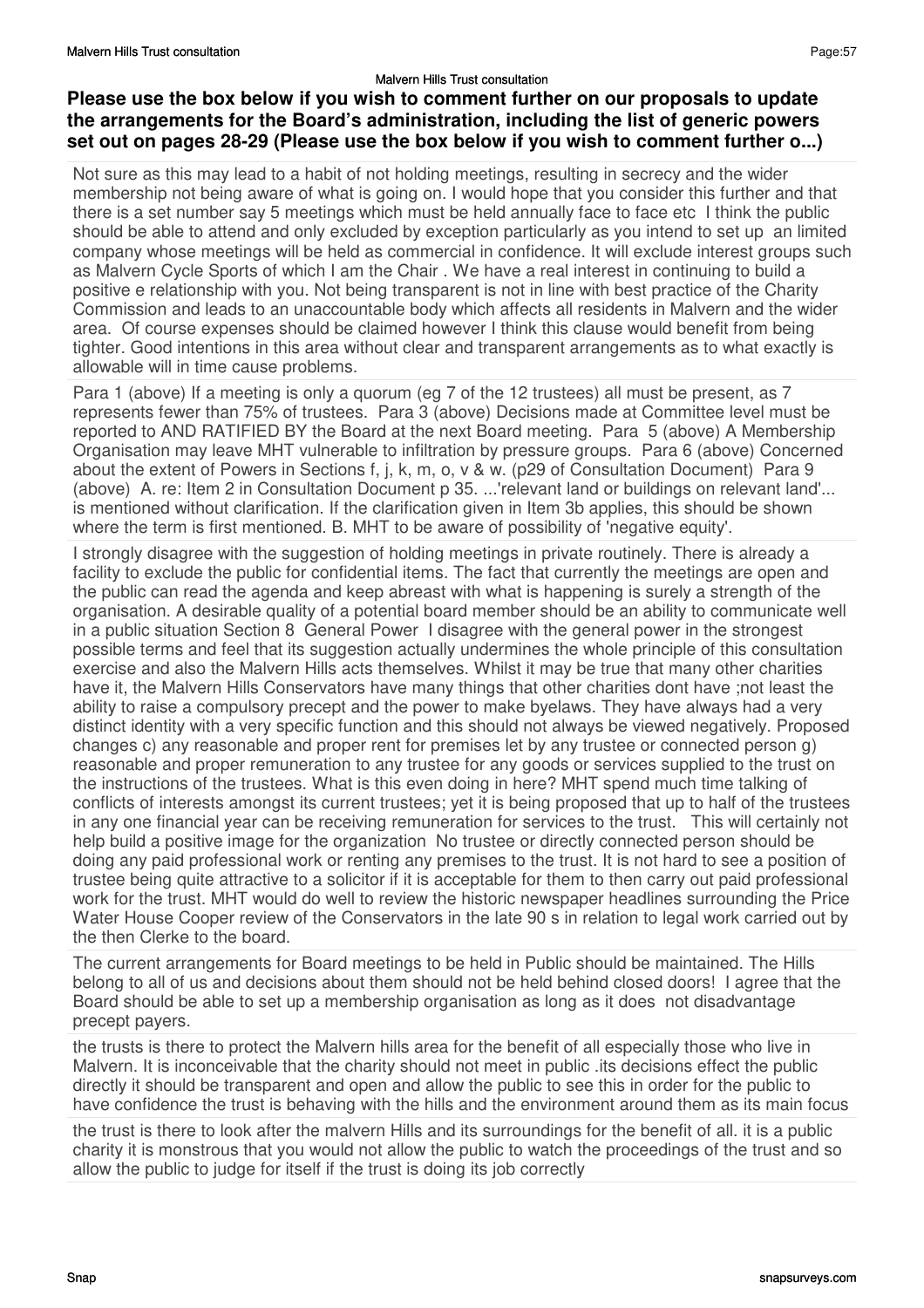## Please use the box below if you wish to comment further on our proposals to update the arrangements for the Board's administration, including the list of generic powers set out on pages 28-29 (Please use the box below if you wish to comment further o...)

Not sure as this may lead to a habit of not holding meetings, resulting in secrecy and the wider membership not being aware of what is going on. I would hope that you consider this further and that there is a set number say 5 meetings which must be held annually face to face etc I think the public should be able to attend and only excluded by exception particularly as you intend to set up an limited company whose meetings will be held as commercial in confidence. It will exclude interest groups such as Malvern Cycle Sports of which I am the Chair . We have a real interest in continuing to build a positive e relationship with you. Not being transparent is not in line with best practice of the Charity Commission and leads to an unaccountable body which affects all residents in Malvern and the wider area. Of course expenses should be claimed however I think this clause would benefit from being tighter. Good intentions in this area without clear and transparent arrangements as to what exactly is allowable will in time cause problems.

Para 1 (above) If a meeting is only a quorum (eg 7 of the 12 trustees) all must be present, as 7 represents fewer than 75% of trustees. Para 3 (above) Decisions made at Committee level must be reported to AND RATIFIED BY the Board at the next Board meeting. Para 5 (above) A Membership Organisation may leave MHT vulnerable to infiltration by pressure groups. Para 6 (above) Concerned about the extent of Powers in Sections f, j, k, m, o, v & w. (p29 of Consultation Document) Para 9 (above) A. re: Item 2 in Consultation Document p 35. ...'relevant land or buildings on relevant land'... is mentioned without clarification. If the clarification given in Item 3b applies, this should be shown where the term is first mentioned. B. MHT to be aware of possibility of 'negative equity'.

I strongly disagree with the suggestion of holding meetings in private routinely. There is already a facility to exclude the public for confidential items. The fact that currently the meetings are open and the public can read the agenda and keep abreast with what is happening is surely a strength of the organisation. A desirable quality of a potential board member should be an ability to communicate well in a public situation Section 8 General Power I disagree with the general power in the strongest possible terms and feel that its suggestion actually undermines the whole principle of this consultation exercise and also the Malvern Hills acts themselves. Whilst it may be true that many other charities have it, the Malvern Hills Conservators have many things that other charities dont have ;not least the ability to raise a compulsory precept and the power to make byelaws. They have always had a very distinct identity with a very specific function and this should not always be viewed negatively. Proposed changes c) any reasonable and proper rent for premises let by any trustee or connected person g) reasonable and proper remuneration to any trustee for any goods or services supplied to the trust on the instructions of the trustees. What is this even doing in here? MHT spend much time talking of conflicts of interests amongst its current trustees; yet it is being proposed that up to half of the trustees in any one financial year can be receiving remuneration for services to the trust. This will certainly not help build a positive image for the organization No trustee or directly connected person should be doing any paid professional work or renting any premises to the trust. It is not hard to see a position of trustee being quite attractive to a solicitor if it is acceptable for them to then carry out paid professional work for the trust. MHT would do well to review the historic newspaper headlines surrounding the Price Water House Cooper review of the Conservators in the late 90 s in relation to legal work carried out by the then Clerke to the board.

The current arrangements for Board meetings to be held in Public should be maintained. The Hills belong to all of us and decisions about them should not be held behind closed doors! I agree that the Board should be able to set up a membership organisation as long as it does not disadvantage precept payers.

the trusts is there to protect the Malvern hills area for the benefit of all especially those who live in Malvern. It is inconceivable that the charity should not meet in public .its decisions effect the public directly it should be transparent and open and allow the public to see this in order for the public to have confidence the trust is behaving with the hills and the environment around them as its main focus

the trust is there to look after the malvern Hills and its surroundings for the benefit of all. it is a public charity it is monstrous that you would not allow the public to watch the proceedings of the trust and so allow the public to judge for itself if the trust is doing its job correctly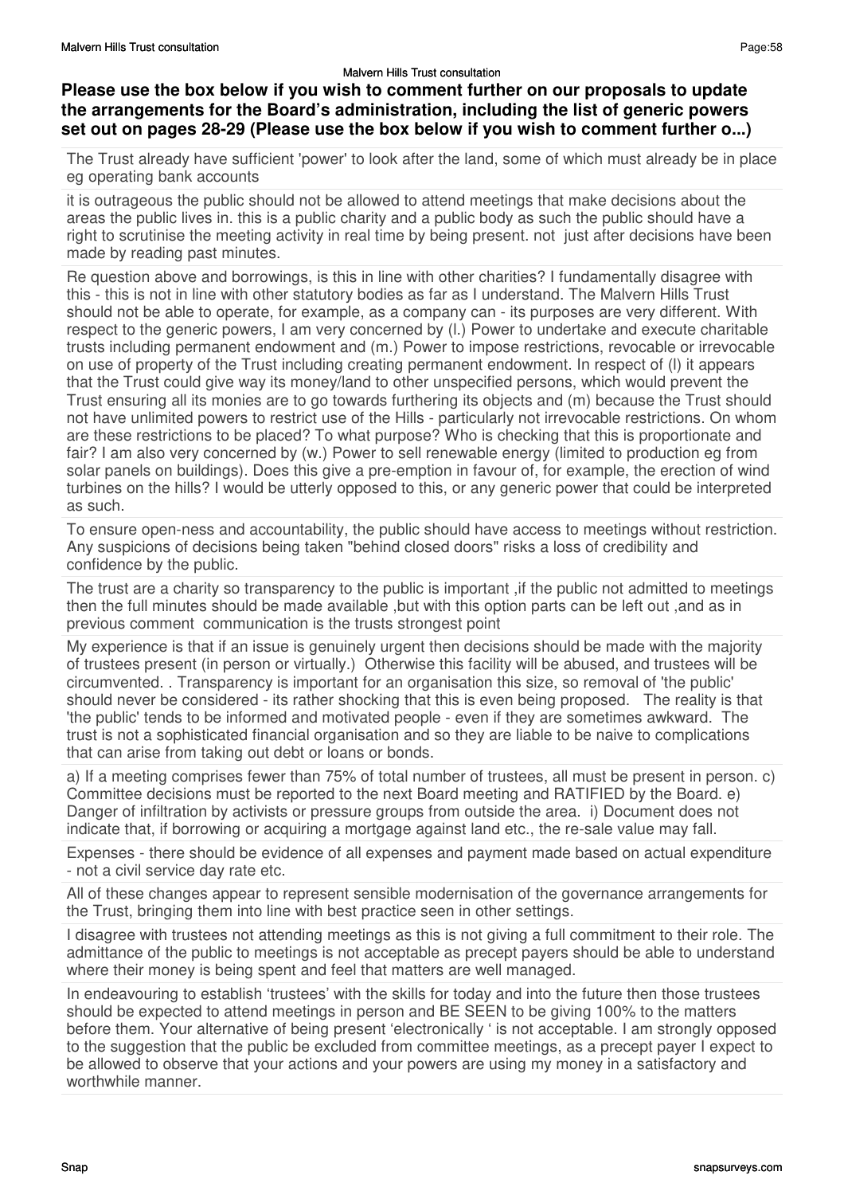## Please use the box below if you wish to comment further on our proposals to update the arrangements for the Board's administration, including the list of generic powers set out on pages 28-29 (Please use the box below if you wish to comment further o...)

The Trust already have sufficient 'power' to look after the land, some of which must already be in place eg operating bank accounts

it is outrageous the public should not be allowed to attend meetings that make decisions about the areas the public lives in. this is a public charity and a public body as such the public should have a right to scrutinise the meeting activity in real time by being present. not just after decisions have been made by reading past minutes.

Re question above and borrowings, is this in line with other charities? I fundamentally disagree with this - this is not in line with other statutory bodies as far as I understand. The Malvern Hills Trust should not be able to operate, for example, as a company can - its purposes are very different. With respect to the generic powers, I am very concerned by (l.) Power to undertake and execute charitable trusts including permanent endowment and (m.) Power to impose restrictions, revocable or irrevocable on use of property of the Trust including creating permanent endowment. In respect of (l) it appears that the Trust could give way its money/land to other unspecified persons, which would prevent the Trust ensuring all its monies are to go towards furthering its objects and (m) because the Trust should not have unlimited powers to restrict use of the Hills - particularly not irrevocable restrictions. On whom are these restrictions to be placed? To what purpose? Who is checking that this is proportionate and fair? I am also very concerned by (w.) Power to sell renewable energy (limited to production eg from solar panels on buildings). Does this give a pre-emption in favour of, for example, the erection of wind turbines on the hills? I would be utterly opposed to this, or any generic power that could be interpreted as such.

To ensure open-ness and accountability, the public should have access to meetings without restriction. Any suspicions of decisions being taken "behind closed doors" risks a loss of credibility and confidence by the public.

The trust are a charity so transparency to the public is important ,if the public not admitted to meetings then the full minutes should be made available ,but with this option parts can be left out ,and as in previous comment communication is the trusts strongest point

My experience is that if an issue is genuinely urgent then decisions should be made with the majority of trustees present (in person or virtually.) Otherwise this facility will be abused, and trustees will be circumvented. . Transparency is important for an organisation this size, so removal of 'the public' should never be considered - its rather shocking that this is even being proposed. The reality is that 'the public' tends to be informed and motivated people - even if they are sometimes awkward. The trust is not a sophisticated financial organisation and so they are liable to be naive to complications that can arise from taking out debt or loans or bonds.

a) If a meeting comprises fewer than 75% of total number of trustees, all must be present in person. c) Committee decisions must be reported to the next Board meeting and RATIFIED by the Board. e) Danger of infiltration by activists or pressure groups from outside the area. i) Document does not indicate that, if borrowing or acquiring a mortgage against land etc., the re-sale value may fall.

Expenses - there should be evidence of all expenses and payment made based on actual expenditure - not a civil service day rate etc.

All of these changes appear to represent sensible modernisation of the governance arrangements for the Trust, bringing them into line with best practice seen in other settings.

I disagree with trustees not attending meetings as this is not giving a full commitment to their role. The admittance of the public to meetings is not acceptable as precept payers should be able to understand where their money is being spent and feel that matters are well managed.

In endeavouring to establish 'trustees' with the skills for today and into the future then those trustees should be expected to attend meetings in person and BE SEEN to be giving 100% to the matters before them. Your alternative of being present 'electronically ' is not acceptable. I am strongly opposed to the suggestion that the public be excluded from committee meetings, as a precept payer I expect to be allowed to observe that your actions and your powers are using my money in a satisfactory and worthwhile manner.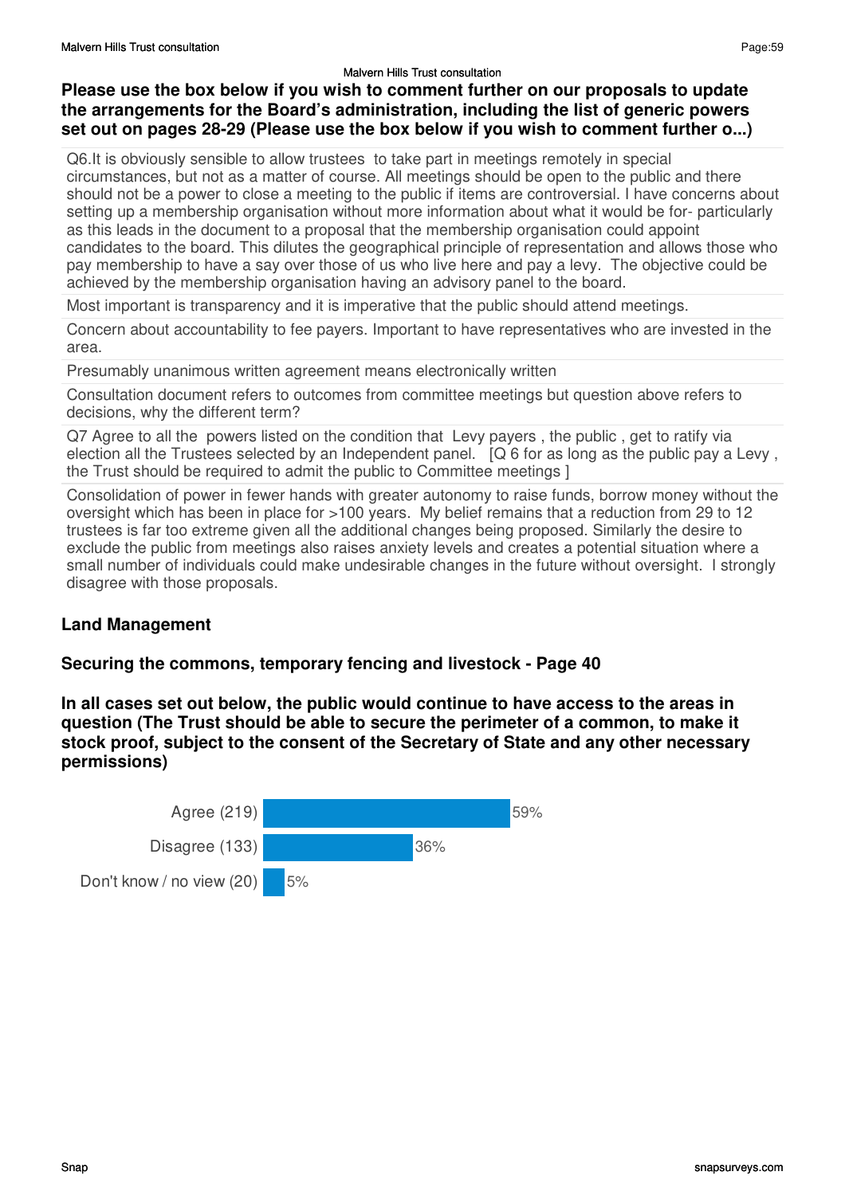Malvern Hills Trust consultation

### Please use the box below if you wish to comment further on our proposals to update the arrangements for the Board's administration, including the list of generic powers set out on pages 28-29 (Please use the box below if you wish to comment further o...)

| |
|---|
| Q6.It is obviously sensible to allow trustees to take part in meetings remotely in special circumstances, but not as a matter of course. All meetings should be open to the public and there should not be a power to close a meeting to the public if items are controversial. I have concerns about setting up a membership organisation without more information about what it would be for- particularly as this leads in the document to a proposal that the membership organisation could appoint candidates to the board. This dilutes the geographical principle of representation and allows those who pay membership to have a say over those of us who live here and pay a levy. The objective could be achieved by the membership organisation having an advisory panel to the board. |
| Most important is transparency and it is imperative that the public should attend meetings. |
| Concern about accountability to fee payers. Important to have representatives who are invested in the area. |
| Presumably unanimous written agreement means electronically written |
| Consultation document refers to outcomes from committee meetings but question above refers to decisions, why the different term? |
| Q7 Agree to all the powers listed on the condition that Levy payers , the public , get to ratify via election all the Trustees selected by an Independent panel. [Q 6 for as long as the public pay a Levy , the Trust should be required to admit the public to Committee meetings ] |
| Consolidation of power in fewer hands with greater autonomy to raise funds, borrow money without the oversight which has been in place for >100 years. My belief remains that a reduction from 29 to 12 trustees is far too extreme given all the additional changes being proposed. Similarly the desire to exclude the public from meetings also raises anxiety levels and creates a potential situation where a small number of individuals could make undesirable changes in the future without oversight. I strongly disagree with those proposals. |

## Land Management

### Securing the commons, temporary fencing and livestock - Page 40

### In all cases set out below, the public would continue to have access to the areas in question (The Trust should be able to secure the perimeter of a common, to make it stock proof, subject to the consent of the Secretary of State and any other necessary permissions)

| Response | Percentage |
|---|---|
| Agree (219) | 59% |
| Disagree (133) | 36% |
| Don't know / no view (20) | 5% |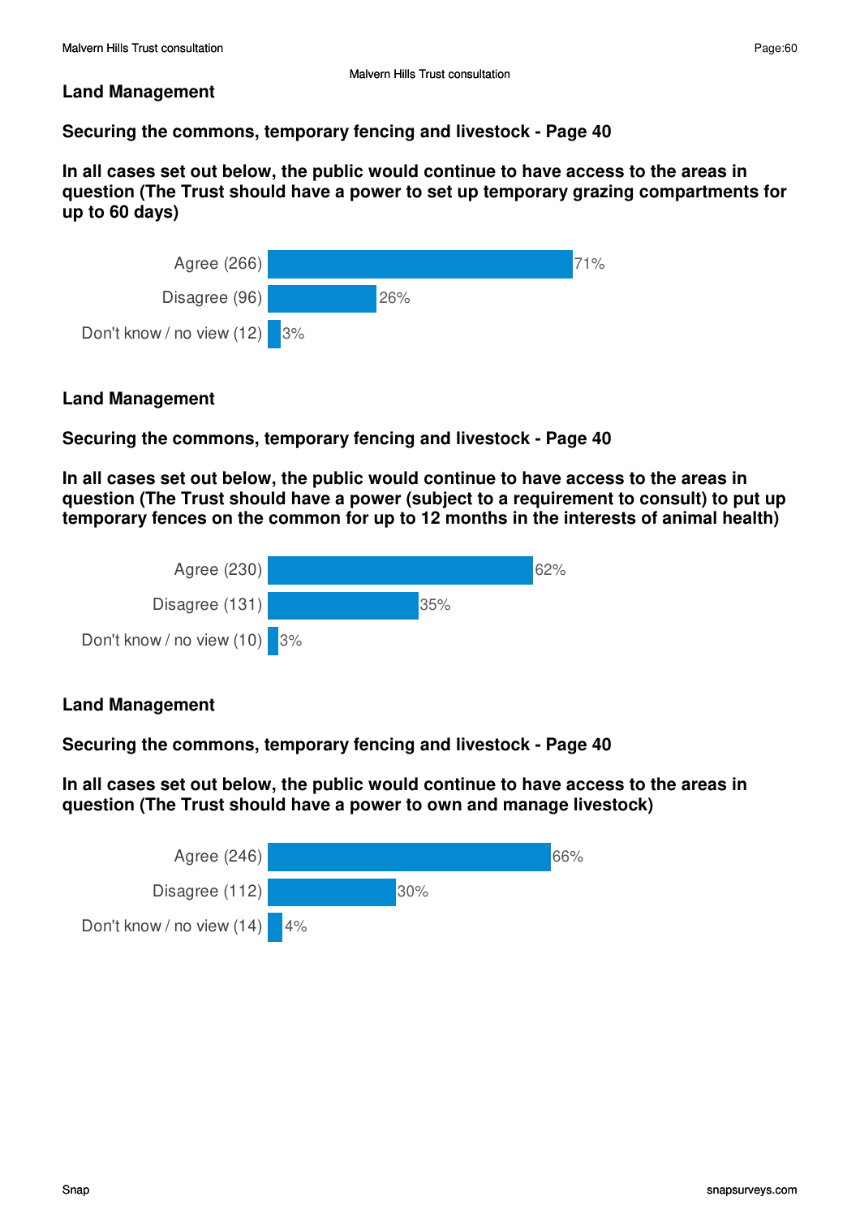## Land Management

### Securing the commons, temporary fencing and livestock - Page 40

**In all cases set out below, the public would continue to have access to the areas in question (The Trust should have a power to set up temporary grazing compartments for up to 60 days)**

| Response | % |
|---|---|
| Agree (266) | 71% |
| Disagree (96) | 26% |
| Don't know / no view (12) | 3% |

## Land Management

### Securing the commons, temporary fencing and livestock - Page 40

**In all cases set out below, the public would continue to have access to the areas in question (The Trust should have a power (subject to a requirement to consult) to put up temporary fences on the common for up to 12 months in the interests of animal health)**

| Response | % |
|---|---|
| Agree (230) | 62% |
| Disagree (131) | 35% |
| Don't know / no view (10) | 3% |

## Land Management

### Securing the commons, temporary fencing and livestock - Page 40

**In all cases set out below, the public would continue to have access to the areas in question (The Trust should have a power to own and manage livestock)**

| Response | % |
|---|---|
| Agree (246) | 66% |
| Disagree (112) | 30% |
| Don't know / no view (14) | 4% |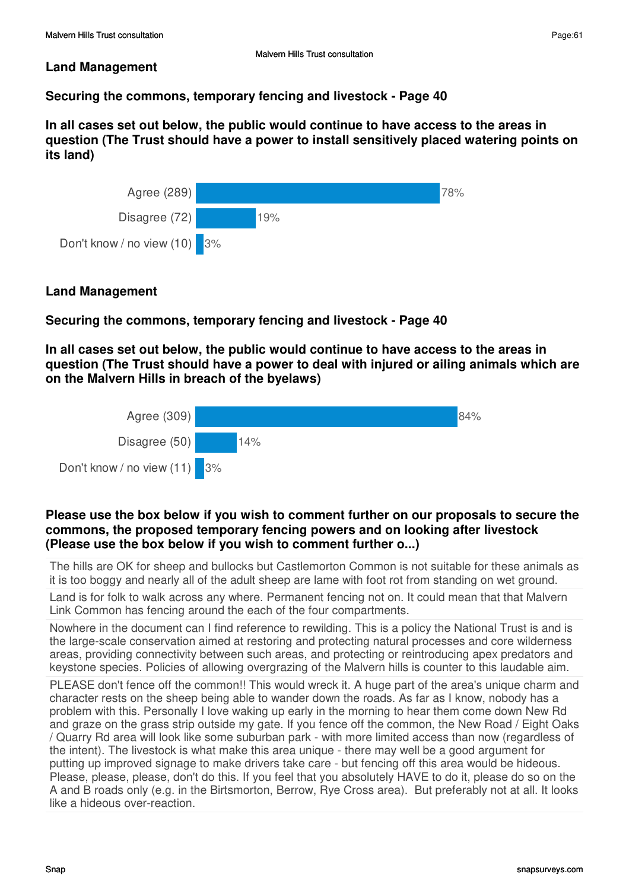## Land Management

### Securing the commons, temporary fencing and livestock - Page 40

**In all cases set out below, the public would continue to have access to the areas in question (The Trust should have a power to install sensitively placed watering points on its land)**

| Response | Count | % |
|---|---|---|
| Agree | 289 | 78% |
| Disagree | 72 | 19% |
| Don't know / no view | 10 | 3% |

## Land Management

### Securing the commons, temporary fencing and livestock - Page 40

**In all cases set out below, the public would continue to have access to the areas in question (The Trust should have a power to deal with injured or ailing animals which are on the Malvern Hills in breach of the byelaws)**

| Response | Count | % |
|---|---|---|
| Agree | 309 | 84% |
| Disagree | 50 | 14% |
| Don't know / no view | 11 | 3% |

**Please use the box below if you wish to comment further on our proposals to secure the commons, the proposed temporary fencing powers and on looking after livestock (Please use the box below if you wish to comment further o...)**

The hills are OK for sheep and bullocks but Castlemorton Common is not suitable for these animals as it is too boggy and nearly all of the adult sheep are lame with foot rot from standing on wet ground.

Land is for folk to walk across any where. Permanent fencing not on. It could mean that that Malvern Link Common has fencing around the each of the four compartments.

Nowhere in the document can I find reference to rewilding. This is a policy the National Trust is and is the large-scale conservation aimed at restoring and protecting natural processes and core wilderness areas, providing connectivity between such areas, and protecting or reintroducing apex predators and keystone species. Policies of allowing overgrazing of the Malvern hills is counter to this laudable aim.

PLEASE don't fence off the common!! This would wreck it. A huge part of the area's unique charm and character rests on the sheep being able to wander down the roads. As far as I know, nobody has a problem with this. Personally I love waking up early in the morning to hear them come down New Rd and graze on the grass strip outside my gate. If you fence off the common, the New Road / Eight Oaks / Quarry Rd area will look like some suburban park - with more limited access than now (regardless of the intent). The livestock is what make this area unique - there may well be a good argument for putting up improved signage to make drivers take care - but fencing off this area would be hideous. Please, please, please, don't do this. If you feel that you absolutely HAVE to do it, please do so on the A and B roads only (e.g. in the Birtsmorton, Berrow, Rye Cross area). But preferably not at all. It looks like a hideous over-reaction.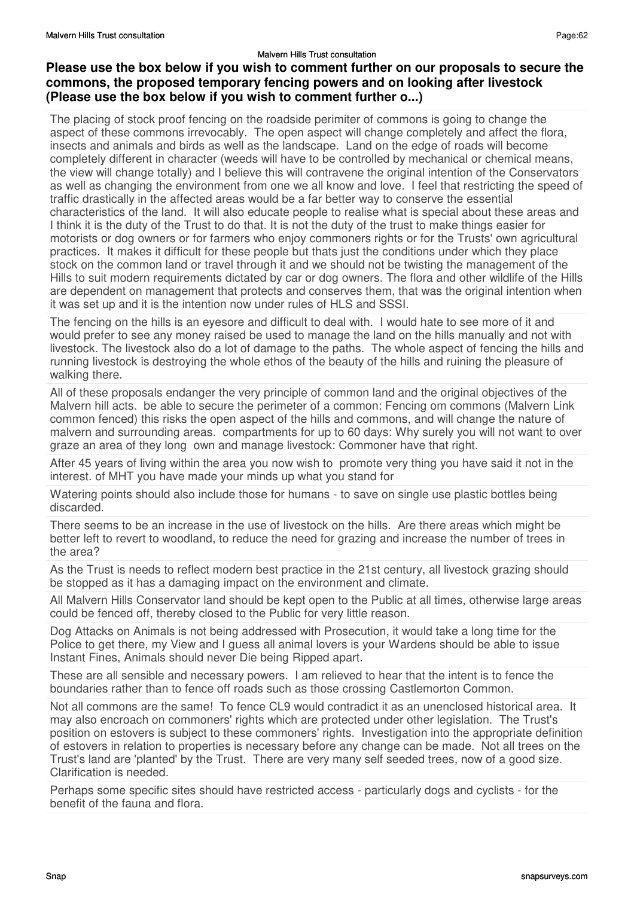**Please use the box below if you wish to comment further on our proposals to secure the commons, the proposed temporary fencing powers and on looking after livestock (Please use the box below if you wish to comment further o...)**

The placing of stock proof fencing on the roadside perimiter of commons is going to change the aspect of these commons irrevocably. The open aspect will change completely and affect the flora, insects and animals and birds as well as the landscape. Land on the edge of roads will become completely different in character (weeds will have to be controlled by mechanical or chemical means, the view will change totally) and I believe this will contravene the original intention of the Conservators as well as changing the environment from one we all know and love. I feel that restricting the speed of traffic drastically in the affected areas would be a far better way to conserve the essential characteristics of the land. It will also educate people to realise what is special about these areas and I think it is the duty of the Trust to do that. It is not the duty of the trust to make things easier for motorists or dog owners or for farmers who enjoy commoners rights or for the Trusts' own agricultural practices. It makes it difficult for these people but thats just the conditions under which they place stock on the common land or travel through it and we should not be twisting the management of the Hills to suit modern requirements dictated by car or dog owners. The flora and other wildlife of the Hills are dependent on management that protects and conserves them, that was the original intention when it was set up and it is the intention now under rules of HLS and SSSI.

The fencing on the hills is an eyesore and difficult to deal with. I would hate to see more of it and would prefer to see any money raised be used to manage the land on the hills manually and not with livestock. The livestock also do a lot of damage to the paths. The whole aspect of fencing the hills and running livestock is destroying the whole ethos of the beauty of the hills and ruining the pleasure of walking there.

All of these proposals endanger the very principle of common land and the original objectives of the Malvern hill acts. be able to secure the perimeter of a common: Fencing om commons (Malvern Link common fenced) this risks the open aspect of the hills and commons, and will change the nature of malvern and surrounding areas. compartments for up to 60 days: Why surely you will not want to over graze an area of they long own and manage livestock: Commoner have that right.

After 45 years of living within the area you now wish to promote very thing you have said it not in the interest. of MHT you have made your minds up what you stand for

Watering points should also include those for humans - to save on single use plastic bottles being discarded.

There seems to be an increase in the use of livestock on the hills. Are there areas which might be better left to revert to woodland, to reduce the need for grazing and increase the number of trees in the area?

As the Trust is needs to reflect modern best practice in the 21st century, all livestock grazing should be stopped as it has a damaging impact on the environment and climate.

All Malvern Hills Conservator land should be kept open to the Public at all times, otherwise large areas could be fenced off, thereby closed to the Public for very little reason.

Dog Attacks on Animals is not being addressed with Prosecution, it would take a long time for the Police to get there, my View and I guess all animal lovers is your Wardens should be able to issue Instant Fines, Animals should never Die being Ripped apart.

These are all sensible and necessary powers. I am relieved to hear that the intent is to fence the boundaries rather than to fence off roads such as those crossing Castlemorton Common.

Not all commons are the same! To fence CL9 would contradict it as an unenclosed historical area. It may also encroach on commoners' rights which are protected under other legislation. The Trust's position on estovers is subject to these commoners' rights. Investigation into the appropriate definition of estovers in relation to properties is necessary before any change can be made. Not all trees on the Trust's land are 'planted' by the Trust. There are very many self seeded trees, now of a good size. Clarification is needed.

Perhaps some specific sites should have restricted access - particularly dogs and cyclists - for the benefit of the fauna and flora.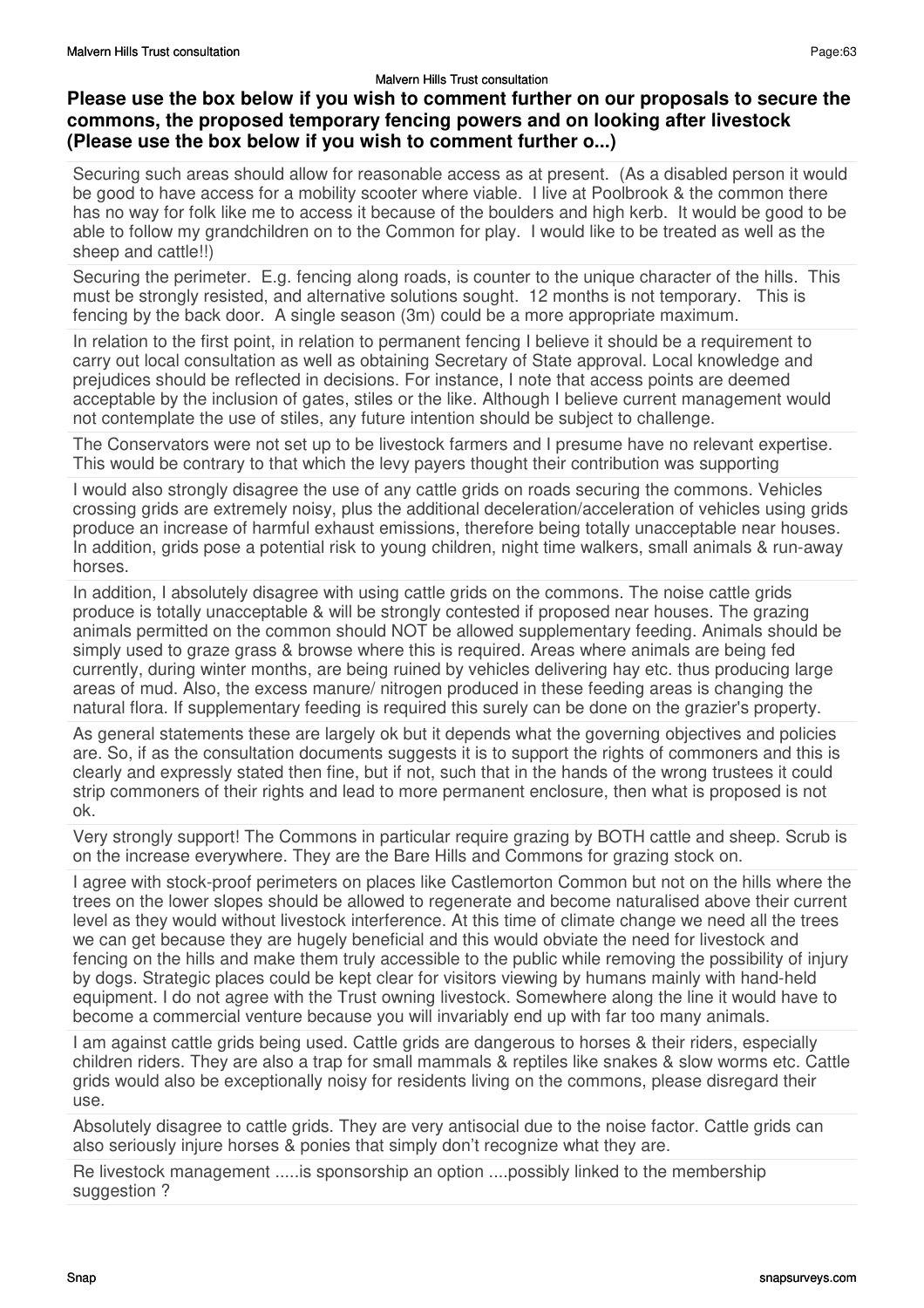**Please use the box below if you wish to comment further on our proposals to secure the commons, the proposed temporary fencing powers and on looking after livestock (Please use the box below if you wish to comment further o...)**

Securing such areas should allow for reasonable access as at present. (As a disabled person it would be good to have access for a mobility scooter where viable. I live at Poolbrook & the common there has no way for folk like me to access it because of the boulders and high kerb. It would be good to be able to follow my grandchildren on to the Common for play. I would like to be treated as well as the sheep and cattle!!)

Securing the perimeter. E.g. fencing along roads, is counter to the unique character of the hills. This must be strongly resisted, and alternative solutions sought. 12 months is not temporary. This is fencing by the back door. A single season (3m) could be a more appropriate maximum.

In relation to the first point, in relation to permanent fencing I believe it should be a requirement to carry out local consultation as well as obtaining Secretary of State approval. Local knowledge and prejudices should be reflected in decisions. For instance, I note that access points are deemed acceptable by the inclusion of gates, stiles or the like. Although I believe current management would not contemplate the use of stiles, any future intention should be subject to challenge.

The Conservators were not set up to be livestock farmers and I presume have no relevant expertise. This would be contrary to that which the levy payers thought their contribution was supporting

I would also strongly disagree the use of any cattle grids on roads securing the commons. Vehicles crossing grids are extremely noisy, plus the additional deceleration/acceleration of vehicles using grids produce an increase of harmful exhaust emissions, therefore being totally unacceptable near houses. In addition, grids pose a potential risk to young children, night time walkers, small animals & run-away horses.

In addition, I absolutely disagree with using cattle grids on the commons. The noise cattle grids produce is totally unacceptable & will be strongly contested if proposed near houses. The grazing animals permitted on the common should NOT be allowed supplementary feeding. Animals should be simply used to graze grass & browse where this is required. Areas where animals are being fed currently, during winter months, are being ruined by vehicles delivering hay etc. thus producing large areas of mud. Also, the excess manure/ nitrogen produced in these feeding areas is changing the natural flora. If supplementary feeding is required this surely can be done on the grazier's property.

As general statements these are largely ok but it depends what the governing objectives and policies are. So, if as the consultation documents suggests it is to support the rights of commoners and this is clearly and expressly stated then fine, but if not, such that in the hands of the wrong trustees it could strip commoners of their rights and lead to more permanent enclosure, then what is proposed is not ok.

Very strongly support! The Commons in particular require grazing by BOTH cattle and sheep. Scrub is on the increase everywhere. They are the Bare Hills and Commons for grazing stock on.

I agree with stock-proof perimeters on places like Castlemorton Common but not on the hills where the trees on the lower slopes should be allowed to regenerate and become naturalised above their current level as they would without livestock interference. At this time of climate change we need all the trees we can get because they are hugely beneficial and this would obviate the need for livestock and fencing on the hills and make them truly accessible to the public while removing the possibility of injury by dogs. Strategic places could be kept clear for visitors viewing by humans mainly with hand-held equipment. I do not agree with the Trust owning livestock. Somewhere along the line it would have to become a commercial venture because you will invariably end up with far too many animals.

I am against cattle grids being used. Cattle grids are dangerous to horses & their riders, especially children riders. They are also a trap for small mammals & reptiles like snakes & slow worms etc. Cattle grids would also be exceptionally noisy for residents living on the commons, please disregard their use.

Absolutely disagree to cattle grids. They are very antisocial due to the noise factor. Cattle grids can also seriously injure horses & ponies that simply don't recognize what they are.

Re livestock management .....is sponsorship an option ....possibly linked to the membership suggestion ?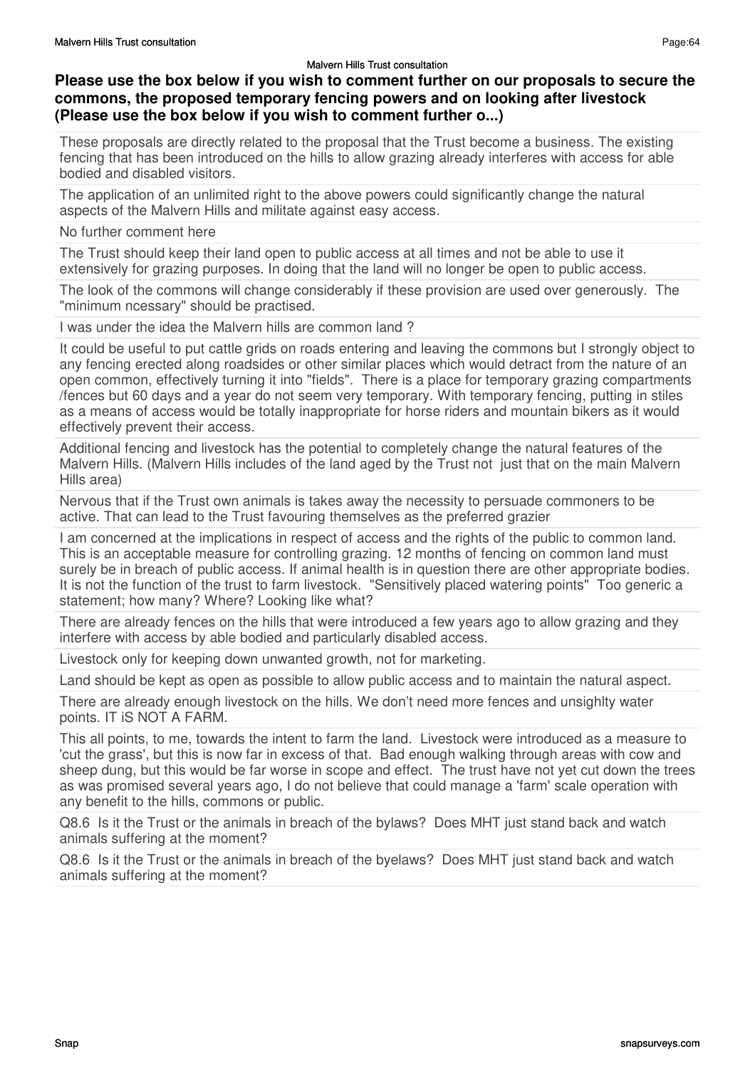## Please use the box below if you wish to comment further on our proposals to secure the commons, the proposed temporary fencing powers and on looking after livestock (Please use the box below if you wish to comment further o...)

These proposals are directly related to the proposal that the Trust become a business. The existing fencing that has been introduced on the hills to allow grazing already interferes with access for able bodied and disabled visitors.

---

The application of an unlimited right to the above powers could significantly change the natural aspects of the Malvern Hills and militate against easy access.

---

No further comment here

---

The Trust should keep their land open to public access at all times and not be able to use it extensively for grazing purposes. In doing that the land will no longer be open to public access.

---

The look of the commons will change considerably if these provision are used over generously. The "minimum ncessary" should be practised.

---

I was under the idea the Malvern hills are common land ?

---

It could be useful to put cattle grids on roads entering and leaving the commons but I strongly object to any fencing erected along roadsides or other similar places which would detract from the nature of an open common, effectively turning it into "fields". There is a place for temporary grazing compartments /fences but 60 days and a year do not seem very temporary. With temporary fencing, putting in stiles as a means of access would be totally inappropriate for horse riders and mountain bikers as it would effectively prevent their access.

---

Additional fencing and livestock has the potential to completely change the natural features of the Malvern Hills. (Malvern Hills includes of the land aged by the Trust not just that on the main Malvern Hills area)

---

Nervous that if the Trust own animals is takes away the necessity to persuade commoners to be active. That can lead to the Trust favouring themselves as the preferred grazier

---

I am concerned at the implications in respect of access and the rights of the public to common land. This is an acceptable measure for controlling grazing. 12 months of fencing on common land must surely be in breach of public access. If animal health is in question there are other appropriate bodies. It is not the function of the trust to farm livestock. "Sensitively placed watering points" Too generic a statement; how many? Where? Looking like what?

---

There are already fences on the hills that were introduced a few years ago to allow grazing and they interfere with access by able bodied and particularly disabled access.

---

Livestock only for keeping down unwanted growth, not for marketing.

---

Land should be kept as open as possible to allow public access and to maintain the natural aspect.

---

There are already enough livestock on the hills. We don't need more fences and unsighlty water points. IT iS NOT A FARM.

---

This all points, to me, towards the intent to farm the land. Livestock were introduced as a measure to 'cut the grass', but this is now far in excess of that. Bad enough walking through areas with cow and sheep dung, but this would be far worse in scope and effect. The trust have not yet cut down the trees as was promised several years ago, I do not believe that could manage a 'farm' scale operation with any benefit to the hills, commons or public.

---

Q8.6 Is it the Trust or the animals in breach of the bylaws? Does MHT just stand back and watch animals suffering at the moment?

---

Q8.6 Is it the Trust or the animals in breach of the byelaws? Does MHT just stand back and watch animals suffering at the moment?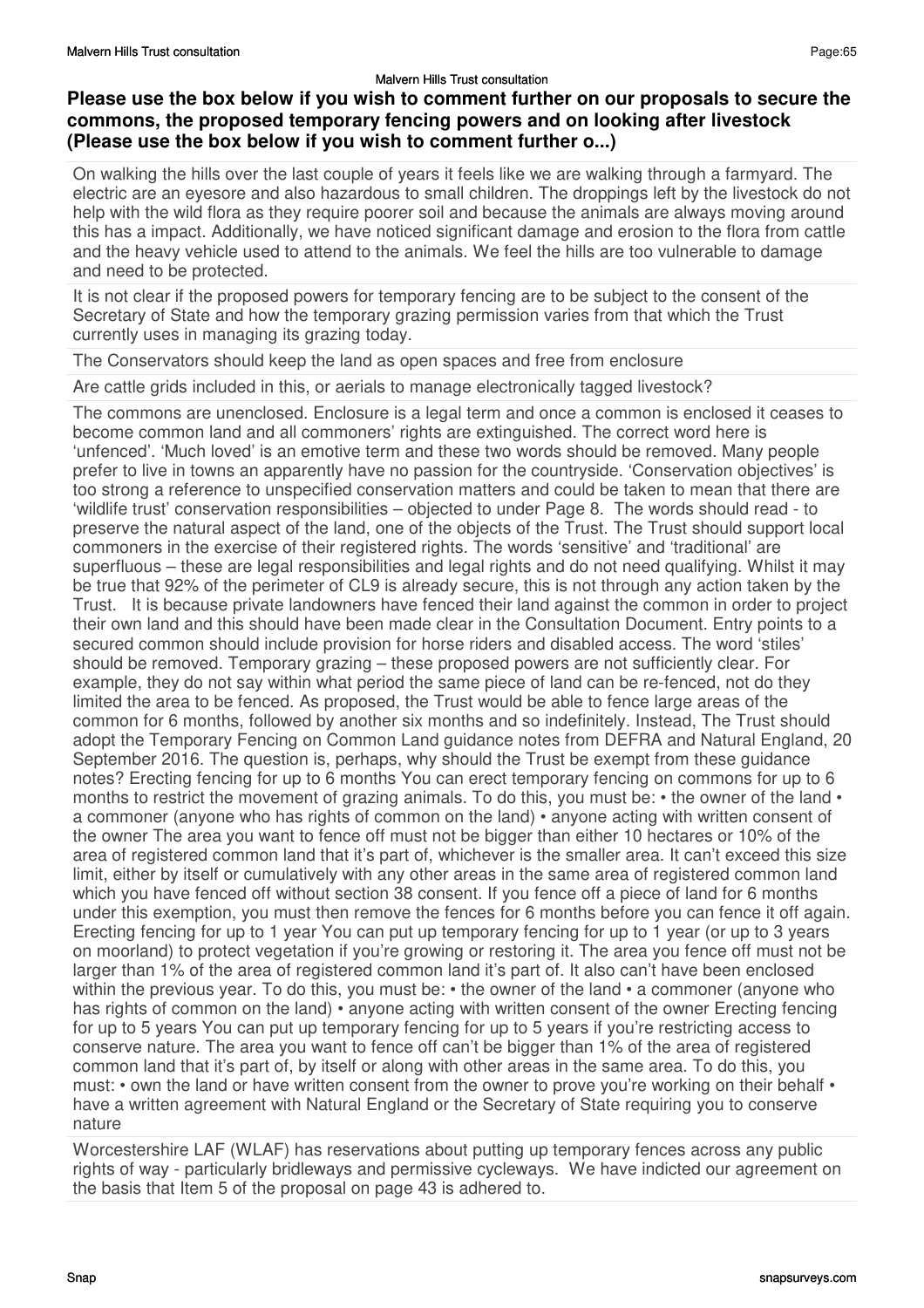**Please use the box below if you wish to comment further on our proposals to secure the commons, the proposed temporary fencing powers and on looking after livestock (Please use the box below if you wish to comment further o...)**

On walking the hills over the last couple of years it feels like we are walking through a farmyard. The electric are an eyesore and also hazardous to small children. The droppings left by the livestock do not help with the wild flora as they require poorer soil and because the animals are always moving around this has a impact. Additionally, we have noticed significant damage and erosion to the flora from cattle and the heavy vehicle used to attend to the animals. We feel the hills are too vulnerable to damage and need to be protected.

It is not clear if the proposed powers for temporary fencing are to be subject to the consent of the Secretary of State and how the temporary grazing permission varies from that which the Trust currently uses in managing its grazing today.

The Conservators should keep the land as open spaces and free from enclosure

Are cattle grids included in this, or aerials to manage electronically tagged livestock?

The commons are unenclosed. Enclosure is a legal term and once a common is enclosed it ceases to become common land and all commoners' rights are extinguished. The correct word here is 'unfenced'. 'Much loved' is an emotive term and these two words should be removed. Many people prefer to live in towns an apparently have no passion for the countryside. 'Conservation objectives' is too strong a reference to unspecified conservation matters and could be taken to mean that there are 'wildlife trust' conservation responsibilities – objected to under Page 8. The words should read - to preserve the natural aspect of the land, one of the objects of the Trust. The Trust should support local commoners in the exercise of their registered rights. The words 'sensitive' and 'traditional' are superfluous – these are legal responsibilities and legal rights and do not need qualifying. Whilst it may be true that 92% of the perimeter of CL9 is already secure, this is not through any action taken by the Trust. It is because private landowners have fenced their land against the common in order to project their own land and this should have been made clear in the Consultation Document. Entry points to a secured common should include provision for horse riders and disabled access. The word 'stiles' should be removed. Temporary grazing – these proposed powers are not sufficiently clear. For example, they do not say within what period the same piece of land can be re-fenced, not do they limited the area to be fenced. As proposed, the Trust would be able to fence large areas of the common for 6 months, followed by another six months and so indefinitely. Instead, The Trust should adopt the Temporary Fencing on Common Land guidance notes from DEFRA and Natural England, 20 September 2016. The question is, perhaps, why should the Trust be exempt from these guidance notes? Erecting fencing for up to 6 months You can erect temporary fencing on commons for up to 6 months to restrict the movement of grazing animals. To do this, you must be: • the owner of the land • a commoner (anyone who has rights of common on the land) • anyone acting with written consent of the owner The area you want to fence off must not be bigger than either 10 hectares or 10% of the area of registered common land that it's part of, whichever is the smaller area. It can't exceed this size limit, either by itself or cumulatively with any other areas in the same area of registered common land which you have fenced off without section 38 consent. If you fence off a piece of land for 6 months under this exemption, you must then remove the fences for 6 months before you can fence it off again. Erecting fencing for up to 1 year You can put up temporary fencing for up to 1 year (or up to 3 years on moorland) to protect vegetation if you're growing or restoring it. The area you fence off must not be larger than 1% of the area of registered common land it's part of. It also can't have been enclosed within the previous year. To do this, you must be: • the owner of the land • a commoner (anyone who has rights of common on the land) • anyone acting with written consent of the owner Erecting fencing for up to 5 years You can put up temporary fencing for up to 5 years if you're restricting access to conserve nature. The area you want to fence off can't be bigger than 1% of the area of registered common land that it's part of, by itself or along with other areas in the same area. To do this, you must: • own the land or have written consent from the owner to prove you're working on their behalf • have a written agreement with Natural England or the Secretary of State requiring you to conserve nature

Worcestershire LAF (WLAF) has reservations about putting up temporary fences across any public rights of way - particularly bridleways and permissive cycleways. We have indicted our agreement on the basis that Item 5 of the proposal on page 43 is adhered to.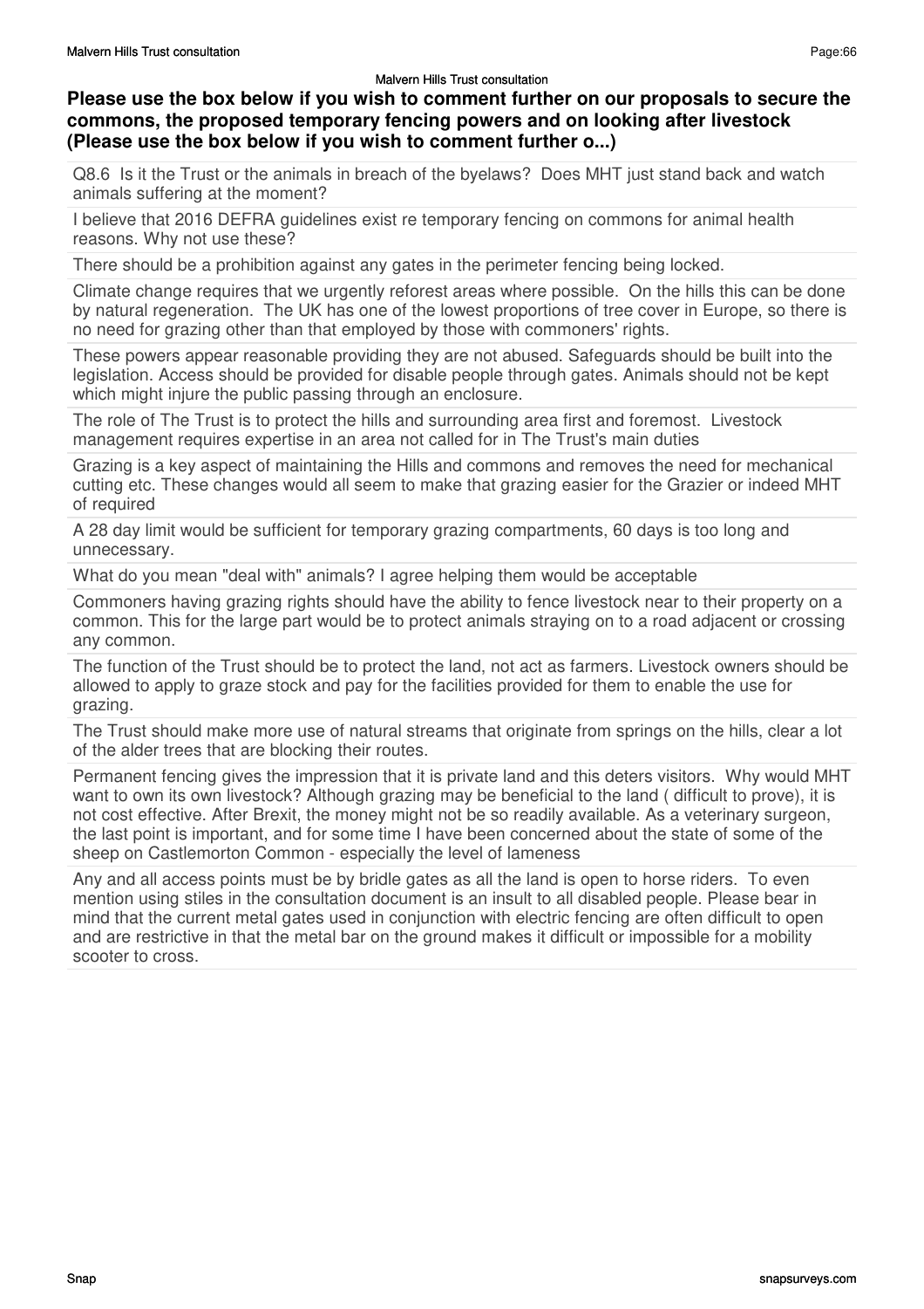**Please use the box below if you wish to comment further on our proposals to secure the commons, the proposed temporary fencing powers and on looking after livestock (Please use the box below if you wish to comment further o...)**

Q8.6 Is it the Trust or the animals in breach of the byelaws? Does MHT just stand back and watch animals suffering at the moment?

I believe that 2016 DEFRA guidelines exist re temporary fencing on commons for animal health reasons. Why not use these?

There should be a prohibition against any gates in the perimeter fencing being locked.

Climate change requires that we urgently reforest areas where possible. On the hills this can be done by natural regeneration. The UK has one of the lowest proportions of tree cover in Europe, so there is no need for grazing other than that employed by those with commoners' rights.

These powers appear reasonable providing they are not abused. Safeguards should be built into the legislation. Access should be provided for disable people through gates. Animals should not be kept which might injure the public passing through an enclosure.

The role of The Trust is to protect the hills and surrounding area first and foremost. Livestock management requires expertise in an area not called for in The Trust's main duties

Grazing is a key aspect of maintaining the Hills and commons and removes the need for mechanical cutting etc. These changes would all seem to make that grazing easier for the Grazier or indeed MHT of required

A 28 day limit would be sufficient for temporary grazing compartments, 60 days is too long and unnecessary.

What do you mean "deal with" animals? I agree helping them would be acceptable

Commoners having grazing rights should have the ability to fence livestock near to their property on a common. This for the large part would be to protect animals straying on to a road adjacent or crossing any common.

The function of the Trust should be to protect the land, not act as farmers. Livestock owners should be allowed to apply to graze stock and pay for the facilities provided for them to enable the use for grazing.

The Trust should make more use of natural streams that originate from springs on the hills, clear a lot of the alder trees that are blocking their routes.

Permanent fencing gives the impression that it is private land and this deters visitors. Why would MHT want to own its own livestock? Although grazing may be beneficial to the land ( difficult to prove), it is not cost effective. After Brexit, the money might not be so readily available. As a veterinary surgeon, the last point is important, and for some time I have been concerned about the state of some of the sheep on Castlemorton Common - especially the level of lameness

Any and all access points must be by bridle gates as all the land is open to horse riders. To even mention using stiles in the consultation document is an insult to all disabled people. Please bear in mind that the current metal gates used in conjunction with electric fencing are often difficult to open and are restrictive in that the metal bar on the ground makes it difficult or impossible for a mobility scooter to cross.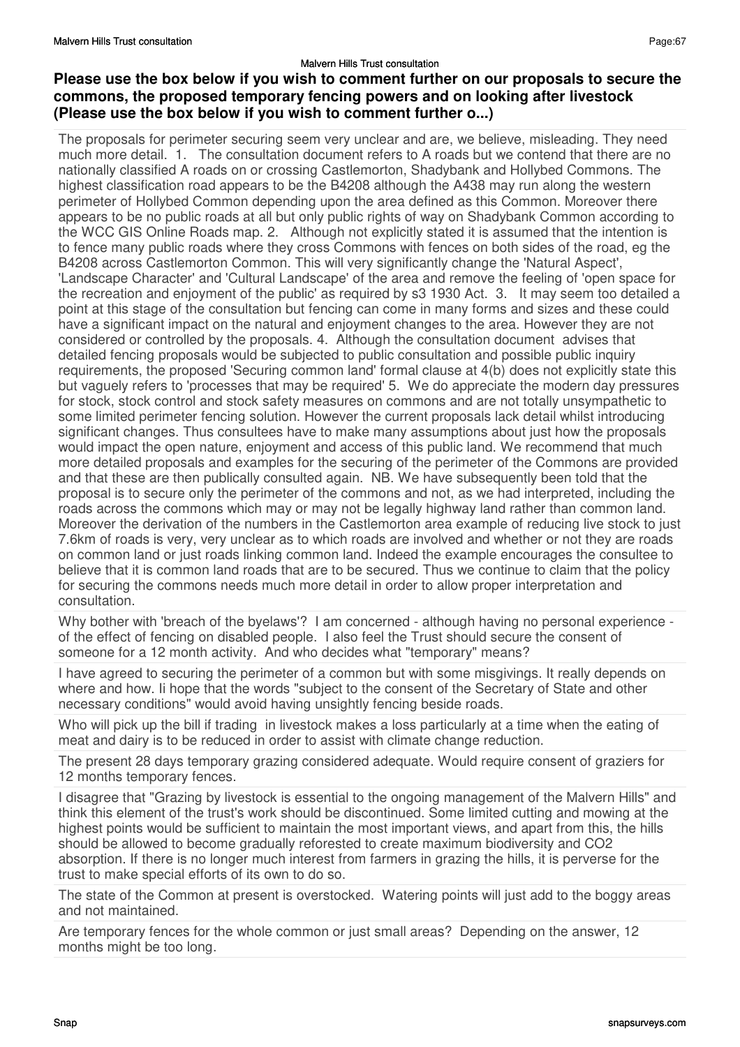**Please use the box below if you wish to comment further on our proposals to secure the commons, the proposed temporary fencing powers and on looking after livestock (Please use the box below if you wish to comment further o...)**

The proposals for perimeter securing seem very unclear and are, we believe, misleading. They need much more detail. 1. The consultation document refers to A roads but we contend that there are no nationally classified A roads on or crossing Castlemorton, Shadybank and Hollybed Commons. The highest classification road appears to be the B4208 although the A438 may run along the western perimeter of Hollybed Common depending upon the area defined as this Common. Moreover there appears to be no public roads at all but only public rights of way on Shadybank Common according to the WCC GIS Online Roads map. 2. Although not explicitly stated it is assumed that the intention is to fence many public roads where they cross Commons with fences on both sides of the road, eg the B4208 across Castlemorton Common. This will very significantly change the 'Natural Aspect', 'Landscape Character' and 'Cultural Landscape' of the area and remove the feeling of 'open space for the recreation and enjoyment of the public' as required by s3 1930 Act. 3. It may seem too detailed a point at this stage of the consultation but fencing can come in many forms and sizes and these could have a significant impact on the natural and enjoyment changes to the area. However they are not considered or controlled by the proposals. 4. Although the consultation document advises that detailed fencing proposals would be subjected to public consultation and possible public inquiry requirements, the proposed 'Securing common land' formal clause at 4(b) does not explicitly state this but vaguely refers to 'processes that may be required' 5. We do appreciate the modern day pressures for stock, stock control and stock safety measures on commons and are not totally unsympathetic to some limited perimeter fencing solution. However the current proposals lack detail whilst introducing significant changes. Thus consultees have to make many assumptions about just how the proposals would impact the open nature, enjoyment and access of this public land. We recommend that much more detailed proposals and examples for the securing of the perimeter of the Commons are provided and that these are then publically consulted again. NB. We have subsequently been told that the proposal is to secure only the perimeter of the commons and not, as we had interpreted, including the roads across the commons which may or may not be legally highway land rather than common land. Moreover the derivation of the numbers in the Castlemorton area example of reducing live stock to just 7.6km of roads is very, very unclear as to which roads are involved and whether or not they are roads on common land or just roads linking common land. Indeed the example encourages the consultee to believe that it is common land roads that are to be secured. Thus we continue to claim that the policy for securing the commons needs much more detail in order to allow proper interpretation and consultation.

Why bother with 'breach of the byelaws'? I am concerned - although having no personal experience - of the effect of fencing on disabled people. I also feel the Trust should secure the consent of someone for a 12 month activity. And who decides what "temporary" means?

I have agreed to securing the perimeter of a common but with some misgivings. It really depends on where and how. Ii hope that the words "subject to the consent of the Secretary of State and other necessary conditions" would avoid having unsightly fencing beside roads.

Who will pick up the bill if trading in livestock makes a loss particularly at a time when the eating of meat and dairy is to be reduced in order to assist with climate change reduction.

The present 28 days temporary grazing considered adequate. Would require consent of graziers for 12 months temporary fences.

I disagree that "Grazing by livestock is essential to the ongoing management of the Malvern Hills" and think this element of the trust's work should be discontinued. Some limited cutting and mowing at the highest points would be sufficient to maintain the most important views, and apart from this, the hills should be allowed to become gradually reforested to create maximum biodiversity and $CO_2$ absorption. If there is no longer much interest from farmers in grazing the hills, it is perverse for the trust to make special efforts of its own to do so.

The state of the Common at present is overstocked. Watering points will just add to the boggy areas and not maintained.

Are temporary fences for the whole common or just small areas? Depending on the answer, 12 months might be too long.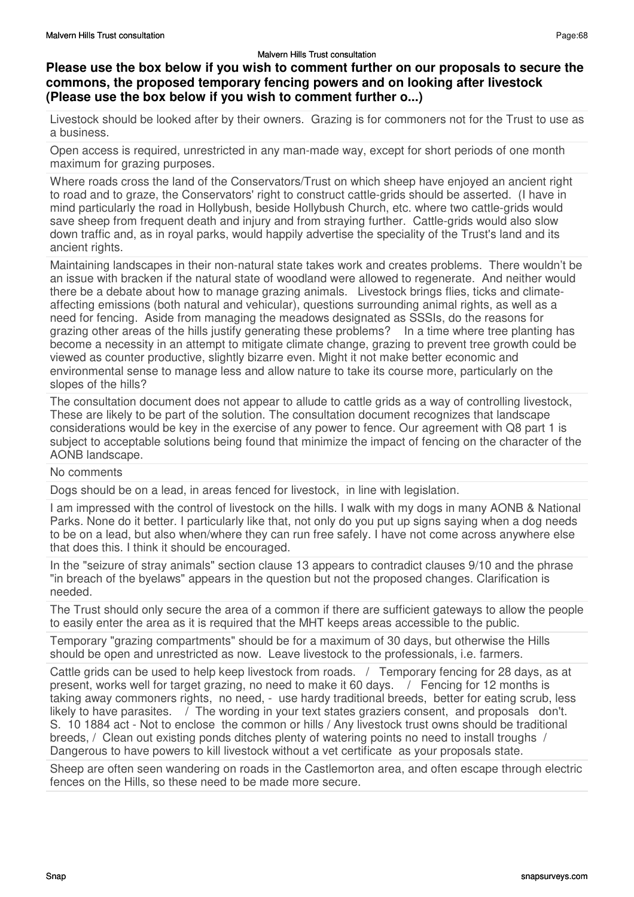### Please use the box below if you wish to comment further on our proposals to secure the commons, the proposed temporary fencing powers and on looking after livestock (Please use the box below if you wish to comment further o...)

Livestock should be looked after by their owners. Grazing is for commoners not for the Trust to use as a business.

Open access is required, unrestricted in any man-made way, except for short periods of one month maximum for grazing purposes.

Where roads cross the land of the Conservators/Trust on which sheep have enjoyed an ancient right to road and to graze, the Conservators' right to construct cattle-grids should be asserted. (I have in mind particularly the road in Hollybush, beside Hollybush Church, etc. where two cattle-grids would save sheep from frequent death and injury and from straying further. Cattle-grids would also slow down traffic and, as in royal parks, would happily advertise the speciality of the Trust's land and its ancient rights.

Maintaining landscapes in their non-natural state takes work and creates problems. There wouldn't be an issue with bracken if the natural state of woodland were allowed to regenerate. And neither would there be a debate about how to manage grazing animals. Livestock brings flies, ticks and climate-affecting emissions (both natural and vehicular), questions surrounding animal rights, as well as a need for fencing. Aside from managing the meadows designated as SSSIs, do the reasons for grazing other areas of the hills justify generating these problems? In a time where tree planting has become a necessity in an attempt to mitigate climate change, grazing to prevent tree growth could be viewed as counter productive, slightly bizarre even. Might it not make better economic and environmental sense to manage less and allow nature to take its course more, particularly on the slopes of the hills?

The consultation document does not appear to allude to cattle grids as a way of controlling livestock, These are likely to be part of the solution. The consultation document recognizes that landscape considerations would be key in the exercise of any power to fence. Our agreement with Q8 part 1 is subject to acceptable solutions being found that minimize the impact of fencing on the character of the AONB landscape.

No comments

Dogs should be on a lead, in areas fenced for livestock, in line with legislation.

I am impressed with the control of livestock on the hills. I walk with my dogs in many AONB & National Parks. None do it better. I particularly like that, not only do you put up signs saying when a dog needs to be on a lead, but also when/where they can run free safely. I have not come across anywhere else that does this. I think it should be encouraged.

In the "seizure of stray animals" section clause 13 appears to contradict clauses 9/10 and the phrase "in breach of the byelaws" appears in the question but not the proposed changes. Clarification is needed.

The Trust should only secure the area of a common if there are sufficient gateways to allow the people to easily enter the area as it is required that the MHT keeps areas accessible to the public.

Temporary "grazing compartments" should be for a maximum of 30 days, but otherwise the Hills should be open and unrestricted as now. Leave livestock to the professionals, i.e. farmers.

Cattle grids can be used to help keep livestock from roads. / Temporary fencing for 28 days, as at present, works well for target grazing, no need to make it 60 days. / Fencing for 12 months is taking away commoners rights, no need, - use hardy traditional breeds, better for eating scrub, less likely to have parasites. / The wording in your text states graziers consent, and proposals don't. S. 10 1884 act - Not to enclose the common or hills / Any livestock trust owns should be traditional breeds, / Clean out existing ponds ditches plenty of watering points no need to install troughs / Dangerous to have powers to kill livestock without a vet certificate as your proposals state.

Sheep are often seen wandering on roads in the Castlemorton area, and often escape through electric fences on the Hills, so these need to be made more secure.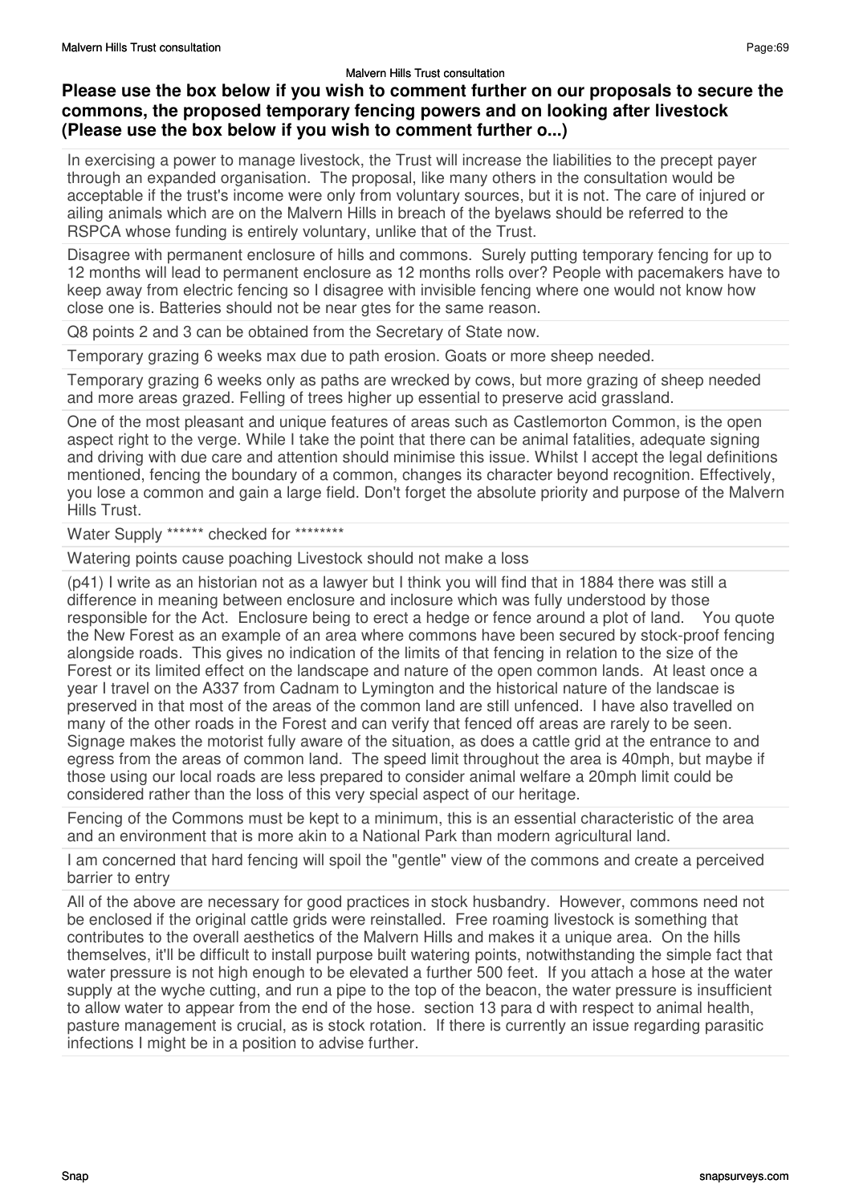**Please use the box below if you wish to comment further on our proposals to secure the commons, the proposed temporary fencing powers and on looking after livestock (Please use the box below if you wish to comment further o...)**

In exercising a power to manage livestock, the Trust will increase the liabilities to the precept payer through an expanded organisation. The proposal, like many others in the consultation would be acceptable if the trust's income were only from voluntary sources, but it is not. The care of injured or ailing animals which are on the Malvern Hills in breach of the byelaws should be referred to the RSPCA whose funding is entirely voluntary, unlike that of the Trust.

Disagree with permanent enclosure of hills and commons. Surely putting temporary fencing for up to 12 months will lead to permanent enclosure as 12 months rolls over? People with pacemakers have to keep away from electric fencing so I disagree with invisible fencing where one would not know how close one is. Batteries should not be near gtes for the same reason.

Q8 points 2 and 3 can be obtained from the Secretary of State now.

Temporary grazing 6 weeks max due to path erosion. Goats or more sheep needed.

Temporary grazing 6 weeks only as paths are wrecked by cows, but more grazing of sheep needed and more areas grazed. Felling of trees higher up essential to preserve acid grassland.

One of the most pleasant and unique features of areas such as Castlemorton Common, is the open aspect right to the verge. While I take the point that there can be animal fatalities, adequate signing and driving with due care and attention should minimise this issue. Whilst I accept the legal definitions mentioned, fencing the boundary of a common, changes its character beyond recognition. Effectively, you lose a common and gain a large field. Don't forget the absolute priority and purpose of the Malvern Hills Trust.

Water Supply ****** checked for ********

Watering points cause poaching Livestock should not make a loss

(p41) I write as an historian not as a lawyer but I think you will find that in 1884 there was still a difference in meaning between enclosure and inclosure which was fully understood by those responsible for the Act. Enclosure being to erect a hedge or fence around a plot of land. You quote the New Forest as an example of an area where commons have been secured by stock-proof fencing alongside roads. This gives no indication of the limits of that fencing in relation to the size of the Forest or its limited effect on the landscape and nature of the open common lands. At least once a year I travel on the A337 from Cadnam to Lymington and the historical nature of the landscae is preserved in that most of the areas of the common land are still unfenced. I have also travelled on many of the other roads in the Forest and can verify that fenced off areas are rarely to be seen. Signage makes the motorist fully aware of the situation, as does a cattle grid at the entrance to and egress from the areas of common land. The speed limit throughout the area is 40mph, but maybe if those using our local roads are less prepared to consider animal welfare a 20mph limit could be considered rather than the loss of this very special aspect of our heritage.

Fencing of the Commons must be kept to a minimum, this is an essential characteristic of the area and an environment that is more akin to a National Park than modern agricultural land.

I am concerned that hard fencing will spoil the "gentle" view of the commons and create a perceived barrier to entry

All of the above are necessary for good practices in stock husbandry. However, commons need not be enclosed if the original cattle grids were reinstalled. Free roaming livestock is something that contributes to the overall aesthetics of the Malvern Hills and makes it a unique area. On the hills themselves, it'll be difficult to install purpose built watering points, notwithstanding the simple fact that water pressure is not high enough to be elevated a further 500 feet. If you attach a hose at the water supply at the wyche cutting, and run a pipe to the top of the beacon, the water pressure is insufficient to allow water to appear from the end of the hose. section 13 para d with respect to animal health, pasture management is crucial, as is stock rotation. If there is currently an issue regarding parasitic infections I might be in a position to advise further.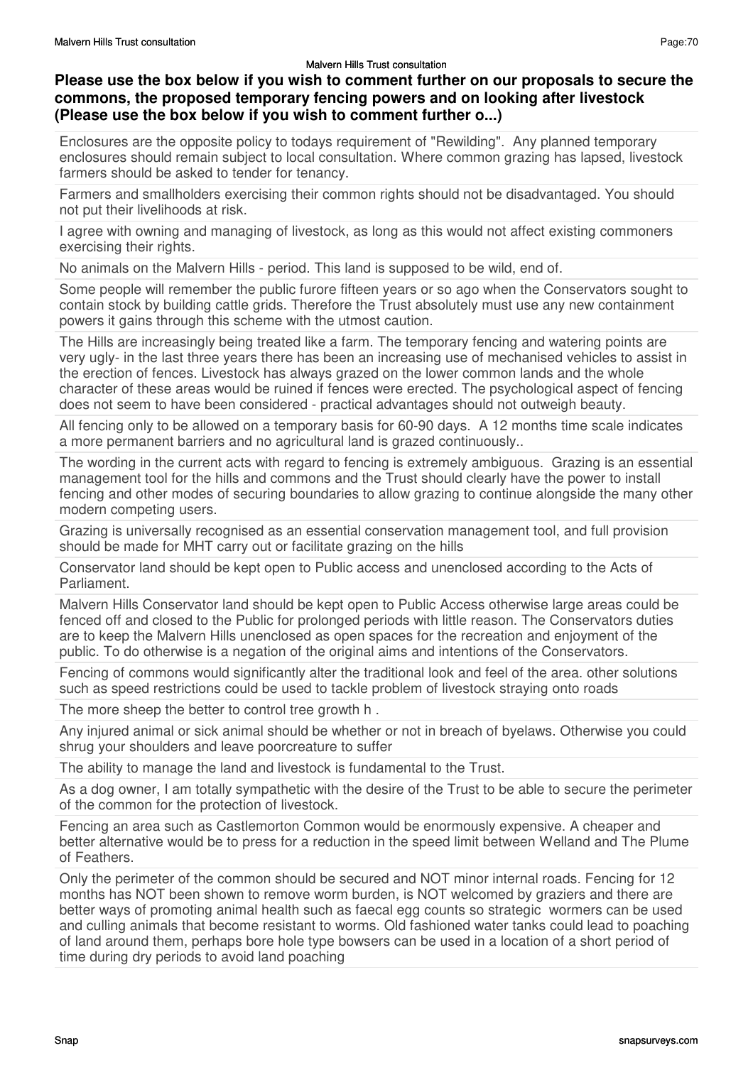Malvern Hills Trust consultation

**Please use the box below if you wish to comment further on our proposals to secure the commons, the proposed temporary fencing powers and on looking after livestock (Please use the box below if you wish to comment further o...)**

Enclosures are the opposite policy to todays requirement of "Rewilding". Any planned temporary enclosures should remain subject to local consultation. Where common grazing has lapsed, livestock farmers should be asked to tender for tenancy.

Farmers and smallholders exercising their common rights should not be disadvantaged. You should not put their livelihoods at risk.

I agree with owning and managing of livestock, as long as this would not affect existing commoners exercising their rights.

No animals on the Malvern Hills - period. This land is supposed to be wild, end of.

Some people will remember the public furore fifteen years or so ago when the Conservators sought to contain stock by building cattle grids. Therefore the Trust absolutely must use any new containment powers it gains through this scheme with the utmost caution.

The Hills are increasingly being treated like a farm. The temporary fencing and watering points are very ugly- in the last three years there has been an increasing use of mechanised vehicles to assist in the erection of fences. Livestock has always grazed on the lower common lands and the whole character of these areas would be ruined if fences were erected. The psychological aspect of fencing does not seem to have been considered - practical advantages should not outweigh beauty.

All fencing only to be allowed on a temporary basis for 60-90 days. A 12 months time scale indicates a more permanent barriers and no agricultural land is grazed continuously..

The wording in the current acts with regard to fencing is extremely ambiguous. Grazing is an essential management tool for the hills and commons and the Trust should clearly have the power to install fencing and other modes of securing boundaries to allow grazing to continue alongside the many other modern competing users.

Grazing is universally recognised as an essential conservation management tool, and full provision should be made for MHT carry out or facilitate grazing on the hills

Conservator land should be kept open to Public access and unenclosed according to the Acts of Parliament.

Malvern Hills Conservator land should be kept open to Public Access otherwise large areas could be fenced off and closed to the Public for prolonged periods with little reason. The Conservators duties are to keep the Malvern Hills unenclosed as open spaces for the recreation and enjoyment of the public. To do otherwise is a negation of the original aims and intentions of the Conservators.

Fencing of commons would significantly alter the traditional look and feel of the area. other solutions such as speed restrictions could be used to tackle problem of livestock straying onto roads

The more sheep the better to control tree growth h .

Any injured animal or sick animal should be whether or not in breach of byelaws. Otherwise you could shrug your shoulders and leave poorcreature to suffer

The ability to manage the land and livestock is fundamental to the Trust.

As a dog owner, I am totally sympathetic with the desire of the Trust to be able to secure the perimeter of the common for the protection of livestock.

Fencing an area such as Castlemorton Common would be enormously expensive. A cheaper and better alternative would be to press for a reduction in the speed limit between Welland and The Plume of Feathers.

Only the perimeter of the common should be secured and NOT minor internal roads. Fencing for 12 months has NOT been shown to remove worm burden, is NOT welcomed by graziers and there are better ways of promoting animal health such as faecal egg counts so strategic wormers can be used and culling animals that become resistant to worms. Old fashioned water tanks could lead to poaching of land around them, perhaps bore hole type bowsers can be used in a location of a short period of time during dry periods to avoid land poaching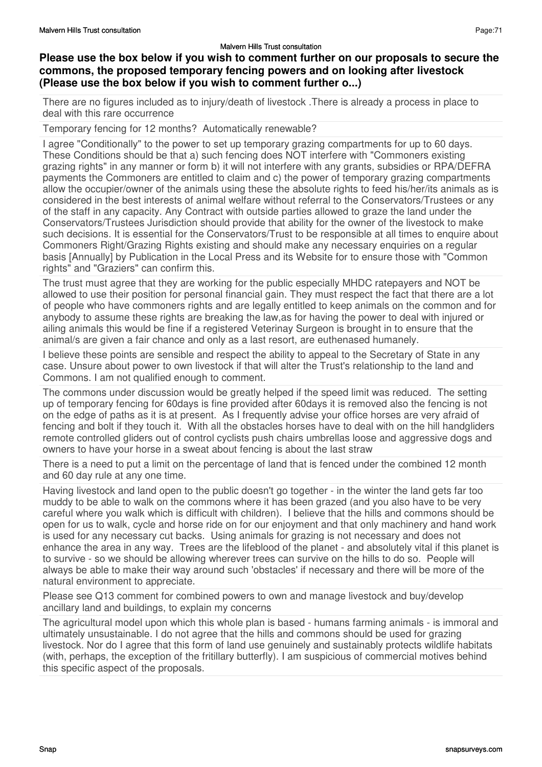### Please use the box below if you wish to comment further on our proposals to secure the commons, the proposed temporary fencing powers and on looking after livestock (Please use the box below if you wish to comment further o...)

There are no figures included as to injury/death of livestock .There is already a process in place to deal with this rare occurrence

Temporary fencing for 12 months? Automatically renewable?

I agree "Conditionally" to the power to set up temporary grazing compartments for up to 60 days. These Conditions should be that a) such fencing does NOT interfere with "Commoners existing grazing rights" in any manner or form b) it will not interfere with any grants, subsidies or RPA/DEFRA payments the Commoners are entitled to claim and c) the power of temporary grazing compartments allow the occupier/owner of the animals using these the absolute rights to feed his/her/its animals as is considered in the best interests of animal welfare without referral to the Conservators/Trustees or any of the staff in any capacity. Any Contract with outside parties allowed to graze the land under the Conservators/Trustees Jurisdiction should provide that ability for the owner of the livestock to make such decisions. It is essential for the Conservators/Trust to be responsible at all times to enquire about Commoners Right/Grazing Rights existing and should make any necessary enquiries on a regular basis [Annually] by Publication in the Local Press and its Website for to ensure those with "Common rights" and "Graziers" can confirm this.

The trust must agree that they are working for the public especially MHDC ratepayers and NOT be allowed to use their position for personal financial gain. They must respect the fact that there are a lot of people who have commoners rights and are legally entitled to keep animals on the common and for anybody to assume these rights are breaking the law,as for having the power to deal with injured or ailing animals this would be fine if a registered Veterinay Surgeon is brought in to ensure that the animal/s are given a fair chance and only as a last resort, are euthenased humanely.

I believe these points are sensible and respect the ability to appeal to the Secretary of State in any case. Unsure about power to own livestock if that will alter the Trust's relationship to the land and Commons. I am not qualified enough to comment.

The commons under discussion would be greatly helped if the speed limit was reduced. The setting up of temporary fencing for 60days is fine provided after 60days it is removed also the fencing is not on the edge of paths as it is at present. As I frequently advise your office horses are very afraid of fencing and bolt if they touch it. With all the obstacles horses have to deal with on the hill handgliders remote controlled gliders out of control cyclists push chairs umbrellas loose and aggressive dogs and owners to have your horse in a sweat about fencing is about the last straw

There is a need to put a limit on the percentage of land that is fenced under the combined 12 month and 60 day rule at any one time.

Having livestock and land open to the public doesn't go together - in the winter the land gets far too muddy to be able to walk on the commons where it has been grazed (and you also have to be very careful where you walk which is difficult with children). I believe that the hills and commons should be open for us to walk, cycle and horse ride on for our enjoyment and that only machinery and hand work is used for any necessary cut backs. Using animals for grazing is not necessary and does not enhance the area in any way. Trees are the lifeblood of the planet - and absolutely vital if this planet is to survive - so we should be allowing wherever trees can survive on the hills to do so. People will always be able to make their way around such 'obstacles' if necessary and there will be more of the natural environment to appreciate.

Please see Q13 comment for combined powers to own and manage livestock and buy/develop ancillary land and buildings, to explain my concerns

The agricultural model upon which this whole plan is based - humans farming animals - is immoral and ultimately unsustainable. I do not agree that the hills and commons should be used for grazing livestock. Nor do I agree that this form of land use genuinely and sustainably protects wildlife habitats (with, perhaps, the exception of the fritillary butterfly). I am suspicious of commercial motives behind this specific aspect of the proposals.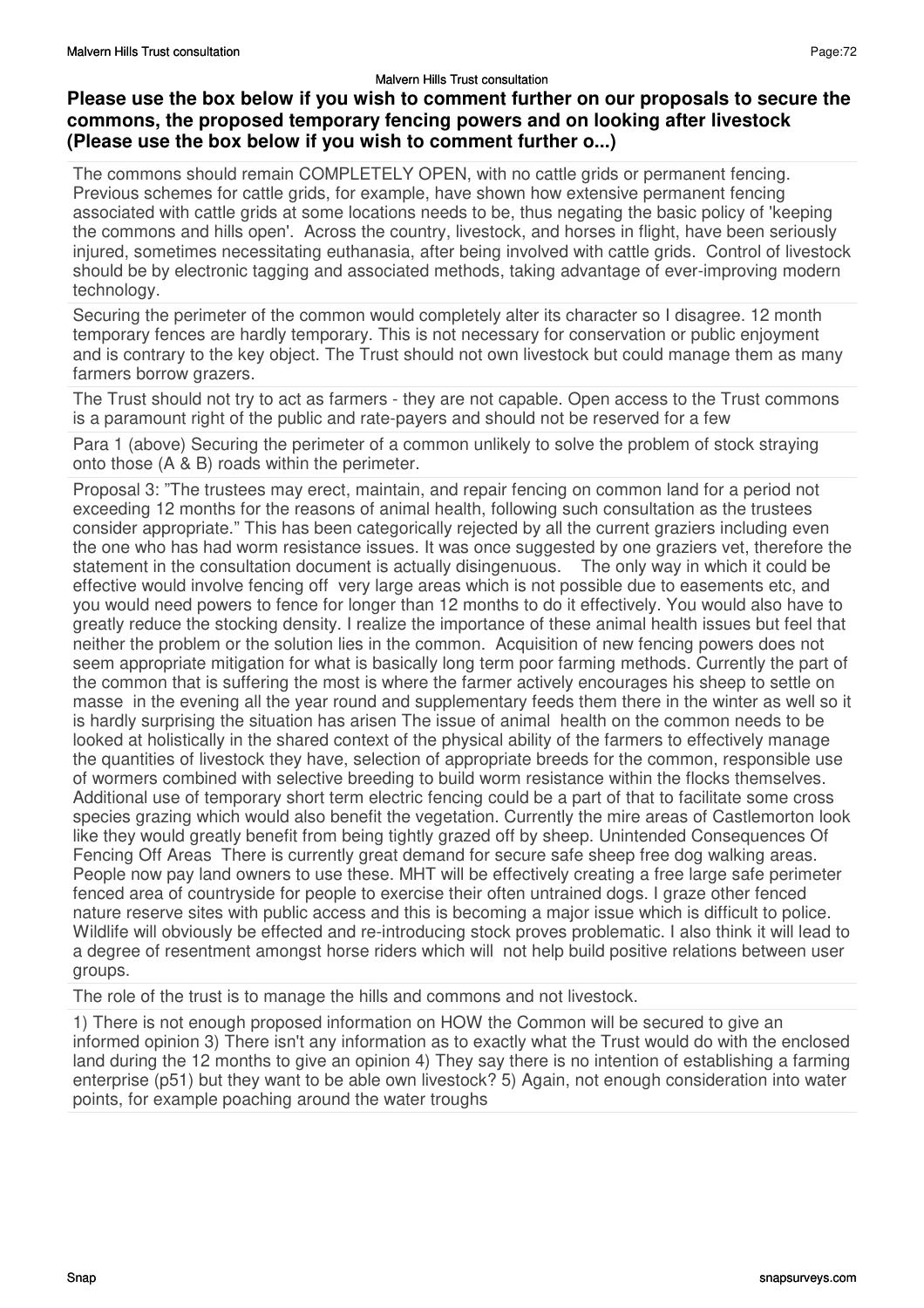**Please use the box below if you wish to comment further on our proposals to secure the commons, the proposed temporary fencing powers and on looking after livestock (Please use the box below if you wish to comment further o...)**

The commons should remain COMPLETELY OPEN, with no cattle grids or permanent fencing. Previous schemes for cattle grids, for example, have shown how extensive permanent fencing associated with cattle grids at some locations needs to be, thus negating the basic policy of 'keeping the commons and hills open'. Across the country, livestock, and horses in flight, have been seriously injured, sometimes necessitating euthanasia, after being involved with cattle grids. Control of livestock should be by electronic tagging and associated methods, taking advantage of ever-improving modern technology.

Securing the perimeter of the common would completely alter its character so I disagree. 12 month temporary fences are hardly temporary. This is not necessary for conservation or public enjoyment and is contrary to the key object. The Trust should not own livestock but could manage them as many farmers borrow grazers.

The Trust should not try to act as farmers - they are not capable. Open access to the Trust commons is a paramount right of the public and rate-payers and should not be reserved for a few

Para 1 (above) Securing the perimeter of a common unlikely to solve the problem of stock straying onto those (A & B) roads within the perimeter.

Proposal 3: "The trustees may erect, maintain, and repair fencing on common land for a period not exceeding 12 months for the reasons of animal health, following such consultation as the trustees consider appropriate." This has been categorically rejected by all the current graziers including even the one who has had worm resistance issues. It was once suggested by one graziers vet, therefore the statement in the consultation document is actually disingenuous. The only way in which it could be effective would involve fencing off very large areas which is not possible due to easements etc, and you would need powers to fence for longer than 12 months to do it effectively. You would also have to greatly reduce the stocking density. I realize the importance of these animal health issues but feel that neither the problem or the solution lies in the common. Acquisition of new fencing powers does not seem appropriate mitigation for what is basically long term poor farming methods. Currently the part of the common that is suffering the most is where the farmer actively encourages his sheep to settle on masse in the evening all the year round and supplementary feeds them there in the winter as well so it is hardly surprising the situation has arisen The issue of animal health on the common needs to be looked at holistically in the shared context of the physical ability of the farmers to effectively manage the quantities of livestock they have, selection of appropriate breeds for the common, responsible use of wormers combined with selective breeding to build worm resistance within the flocks themselves. Additional use of temporary short term electric fencing could be a part of that to facilitate some cross species grazing which would also benefit the vegetation. Currently the mire areas of Castlemorton look like they would greatly benefit from being tightly grazed off by sheep. Unintended Consequences Of Fencing Off Areas There is currently great demand for secure safe sheep free dog walking areas. People now pay land owners to use these. MHT will be effectively creating a free large safe perimeter fenced area of countryside for people to exercise their often untrained dogs. I graze other fenced nature reserve sites with public access and this is becoming a major issue which is difficult to police. Wildlife will obviously be effected and re-introducing stock proves problematic. I also think it will lead to a degree of resentment amongst horse riders which will not help build positive relations between user groups.

The role of the trust is to manage the hills and commons and not livestock.

1) There is not enough proposed information on HOW the Common will be secured to give an informed opinion 3) There isn't any information as to exactly what the Trust would do with the enclosed land during the 12 months to give an opinion 4) They say there is no intention of establishing a farming enterprise (p51) but they want to be able own livestock? 5) Again, not enough consideration into water points, for example poaching around the water troughs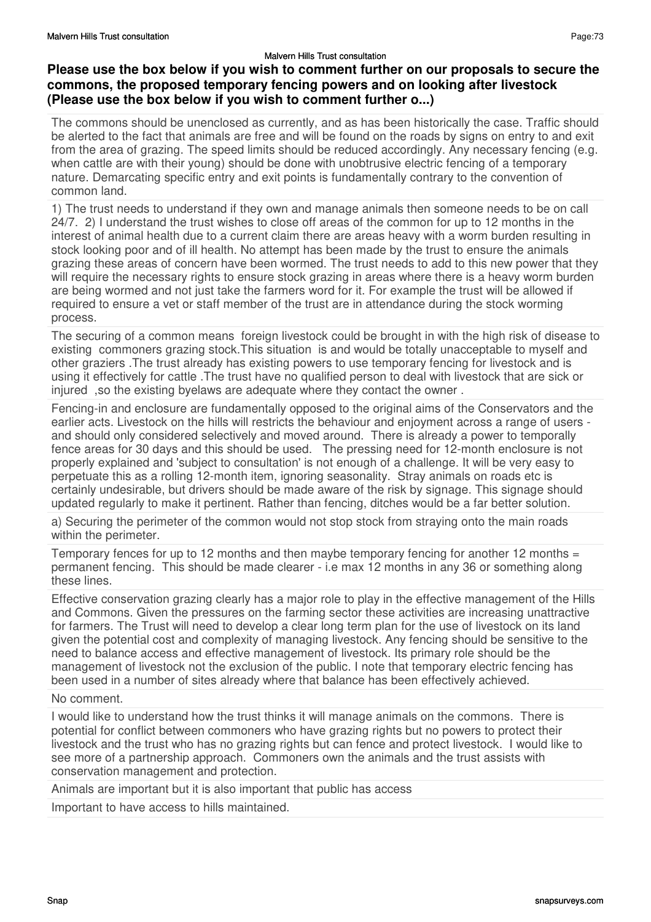**Please use the box below if you wish to comment further on our proposals to secure the commons, the proposed temporary fencing powers and on looking after livestock (Please use the box below if you wish to comment further o...)**

The commons should be unenclosed as currently, and as has been historically the case. Traffic should be alerted to the fact that animals are free and will be found on the roads by signs on entry to and exit from the area of grazing. The speed limits should be reduced accordingly. Any necessary fencing (e.g. when cattle are with their young) should be done with unobtrusive electric fencing of a temporary nature. Demarcating specific entry and exit points is fundamentally contrary to the convention of common land.

---

1) The trust needs to understand if they own and manage animals then someone needs to be on call 24/7. 2) I understand the trust wishes to close off areas of the common for up to 12 months in the interest of animal health due to a current claim there are areas heavy with a worm burden resulting in stock looking poor and of ill health. No attempt has been made by the trust to ensure the animals grazing these areas of concern have been wormed. The trust needs to add to this new power that they will require the necessary rights to ensure stock grazing in areas where there is a heavy worm burden are being wormed and not just take the farmers word for it. For example the trust will be allowed if required to ensure a vet or staff member of the trust are in attendance during the stock worming process.

---

The securing of a common means foreign livestock could be brought in with the high risk of disease to existing commoners grazing stock.This situation is and would be totally unacceptable to myself and other graziers .The trust already has existing powers to use temporary fencing for livestock and is using it effectively for cattle .The trust have no qualified person to deal with livestock that are sick or injured ,so the existing byelaws are adequate where they contact the owner .

---

Fencing-in and enclosure are fundamentally opposed to the original aims of the Conservators and the earlier acts. Livestock on the hills will restricts the behaviour and enjoyment across a range of users - and should only considered selectively and moved around. There is already a power to temporally fence areas for 30 days and this should be used. The pressing need for 12-month enclosure is not properly explained and 'subject to consultation' is not enough of a challenge. It will be very easy to perpetuate this as a rolling 12-month item, ignoring seasonality. Stray animals on roads etc is certainly undesirable, but drivers should be made aware of the risk by signage. This signage should updated regularly to make it pertinent. Rather than fencing, ditches would be a far better solution.

---

a) Securing the perimeter of the common would not stop stock from straying onto the main roads within the perimeter.

---

Temporary fences for up to 12 months and then maybe temporary fencing for another 12 months = permanent fencing. This should be made clearer - i.e max 12 months in any 36 or something along these lines.

---

Effective conservation grazing clearly has a major role to play in the effective management of the Hills and Commons. Given the pressures on the farming sector these activities are increasing unattractive for farmers. The Trust will need to develop a clear long term plan for the use of livestock on its land given the potential cost and complexity of managing livestock. Any fencing should be sensitive to the need to balance access and effective management of livestock. Its primary role should be the management of livestock not the exclusion of the public. I note that temporary electric fencing has been used in a number of sites already where that balance has been effectively achieved.

---

No comment.

---

I would like to understand how the trust thinks it will manage animals on the commons. There is potential for conflict between commoners who have grazing rights but no powers to protect their livestock and the trust who has no grazing rights but can fence and protect livestock. I would like to see more of a partnership approach. Commoners own the animals and the trust assists with conservation management and protection.

---

Animals are important but it is also important that public has access

---

Important to have access to hills maintained.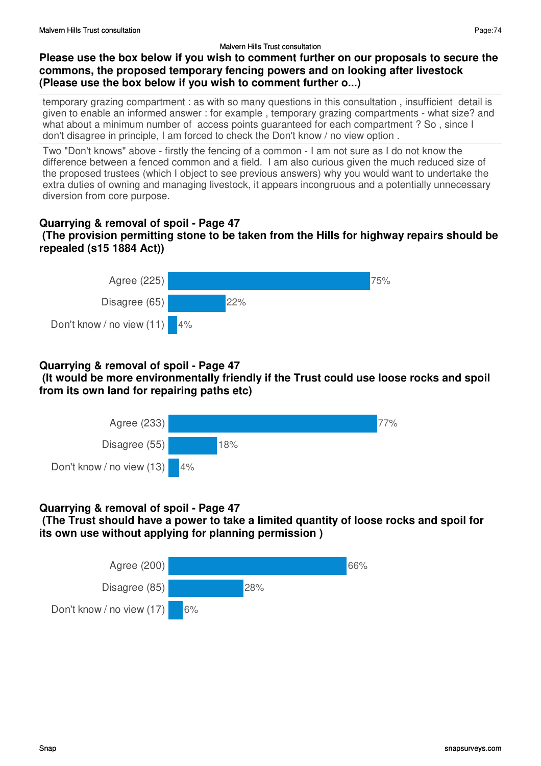Malvern Hills Trust consultation

**Please use the box below if you wish to comment further on our proposals to secure the commons, the proposed temporary fencing powers and on looking after livestock (Please use the box below if you wish to comment further o...)**

temporary grazing compartment : as with so many questions in this consultation , insufficient detail is given to enable an informed answer : for example , temporary grazing compartments - what size? and what about a minimum number of access points guaranteed for each compartment ? So , since I don't disagree in principle, I am forced to check the Don't know / no view option .

Two "Don't knows" above - firstly the fencing of a common - I am not sure as I do not know the difference between a fenced common and a field. I am also curious given the much reduced size of the proposed trustees (which I object to see previous answers) why you would want to undertake the extra duties of owning and managing livestock, it appears incongruous and a potentially unnecessary diversion from core purpose.

**Quarrying & removal of spoil - Page 47**
**(The provision permitting stone to be taken from the Hills for highway repairs should be repealed (s15 1884 Act))**

| Response | Percentage |
|---|---|
| Agree (225) | 75% |
| Disagree (65) | 22% |
| Don't know / no view (11) | 4% |

**Quarrying & removal of spoil - Page 47**
**(It would be more environmentally friendly if the Trust could use loose rocks and spoil from its own land for repairing paths etc)**

| Response | Percentage |
|---|---|
| Agree (233) | 77% |
| Disagree (55) | 18% |
| Don't know / no view (13) | 4% |

**Quarrying & removal of spoil - Page 47**
**(The Trust should have a power to take a limited quantity of loose rocks and spoil for its own use without applying for planning permission )**

| Response | Percentage |
|---|---|
| Agree (200) | 66% |
| Disagree (85) | 28% |
| Don't know / no view (17) | 6% |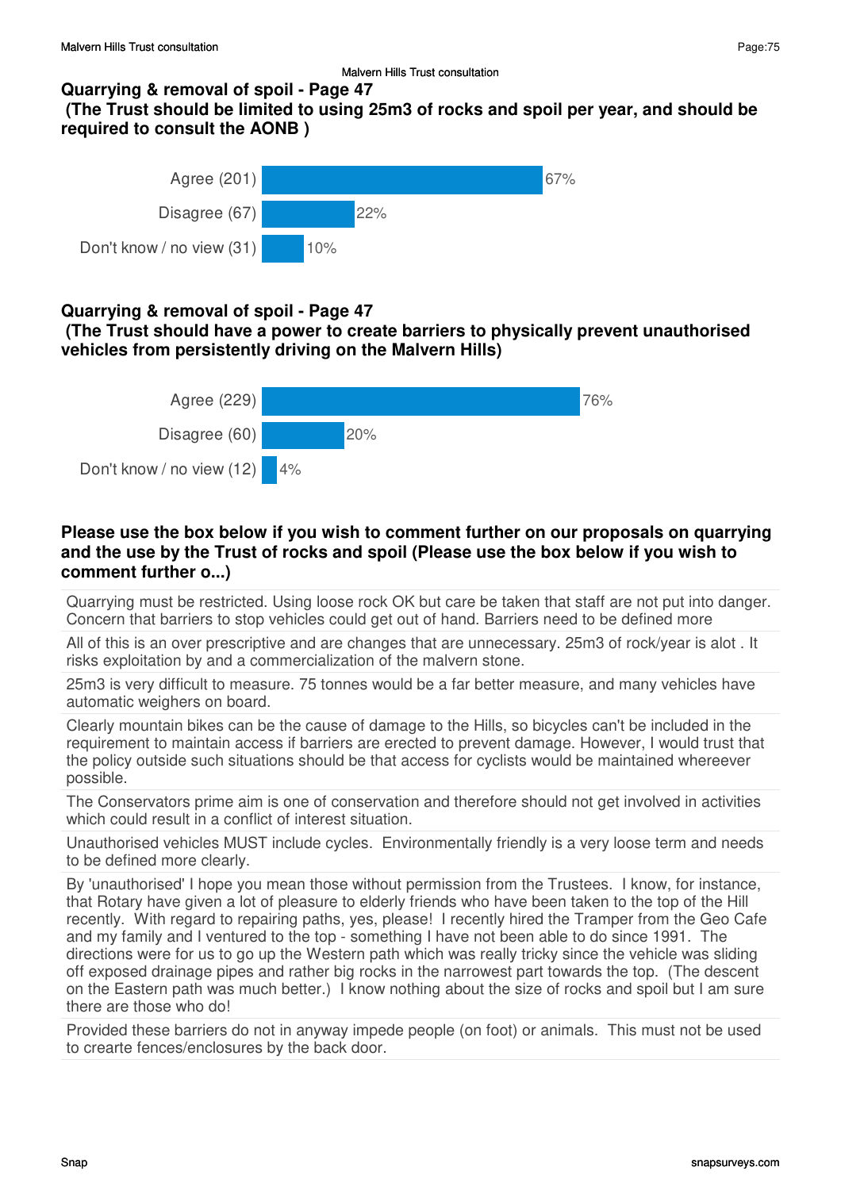Malvern Hills Trust consultation

### Quarrying & removal of spoil - Page 47
### (The Trust should be limited to using 25m3 of rocks and spoil per year, and should be required to consult the AONB )

| Response | Percentage |
|---|---|
| Agree (201) | 67% |
| Disagree (67) | 22% |
| Don't know / no view (31) | 10% |

### Quarrying & removal of spoil - Page 47
### (The Trust should have a power to create barriers to physically prevent unauthorised vehicles from persistently driving on the Malvern Hills)

| Response | Percentage |
|---|---|
| Agree (229) | 76% |
| Disagree (60) | 20% |
| Don't know / no view (12) | 4% |

### Please use the box below if you wish to comment further on our proposals on quarrying and the use by the Trust of rocks and spoil (Please use the box below if you wish to comment further o...)

Quarrying must be restricted. Using loose rock OK but care be taken that staff are not put into danger. Concern that barriers to stop vehicles could get out of hand. Barriers need to be defined more

All of this is an over prescriptive and are changes that are unnecessary. 25m3 of rock/year is alot . It risks exploitation by and a commercialization of the malvern stone.

25m3 is very difficult to measure. 75 tonnes would be a far better measure, and many vehicles have automatic weighers on board.

Clearly mountain bikes can be the cause of damage to the Hills, so bicycles can't be included in the requirement to maintain access if barriers are erected to prevent damage. However, I would trust that the policy outside such situations should be that access for cyclists would be maintained whereever possible.

The Conservators prime aim is one of conservation and therefore should not get involved in activities which could result in a conflict of interest situation.

Unauthorised vehicles MUST include cycles. Environmentally friendly is a very loose term and needs to be defined more clearly.

By 'unauthorised' I hope you mean those without permission from the Trustees. I know, for instance, that Rotary have given a lot of pleasure to elderly friends who have been taken to the top of the Hill recently. With regard to repairing paths, yes, please! I recently hired the Tramper from the Geo Cafe and my family and I ventured to the top - something I have not been able to do since 1991. The directions were for us to go up the Western path which was really tricky since the vehicle was sliding off exposed drainage pipes and rather big rocks in the narrowest part towards the top. (The descent on the Eastern path was much better.) I know nothing about the size of rocks and spoil but I am sure there are those who do!

Provided these barriers do not in anyway impede people (on foot) or animals. This must not be used to crearte fences/enclosures by the back door.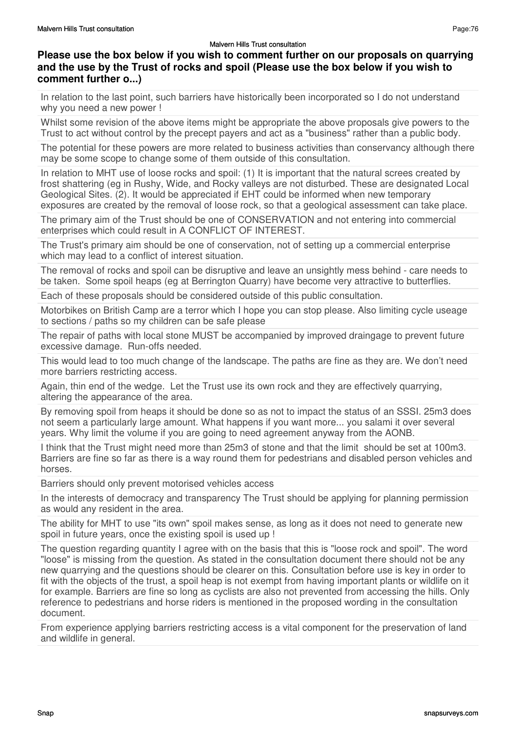Malvern Hills Trust consultation

## Please use the box below if you wish to comment further on our proposals on quarrying and the use by the Trust of rocks and spoil (Please use the box below if you wish to comment further o...)

In relation to the last point, such barriers have historically been incorporated so I do not understand why you need a new power !

Whilst some revision of the above items might be appropriate the above proposals give powers to the Trust to act without control by the precept payers and act as a "business" rather than a public body.

The potential for these powers are more related to business activities than conservancy although there may be some scope to change some of them outside of this consultation.

In relation to MHT use of loose rocks and spoil: (1) It is important that the natural screes created by frost shattering (eg in Rushy, Wide, and Rocky valleys are not disturbed. These are designated Local Geological Sites. (2). It would be appreciated if EHT could be informed when new temporary exposures are created by the removal of loose rock, so that a geological assessment can take place.

The primary aim of the Trust should be one of CONSERVATION and not entering into commercial enterprises which could result in A CONFLICT OF INTEREST.

The Trust's primary aim should be one of conservation, not of setting up a commercial enterprise which may lead to a conflict of interest situation.

The removal of rocks and spoil can be disruptive and leave an unsightly mess behind - care needs to be taken. Some spoil heaps (eg at Berrington Quarry) have become very attractive to butterflies.

Each of these proposals should be considered outside of this public consultation.

Motorbikes on British Camp are a terror which I hope you can stop please. Also limiting cycle useage to sections / paths so my children can be safe please

The repair of paths with local stone MUST be accompanied by improved draingage to prevent future excessive damage. Run-offs needed.

This would lead to too much change of the landscape. The paths are fine as they are. We don't need more barriers restricting access.

Again, thin end of the wedge. Let the Trust use its own rock and they are effectively quarrying, altering the appearance of the area.

By removing spoil from heaps it should be done so as not to impact the status of an SSSI. 25m3 does not seem a particularly large amount. What happens if you want more... you salami it over several years. Why limit the volume if you are going to need agreement anyway from the AONB.

I think that the Trust might need more than 25m3 of stone and that the limit should be set at 100m3. Barriers are fine so far as there is a way round them for pedestrians and disabled person vehicles and horses.

Barriers should only prevent motorised vehicles access

In the interests of democracy and transparency The Trust should be applying for planning permission as would any resident in the area.

The ability for MHT to use "its own" spoil makes sense, as long as it does not need to generate new spoil in future years, once the existing spoil is used up !

The question regarding quantity I agree with on the basis that this is "loose rock and spoil". The word "loose" is missing from the question. As stated in the consultation document there should not be any new quarrying and the questions should be clearer on this. Consultation before use is key in order to fit with the objects of the trust, a spoil heap is not exempt from having important plants or wildlife on it for example. Barriers are fine so long as cyclists are also not prevented from accessing the hills. Only reference to pedestrians and horse riders is mentioned in the proposed wording in the consultation document.

From experience applying barriers restricting access is a vital component for the preservation of land and wildlife in general.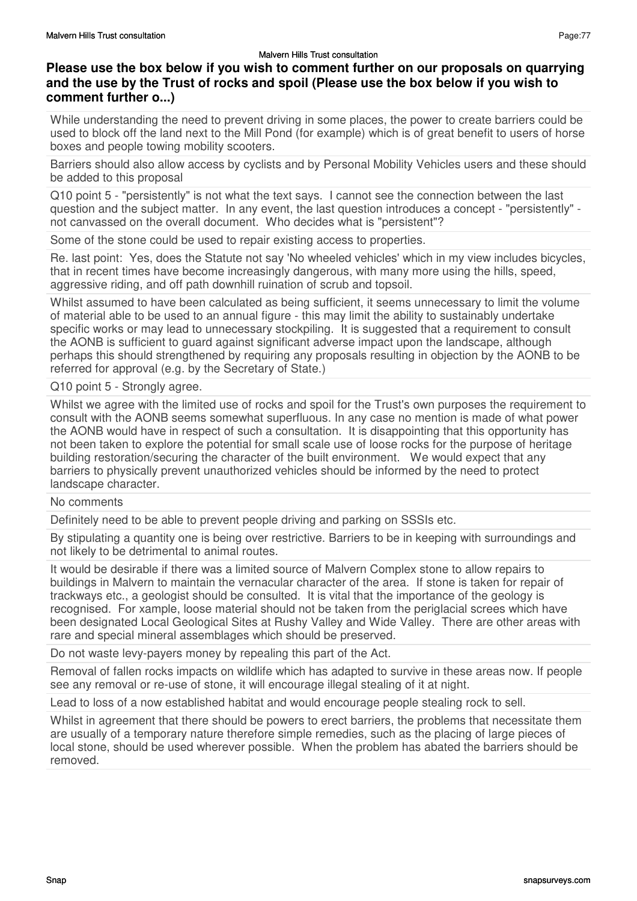**Please use the box below if you wish to comment further on our proposals on quarrying and the use by the Trust of rocks and spoil (Please use the box below if you wish to comment further o...)**

While understanding the need to prevent driving in some places, the power to create barriers could be used to block off the land next to the Mill Pond (for example) which is of great benefit to users of horse boxes and people towing mobility scooters.

Barriers should also allow access by cyclists and by Personal Mobility Vehicles users and these should be added to this proposal

Q10 point 5 - "persistently" is not what the text says. I cannot see the connection between the last question and the subject matter. In any event, the last question introduces a concept - "persistently" - not canvassed on the overall document. Who decides what is "persistent"?

Some of the stone could be used to repair existing access to properties.

Re. last point: Yes, does the Statute not say 'No wheeled vehicles' which in my view includes bicycles, that in recent times have become increasingly dangerous, with many more using the hills, speed, aggressive riding, and off path downhill ruination of scrub and topsoil.

Whilst assumed to have been calculated as being sufficient, it seems unnecessary to limit the volume of material able to be used to an annual figure - this may limit the ability to sustainably undertake specific works or may lead to unnecessary stockpiling. It is suggested that a requirement to consult the AONB is sufficient to guard against significant adverse impact upon the landscape, although perhaps this should strengthened by requiring any proposals resulting in objection by the AONB to be referred for approval (e.g. by the Secretary of State.)

Q10 point 5 - Strongly agree.

Whilst we agree with the limited use of rocks and spoil for the Trust's own purposes the requirement to consult with the AONB seems somewhat superfluous. In any case no mention is made of what power the AONB would have in respect of such a consultation. It is disappointing that this opportunity has not been taken to explore the potential for small scale use of loose rocks for the purpose of heritage building restoration/securing the character of the built environment. We would expect that any barriers to physically prevent unauthorized vehicles should be informed by the need to protect landscape character.

No comments

Definitely need to be able to prevent people driving and parking on SSSIs etc.

By stipulating a quantity one is being over restrictive. Barriers to be in keeping with surroundings and not likely to be detrimental to animal routes.

It would be desirable if there was a limited source of Malvern Complex stone to allow repairs to buildings in Malvern to maintain the vernacular character of the area. If stone is taken for repair of trackways etc., a geologist should be consulted. It is vital that the importance of the geology is recognised. For xample, loose material should not be taken from the periglacial screes which have been designated Local Geological Sites at Rushy Valley and Wide Valley. There are other areas with rare and special mineral assemblages which should be preserved.

Do not waste levy-payers money by repealing this part of the Act.

Removal of fallen rocks impacts on wildlife which has adapted to survive in these areas now. If people see any removal or re-use of stone, it will encourage illegal stealing of it at night.

Lead to loss of a now established habitat and would encourage people stealing rock to sell.

Whilst in agreement that there should be powers to erect barriers, the problems that necessitate them are usually of a temporary nature therefore simple remedies, such as the placing of large pieces of local stone, should be used wherever possible. When the problem has abated the barriers should be removed.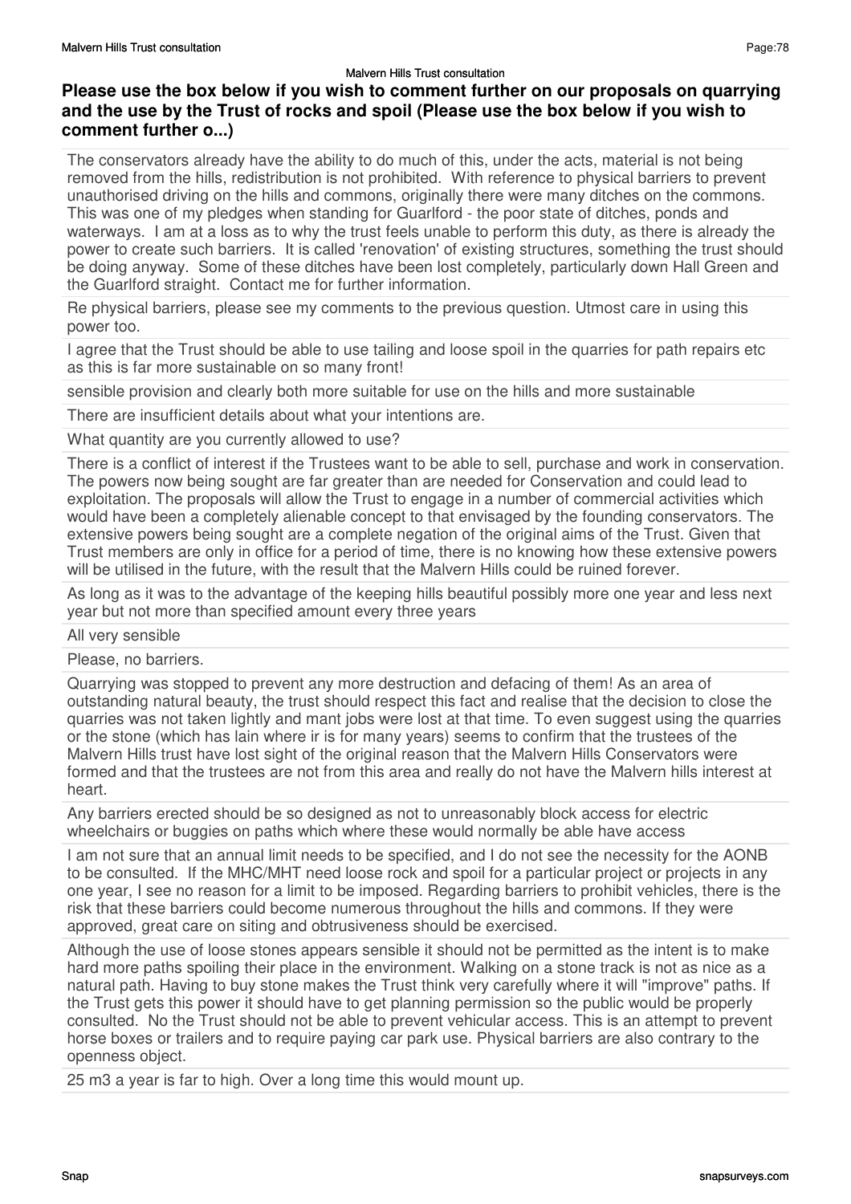## Please use the box below if you wish to comment further on our proposals on quarrying and the use by the Trust of rocks and spoil (Please use the box below if you wish to comment further o...)

The conservators already have the ability to do much of this, under the acts, material is not being removed from the hills, redistribution is not prohibited. With reference to physical barriers to prevent unauthorised driving on the hills and commons, originally there were many ditches on the commons. This was one of my pledges when standing for Guarlford - the poor state of ditches, ponds and waterways. I am at a loss as to why the trust feels unable to perform this duty, as there is already the power to create such barriers. It is called 'renovation' of existing structures, something the trust should be doing anyway. Some of these ditches have been lost completely, particularly down Hall Green and the Guarlford straight. Contact me for further information.

Re physical barriers, please see my comments to the previous question. Utmost care in using this power too.

I agree that the Trust should be able to use tailing and loose spoil in the quarries for path repairs etc as this is far more sustainable on so many front!

sensible provision and clearly both more suitable for use on the hills and more sustainable

There are insufficient details about what your intentions are.

What quantity are you currently allowed to use?

There is a conflict of interest if the Trustees want to be able to sell, purchase and work in conservation. The powers now being sought are far greater than are needed for Conservation and could lead to exploitation. The proposals will allow the Trust to engage in a number of commercial activities which would have been a completely alienable concept to that envisaged by the founding conservators. The extensive powers being sought are a complete negation of the original aims of the Trust. Given that Trust members are only in office for a period of time, there is no knowing how these extensive powers will be utilised in the future, with the result that the Malvern Hills could be ruined forever.

As long as it was to the advantage of the keeping hills beautiful possibly more one year and less next year but not more than specified amount every three years

All very sensible

Please, no barriers.

Quarrying was stopped to prevent any more destruction and defacing of them! As an area of outstanding natural beauty, the trust should respect this fact and realise that the decision to close the quarries was not taken lightly and mant jobs were lost at that time. To even suggest using the quarries or the stone (which has lain where ir is for many years) seems to confirm that the trustees of the Malvern Hills trust have lost sight of the original reason that the Malvern Hills Conservators were formed and that the trustees are not from this area and really do not have the Malvern hills interest at heart.

Any barriers erected should be so designed as not to unreasonably block access for electric wheelchairs or buggies on paths which where these would normally be able have access

I am not sure that an annual limit needs to be specified, and I do not see the necessity for the AONB to be consulted. If the MHC/MHT need loose rock and spoil for a particular project or projects in any one year, I see no reason for a limit to be imposed. Regarding barriers to prohibit vehicles, there is the risk that these barriers could become numerous throughout the hills and commons. If they were approved, great care on siting and obtrusiveness should be exercised.

Although the use of loose stones appears sensible it should not be permitted as the intent is to make hard more paths spoiling their place in the environment. Walking on a stone track is not as nice as a natural path. Having to buy stone makes the Trust think very carefully where it will "improve" paths. If the Trust gets this power it should have to get planning permission so the public would be properly consulted. No the Trust should not be able to prevent vehicular access. This is an attempt to prevent horse boxes or trailers and to require paying car park use. Physical barriers are also contrary to the openness object.

25 m3 a year is far to high. Over a long time this would mount up.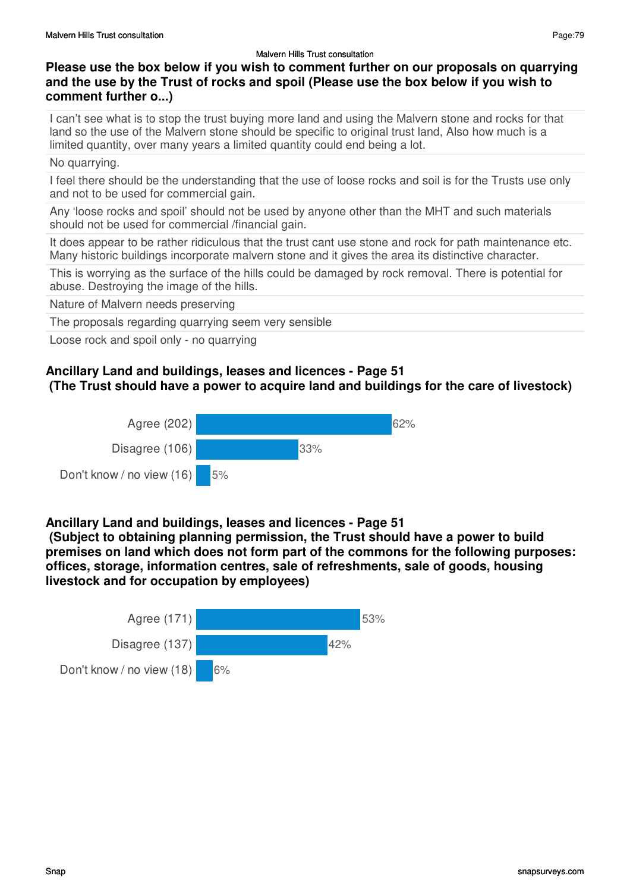### Please use the box below if you wish to comment further on our proposals on quarrying and the use by the Trust of rocks and spoil (Please use the box below if you wish to comment further o...)

| |
|---|
| I can't see what is to stop the trust buying more land and using the Malvern stone and rocks for that land so the use of the Malvern stone should be specific to original trust land, Also how much is a limited quantity, over many years a limited quantity could end being a lot. |
| No quarrying. |
| I feel there should be the understanding that the use of loose rocks and soil is for the Trusts use only and not to be used for commercial gain. |
| Any 'loose rocks and spoil' should not be used by anyone other than the MHT and such materials should not be used for commercial /financial gain. |
| It does appear to be rather ridiculous that the trust cant use stone and rock for path maintenance etc. Many historic buildings incorporate malvern stone and it gives the area its distinctive character. |
| This is worrying as the surface of the hills could be damaged by rock removal. There is potential for abuse. Destroying the image of the hills. |
| Nature of Malvern needs preserving |
| The proposals regarding quarrying seem very sensible |
| Loose rock and spoil only - no quarrying |

### Ancillary Land and buildings, leases and licences - Page 51 (The Trust should have a power to acquire land and buildings for the care of livestock)

| Response | Percentage |
|---|---|
| Agree (202) | 62% |
| Disagree (106) | 33% |
| Don't know / no view (16) | 5% |

### Ancillary Land and buildings, leases and licences - Page 51 (Subject to obtaining planning permission, the Trust should have a power to build premises on land which does not form part of the commons for the following purposes: offices, storage, information centres, sale of refreshments, sale of goods, housing livestock and for occupation by employees)

| Response | Percentage |
|---|---|
| Agree (171) | 53% |
| Disagree (137) | 42% |
| Don't know / no view (18) | 6% |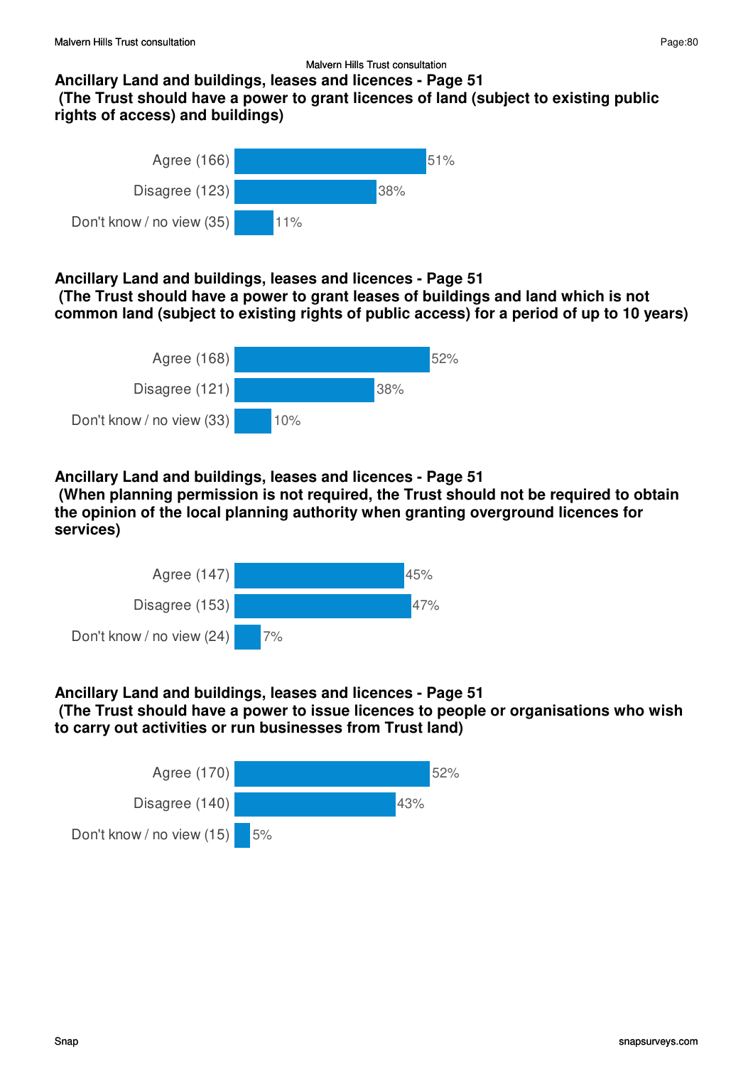## Ancillary Land and buildings, leases and licences - Page 51
**(The Trust should have a power to grant licences of land (subject to existing public rights of access) and buildings)**

| Response | Percentage |
|---|---|
| Agree (166) | 51% |
| Disagree (123) | 38% |
| Don't know / no view (35) | 11% |

## Ancillary Land and buildings, leases and licences - Page 51
**(The Trust should have a power to grant leases of buildings and land which is not common land (subject to existing rights of public access) for a period of up to 10 years)**

| Response | Percentage |
|---|---|
| Agree (168) | 52% |
| Disagree (121) | 38% |
| Don't know / no view (33) | 10% |

## Ancillary Land and buildings, leases and licences - Page 51
**(When planning permission is not required, the Trust should not be required to obtain the opinion of the local planning authority when granting overground licences for services)**

| Response | Percentage |
|---|---|
| Agree (147) | 45% |
| Disagree (153) | 47% |
| Don't know / no view (24) | 7% |

## Ancillary Land and buildings, leases and licences - Page 51
**(The Trust should have a power to issue licences to people or organisations who wish to carry out activities or run businesses from Trust land)**

| Response | Percentage |
|---|---|
| Agree (170) | 52% |
| Disagree (140) | 43% |
| Don't know / no view (15) | 5% |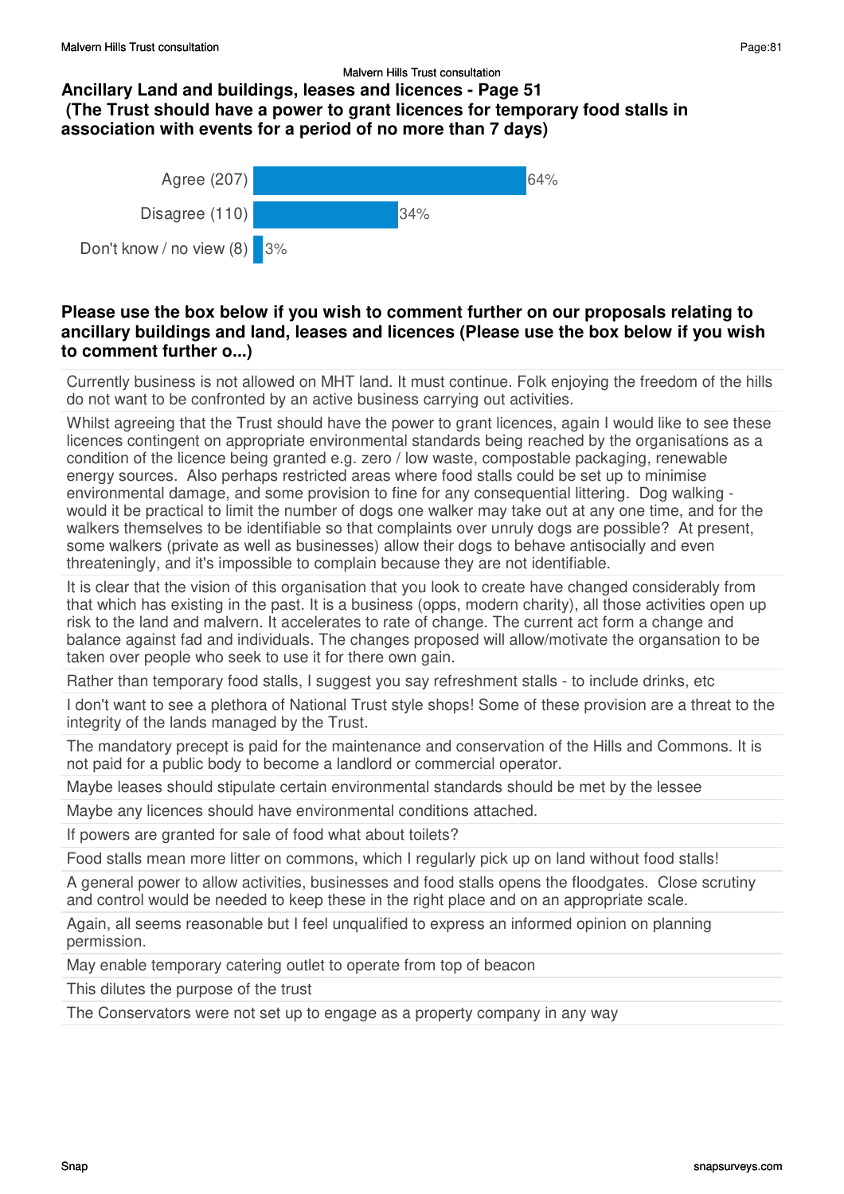## Ancillary Land and buildings, leases and licences - Page 51
## (The Trust should have a power to grant licences for temporary food stalls in association with events for a period of no more than 7 days)

| Response | Count | Percentage |
|---|---|---|
| Agree | 207 | 64% |
| Disagree | 110 | 34% |
| Don't know / no view | 8 | 3% |

### Please use the box below if you wish to comment further on our proposals relating to ancillary buildings and land, leases and licences (Please use the box below if you wish to comment further o...)

Currently business is not allowed on MHT land. It must continue. Folk enjoying the freedom of the hills do not want to be confronted by an active business carrying out activities.

Whilst agreeing that the Trust should have the power to grant licences, again I would like to see these licences contingent on appropriate environmental standards being reached by the organisations as a condition of the licence being granted e.g. zero / low waste, compostable packaging, renewable energy sources. Also perhaps restricted areas where food stalls could be set up to minimise environmental damage, and some provision to fine for any consequential littering. Dog walking - would it be practical to limit the number of dogs one walker may take out at any one time, and for the walkers themselves to be identifiable so that complaints over unruly dogs are possible? At present, some walkers (private as well as businesses) allow their dogs to behave antisocially and even threateningly, and it's impossible to complain because they are not identifiable.

It is clear that the vision of this organisation that you look to create have changed considerably from that which has existing in the past. It is a business (opps, modern charity), all those activities open up risk to the land and malvern. It accelerates to rate of change. The current act form a change and balance against fad and individuals. The changes proposed will allow/motivate the organsation to be taken over people who seek to use it for there own gain.

Rather than temporary food stalls, I suggest you say refreshment stalls - to include drinks, etc

I don't want to see a plethora of National Trust style shops! Some of these provision are a threat to the integrity of the lands managed by the Trust.

The mandatory precept is paid for the maintenance and conservation of the Hills and Commons. It is not paid for a public body to become a landlord or commercial operator.

Maybe leases should stipulate certain environmental standards should be met by the lessee

Maybe any licences should have environmental conditions attached.

If powers are granted for sale of food what about toilets?

Food stalls mean more litter on commons, which I regularly pick up on land without food stalls!

A general power to allow activities, businesses and food stalls opens the floodgates. Close scrutiny and control would be needed to keep these in the right place and on an appropriate scale.

Again, all seems reasonable but I feel unqualified to express an informed opinion on planning permission.

May enable temporary catering outlet to operate from top of beacon

This dilutes the purpose of the trust

The Conservators were not set up to engage as a property company in any way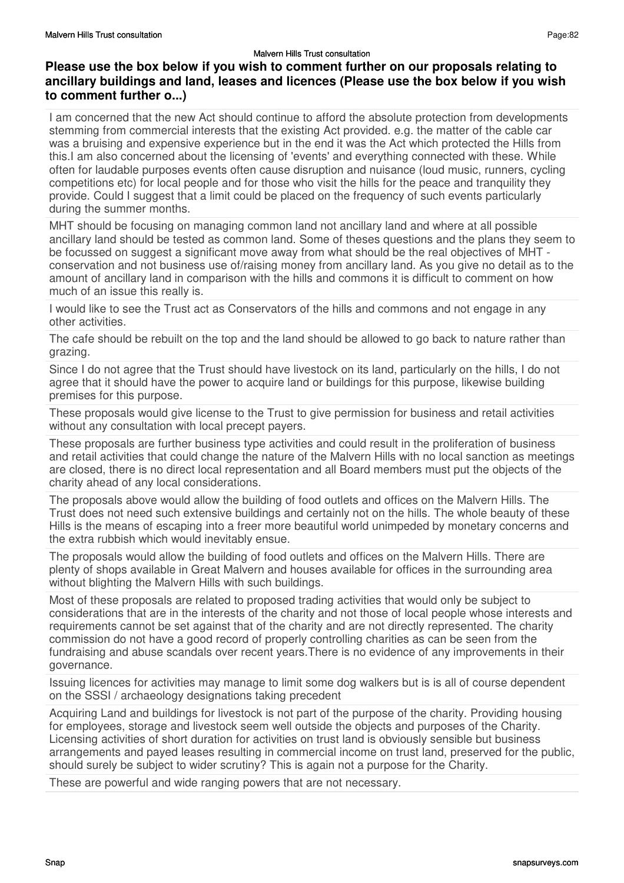### Please use the box below if you wish to comment further on our proposals relating to ancillary buildings and land, leases and licences (Please use the box below if you wish to comment further o...)

I am concerned that the new Act should continue to afford the absolute protection from developments stemming from commercial interests that the existing Act provided. e.g. the matter of the cable car was a bruising and expensive experience but in the end it was the Act which protected the Hills from this.I am also concerned about the licensing of 'events' and everything connected with these. While often for laudable purposes events often cause disruption and nuisance (loud music, runners, cycling competitions etc) for local people and for those who visit the hills for the peace and tranquility they provide. Could I suggest that a limit could be placed on the frequency of such events particularly during the summer months.

MHT should be focusing on managing common land not ancillary land and where at all possible ancillary land should be tested as common land. Some of theses questions and the plans they seem to be focussed on suggest a significant move away from what should be the real objectives of MHT - conservation and not business use of/raising money from ancillary land. As you give no detail as to the amount of ancillary land in comparison with the hills and commons it is difficult to comment on how much of an issue this really is.

I would like to see the Trust act as Conservators of the hills and commons and not engage in any other activities.

The cafe should be rebuilt on the top and the land should be allowed to go back to nature rather than grazing.

Since I do not agree that the Trust should have livestock on its land, particularly on the hills, I do not agree that it should have the power to acquire land or buildings for this purpose, likewise building premises for this purpose.

These proposals would give license to the Trust to give permission for business and retail activities without any consultation with local precept payers.

These proposals are further business type activities and could result in the proliferation of business and retail activities that could change the nature of the Malvern Hills with no local sanction as meetings are closed, there is no direct local representation and all Board members must put the objects of the charity ahead of any local considerations.

The proposals above would allow the building of food outlets and offices on the Malvern Hills. The Trust does not need such extensive buildings and certainly not on the hills. The whole beauty of these Hills is the means of escaping into a freer more beautiful world unimpeded by monetary concerns and the extra rubbish which would inevitably ensue.

The proposals would allow the building of food outlets and offices on the Malvern Hills. There are plenty of shops available in Great Malvern and houses available for offices in the surrounding area without blighting the Malvern Hills with such buildings.

Most of these proposals are related to proposed trading activities that would only be subject to considerations that are in the interests of the charity and not those of local people whose interests and requirements cannot be set against that of the charity and are not directly represented. The charity commission do not have a good record of properly controlling charities as can be seen from the fundraising and abuse scandals over recent years.There is no evidence of any improvements in their governance.

Issuing licences for activities may manage to limit some dog walkers but is is all of course dependent on the SSSI / archaeology designations taking precedent

Acquiring Land and buildings for livestock is not part of the purpose of the charity. Providing housing for employees, storage and livestock seem well outside the objects and purposes of the Charity. Licensing activities of short duration for activities on trust land is obviously sensible but business arrangements and payed leases resulting in commercial income on trust land, preserved for the public, should surely be subject to wider scrutiny? This is again not a purpose for the Charity.

These are powerful and wide ranging powers that are not necessary.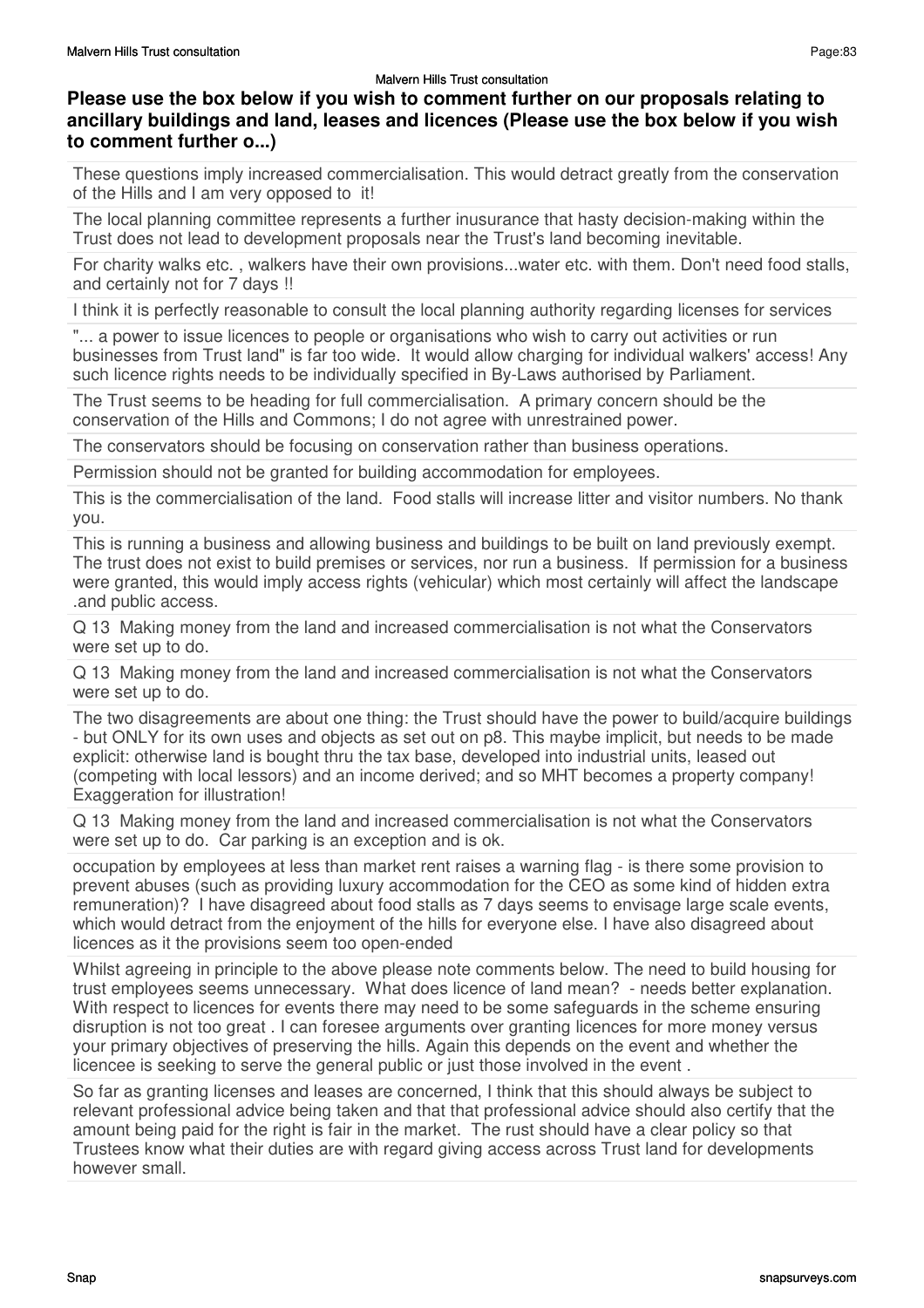## Please use the box below if you wish to comment further on our proposals relating to ancillary buildings and land, leases and licences (Please use the box below if you wish to comment further o...)

These questions imply increased commercialisation. This would detract greatly from the conservation of the Hills and I am very opposed to it!

The local planning committee represents a further inusurance that hasty decision-making within the Trust does not lead to development proposals near the Trust's land becoming inevitable.

For charity walks etc. , walkers have their own provisions...water etc. with them. Don't need food stalls, and certainly not for 7 days !!

I think it is perfectly reasonable to consult the local planning authority regarding licenses for services

"... a power to issue licences to people or organisations who wish to carry out activities or run businesses from Trust land" is far too wide. It would allow charging for individual walkers' access! Any such licence rights needs to be individually specified in By-Laws authorised by Parliament.

The Trust seems to be heading for full commercialisation. A primary concern should be the conservation of the Hills and Commons; I do not agree with unrestrained power.

The conservators should be focusing on conservation rather than business operations.

Permission should not be granted for building accommodation for employees.

This is the commercialisation of the land. Food stalls will increase litter and visitor numbers. No thank you.

This is running a business and allowing business and buildings to be built on land previously exempt. The trust does not exist to build premises or services, nor run a business. If permission for a business were granted, this would imply access rights (vehicular) which most certainly will affect the landscape .and public access.

Q 13 Making money from the land and increased commercialisation is not what the Conservators were set up to do.

Q 13 Making money from the land and increased commercialisation is not what the Conservators were set up to do.

The two disagreements are about one thing: the Trust should have the power to build/acquire buildings - but ONLY for its own uses and objects as set out on p8. This maybe implicit, but needs to be made explicit: otherwise land is bought thru the tax base, developed into industrial units, leased out (competing with local lessors) and an income derived; and so MHT becomes a property company! Exaggeration for illustration!

Q 13 Making money from the land and increased commercialisation is not what the Conservators were set up to do. Car parking is an exception and is ok.

occupation by employees at less than market rent raises a warning flag - is there some provision to prevent abuses (such as providing luxury accommodation for the CEO as some kind of hidden extra remuneration)? I have disagreed about food stalls as 7 days seems to envisage large scale events, which would detract from the enjoyment of the hills for everyone else. I have also disagreed about licences as it the provisions seem too open-ended

Whilst agreeing in principle to the above please note comments below. The need to build housing for trust employees seems unnecessary. What does licence of land mean? - needs better explanation. With respect to licences for events there may need to be some safeguards in the scheme ensuring disruption is not too great . I can foresee arguments over granting licences for more money versus your primary objectives of preserving the hills. Again this depends on the event and whether the licencee is seeking to serve the general public or just those involved in the event .

So far as granting licenses and leases are concerned, I think that this should always be subject to relevant professional advice being taken and that that professional advice should also certify that the amount being paid for the right is fair in the market. The rust should have a clear policy so that Trustees know what their duties are with regard giving access across Trust land for developments however small.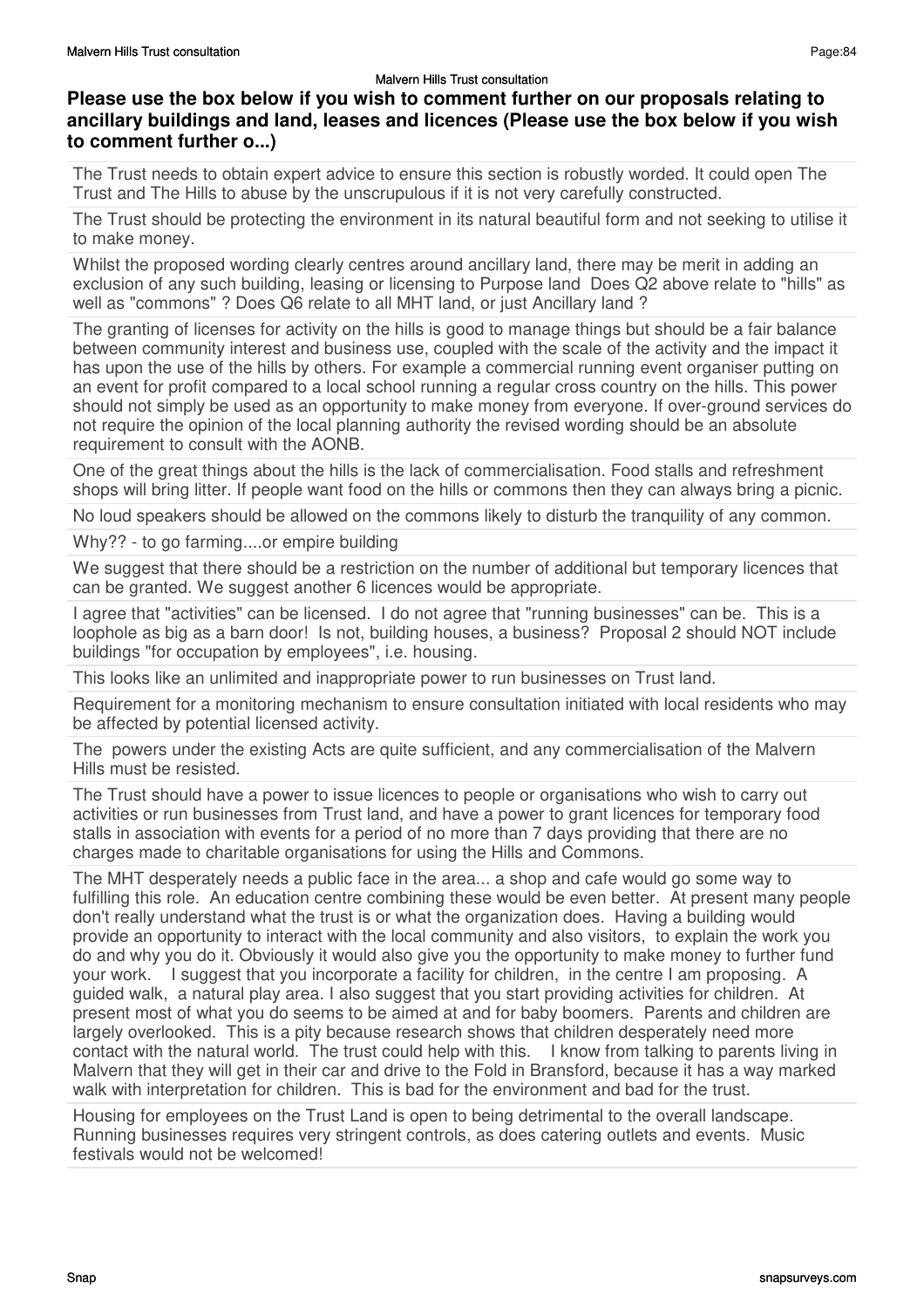## Please use the box below if you wish to comment further on our proposals relating to ancillary buildings and land, leases and licences (Please use the box below if you wish to comment further o...)

The Trust needs to obtain expert advice to ensure this section is robustly worded. It could open The Trust and The Hills to abuse by the unscrupulous if it is not very carefully constructed.

The Trust should be protecting the environment in its natural beautiful form and not seeking to utilise it to make money.

Whilst the proposed wording clearly centres around ancillary land, there may be merit in adding an exclusion of any such building, leasing or licensing to Purpose land  Does Q2 above relate to "hills" as well as "commons" ? Does Q6 relate to all MHT land, or just Ancillary land ?

The granting of licenses for activity on the hills is good to manage things but should be a fair balance between community interest and business use, coupled with the scale of the activity and the impact it has upon the use of the hills by others. For example a commercial running event organiser putting on an event for profit compared to a local school running a regular cross country on the hills. This power should not simply be used as an opportunity to make money from everyone. If over-ground services do not require the opinion of the local planning authority the revised wording should be an absolute requirement to consult with the AONB.

One of the great things about the hills is the lack of commercialisation. Food stalls and refreshment shops will bring litter. If people want food on the hills or commons then they can always bring a picnic.

No loud speakers should be allowed on the commons likely to disturb the tranquility of any common.

Why?? - to go farming....or empire building

We suggest that there should be a restriction on the number of additional but temporary licences that can be granted. We suggest another 6 licences would be appropriate.

I agree that "activities" can be licensed.  I do not agree that "running businesses" can be.  This is a loophole as big as a barn door!  Is not, building houses, a business?  Proposal 2 should NOT include buildings "for occupation by employees", i.e. housing.

This looks like an unlimited and inappropriate power to run businesses on Trust land.

Requirement for a monitoring mechanism to ensure consultation initiated with local residents who may be affected by potential licensed activity.

The  powers under the existing Acts are quite sufficient, and any commercialisation of the Malvern Hills must be resisted.

The Trust should have a power to issue licences to people or organisations who wish to carry out activities or run businesses from Trust land, and have a power to grant licences for temporary food stalls in association with events for a period of no more than 7 days providing that there are no charges made to charitable organisations for using the Hills and Commons.

The MHT desperately needs a public face in the area... a shop and cafe would go some way to fulfilling this role.  An education centre combining these would be even better.  At present many people don't really understand what the trust is or what the organization does.  Having a building would provide an opportunity to interact with the local community and also visitors,  to explain the work you do and why you do it. Obviously it would also give you the opportunity to make money to further fund your work.    I suggest that you incorporate a facility for children,  in the centre I am proposing.  A guided walk,  a natural play area. I also suggest that you start providing activities for children.  At present most of what you do seems to be aimed at and for baby boomers.  Parents and children are largely overlooked.  This is a pity because research shows that children desperately need more contact with the natural world.  The trust could help with this.    I know from talking to parents living in Malvern that they will get in their car and drive to the Fold in Bransford, because it has a way marked walk with interpretation for children.  This is bad for the environment and bad for the trust.

Housing for employees on the Trust Land is open to being detrimental to the overall landscape. Running businesses requires very stringent controls, as does catering outlets and events.  Music festivals would not be welcomed!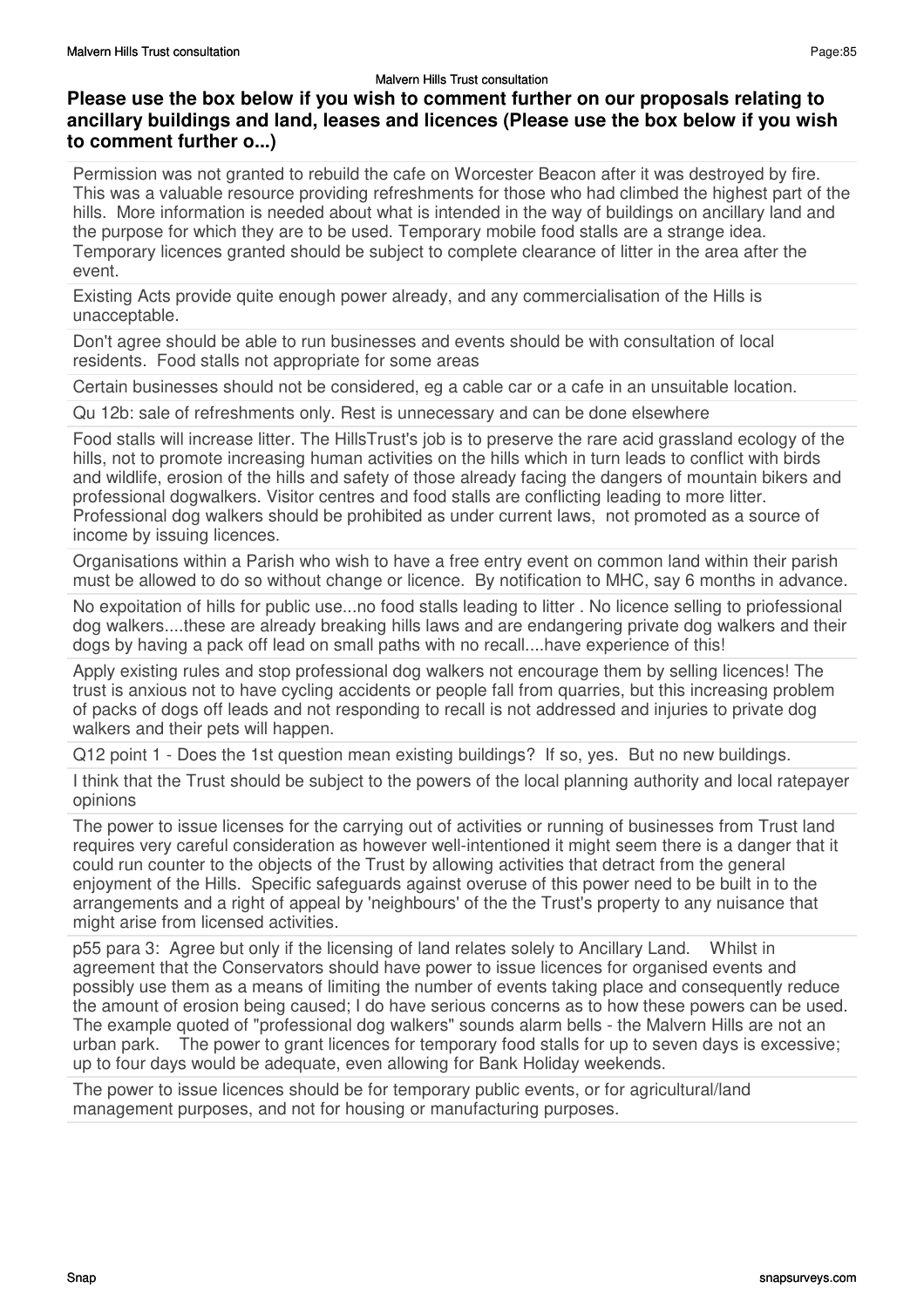## Please use the box below if you wish to comment further on our proposals relating to ancillary buildings and land, leases and licences (Please use the box below if you wish to comment further o...)

Permission was not granted to rebuild the cafe on Worcester Beacon after it was destroyed by fire. This was a valuable resource providing refreshments for those who had climbed the highest part of the hills. More information is needed about what is intended in the way of buildings on ancillary land and the purpose for which they are to be used. Temporary mobile food stalls are a strange idea. Temporary licences granted should be subject to complete clearance of litter in the area after the event.

Existing Acts provide quite enough power already, and any commercialisation of the Hills is unacceptable.

Don't agree should be able to run businesses and events should be with consultation of local residents. Food stalls not appropriate for some areas

Certain businesses should not be considered, eg a cable car or a cafe in an unsuitable location.

Qu 12b: sale of refreshments only. Rest is unnecessary and can be done elsewhere

Food stalls will increase litter. The HillsTrust's job is to preserve the rare acid grassland ecology of the hills, not to promote increasing human activities on the hills which in turn leads to conflict with birds and wildlife, erosion of the hills and safety of those already facing the dangers of mountain bikers and professional dogwalkers. Visitor centres and food stalls are conflicting leading to more litter. Professional dog walkers should be prohibited as under current laws, not promoted as a source of income by issuing licences.

Organisations within a Parish who wish to have a free entry event on common land within their parish must be allowed to do so without change or licence. By notification to MHC, say 6 months in advance.

No expoitation of hills for public use...no food stalls leading to litter . No licence selling to priofessional dog walkers....these are already breaking hills laws and are endangering private dog walkers and their dogs by having a pack off lead on small paths with no recall....have experience of this!

Apply existing rules and stop professional dog walkers not encourage them by selling licences! The trust is anxious not to have cycling accidents or people fall from quarries, but this increasing problem of packs of dogs off leads and not responding to recall is not addressed and injuries to private dog walkers and their pets will happen.

Q12 point 1 - Does the 1st question mean existing buildings? If so, yes. But no new buildings.

I think that the Trust should be subject to the powers of the local planning authority and local ratepayer opinions

The power to issue licenses for the carrying out of activities or running of businesses from Trust land requires very careful consideration as however well-intentioned it might seem there is a danger that it could run counter to the objects of the Trust by allowing activities that detract from the general enjoyment of the Hills. Specific safeguards against overuse of this power need to be built in to the arrangements and a right of appeal by 'neighbours' of the the Trust's property to any nuisance that might arise from licensed activities.

p55 para 3: Agree but only if the licensing of land relates solely to Ancillary Land. Whilst in agreement that the Conservators should have power to issue licences for organised events and possibly use them as a means of limiting the number of events taking place and consequently reduce the amount of erosion being caused; I do have serious concerns as to how these powers can be used. The example quoted of "professional dog walkers" sounds alarm bells - the Malvern Hills are not an urban park. The power to grant licences for temporary food stalls for up to seven days is excessive; up to four days would be adequate, even allowing for Bank Holiday weekends.

The power to issue licences should be for temporary public events, or for agricultural/land management purposes, and not for housing or manufacturing purposes.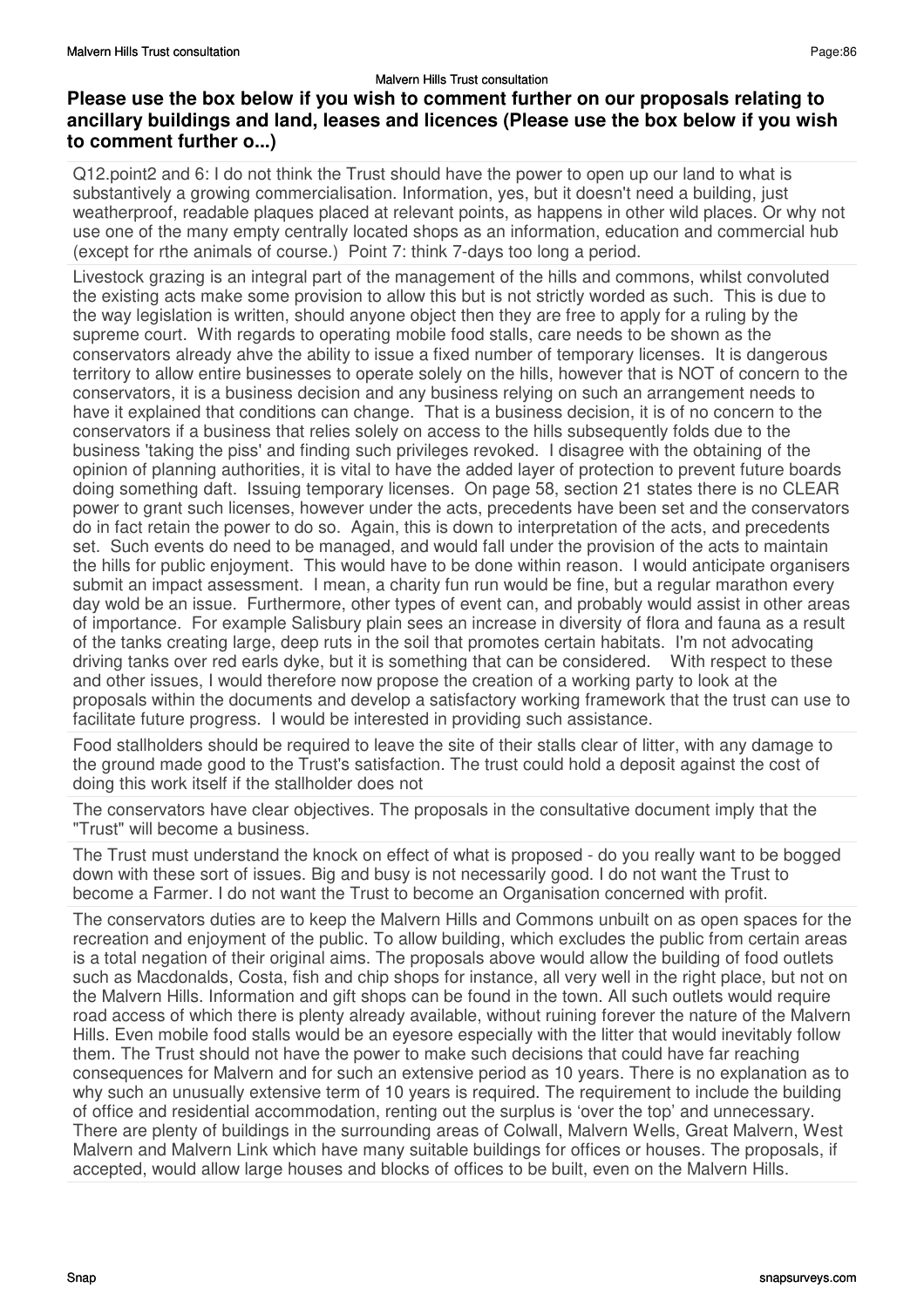## Please use the box below if you wish to comment further on our proposals relating to ancillary buildings and land, leases and licences (Please use the box below if you wish to comment further o...)

Q12.point2 and 6: I do not think the Trust should have the power to open up our land to what is substantively a growing commercialisation. Information, yes, but it doesn't need a building, just weatherproof, readable plaques placed at relevant points, as happens in other wild places. Or why not use one of the many empty centrally located shops as an information, education and commercial hub (except for rthe animals of course.) Point 7: think 7-days too long a period.

Livestock grazing is an integral part of the management of the hills and commons, whilst convoluted the existing acts make some provision to allow this but is not strictly worded as such. This is due to the way legislation is written, should anyone object then they are free to apply for a ruling by the supreme court. With regards to operating mobile food stalls, care needs to be shown as the conservators already ahve the ability to issue a fixed number of temporary licenses. It is dangerous territory to allow entire businesses to operate solely on the hills, however that is NOT of concern to the conservators, it is a business decision and any business relying on such an arrangement needs to have it explained that conditions can change. That is a business decision, it is of no concern to the conservators if a business that relies solely on access to the hills subsequently folds due to the business 'taking the piss' and finding such privileges revoked. I disagree with the obtaining of the opinion of planning authorities, it is vital to have the added layer of protection to prevent future boards doing something daft. Issuing temporary licenses. On page 58, section 21 states there is no CLEAR power to grant such licenses, however under the acts, precedents have been set and the conservators do in fact retain the power to do so. Again, this is down to interpretation of the acts, and precedents set. Such events do need to be managed, and would fall under the provision of the acts to maintain the hills for public enjoyment. This would have to be done within reason. I would anticipate organisers submit an impact assessment. I mean, a charity fun run would be fine, but a regular marathon every day wold be an issue. Furthermore, other types of event can, and probably would assist in other areas of importance. For example Salisbury plain sees an increase in diversity of flora and fauna as a result of the tanks creating large, deep ruts in the soil that promotes certain habitats. I'm not advocating driving tanks over red earls dyke, but it is something that can be considered. With respect to these and other issues, I would therefore now propose the creation of a working party to look at the proposals within the documents and develop a satisfactory working framework that the trust can use to facilitate future progress. I would be interested in providing such assistance.

Food stallholders should be required to leave the site of their stalls clear of litter, with any damage to the ground made good to the Trust's satisfaction. The trust could hold a deposit against the cost of doing this work itself if the stallholder does not

The conservators have clear objectives. The proposals in the consultative document imply that the "Trust" will become a business.

The Trust must understand the knock on effect of what is proposed - do you really want to be bogged down with these sort of issues. Big and busy is not necessarily good. I do not want the Trust to become a Farmer. I do not want the Trust to become an Organisation concerned with profit.

The conservators duties are to keep the Malvern Hills and Commons unbuilt on as open spaces for the recreation and enjoyment of the public. To allow building, which excludes the public from certain areas is a total negation of their original aims. The proposals above would allow the building of food outlets such as Macdonalds, Costa, fish and chip shops for instance, all very well in the right place, but not on the Malvern Hills. Information and gift shops can be found in the town. All such outlets would require road access of which there is plenty already available, without ruining forever the nature of the Malvern Hills. Even mobile food stalls would be an eyesore especially with the litter that would inevitably follow them. The Trust should not have the power to make such decisions that could have far reaching consequences for Malvern and for such an extensive period as 10 years. There is no explanation as to why such an unusually extensive term of 10 years is required. The requirement to include the building of office and residential accommodation, renting out the surplus is 'over the top' and unnecessary. There are plenty of buildings in the surrounding areas of Colwall, Malvern Wells, Great Malvern, West Malvern and Malvern Link which have many suitable buildings for offices or houses. The proposals, if accepted, would allow large houses and blocks of offices to be built, even on the Malvern Hills.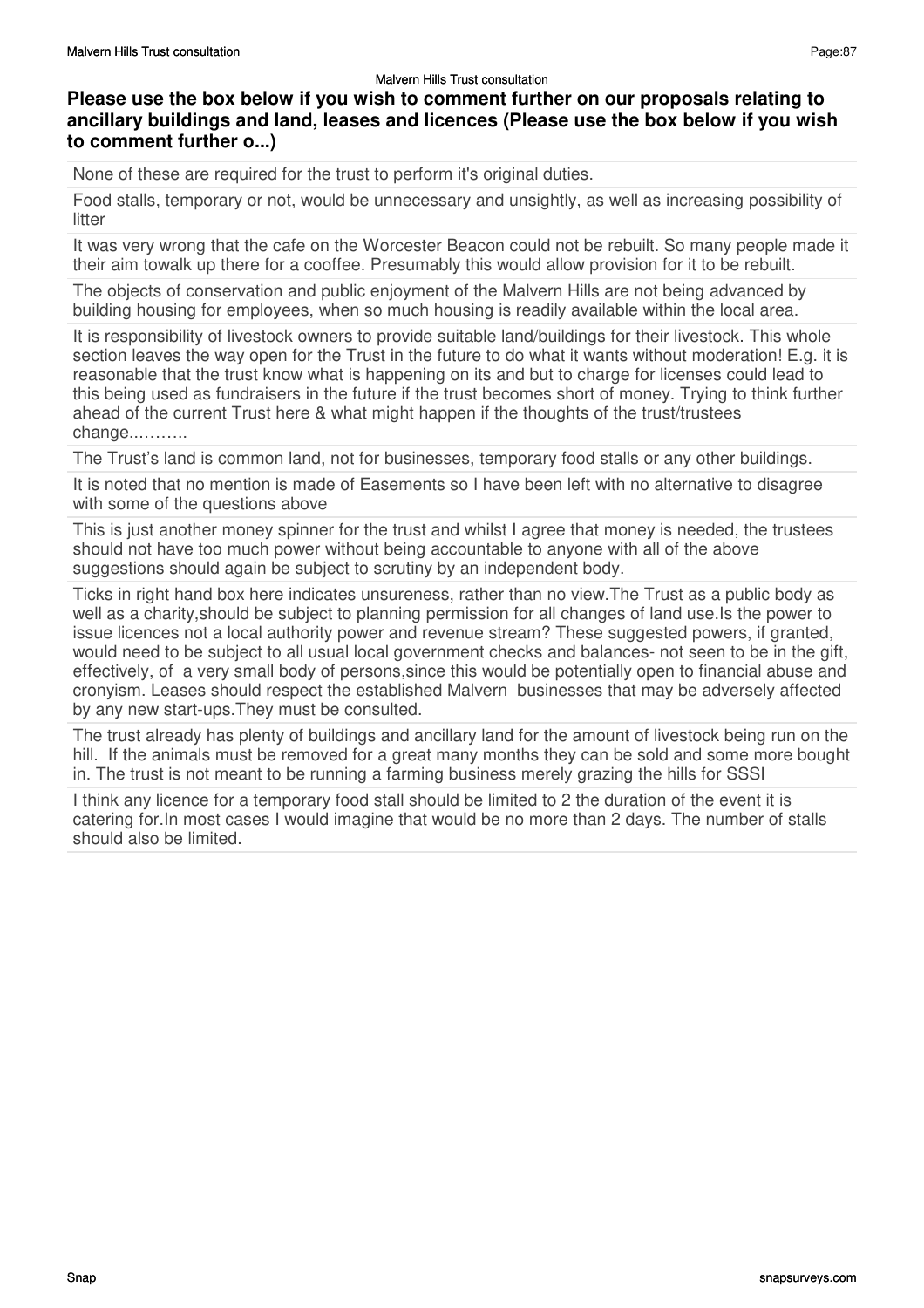## Please use the box below if you wish to comment further on our proposals relating to ancillary buildings and land, leases and licences (Please use the box below if you wish to comment further o...)

None of these are required for the trust to perform it's original duties.

Food stalls, temporary or not, would be unnecessary and unsightly, as well as increasing possibility of litter

It was very wrong that the cafe on the Worcester Beacon could not be rebuilt. So many people made it their aim towalk up there for a cooffee. Presumably this would allow provision for it to be rebuilt.

The objects of conservation and public enjoyment of the Malvern Hills are not being advanced by building housing for employees, when so much housing is readily available within the local area.

It is responsibility of livestock owners to provide suitable land/buildings for their livestock. This whole section leaves the way open for the Trust in the future to do what it wants without moderation! E.g. it is reasonable that the trust know what is happening on its and but to charge for licenses could lead to this being used as fundraisers in the future if the trust becomes short of money. Trying to think further ahead of the current Trust here & what might happen if the thoughts of the trust/trustees change..……..

The Trust's land is common land, not for businesses, temporary food stalls or any other buildings.

It is noted that no mention is made of Easements so I have been left with no alternative to disagree with some of the questions above

This is just another money spinner for the trust and whilst I agree that money is needed, the trustees should not have too much power without being accountable to anyone with all of the above suggestions should again be subject to scrutiny by an independent body.

Ticks in right hand box here indicates unsureness, rather than no view.The Trust as a public body as well as a charity,should be subject to planning permission for all changes of land use.Is the power to issue licences not a local authority power and revenue stream? These suggested powers, if granted, would need to be subject to all usual local government checks and balances- not seen to be in the gift, effectively, of a very small body of persons,since this would be potentially open to financial abuse and cronyism. Leases should respect the established Malvern businesses that may be adversely affected by any new start-ups.They must be consulted.

The trust already has plenty of buildings and ancillary land for the amount of livestock being run on the hill. If the animals must be removed for a great many months they can be sold and some more bought in. The trust is not meant to be running a farming business merely grazing the hills for SSSI

I think any licence for a temporary food stall should be limited to 2 the duration of the event it is catering for.In most cases I would imagine that would be no more than 2 days. The number of stalls should also be limited.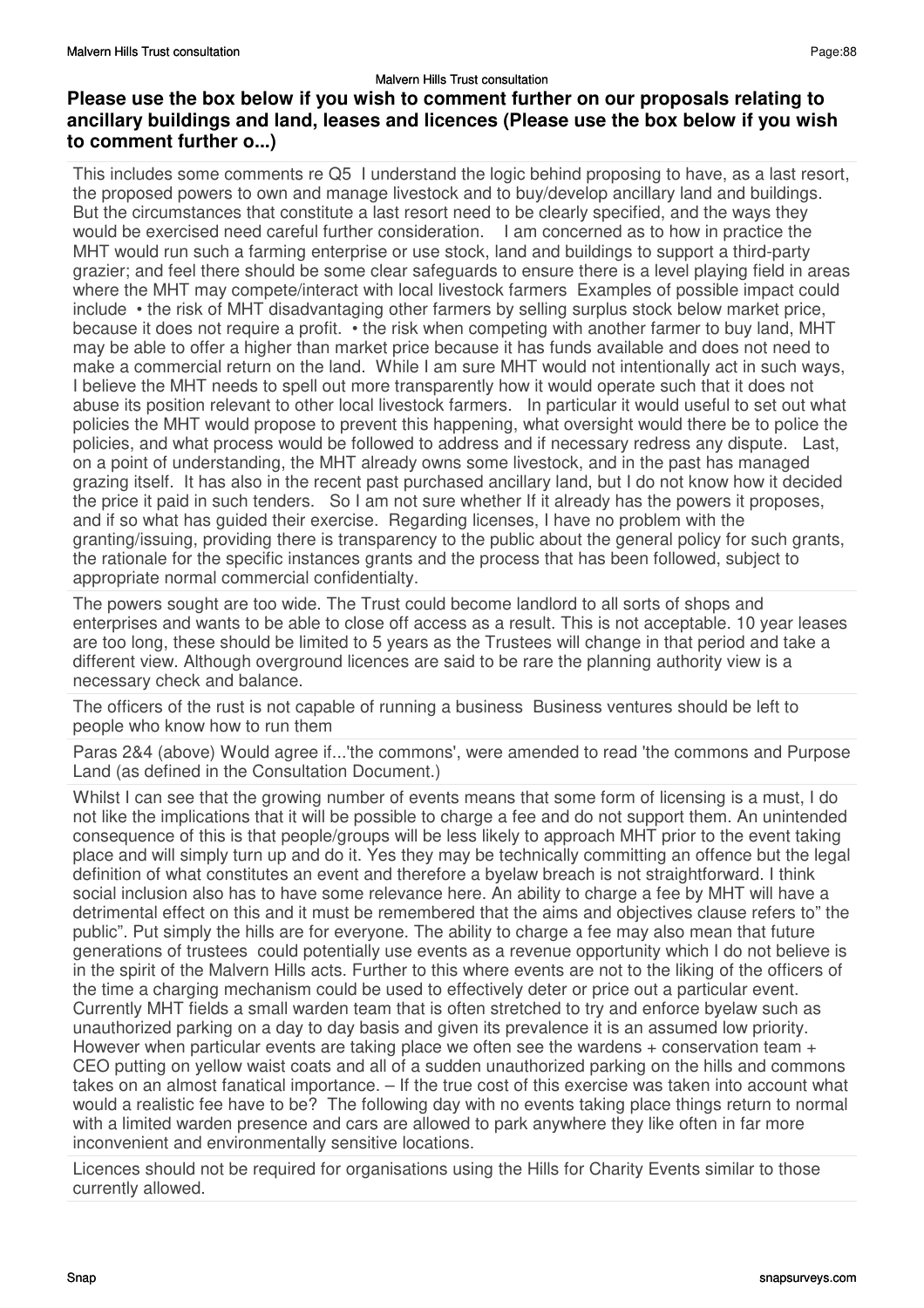## Please use the box below if you wish to comment further on our proposals relating to ancillary buildings and land, leases and licences (Please use the box below if you wish to comment further o...)

This includes some comments re Q5  I understand the logic behind proposing to have, as a last resort, the proposed powers to own and manage livestock and to buy/develop ancillary land and buildings. But the circumstances that constitute a last resort need to be clearly specified, and the ways they would be exercised need careful further consideration.   I am concerned as to how in practice the MHT would run such a farming enterprise or use stock, land and buildings to support a third-party grazier; and feel there should be some clear safeguards to ensure there is a level playing field in areas where the MHT may compete/interact with local livestock farmers  Examples of possible impact could include  • the risk of MHT disadvantaging other farmers by selling surplus stock below market price, because it does not require a profit.  • the risk when competing with another farmer to buy land, MHT may be able to offer a higher than market price because it has funds available and does not need to make a commercial return on the land.  While I am sure MHT would not intentionally act in such ways, I believe the MHT needs to spell out more transparently how it would operate such that it does not abuse its position relevant to other local livestock farmers.   In particular it would useful to set out what policies the MHT would propose to prevent this happening, what oversight would there be to police the policies, and what process would be followed to address and if necessary redress any dispute.   Last, on a point of understanding, the MHT already owns some livestock, and in the past has managed grazing itself.  It has also in the recent past purchased ancillary land, but I do not know how it decided the price it paid in such tenders.   So I am not sure whether If it already has the powers it proposes, and if so what has guided their exercise.  Regarding licenses, I have no problem with the granting/issuing, providing there is transparency to the public about the general policy for such grants, the rationale for the specific instances grants and the process that has been followed, subject to appropriate normal commercial confidentialty.

The powers sought are too wide. The Trust could become landlord to all sorts of shops and enterprises and wants to be able to close off access as a result. This is not acceptable. 10 year leases are too long, these should be limited to 5 years as the Trustees will change in that period and take a different view. Although overground licences are said to be rare the planning authority view is a necessary check and balance.

The officers of the rust is not capable of running a business  Business ventures should be left to people who know how to run them

Paras 2&4 (above) Would agree if...'the commons', were amended to read 'the commons and Purpose Land (as defined in the Consultation Document.)

Whilst I can see that the growing number of events means that some form of licensing is a must, I do not like the implications that it will be possible to charge a fee and do not support them. An unintended consequence of this is that people/groups will be less likely to approach MHT prior to the event taking place and will simply turn up and do it. Yes they may be technically committing an offence but the legal definition of what constitutes an event and therefore a byelaw breach is not straightforward. I think social inclusion also has to have some relevance here. An ability to charge a fee by MHT will have a detrimental effect on this and it must be remembered that the aims and objectives clause refers to" the public". Put simply the hills are for everyone. The ability to charge a fee may also mean that future generations of trustees  could potentially use events as a revenue opportunity which I do not believe is in the spirit of the Malvern Hills acts. Further to this where events are not to the liking of the officers of the time a charging mechanism could be used to effectively deter or price out a particular event. Currently MHT fields a small warden team that is often stretched to try and enforce byelaw such as unauthorized parking on a day to day basis and given its prevalence it is an assumed low priority. However when particular events are taking place we often see the wardens + conservation team + CEO putting on yellow waist coats and all of a sudden unauthorized parking on the hills and commons takes on an almost fanatical importance. – If the true cost of this exercise was taken into account what would a realistic fee have to be?  The following day with no events taking place things return to normal with a limited warden presence and cars are allowed to park anywhere they like often in far more inconvenient and environmentally sensitive locations.

Licences should not be required for organisations using the Hills for Charity Events similar to those currently allowed.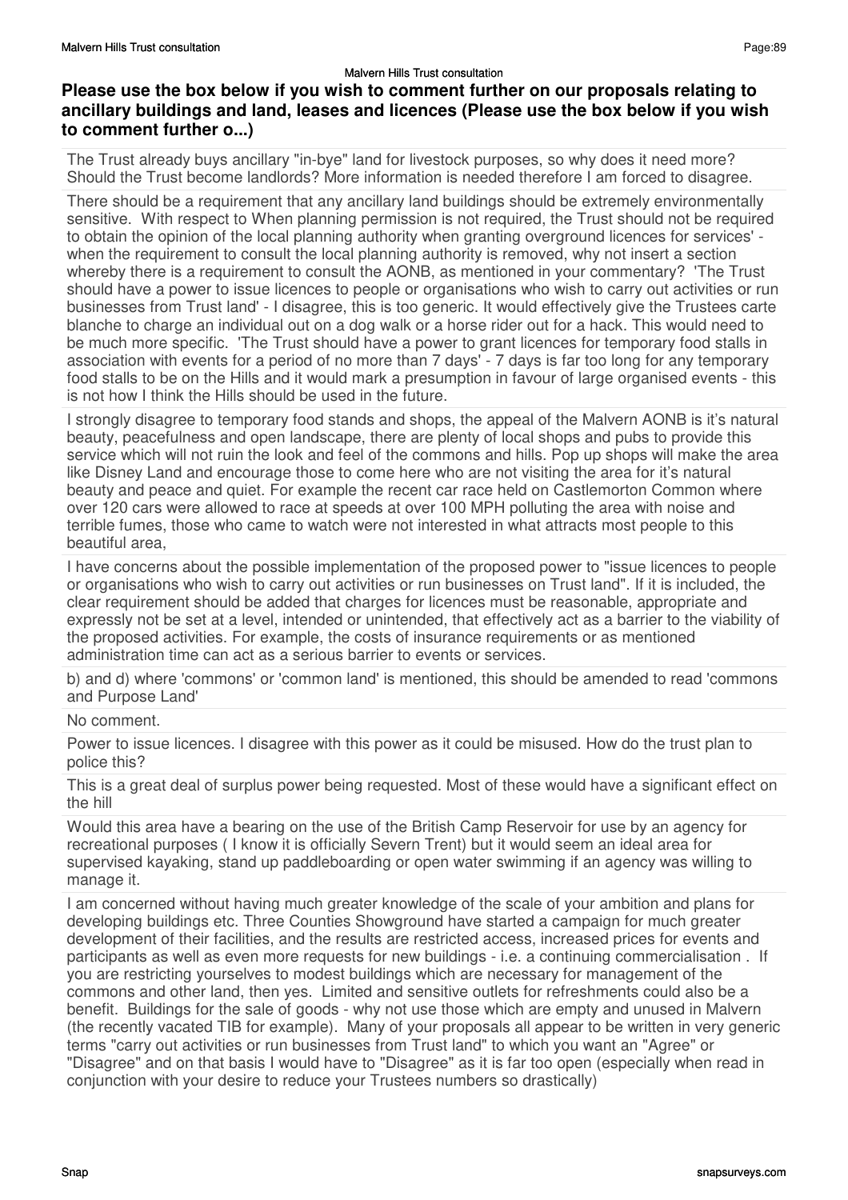## Please use the box below if you wish to comment further on our proposals relating to ancillary buildings and land, leases and licences (Please use the box below if you wish to comment further o...)

The Trust already buys ancillary "in-bye" land for livestock purposes, so why does it need more? Should the Trust become landlords? More information is needed therefore I am forced to disagree.

There should be a requirement that any ancillary land buildings should be extremely environmentally sensitive. With respect to When planning permission is not required, the Trust should not be required to obtain the opinion of the local planning authority when granting overground licences for services' - when the requirement to consult the local planning authority is removed, why not insert a section whereby there is a requirement to consult the AONB, as mentioned in your commentary? 'The Trust should have a power to issue licences to people or organisations who wish to carry out activities or run businesses from Trust land' - I disagree, this is too generic. It would effectively give the Trustees carte blanche to charge an individual out on a dog walk or a horse rider out for a hack. This would need to be much more specific. 'The Trust should have a power to grant licences for temporary food stalls in association with events for a period of no more than 7 days' - 7 days is far too long for any temporary food stalls to be on the Hills and it would mark a presumption in favour of large organised events - this is not how I think the Hills should be used in the future.

I strongly disagree to temporary food stands and shops, the appeal of the Malvern AONB is it's natural beauty, peacefulness and open landscape, there are plenty of local shops and pubs to provide this service which will not ruin the look and feel of the commons and hills. Pop up shops will make the area like Disney Land and encourage those to come here who are not visiting the area for it's natural beauty and peace and quiet. For example the recent car race held on Castlemorton Common where over 120 cars were allowed to race at speeds at over 100 MPH polluting the area with noise and terrible fumes, those who came to watch were not interested in what attracts most people to this beautiful area,

I have concerns about the possible implementation of the proposed power to "issue licences to people or organisations who wish to carry out activities or run businesses on Trust land". If it is included, the clear requirement should be added that charges for licences must be reasonable, appropriate and expressly not be set at a level, intended or unintended, that effectively act as a barrier to the viability of the proposed activities. For example, the costs of insurance requirements or as mentioned administration time can act as a serious barrier to events or services.

b) and d) where 'commons' or 'common land' is mentioned, this should be amended to read 'commons and Purpose Land'

No comment.

Power to issue licences. I disagree with this power as it could be misused. How do the trust plan to police this?

This is a great deal of surplus power being requested. Most of these would have a significant effect on the hill

Would this area have a bearing on the use of the British Camp Reservoir for use by an agency for recreational purposes ( I know it is officially Severn Trent) but it would seem an ideal area for supervised kayaking, stand up paddleboarding or open water swimming if an agency was willing to manage it.

I am concerned without having much greater knowledge of the scale of your ambition and plans for developing buildings etc. Three Counties Showground have started a campaign for much greater development of their facilities, and the results are restricted access, increased prices for events and participants as well as even more requests for new buildings - i.e. a continuing commercialisation . If you are restricting yourselves to modest buildings which are necessary for management of the commons and other land, then yes. Limited and sensitive outlets for refreshments could also be a benefit. Buildings for the sale of goods - why not use those which are empty and unused in Malvern (the recently vacated TIB for example). Many of your proposals all appear to be written in very generic terms "carry out activities or run businesses from Trust land" to which you want an "Agree" or "Disagree" and on that basis I would have to "Disagree" as it is far too open (especially when read in conjunction with your desire to reduce your Trustees numbers so drastically)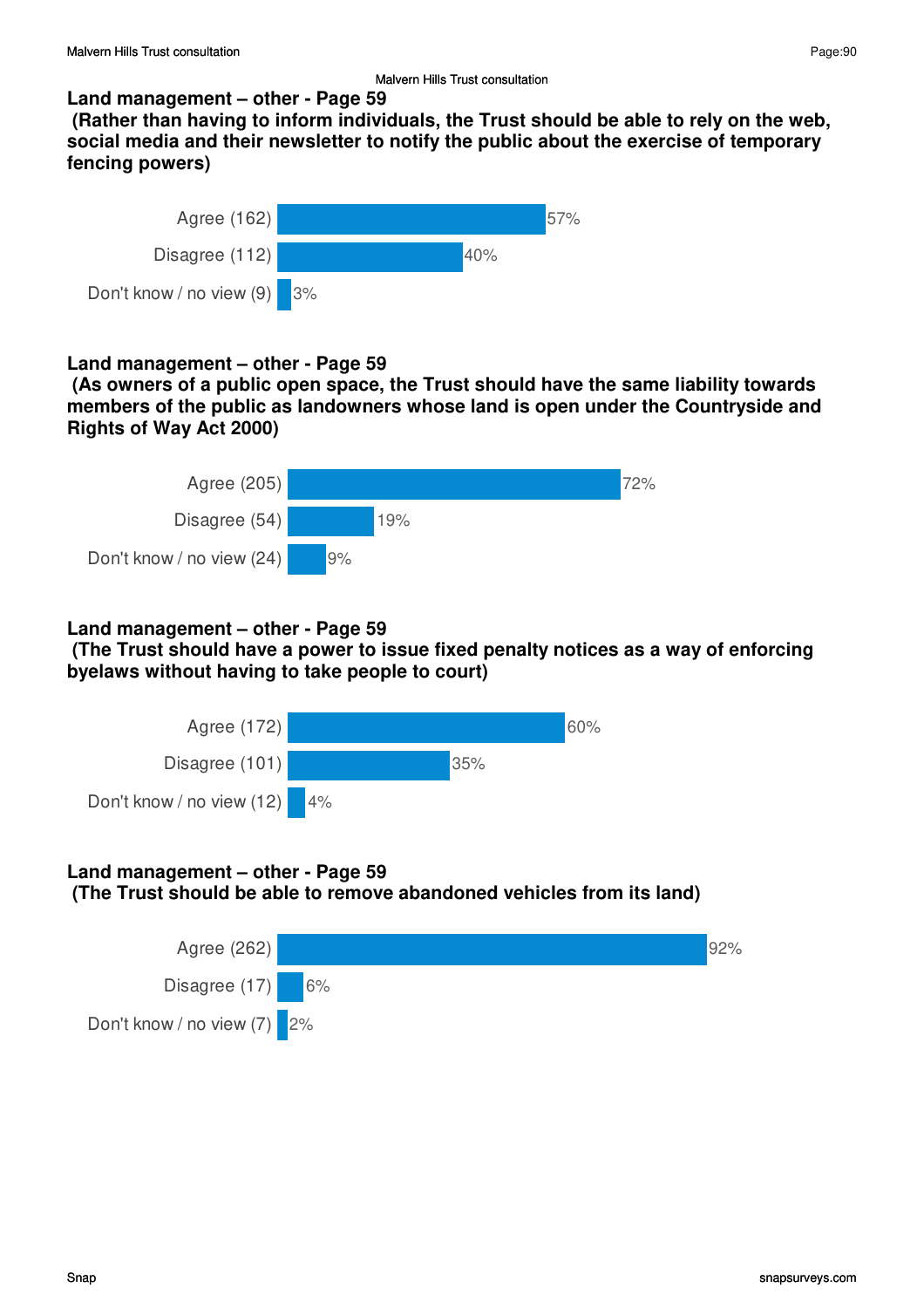Malvern Hills Trust consultation

**Land management – other - Page 59**
**(Rather than having to inform individuals, the Trust should be able to rely on the web, social media and their newsletter to notify the public about the exercise of temporary fencing powers)**

| Response | Percentage |
|---|---|
| Agree (162) | 57% |
| Disagree (112) | 40% |
| Don't know / no view (9) | 3% |

**Land management – other - Page 59**
**(As owners of a public open space, the Trust should have the same liability towards members of the public as landowners whose land is open under the Countryside and Rights of Way Act 2000)**

| Response | Percentage |
|---|---|
| Agree (205) | 72% |
| Disagree (54) | 19% |
| Don't know / no view (24) | 9% |

**Land management – other - Page 59**
**(The Trust should have a power to issue fixed penalty notices as a way of enforcing byelaws without having to take people to court)**

| Response | Percentage |
|---|---|
| Agree (172) | 60% |
| Disagree (101) | 35% |
| Don't know / no view (12) | 4% |

**Land management – other - Page 59**
**(The Trust should be able to remove abandoned vehicles from its land)**

| Response | Percentage |
|---|---|
| Agree (262) | 92% |
| Disagree (17) | 6% |
| Don't know / no view (7) | 2% |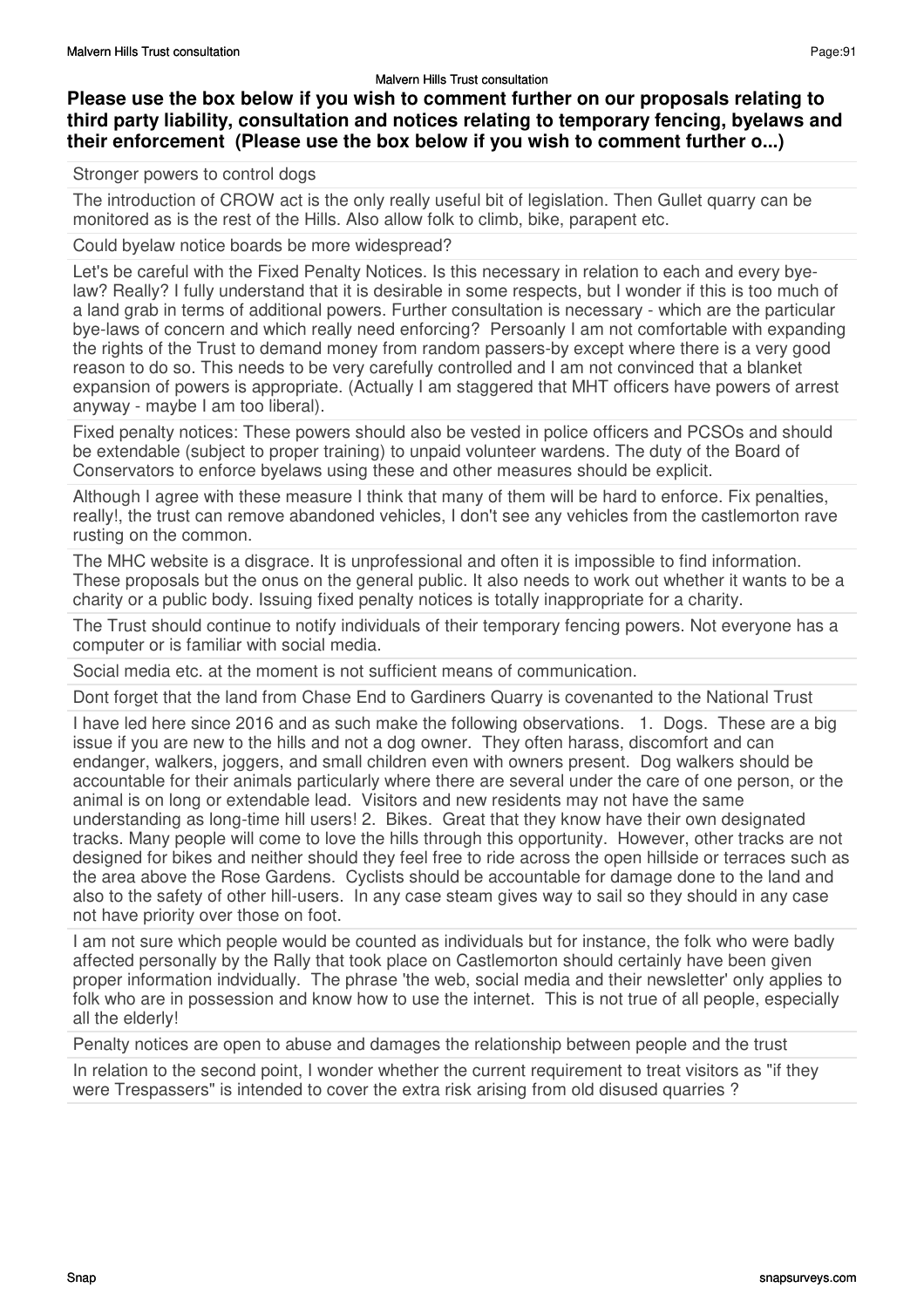**Please use the box below if you wish to comment further on our proposals relating to third party liability, consultation and notices relating to temporary fencing, byelaws and their enforcement (Please use the box below if you wish to comment further o...)**

Stronger powers to control dogs

The introduction of CROW act is the only really useful bit of legislation. Then Gullet quarry can be monitored as is the rest of the Hills. Also allow folk to climb, bike, parapent etc.

Could byelaw notice boards be more widespread?

Let's be careful with the Fixed Penalty Notices. Is this necessary in relation to each and every bye-law? Really? I fully understand that it is desirable in some respects, but I wonder if this is too much of a land grab in terms of additional powers. Further consultation is necessary - which are the particular bye-laws of concern and which really need enforcing? Persoanly I am not comfortable with expanding the rights of the Trust to demand money from random passers-by except where there is a very good reason to do so. This needs to be very carefully controlled and I am not convinced that a blanket expansion of powers is appropriate. (Actually I am staggered that MHT officers have powers of arrest anyway - maybe I am too liberal).

Fixed penalty notices: These powers should also be vested in police officers and PCSOs and should be extendable (subject to proper training) to unpaid volunteer wardens. The duty of the Board of Conservators to enforce byelaws using these and other measures should be explicit.

Although I agree with these measure I think that many of them will be hard to enforce. Fix penalties, really!, the trust can remove abandoned vehicles, I don't see any vehicles from the castlemorton rave rusting on the common.

The MHC website is a disgrace. It is unprofessional and often it is impossible to find information. These proposals but the onus on the general public. It also needs to work out whether it wants to be a charity or a public body. Issuing fixed penalty notices is totally inappropriate for a charity.

The Trust should continue to notify individuals of their temporary fencing powers. Not everyone has a computer or is familiar with social media.

Social media etc. at the moment is not sufficient means of communication.

Dont forget that the land from Chase End to Gardiners Quarry is covenanted to the National Trust

I have led here since 2016 and as such make the following observations. 1. Dogs. These are a big issue if you are new to the hills and not a dog owner. They often harass, discomfort and can endanger, walkers, joggers, and small children even with owners present. Dog walkers should be accountable for their animals particularly where there are several under the care of one person, or the animal is on long or extendable lead. Visitors and new residents may not have the same understanding as long-time hill users! 2. Bikes. Great that they know have their own designated tracks. Many people will come to love the hills through this opportunity. However, other tracks are not designed for bikes and neither should they feel free to ride across the open hillside or terraces such as the area above the Rose Gardens. Cyclists should be accountable for damage done to the land and also to the safety of other hill-users. In any case steam gives way to sail so they should in any case not have priority over those on foot.

I am not sure which people would be counted as individuals but for instance, the folk who were badly affected personally by the Rally that took place on Castlemorton should certainly have been given proper information indvidually. The phrase 'the web, social media and their newsletter' only applies to folk who are in possession and know how to use the internet. This is not true of all people, especially all the elderly!

Penalty notices are open to abuse and damages the relationship between people and the trust

In relation to the second point, I wonder whether the current requirement to treat visitors as "if they were Trespassers" is intended to cover the extra risk arising from old disused quarries ?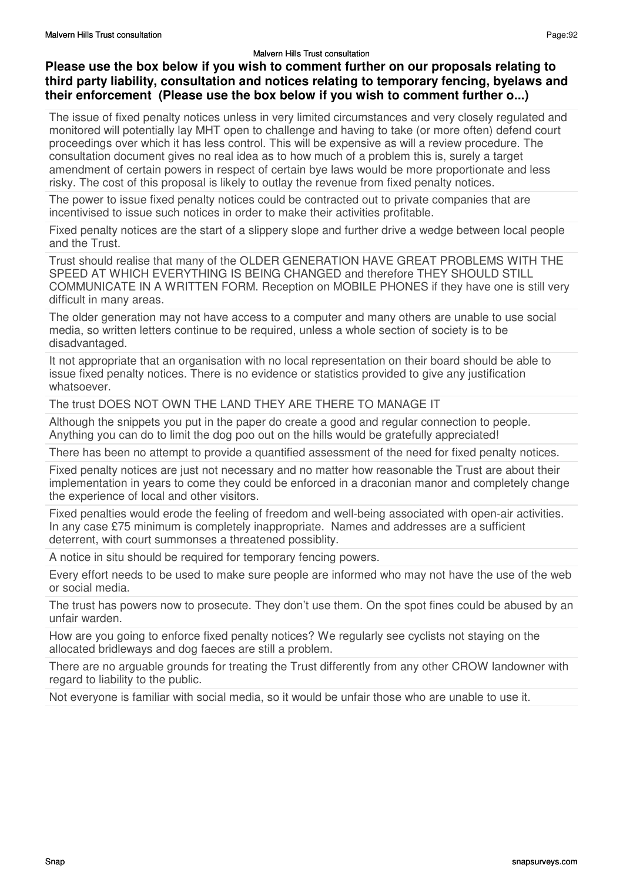**Please use the box below if you wish to comment further on our proposals relating to third party liability, consultation and notices relating to temporary fencing, byelaws and their enforcement (Please use the box below if you wish to comment further o...)**

The issue of fixed penalty notices unless in very limited circumstances and very closely regulated and monitored will potentially lay MHT open to challenge and having to take (or more often) defend court proceedings over which it has less control. This will be expensive as will a review procedure. The consultation document gives no real idea as to how much of a problem this is, surely a target amendment of certain powers in respect of certain bye laws would be more proportionate and less risky. The cost of this proposal is likely to outlay the revenue from fixed penalty notices.

The power to issue fixed penalty notices could be contracted out to private companies that are incentivised to issue such notices in order to make their activities profitable.

Fixed penalty notices are the start of a slippery slope and further drive a wedge between local people and the Trust.

Trust should realise that many of the OLDER GENERATION HAVE GREAT PROBLEMS WITH THE SPEED AT WHICH EVERYTHING IS BEING CHANGED and therefore THEY SHOULD STILL COMMUNICATE IN A WRITTEN FORM. Reception on MOBILE PHONES if they have one is still very difficult in many areas.

The older generation may not have access to a computer and many others are unable to use social media, so written letters continue to be required, unless a whole section of society is to be disadvantaged.

It not appropriate that an organisation with no local representation on their board should be able to issue fixed penalty notices. There is no evidence or statistics provided to give any justification whatsoever.

The trust DOES NOT OWN THE LAND THEY ARE THERE TO MANAGE IT

Although the snippets you put in the paper do create a good and regular connection to people. Anything you can do to limit the dog poo out on the hills would be gratefully appreciated!

There has been no attempt to provide a quantified assessment of the need for fixed penalty notices.

Fixed penalty notices are just not necessary and no matter how reasonable the Trust are about their implementation in years to come they could be enforced in a draconian manor and completely change the experience of local and other visitors.

Fixed penalties would erode the feeling of freedom and well-being associated with open-air activities. In any case £75 minimum is completely inappropriate. Names and addresses are a sufficient deterrent, with court summonses a threatened possiblity.

A notice in situ should be required for temporary fencing powers.

Every effort needs to be used to make sure people are informed who may not have the use of the web or social media.

The trust has powers now to prosecute. They don't use them. On the spot fines could be abused by an unfair warden.

How are you going to enforce fixed penalty notices? We regularly see cyclists not staying on the allocated bridleways and dog faeces are still a problem.

There are no arguable grounds for treating the Trust differently from any other CROW landowner with regard to liability to the public.

Not everyone is familiar with social media, so it would be unfair those who are unable to use it.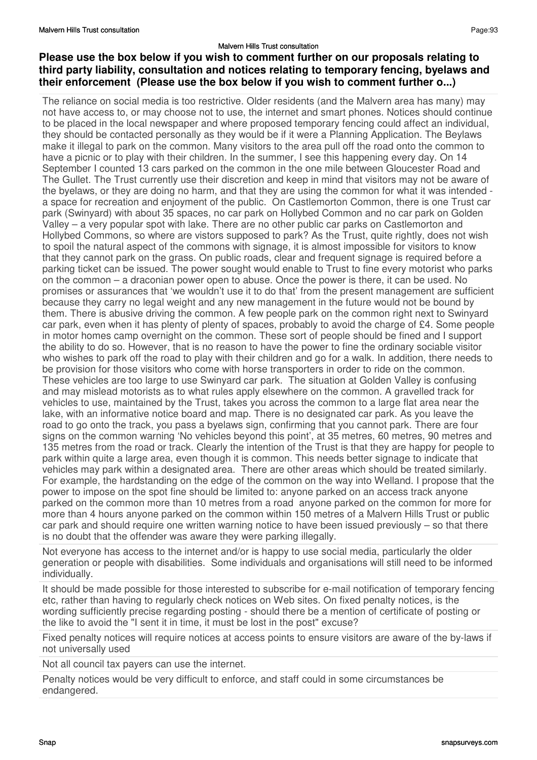**Please use the box below if you wish to comment further on our proposals relating to third party liability, consultation and notices relating to temporary fencing, byelaws and their enforcement (Please use the box below if you wish to comment further o...)**

The reliance on social media is too restrictive. Older residents (and the Malvern area has many) may not have access to, or may choose not to use, the internet and smart phones. Notices should continue to be placed in the local newspaper and where proposed temporary fencing could affect an individual, they should be contacted personally as they would be if it were a Planning Application. The Beylaws make it illegal to park on the common. Many visitors to the area pull off the road onto the common to have a picnic or to play with their children. In the summer, I see this happening every day. On 14 September I counted 13 cars parked on the common in the one mile between Gloucester Road and The Gullet. The Trust currently use their discretion and keep in mind that visitors may not be aware of the byelaws, or they are doing no harm, and that they are using the common for what it was intended - a space for recreation and enjoyment of the public. On Castlemorton Common, there is one Trust car park (Swinyard) with about 35 spaces, no car park on Hollybed Common and no car park on Golden Valley – a very popular spot with lake. There are no other public car parks on Castlemorton and Hollybed Commons, so where are vistors supposed to park? As the Trust, quite rightly, does not wish to spoil the natural aspect of the commons with signage, it is almost impossible for visitors to know that they cannot park on the grass. On public roads, clear and frequent signage is required before a parking ticket can be issued. The power sought would enable to Trust to fine every motorist who parks on the common – a draconian power open to abuse. Once the power is there, it can be used. No promises or assurances that 'we wouldn't use it to do that' from the present management are sufficient because they carry no legal weight and any new management in the future would not be bound by them. There is abusive driving the common. A few people park on the common right next to Swinyard car park, even when it has plenty of plenty of spaces, probably to avoid the charge of £4. Some people in motor homes camp overnight on the common. These sort of people should be fined and I support the ability to do so. However, that is no reason to have the power to fine the ordinary sociable visitor who wishes to park off the road to play with their children and go for a walk. In addition, there needs to be provision for those visitors who come with horse transporters in order to ride on the common. These vehicles are too large to use Swinyard car park. The situation at Golden Valley is confusing and may mislead motorists as to what rules apply elsewhere on the common. A gravelled track for vehicles to use, maintained by the Trust, takes you across the common to a large flat area near the lake, with an informative notice board and map. There is no designated car park. As you leave the road to go onto the track, you pass a byelaws sign, confirming that you cannot park. There are four signs on the common warning 'No vehicles beyond this point', at 35 metres, 60 metres, 90 metres and 135 metres from the road or track. Clearly the intention of the Trust is that they are happy for people to park within quite a large area, even though it is common. This needs better signage to indicate that vehicles may park within a designated area. There are other areas which should be treated similarly. For example, the hardstanding on the edge of the common on the way into Welland. I propose that the power to impose on the spot fine should be limited to: anyone parked on an access track anyone parked on the common more than 10 metres from a road anyone parked on the common for more for more than 4 hours anyone parked on the common within 150 metres of a Malvern Hills Trust or public car park and should require one written warning notice to have been issued previously – so that there is no doubt that the offender was aware they were parking illegally.

Not everyone has access to the internet and/or is happy to use social media, particularly the older generation or people with disabilities. Some individuals and organisations will still need to be informed individually.

It should be made possible for those interested to subscribe for e-mail notification of temporary fencing etc, rather than having to regularly check notices on Web sites. On fixed penalty notices, is the wording sufficiently precise regarding posting - should there be a mention of certificate of posting or the like to avoid the "I sent it in time, it must be lost in the post" excuse?

Fixed penalty notices will require notices at access points to ensure visitors are aware of the by-laws if not universally used

Not all council tax payers can use the internet.

Penalty notices would be very difficult to enforce, and staff could in some circumstances be endangered.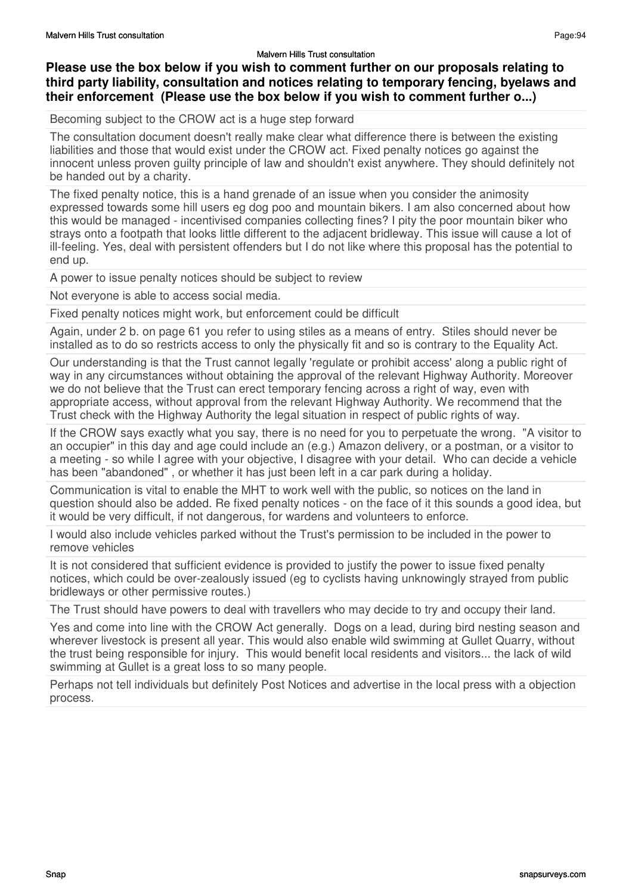**Please use the box below if you wish to comment further on our proposals relating to third party liability, consultation and notices relating to temporary fencing, byelaws and their enforcement (Please use the box below if you wish to comment further o...)**

Becoming subject to the CROW act is a huge step forward

The consultation document doesn't really make clear what difference there is between the existing liabilities and those that would exist under the CROW act. Fixed penalty notices go against the innocent unless proven guilty principle of law and shouldn't exist anywhere. They should definitely not be handed out by a charity.

The fixed penalty notice, this is a hand grenade of an issue when you consider the animosity expressed towards some hill users eg dog poo and mountain bikers. I am also concerned about how this would be managed - incentivised companies collecting fines? I pity the poor mountain biker who strays onto a footpath that looks little different to the adjacent bridleway. This issue will cause a lot of ill-feeling. Yes, deal with persistent offenders but I do not like where this proposal has the potential to end up.

A power to issue penalty notices should be subject to review

Not everyone is able to access social media.

Fixed penalty notices might work, but enforcement could be difficult

Again, under 2 b. on page 61 you refer to using stiles as a means of entry. Stiles should never be installed as to do so restricts access to only the physically fit and so is contrary to the Equality Act.

Our understanding is that the Trust cannot legally 'regulate or prohibit access' along a public right of way in any circumstances without obtaining the approval of the relevant Highway Authority. Moreover we do not believe that the Trust can erect temporary fencing across a right of way, even with appropriate access, without approval from the relevant Highway Authority. We recommend that the Trust check with the Highway Authority the legal situation in respect of public rights of way.

If the CROW says exactly what you say, there is no need for you to perpetuate the wrong. "A visitor to an occupier" in this day and age could include an (e.g.) Amazon delivery, or a postman, or a visitor to a meeting - so while I agree with your objective, I disagree with your detail. Who can decide a vehicle has been "abandoned" , or whether it has just been left in a car park during a holiday.

Communication is vital to enable the MHT to work well with the public, so notices on the land in question should also be added. Re fixed penalty notices - on the face of it this sounds a good idea, but it would be very difficult, if not dangerous, for wardens and volunteers to enforce.

I would also include vehicles parked without the Trust's permission to be included in the power to remove vehicles

It is not considered that sufficient evidence is provided to justify the power to issue fixed penalty notices, which could be over-zealously issued (eg to cyclists having unknowingly strayed from public bridleways or other permissive routes.)

The Trust should have powers to deal with travellers who may decide to try and occupy their land.

Yes and come into line with the CROW Act generally. Dogs on a lead, during bird nesting season and wherever livestock is present all year. This would also enable wild swimming at Gullet Quarry, without the trust being responsible for injury. This would benefit local residents and visitors... the lack of wild swimming at Gullet is a great loss to so many people.

Perhaps not tell individuals but definitely Post Notices and advertise in the local press with a objection process.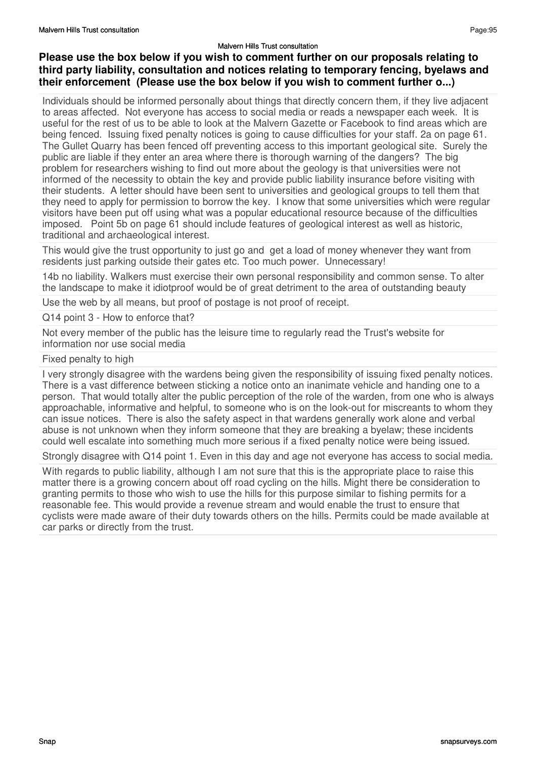**Please use the box below if you wish to comment further on our proposals relating to third party liability, consultation and notices relating to temporary fencing, byelaws and their enforcement (Please use the box below if you wish to comment further o...)**

Individuals should be informed personally about things that directly concern them, if they live adjacent to areas affected. Not everyone has access to social media or reads a newspaper each week. It is useful for the rest of us to be able to look at the Malvern Gazette or Facebook to find areas which are being fenced. Issuing fixed penalty notices is going to cause difficulties for your staff. 2a on page 61. The Gullet Quarry has been fenced off preventing access to this important geological site. Surely the public are liable if they enter an area where there is thorough warning of the dangers? The big problem for researchers wishing to find out more about the geology is that universities were not informed of the necessity to obtain the key and provide public liability insurance before visiting with their students. A letter should have been sent to universities and geological groups to tell them that they need to apply for permission to borrow the key. I know that some universities which were regular visitors have been put off using what was a popular educational resource because of the difficulties imposed. Point 5b on page 61 should include features of geological interest as well as historic, traditional and archaeological interest.

This would give the trust opportunity to just go and get a load of money whenever they want from residents just parking outside their gates etc. Too much power. Unnecessary!

14b no liability. Walkers must exercise their own personal responsibility and common sense. To alter the landscape to make it idiotproof would be of great detriment to the area of outstanding beauty

Use the web by all means, but proof of postage is not proof of receipt.

Q14 point 3 - How to enforce that?

Not every member of the public has the leisure time to regularly read the Trust's website for information nor use social media

Fixed penalty to high

I very strongly disagree with the wardens being given the responsibility of issuing fixed penalty notices. There is a vast difference between sticking a notice onto an inanimate vehicle and handing one to a person. That would totally alter the public perception of the role of the warden, from one who is always approachable, informative and helpful, to someone who is on the look-out for miscreants to whom they can issue notices. There is also the safety aspect in that wardens generally work alone and verbal abuse is not unknown when they inform someone that they are breaking a byelaw; these incidents could well escalate into something much more serious if a fixed penalty notice were being issued.

Strongly disagree with Q14 point 1. Even in this day and age not everyone has access to social media.

With regards to public liability, although I am not sure that this is the appropriate place to raise this matter there is a growing concern about off road cycling on the hills. Might there be consideration to granting permits to those who wish to use the hills for this purpose similar to fishing permits for a reasonable fee. This would provide a revenue stream and would enable the trust to ensure that cyclists were made aware of their duty towards others on the hills. Permits could be made available at car parks or directly from the trust.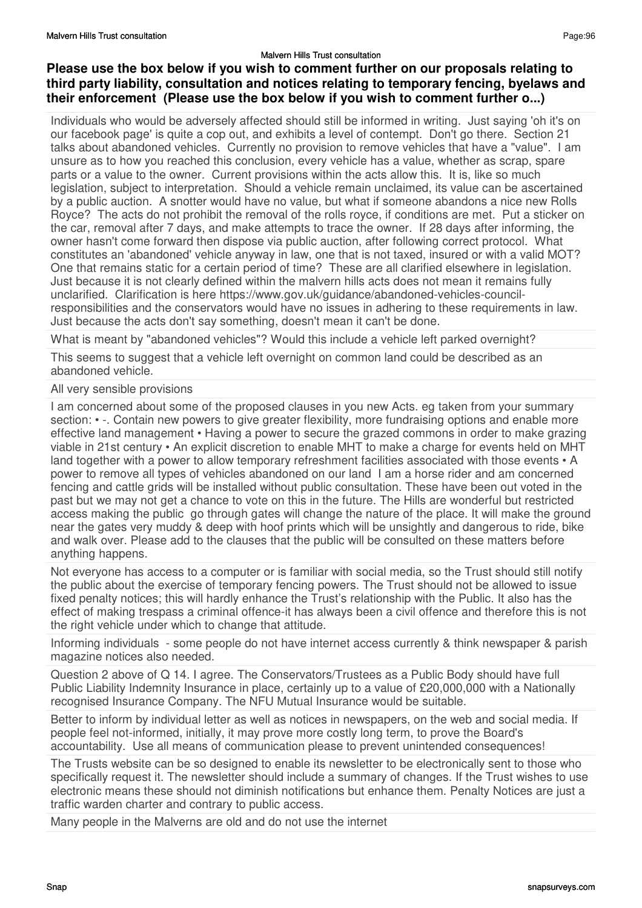**Please use the box below if you wish to comment further on our proposals relating to third party liability, consultation and notices relating to temporary fencing, byelaws and their enforcement (Please use the box below if you wish to comment further o...)**

Individuals who would be adversely affected should still be informed in writing. Just saying 'oh it's on our facebook page' is quite a cop out, and exhibits a level of contempt. Don't go there. Section 21 talks about abandoned vehicles. Currently no provision to remove vehicles that have a "value". I am unsure as to how you reached this conclusion, every vehicle has a value, whether as scrap, spare parts or a value to the owner. Current provisions within the acts allow this. It is, like so much legislation, subject to interpretation. Should a vehicle remain unclaimed, its value can be ascertained by a public auction. A snotter would have no value, but what if someone abandons a nice new Rolls Royce? The acts do not prohibit the removal of the rolls royce, if conditions are met. Put a sticker on the car, removal after 7 days, and make attempts to trace the owner. If 28 days after informing, the owner hasn't come forward then dispose via public auction, after following correct protocol. What constitutes an 'abandoned' vehicle anyway in law, one that is not taxed, insured or with a valid MOT? One that remains static for a certain period of time? These are all clarified elsewhere in legislation. Just because it is not clearly defined within the malvern hills acts does not mean it remains fully unclarified. Clarification is here https://www.gov.uk/guidance/abandoned-vehicles-council-responsibilities and the conservators would have no issues in adhering to these requirements in law. Just because the acts don't say something, doesn't mean it can't be done.

What is meant by "abandoned vehicles"? Would this include a vehicle left parked overnight?

This seems to suggest that a vehicle left overnight on common land could be described as an abandoned vehicle.

All very sensible provisions

I am concerned about some of the proposed clauses in you new Acts. eg taken from your summary section: • -. Contain new powers to give greater flexibility, more fundraising options and enable more effective land management • Having a power to secure the grazed commons in order to make grazing viable in 21st century • An explicit discretion to enable MHT to make a charge for events held on MHT land together with a power to allow temporary refreshment facilities associated with those events • A power to remove all types of vehicles abandoned on our land I am a horse rider and am concerned fencing and cattle grids will be installed without public consultation. These have been out voted in the past but we may not get a chance to vote on this in the future. The Hills are wonderful but restricted access making the public go through gates will change the nature of the place. It will make the ground near the gates very muddy & deep with hoof prints which will be unsightly and dangerous to ride, bike and walk over. Please add to the clauses that the public will be consulted on these matters before anything happens.

Not everyone has access to a computer or is familiar with social media, so the Trust should still notify the public about the exercise of temporary fencing powers. The Trust should not be allowed to issue fixed penalty notices; this will hardly enhance the Trust's relationship with the Public. It also has the effect of making trespass a criminal offence-it has always been a civil offence and therefore this is not the right vehicle under which to change that attitude.

Informing individuals - some people do not have internet access currently & think newspaper & parish magazine notices also needed.

Question 2 above of Q 14. I agree. The Conservators/Trustees as a Public Body should have full Public Liability Indemnity Insurance in place, certainly up to a value of £20,000,000 with a Nationally recognised Insurance Company. The NFU Mutual Insurance would be suitable.

Better to inform by individual letter as well as notices in newspapers, on the web and social media. If people feel not-informed, initially, it may prove more costly long term, to prove the Board's accountability. Use all means of communication please to prevent unintended consequences!

The Trusts website can be so designed to enable its newsletter to be electronically sent to those who specifically request it. The newsletter should include a summary of changes. If the Trust wishes to use electronic means these should not diminish notifications but enhance them. Penalty Notices are just a traffic warden charter and contrary to public access.

Many people in the Malverns are old and do not use the internet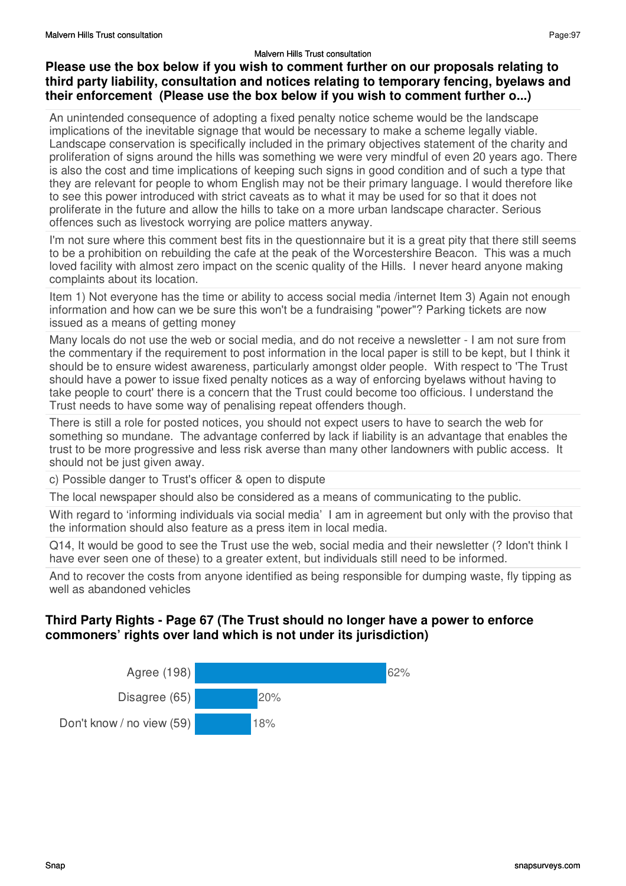### Please use the box below if you wish to comment further on our proposals relating to third party liability, consultation and notices relating to temporary fencing, byelaws and their enforcement  (Please use the box below if you wish to comment further o...)

An unintended consequence of adopting a fixed penalty notice scheme would be the landscape implications of the inevitable signage that would be necessary to make a scheme legally viable. Landscape conservation is specifically included in the primary objectives statement of the charity and proliferation of signs around the hills was something we were very mindful of even 20 years ago. There is also the cost and time implications of keeping such signs in good condition and of such a type that they are relevant for people to whom English may not be their primary language. I would therefore like to see this power introduced with strict caveats as to what it may be used for so that it does not proliferate in the future and allow the hills to take on a more urban landscape character. Serious offences such as livestock worrying are police matters anyway.

I'm not sure where this comment best fits in the questionnaire but it is a great pity that there still seems to be a prohibition on rebuilding the cafe at the peak of the Worcestershire Beacon.  This was a much loved facility with almost zero impact on the scenic quality of the Hills.  I never heard anyone making complaints about its location.

Item 1) Not everyone has the time or ability to access social media /internet Item 3) Again not enough information and how can we be sure this won't be a fundraising "power"? Parking tickets are now issued as a means of getting money

Many locals do not use the web or social media, and do not receive a newsletter - I am not sure from the commentary if the requirement to post information in the local paper is still to be kept, but I think it should be to ensure widest awareness, particularly amongst older people.  With respect to 'The Trust should have a power to issue fixed penalty notices as a way of enforcing byelaws without having to take people to court' there is a concern that the Trust could become too officious. I understand the Trust needs to have some way of penalising repeat offenders though.

There is still a role for posted notices, you should not expect users to have to search the web for something so mundane.  The advantage conferred by lack if liability is an advantage that enables the trust to be more progressive and less risk averse than many other landowners with public access.  It should not be just given away.

c) Possible danger to Trust's officer & open to dispute

The local newspaper should also be considered as a means of communicating to the public.

With regard to 'informing individuals via social media'  I am in agreement but only with the proviso that the information should also feature as a press item in local media.

Q14, It would be good to see the Trust use the web, social media and their newsletter (? Idon't think I have ever seen one of these) to a greater extent, but individuals still need to be informed.

And to recover the costs from anyone identified as being responsible for dumping waste, fly tipping as well as abandoned vehicles

### Third Party Rights - Page 67 (The Trust should no longer have a power to enforce commoners' rights over land which is not under its jurisdiction)

| Response | Percentage |
|---|---|
| Agree (198) | 62% |
| Disagree (65) | 20% |
| Don't know / no view (59) | 18% |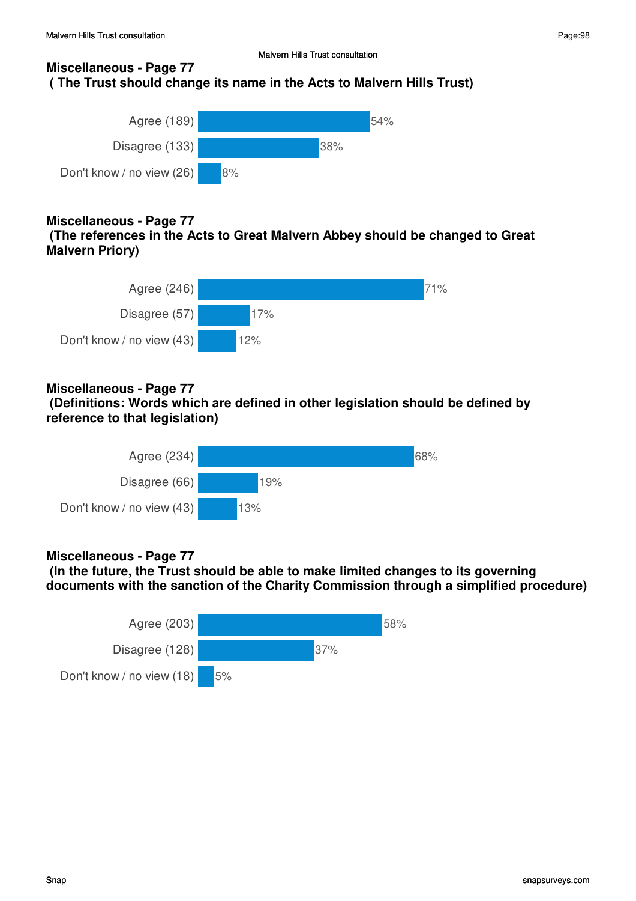Malvern Hills Trust consultation

### Miscellaneous - Page 77
### ( The Trust should change its name in the Acts to Malvern Hills Trust)

| Response | % |
|---|---|
| Agree (189) | 54% |
| Disagree (133) | 38% |
| Don't know / no view (26) | 8% |

### Miscellaneous - Page 77
### (The references in the Acts to Great Malvern Abbey should be changed to Great Malvern Priory)

| Response | % |
|---|---|
| Agree (246) | 71% |
| Disagree (57) | 17% |
| Don't know / no view (43) | 12% |

### Miscellaneous - Page 77
### (Definitions: Words which are defined in other legislation should be defined by reference to that legislation)

| Response | % |
|---|---|
| Agree (234) | 68% |
| Disagree (66) | 19% |
| Don't know / no view (43) | 13% |

### Miscellaneous - Page 77
### (In the future, the Trust should be able to make limited changes to its governing documents with the sanction of the Charity Commission through a simplified procedure)

| Response | % |
|---|---|
| Agree (203) | 58% |
| Disagree (128) | 37% |
| Don't know / no view (18) | 5% |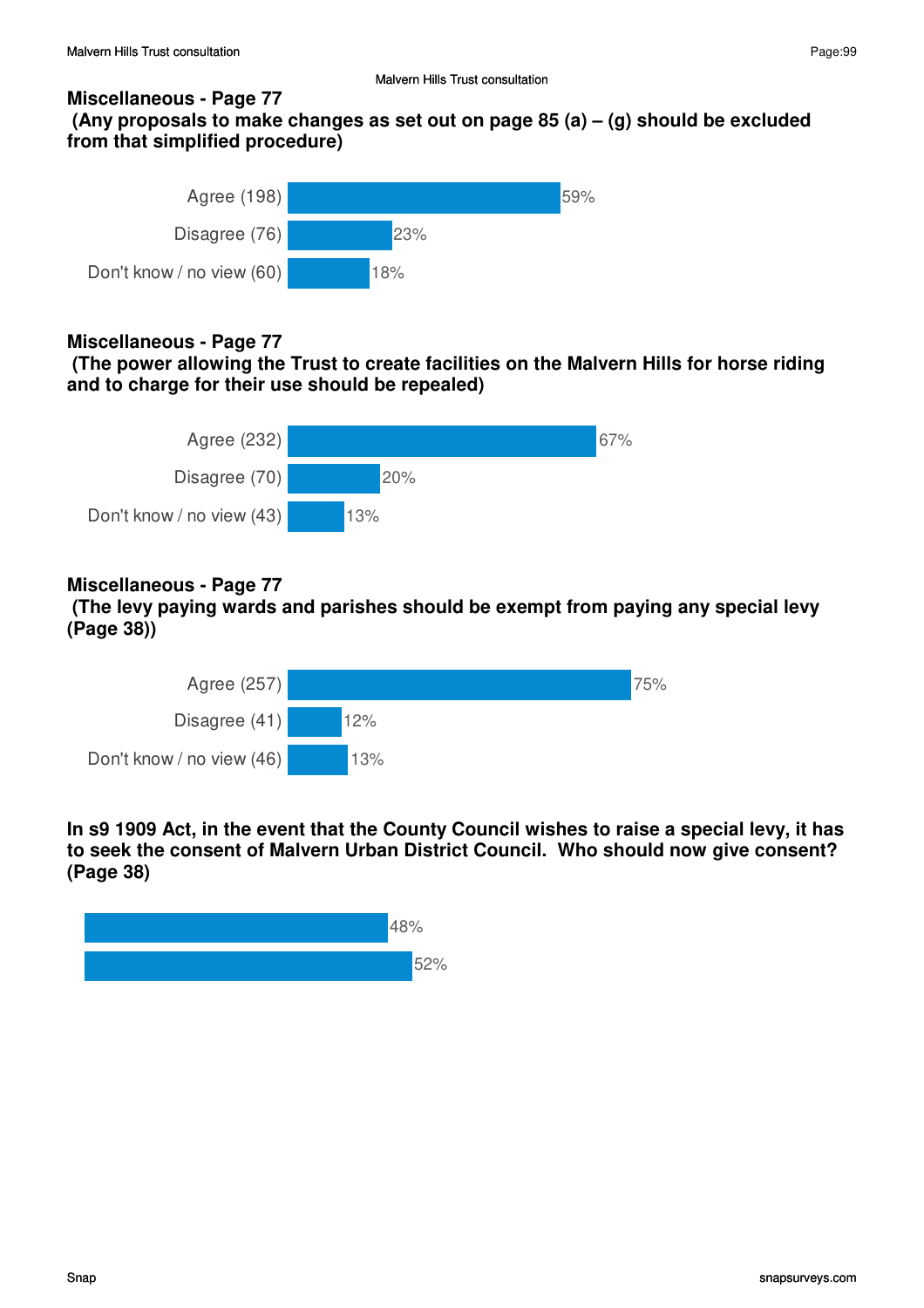### Miscellaneous - Page 77
**(Any proposals to make changes as set out on page 85 (a) – (g) should be excluded from that simplified procedure)**

| Response | Percentage |
|---|---|
| Agree (198) | 59% |
| Disagree (76) | 23% |
| Don't know / no view (60) | 18% |

### Miscellaneous - Page 77
**(The power allowing the Trust to create facilities on the Malvern Hills for horse riding and to charge for their use should be repealed)**

| Response | Percentage |
|---|---|
| Agree (232) | 67% |
| Disagree (70) | 20% |
| Don't know / no view (43) | 13% |

### Miscellaneous - Page 77
**(The levy paying wards and parishes should be exempt from paying any special levy (Page 38))**

| Response | Percentage |
|---|---|
| Agree (257) | 75% |
| Disagree (41) | 12% |
| Don't know / no view (46) | 13% |

### In s9 1909 Act, in the event that the County Council wishes to raise a special levy, it has to seek the consent of Malvern Urban District Council. Who should now give consent? (Page 38)

| Response | Percentage |
|---|---|
| | 48% |
| | 52% |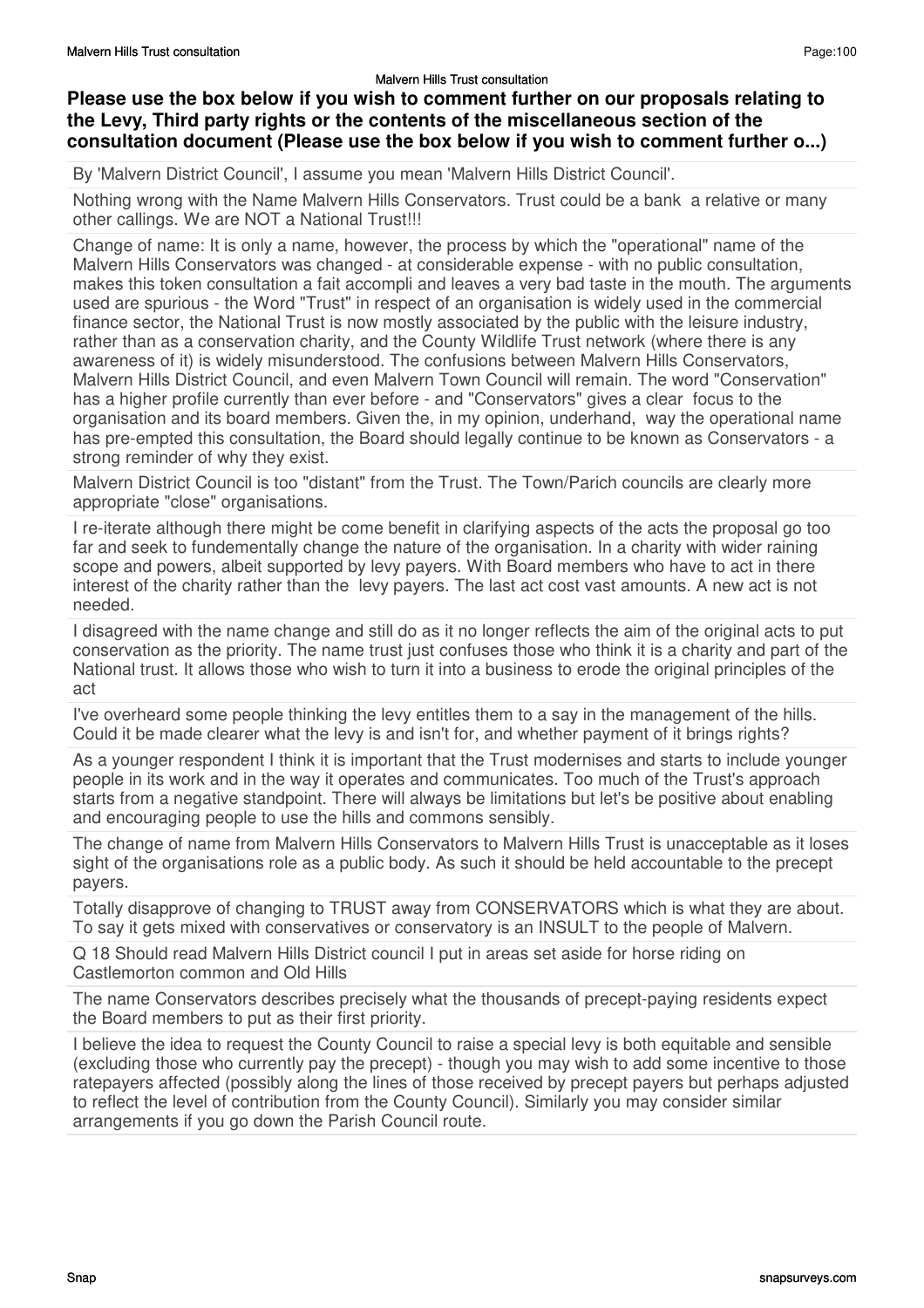**Please use the box below if you wish to comment further on our proposals relating to the Levy, Third party rights or the contents of the miscellaneous section of the consultation document (Please use the box below if you wish to comment further o...)**

By 'Malvern District Council', I assume you mean 'Malvern Hills District Council'.

Nothing wrong with the Name Malvern Hills Conservators. Trust could be a bank a relative or many other callings. We are NOT a National Trust!!!

Change of name: It is only a name, however, the process by which the "operational" name of the Malvern Hills Conservators was changed - at considerable expense - with no public consultation, makes this token consultation a fait accompli and leaves a very bad taste in the mouth. The arguments used are spurious - the Word "Trust" in respect of an organisation is widely used in the commercial finance sector, the National Trust is now mostly associated by the public with the leisure industry, rather than as a conservation charity, and the County Wildlife Trust network (where there is any awareness of it) is widely misunderstood. The confusions between Malvern Hills Conservators, Malvern Hills District Council, and even Malvern Town Council will remain. The word "Conservation" has a higher profile currently than ever before - and "Conservators" gives a clear focus to the organisation and its board members. Given the, in my opinion, underhand, way the operational name has pre-empted this consultation, the Board should legally continue to be known as Conservators - a strong reminder of why they exist.

Malvern District Council is too "distant" from the Trust. The Town/Parich councils are clearly more appropriate "close" organisations.

I re-iterate although there might be come benefit in clarifying aspects of the acts the proposal go too far and seek to fundementally change the nature of the organisation. In a charity with wider raining scope and powers, albeit supported by levy payers. With Board members who have to act in there interest of the charity rather than the levy payers. The last act cost vast amounts. A new act is not needed.

I disagreed with the name change and still do as it no longer reflects the aim of the original acts to put conservation as the priority. The name trust just confuses those who think it is a charity and part of the National trust. It allows those who wish to turn it into a business to erode the original principles of the act

I've overheard some people thinking the levy entitles them to a say in the management of the hills. Could it be made clearer what the levy is and isn't for, and whether payment of it brings rights?

As a younger respondent I think it is important that the Trust modernises and starts to include younger people in its work and in the way it operates and communicates. Too much of the Trust's approach starts from a negative standpoint. There will always be limitations but let's be positive about enabling and encouraging people to use the hills and commons sensibly.

The change of name from Malvern Hills Conservators to Malvern Hills Trust is unacceptable as it loses sight of the organisations role as a public body. As such it should be held accountable to the precept payers.

Totally disapprove of changing to TRUST away from CONSERVATORS which is what they are about. To say it gets mixed with conservatives or conservatory is an INSULT to the people of Malvern.

Q 18 Should read Malvern Hills District council I put in areas set aside for horse riding on Castlemorton common and Old Hills

The name Conservators describes precisely what the thousands of precept-paying residents expect the Board members to put as their first priority.

I believe the idea to request the County Council to raise a special levy is both equitable and sensible (excluding those who currently pay the precept) - though you may wish to add some incentive to those ratepayers affected (possibly along the lines of those received by precept payers but perhaps adjusted to reflect the level of contribution from the County Council). Similarly you may consider similar arrangements if you go down the Parish Council route.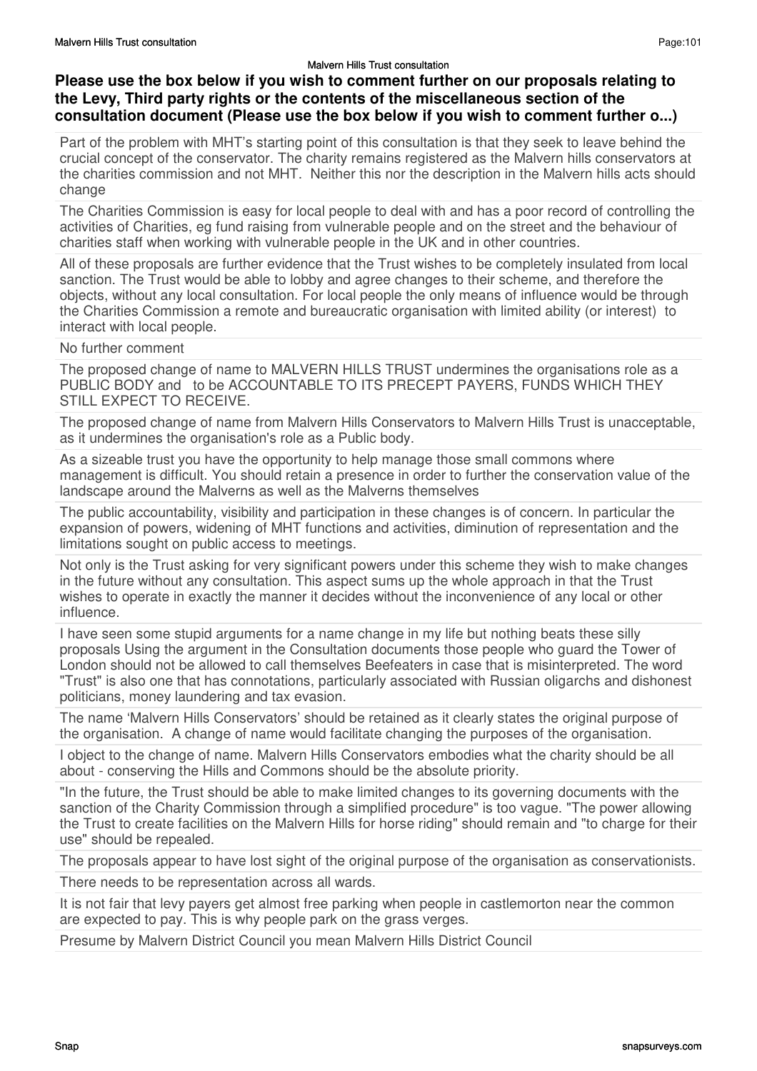**Please use the box below if you wish to comment further on our proposals relating to the Levy, Third party rights or the contents of the miscellaneous section of the consultation document (Please use the box below if you wish to comment further o...)**

Part of the problem with MHT's starting point of this consultation is that they seek to leave behind the crucial concept of the conservator. The charity remains registered as the Malvern hills conservators at the charities commission and not MHT. Neither this nor the description in the Malvern hills acts should change

The Charities Commission is easy for local people to deal with and has a poor record of controlling the activities of Charities, eg fund raising from vulnerable people and on the street and the behaviour of charities staff when working with vulnerable people in the UK and in other countries.

All of these proposals are further evidence that the Trust wishes to be completely insulated from local sanction. The Trust would be able to lobby and agree changes to their scheme, and therefore the objects, without any local consultation. For local people the only means of influence would be through the Charities Commission a remote and bureaucratic organisation with limited ability (or interest) to interact with local people.

No further comment

The proposed change of name to MALVERN HILLS TRUST undermines the organisations role as a PUBLIC BODY and to be ACCOUNTABLE TO ITS PRECEPT PAYERS, FUNDS WHICH THEY STILL EXPECT TO RECEIVE.

The proposed change of name from Malvern Hills Conservators to Malvern Hills Trust is unacceptable, as it undermines the organisation's role as a Public body.

As a sizeable trust you have the opportunity to help manage those small commons where management is difficult. You should retain a presence in order to further the conservation value of the landscape around the Malverns as well as the Malverns themselves

The public accountability, visibility and participation in these changes is of concern. In particular the expansion of powers, widening of MHT functions and activities, diminution of representation and the limitations sought on public access to meetings.

Not only is the Trust asking for very significant powers under this scheme they wish to make changes in the future without any consultation. This aspect sums up the whole approach in that the Trust wishes to operate in exactly the manner it decides without the inconvenience of any local or other influence.

I have seen some stupid arguments for a name change in my life but nothing beats these silly proposals Using the argument in the Consultation documents those people who guard the Tower of London should not be allowed to call themselves Beefeaters in case that is misinterpreted. The word "Trust" is also one that has connotations, particularly associated with Russian oligarchs and dishonest politicians, money laundering and tax evasion.

The name 'Malvern Hills Conservators' should be retained as it clearly states the original purpose of the organisation. A change of name would facilitate changing the purposes of the organisation.

I object to the change of name. Malvern Hills Conservators embodies what the charity should be all about - conserving the Hills and Commons should be the absolute priority.

"In the future, the Trust should be able to make limited changes to its governing documents with the sanction of the Charity Commission through a simplified procedure" is too vague. "The power allowing the Trust to create facilities on the Malvern Hills for horse riding" should remain and "to charge for their use" should be repealed.

The proposals appear to have lost sight of the original purpose of the organisation as conservationists.

There needs to be representation across all wards.

It is not fair that levy payers get almost free parking when people in castlemorton near the common are expected to pay. This is why people park on the grass verges.

Presume by Malvern District Council you mean Malvern Hills District Council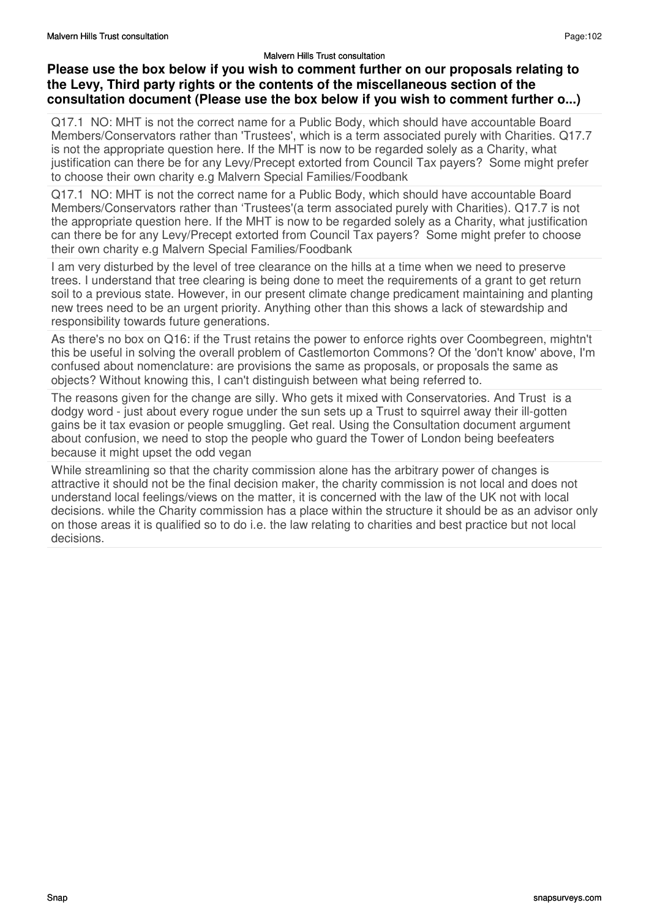### Please use the box below if you wish to comment further on our proposals relating to the Levy, Third party rights or the contents of the miscellaneous section of the consultation document (Please use the box below if you wish to comment further o...)

Q17.1 NO: MHT is not the correct name for a Public Body, which should have accountable Board Members/Conservators rather than 'Trustees', which is a term associated purely with Charities. Q17.7 is not the appropriate question here. If the MHT is now to be regarded solely as a Charity, what justification can there be for any Levy/Precept extorted from Council Tax payers? Some might prefer to choose their own charity e.g Malvern Special Families/Foodbank

Q17.1 NO: MHT is not the correct name for a Public Body, which should have accountable Board Members/Conservators rather than 'Trustees'(a term associated purely with Charities). Q17.7 is not the appropriate question here. If the MHT is now to be regarded solely as a Charity, what justification can there be for any Levy/Precept extorted from Council Tax payers? Some might prefer to choose their own charity e.g Malvern Special Families/Foodbank

I am very disturbed by the level of tree clearance on the hills at a time when we need to preserve trees. I understand that tree clearing is being done to meet the requirements of a grant to get return soil to a previous state. However, in our present climate change predicament maintaining and planting new trees need to be an urgent priority. Anything other than this shows a lack of stewardship and responsibility towards future generations.

As there's no box on Q16: if the Trust retains the power to enforce rights over Coombegreen, mightn't this be useful in solving the overall problem of Castlemorton Commons? Of the 'don't know' above, I'm confused about nomenclature: are provisions the same as proposals, or proposals the same as objects? Without knowing this, I can't distinguish between what being referred to.

The reasons given for the change are silly. Who gets it mixed with Conservatories. And Trust is a dodgy word - just about every rogue under the sun sets up a Trust to squirrel away their ill-gotten gains be it tax evasion or people smuggling. Get real. Using the Consultation document argument about confusion, we need to stop the people who guard the Tower of London being beefeaters because it might upset the odd vegan

While streamlining so that the charity commission alone has the arbitrary power of changes is attractive it should not be the final decision maker, the charity commission is not local and does not understand local feelings/views on the matter, it is concerned with the law of the UK not with local decisions. while the Charity commission has a place within the structure it should be as an advisor only on those areas it is qualified so to do i.e. the law relating to charities and best practice but not local decisions.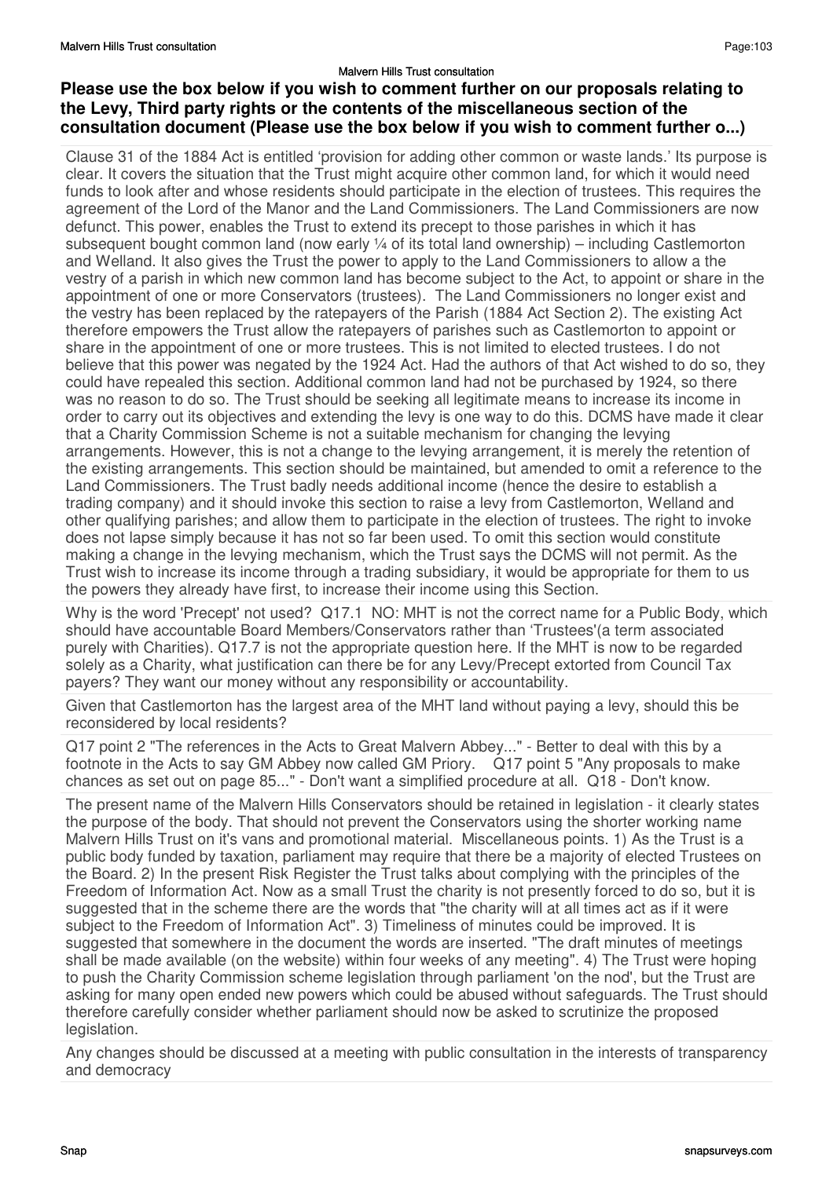## Please use the box below if you wish to comment further on our proposals relating to the Levy, Third party rights or the contents of the miscellaneous section of the consultation document (Please use the box below if you wish to comment further o...)

Clause 31 of the 1884 Act is entitled 'provision for adding other common or waste lands.' Its purpose is clear. It covers the situation that the Trust might acquire other common land, for which it would need funds to look after and whose residents should participate in the election of trustees. This requires the agreement of the Lord of the Manor and the Land Commissioners. The Land Commissioners are now defunct. This power, enables the Trust to extend its precept to those parishes in which it has subsequent bought common land (now early ¼ of its total land ownership) – including Castlemorton and Welland. It also gives the Trust the power to apply to the Land Commissioners to allow a the vestry of a parish in which new common land has become subject to the Act, to appoint or share in the appointment of one or more Conservators (trustees). The Land Commissioners no longer exist and the vestry has been replaced by the ratepayers of the Parish (1884 Act Section 2). The existing Act therefore empowers the Trust allow the ratepayers of parishes such as Castlemorton to appoint or share in the appointment of one or more trustees. This is not limited to elected trustees. I do not believe that this power was negated by the 1924 Act. Had the authors of that Act wished to do so, they could have repealed this section. Additional common land had not be purchased by 1924, so there was no reason to do so. The Trust should be seeking all legitimate means to increase its income in order to carry out its objectives and extending the levy is one way to do this. DCMS have made it clear that a Charity Commission Scheme is not a suitable mechanism for changing the levying arrangements. However, this is not a change to the levying arrangement, it is merely the retention of the existing arrangements. This section should be maintained, but amended to omit a reference to the Land Commissioners. The Trust badly needs additional income (hence the desire to establish a trading company) and it should invoke this section to raise a levy from Castlemorton, Welland and other qualifying parishes; and allow them to participate in the election of trustees. The right to invoke does not lapse simply because it has not so far been used. To omit this section would constitute making a change in the levying mechanism, which the Trust says the DCMS will not permit. As the Trust wish to increase its income through a trading subsidiary, it would be appropriate for them to us the powers they already have first, to increase their income using this Section.

Why is the word 'Precept' not used? Q17.1 NO: MHT is not the correct name for a Public Body, which should have accountable Board Members/Conservators rather than 'Trustees'(a term associated purely with Charities). Q17.7 is not the appropriate question here. If the MHT is now to be regarded solely as a Charity, what justification can there be for any Levy/Precept extorted from Council Tax payers? They want our money without any responsibility or accountability.

Given that Castlemorton has the largest area of the MHT land without paying a levy, should this be reconsidered by local residents?

Q17 point 2 "The references in the Acts to Great Malvern Abbey..." - Better to deal with this by a footnote in the Acts to say GM Abbey now called GM Priory. Q17 point 5 "Any proposals to make chances as set out on page 85..." - Don't want a simplified procedure at all. Q18 - Don't know.

The present name of the Malvern Hills Conservators should be retained in legislation - it clearly states the purpose of the body. That should not prevent the Conservators using the shorter working name Malvern Hills Trust on it's vans and promotional material. Miscellaneous points. 1) As the Trust is a public body funded by taxation, parliament may require that there be a majority of elected Trustees on the Board. 2) In the present Risk Register the Trust talks about complying with the principles of the Freedom of Information Act. Now as a small Trust the charity is not presently forced to do so, but it is suggested that in the scheme there are the words that "the charity will at all times act as if it were subject to the Freedom of Information Act". 3) Timeliness of minutes could be improved. It is suggested that somewhere in the document the words are inserted. "The draft minutes of meetings shall be made available (on the website) within four weeks of any meeting". 4) The Trust were hoping to push the Charity Commission scheme legislation through parliament 'on the nod', but the Trust are asking for many open ended new powers which could be abused without safeguards. The Trust should therefore carefully consider whether parliament should now be asked to scrutinize the proposed legislation.

Any changes should be discussed at a meeting with public consultation in the interests of transparency and democracy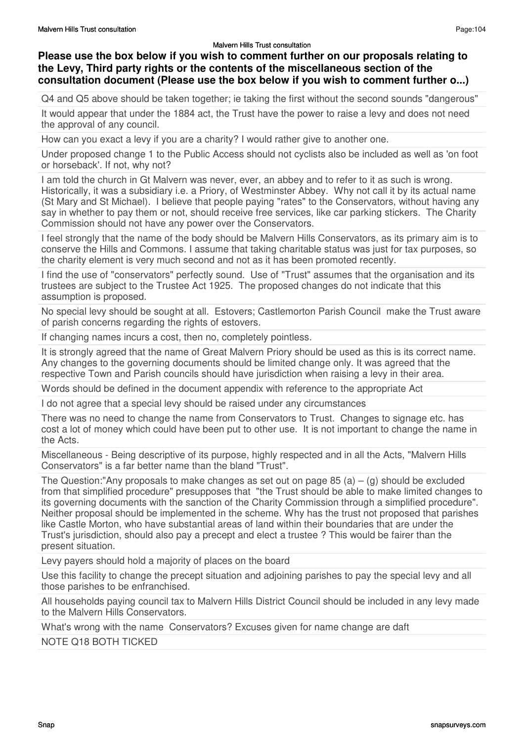**Please use the box below if you wish to comment further on our proposals relating to the Levy, Third party rights or the contents of the miscellaneous section of the consultation document (Please use the box below if you wish to comment further o...)**

Q4 and Q5 above should be taken together; ie taking the first without the second sounds "dangerous"

It would appear that under the 1884 act, the Trust have the power to raise a levy and does not need the approval of any council.

How can you exact a levy if you are a charity? I would rather give to another one.

Under proposed change 1 to the Public Access should not cyclists also be included as well as 'on foot or horseback'. If not, why not?

I am told the church in Gt Malvern was never, ever, an abbey and to refer to it as such is wrong. Historically, it was a subsidiary i.e. a Priory, of Westminster Abbey. Why not call it by its actual name (St Mary and St Michael). I believe that people paying "rates" to the Conservators, without having any say in whether to pay them or not, should receive free services, like car parking stickers. The Charity Commission should not have any power over the Conservators.

I feel strongly that the name of the body should be Malvern Hills Conservators, as its primary aim is to conserve the Hills and Commons. I assume that taking charitable status was just for tax purposes, so the charity element is very much second and not as it has been promoted recently.

I find the use of "conservators" perfectly sound. Use of "Trust" assumes that the organisation and its trustees are subject to the Trustee Act 1925. The proposed changes do not indicate that this assumption is proposed.

No special levy should be sought at all. Estovers; Castlemorton Parish Council make the Trust aware of parish concerns regarding the rights of estovers.

If changing names incurs a cost, then no, completely pointless.

It is strongly agreed that the name of Great Malvern Priory should be used as this is its correct name. Any changes to the governing documents should be limited change only. It was agreed that the respective Town and Parish councils should have jurisdiction when raising a levy in their area.

Words should be defined in the document appendix with reference to the appropriate Act

I do not agree that a special levy should be raised under any circumstances

There was no need to change the name from Conservators to Trust. Changes to signage etc. has cost a lot of money which could have been put to other use. It is not important to change the name in the Acts.

Miscellaneous - Being descriptive of its purpose, highly respected and in all the Acts, "Malvern Hills Conservators" is a far better name than the bland "Trust".

The Question:"Any proposals to make changes as set out on page 85 (a) – (g) should be excluded from that simplified procedure" presupposes that "the Trust should be able to make limited changes to its governing documents with the sanction of the Charity Commission through a simplified procedure". Neither proposal should be implemented in the scheme. Why has the trust not proposed that parishes like Castle Morton, who have substantial areas of land within their boundaries that are under the Trust's jurisdiction, should also pay a precept and elect a trustee ? This would be fairer than the present situation.

Levy payers should hold a majority of places on the board

Use this facility to change the precept situation and adjoining parishes to pay the special levy and all those parishes to be enfranchised.

All households paying council tax to Malvern Hills District Council should be included in any levy made to the Malvern Hills Conservators.

What's wrong with the name Conservators? Excuses given for name change are daft

NOTE Q18 BOTH TICKED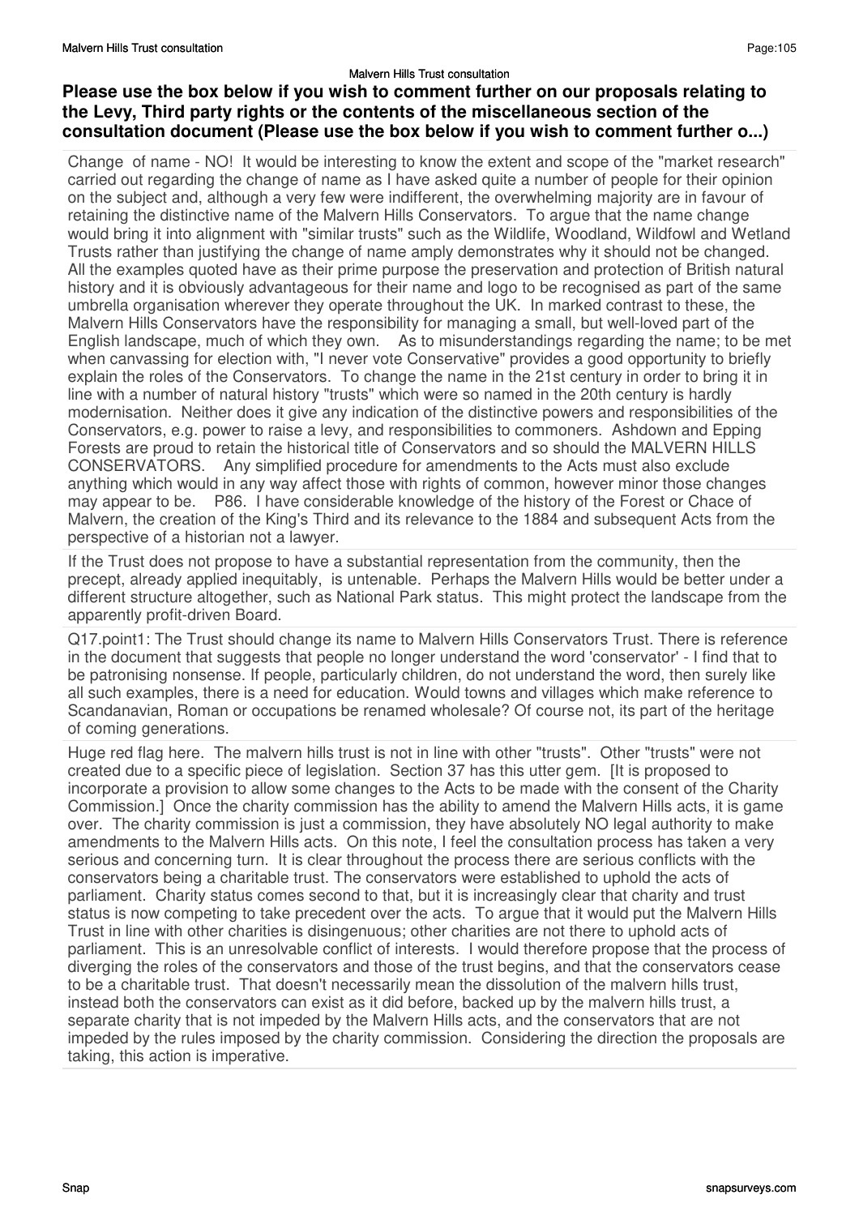### Please use the box below if you wish to comment further on our proposals relating to the Levy, Third party rights or the contents of the miscellaneous section of the consultation document (Please use the box below if you wish to comment further o...)

Change of name - NO! It would be interesting to know the extent and scope of the "market research" carried out regarding the change of name as I have asked quite a number of people for their opinion on the subject and, although a very few were indifferent, the overwhelming majority are in favour of retaining the distinctive name of the Malvern Hills Conservators. To argue that the name change would bring it into alignment with "similar trusts" such as the Wildlife, Woodland, Wildfowl and Wetland Trusts rather than justifying the change of name amply demonstrates why it should not be changed. All the examples quoted have as their prime purpose the preservation and protection of British natural history and it is obviously advantageous for their name and logo to be recognised as part of the same umbrella organisation wherever they operate throughout the UK. In marked contrast to these, the Malvern Hills Conservators have the responsibility for managing a small, but well-loved part of the English landscape, much of which they own. As to misunderstandings regarding the name; to be met when canvassing for election with, "I never vote Conservative" provides a good opportunity to briefly explain the roles of the Conservators. To change the name in the 21st century in order to bring it in line with a number of natural history "trusts" which were so named in the 20th century is hardly modernisation. Neither does it give any indication of the distinctive powers and responsibilities of the Conservators, e.g. power to raise a levy, and responsibilities to commoners. Ashdown and Epping Forests are proud to retain the historical title of Conservators and so should the MALVERN HILLS CONSERVATORS. Any simplified procedure for amendments to the Acts must also exclude anything which would in any way affect those with rights of common, however minor those changes may appear to be. P86. I have considerable knowledge of the history of the Forest or Chace of Malvern, the creation of the King's Third and its relevance to the 1884 and subsequent Acts from the perspective of a historian not a lawyer.

---

If the Trust does not propose to have a substantial representation from the community, then the precept, already applied inequitably, is untenable. Perhaps the Malvern Hills would be better under a different structure altogether, such as National Park status. This might protect the landscape from the apparently profit-driven Board.

---

Q17.point1: The Trust should change its name to Malvern Hills Conservators Trust. There is reference in the document that suggests that people no longer understand the word 'conservator' - I find that to be patronising nonsense. If people, particularly children, do not understand the word, then surely like all such examples, there is a need for education. Would towns and villages which make reference to Scandanavian, Roman or occupations be renamed wholesale? Of course not, its part of the heritage of coming generations.

---

Huge red flag here. The malvern hills trust is not in line with other "trusts". Other "trusts" were not created due to a specific piece of legislation. Section 37 has this utter gem. [It is proposed to incorporate a provision to allow some changes to the Acts to be made with the consent of the Charity Commission.] Once the charity commission has the ability to amend the Malvern Hills acts, it is game over. The charity commission is just a commission, they have absolutely NO legal authority to make amendments to the Malvern Hills acts. On this note, I feel the consultation process has taken a very serious and concerning turn. It is clear throughout the process there are serious conflicts with the conservators being a charitable trust. The conservators were established to uphold the acts of parliament. Charity status comes second to that, but it is increasingly clear that charity and trust status is now competing to take precedent over the acts. To argue that it would put the Malvern Hills Trust in line with other charities is disingenuous; other charities are not there to uphold acts of parliament. This is an unresolvable conflict of interests. I would therefore propose that the process of diverging the roles of the conservators and those of the trust begins, and that the conservators cease to be a charitable trust. That doesn't necessarily mean the dissolution of the malvern hills trust, instead both the conservators can exist as it did before, backed up by the malvern hills trust, a separate charity that is not impeded by the Malvern Hills acts, and the conservators that are not impeded by the rules imposed by the charity commission. Considering the direction the proposals are taking, this action is imperative.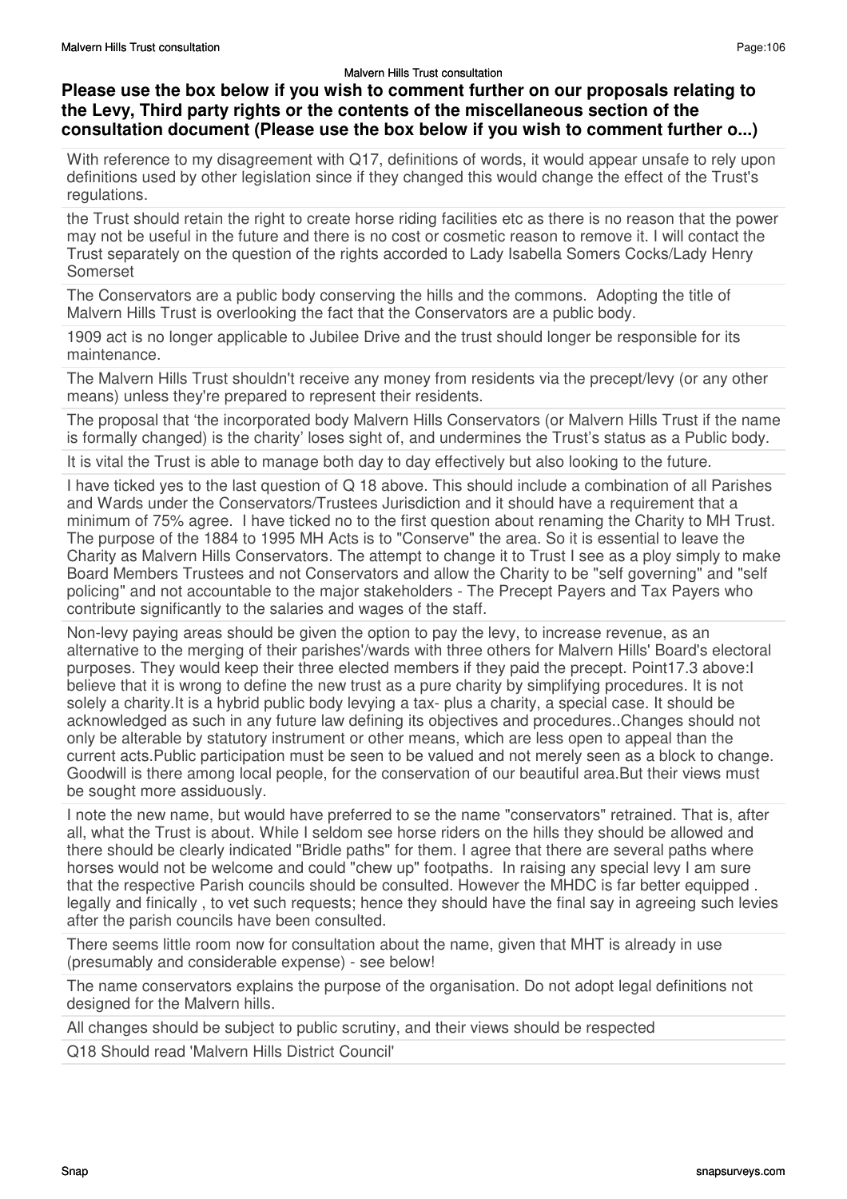### Please use the box below if you wish to comment further on our proposals relating to the Levy, Third party rights or the contents of the miscellaneous section of the consultation document (Please use the box below if you wish to comment further o...)

With reference to my disagreement with Q17, definitions of words, it would appear unsafe to rely upon definitions used by other legislation since if they changed this would change the effect of the Trust's regulations.

the Trust should retain the right to create horse riding facilities etc as there is no reason that the power may not be useful in the future and there is no cost or cosmetic reason to remove it. I will contact the Trust separately on the question of the rights accorded to Lady Isabella Somers Cocks/Lady Henry Somerset

The Conservators are a public body conserving the hills and the commons. Adopting the title of Malvern Hills Trust is overlooking the fact that the Conservators are a public body.

1909 act is no longer applicable to Jubilee Drive and the trust should longer be responsible for its maintenance.

The Malvern Hills Trust shouldn't receive any money from residents via the precept/levy (or any other means) unless they're prepared to represent their residents.

The proposal that 'the incorporated body Malvern Hills Conservators (or Malvern Hills Trust if the name is formally changed) is the charity' loses sight of, and undermines the Trust's status as a Public body.

It is vital the Trust is able to manage both day to day effectively but also looking to the future.

I have ticked yes to the last question of Q 18 above. This should include a combination of all Parishes and Wards under the Conservators/Trustees Jurisdiction and it should have a requirement that a minimum of 75% agree. I have ticked no to the first question about renaming the Charity to MH Trust. The purpose of the 1884 to 1995 MH Acts is to "Conserve" the area. So it is essential to leave the Charity as Malvern Hills Conservators. The attempt to change it to Trust I see as a ploy simply to make Board Members Trustees and not Conservators and allow the Charity to be "self governing" and "self policing" and not accountable to the major stakeholders - The Precept Payers and Tax Payers who contribute significantly to the salaries and wages of the staff.

Non-levy paying areas should be given the option to pay the levy, to increase revenue, as an alternative to the merging of their parishes'/wards with three others for Malvern Hills' Board's electoral purposes. They would keep their three elected members if they paid the precept. Point17.3 above:I believe that it is wrong to define the new trust as a pure charity by simplifying procedures. It is not solely a charity.It is a hybrid public body levying a tax- plus a charity, a special case. It should be acknowledged as such in any future law defining its objectives and procedures..Changes should not only be alterable by statutory instrument or other means, which are less open to appeal than the current acts.Public participation must be seen to be valued and not merely seen as a block to change. Goodwill is there among local people, for the conservation of our beautiful area.But their views must be sought more assiduously.

I note the new name, but would have preferred to se the name "conservators" retrained. That is, after all, what the Trust is about. While I seldom see horse riders on the hills they should be allowed and there should be clearly indicated "Bridle paths" for them. I agree that there are several paths where horses would not be welcome and could "chew up" footpaths. In raising any special levy I am sure that the respective Parish councils should be consulted. However the MHDC is far better equipped . legally and finically , to vet such requests; hence they should have the final say in agreeing such levies after the parish councils have been consulted.

There seems little room now for consultation about the name, given that MHT is already in use (presumably and considerable expense) - see below!

The name conservators explains the purpose of the organisation. Do not adopt legal definitions not designed for the Malvern hills.

All changes should be subject to public scrutiny, and their views should be respected

Q18 Should read 'Malvern Hills District Council'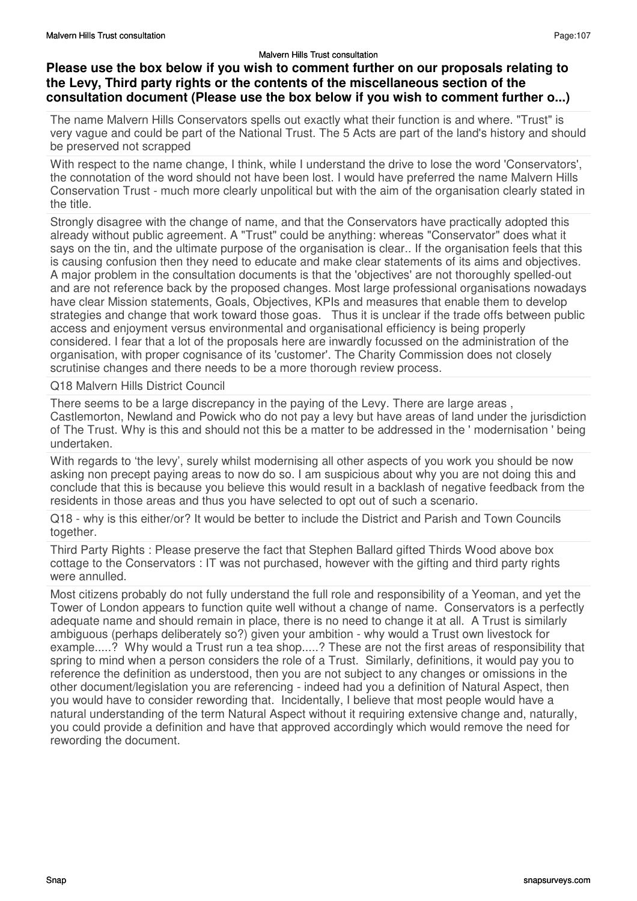**Please use the box below if you wish to comment further on our proposals relating to the Levy, Third party rights or the contents of the miscellaneous section of the consultation document (Please use the box below if you wish to comment further o...)**

The name Malvern Hills Conservators spells out exactly what their function is and where. "Trust" is very vague and could be part of the National Trust. The 5 Acts are part of the land's history and should be preserved not scrapped

With respect to the name change, I think, while I understand the drive to lose the word 'Conservators', the connotation of the word should not have been lost. I would have preferred the name Malvern Hills Conservation Trust - much more clearly unpolitical but with the aim of the organisation clearly stated in the title.

Strongly disagree with the change of name, and that the Conservators have practically adopted this already without public agreement. A "Trust" could be anything: whereas "Conservator" does what it says on the tin, and the ultimate purpose of the organisation is clear.. If the organisation feels that this is causing confusion then they need to educate and make clear statements of its aims and objectives. A major problem in the consultation documents is that the 'objectives' are not thoroughly spelled-out and are not reference back by the proposed changes. Most large professional organisations nowadays have clear Mission statements, Goals, Objectives, KPIs and measures that enable them to develop strategies and change that work toward those goas. Thus it is unclear if the trade offs between public access and enjoyment versus environmental and organisational efficiency is being properly considered. I fear that a lot of the proposals here are inwardly focussed on the administration of the organisation, with proper cognisance of its 'customer'. The Charity Commission does not closely scrutinise changes and there needs to be a more thorough review process.

Q18 Malvern Hills District Council

There seems to be a large discrepancy in the paying of the Levy. There are large areas , Castlemorton, Newland and Powick who do not pay a levy but have areas of land under the jurisdiction of The Trust. Why is this and should not this be a matter to be addressed in the ' modernisation ' being undertaken.

With regards to 'the levy', surely whilst modernising all other aspects of you work you should be now asking non precept paying areas to now do so. I am suspicious about why you are not doing this and conclude that this is because you believe this would result in a backlash of negative feedback from the residents in those areas and thus you have selected to opt out of such a scenario.

Q18 - why is this either/or? It would be better to include the District and Parish and Town Councils together.

Third Party Rights : Please preserve the fact that Stephen Ballard gifted Thirds Wood above box cottage to the Conservators : IT was not purchased, however with the gifting and third party rights were annulled.

Most citizens probably do not fully understand the full role and responsibility of a Yeoman, and yet the Tower of London appears to function quite well without a change of name. Conservators is a perfectly adequate name and should remain in place, there is no need to change it at all. A Trust is similarly ambiguous (perhaps deliberately so?) given your ambition - why would a Trust own livestock for example.....? Why would a Trust run a tea shop.....? These are not the first areas of responsibility that spring to mind when a person considers the role of a Trust. Similarly, definitions, it would pay you to reference the definition as understood, then you are not subject to any changes or omissions in the other document/legislation you are referencing - indeed had you a definition of Natural Aspect, then you would have to consider rewording that. Incidentally, I believe that most people would have a natural understanding of the term Natural Aspect without it requiring extensive change and, naturally, you could provide a definition and have that approved accordingly which would remove the need for rewording the document.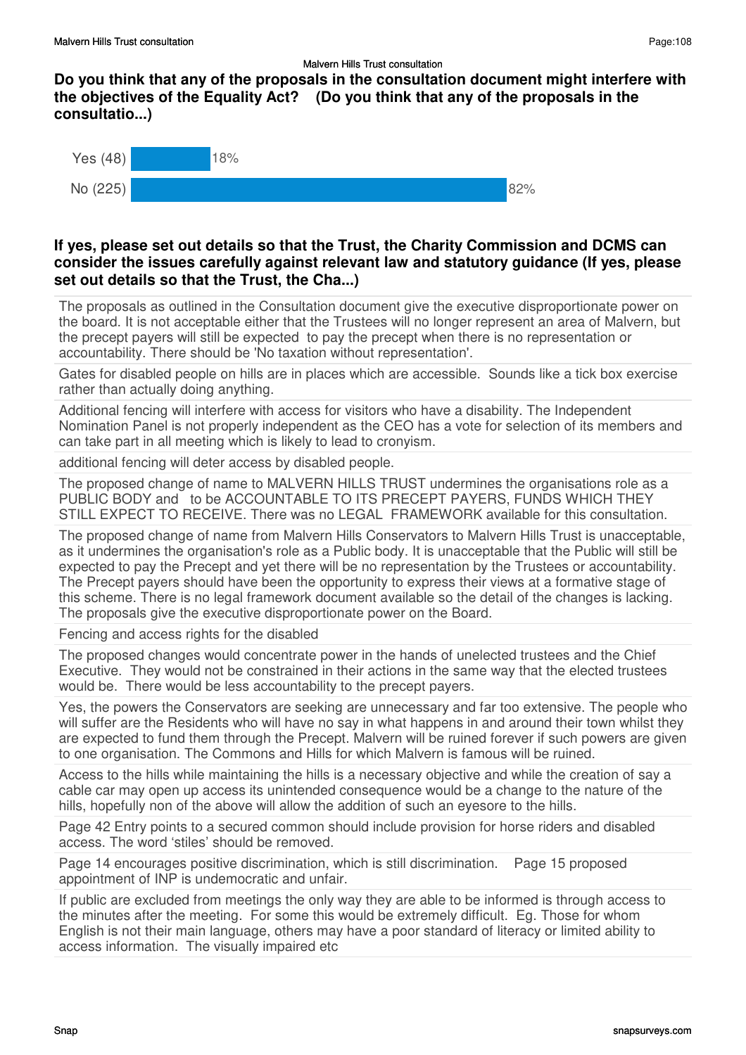Malvern Hills Trust consultation

## Do you think that any of the proposals in the consultation document might interfere with the objectives of the Equality Act? (Do you think that any of the proposals in the consultatio...)

| Response | Percentage |
| --- | --- |
| Yes (48) | 18% |
| No (225) | 82% |

## If yes, please set out details so that the Trust, the Charity Commission and DCMS can consider the issues carefully against relevant law and statutory guidance (If yes, please set out details so that the Trust, the Cha...)

The proposals as outlined in the Consultation document give the executive disproportionate power on the board. It is not acceptable either that the Trustees will no longer represent an area of Malvern, but the precept payers will still be expected to pay the precept when there is no representation or accountability. There should be 'No taxation without representation'.

Gates for disabled people on hills are in places which are accessible. Sounds like a tick box exercise rather than actually doing anything.

Additional fencing will interfere with access for visitors who have a disability. The Independent Nomination Panel is not properly independent as the CEO has a vote for selection of its members and can take part in all meeting which is likely to lead to cronyism.

additional fencing will deter access by disabled people.

The proposed change of name to MALVERN HILLS TRUST undermines the organisations role as a PUBLIC BODY and to be ACCOUNTABLE TO ITS PRECEPT PAYERS, FUNDS WHICH THEY STILL EXPECT TO RECEIVE. There was no LEGAL FRAMEWORK available for this consultation.

The proposed change of name from Malvern Hills Conservators to Malvern Hills Trust is unacceptable, as it undermines the organisation's role as a Public body. It is unacceptable that the Public will still be expected to pay the Precept and yet there will be no representation by the Trustees or accountability. The Precept payers should have been the opportunity to express their views at a formative stage of this scheme. There is no legal framework document available so the detail of the changes is lacking. The proposals give the executive disproportionate power on the Board.

Fencing and access rights for the disabled

The proposed changes would concentrate power in the hands of unelected trustees and the Chief Executive. They would not be constrained in their actions in the same way that the elected trustees would be. There would be less accountability to the precept payers.

Yes, the powers the Conservators are seeking are unnecessary and far too extensive. The people who will suffer are the Residents who will have no say in what happens in and around their town whilst they are expected to fund them through the Precept. Malvern will be ruined forever if such powers are given to one organisation. The Commons and Hills for which Malvern is famous will be ruined.

Access to the hills while maintaining the hills is a necessary objective and while the creation of say a cable car may open up access its unintended consequence would be a change to the nature of the hills, hopefully non of the above will allow the addition of such an eyesore to the hills.

Page 42 Entry points to a secured common should include provision for horse riders and disabled access. The word 'stiles' should be removed.

Page 14 encourages positive discrimination, which is still discrimination. Page 15 proposed appointment of INP is undemocratic and unfair.

If public are excluded from meetings the only way they are able to be informed is through access to the minutes after the meeting. For some this would be extremely difficult. Eg. Those for whom English is not their main language, others may have a poor standard of literacy or limited ability to access information. The visually impaired etc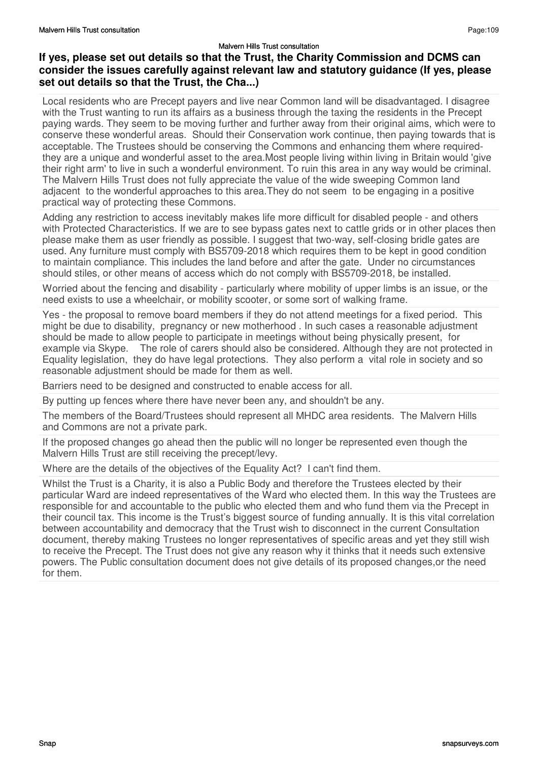## If yes, please set out details so that the Trust, the Charity Commission and DCMS can consider the issues carefully against relevant law and statutory guidance (If yes, please set out details so that the Trust, the Cha...)

Local residents who are Precept payers and live near Common land will be disadvantaged. I disagree with the Trust wanting to run its affairs as a business through the taxing the residents in the Precept paying wards. They seem to be moving further and further away from their original aims, which were to conserve these wonderful areas. Should their Conservation work continue, then paying towards that is acceptable. The Trustees should be conserving the Commons and enhancing them where required- they are a unique and wonderful asset to the area.Most people living within living in Britain would 'give their right arm' to live in such a wonderful environment. To ruin this area in any way would be criminal. The Malvern Hills Trust does not fully appreciate the value of the wide sweeping Common land adjacent to the wonderful approaches to this area.They do not seem to be engaging in a positive practical way of protecting these Commons.

Adding any restriction to access inevitably makes life more difficult for disabled people - and others with Protected Characteristics. If we are to see bypass gates next to cattle grids or in other places then please make them as user friendly as possible. I suggest that two-way, self-closing bridle gates are used. Any furniture must comply with BS5709-2018 which requires them to be kept in good condition to maintain compliance. This includes the land before and after the gate. Under no circumstances should stiles, or other means of access which do not comply with BS5709-2018, be installed.

Worried about the fencing and disability - particularly where mobility of upper limbs is an issue, or the need exists to use a wheelchair, or mobility scooter, or some sort of walking frame.

Yes - the proposal to remove board members if they do not attend meetings for a fixed period. This might be due to disability, pregnancy or new motherhood . In such cases a reasonable adjustment should be made to allow people to participate in meetings without being physically present, for example via Skype. The role of carers should also be considered. Although they are not protected in Equality legislation, they do have legal protections. They also perform a vital role in society and so reasonable adjustment should be made for them as well.

Barriers need to be designed and constructed to enable access for all.

By putting up fences where there have never been any, and shouldn't be any.

The members of the Board/Trustees should represent all MHDC area residents. The Malvern Hills and Commons are not a private park.

If the proposed changes go ahead then the public will no longer be represented even though the Malvern Hills Trust are still receiving the precept/levy.

Where are the details of the objectives of the Equality Act? I can't find them.

Whilst the Trust is a Charity, it is also a Public Body and therefore the Trustees elected by their particular Ward are indeed representatives of the Ward who elected them. In this way the Trustees are responsible for and accountable to the public who elected them and who fund them via the Precept in their council tax. This income is the Trust's biggest source of funding annually. It is this vital correlation between accountability and democracy that the Trust wish to disconnect in the current Consultation document, thereby making Trustees no longer representatives of specific areas and yet they still wish to receive the Precept. The Trust does not give any reason why it thinks that it needs such extensive powers. The Public consultation document does not give details of its proposed changes,or the need for them.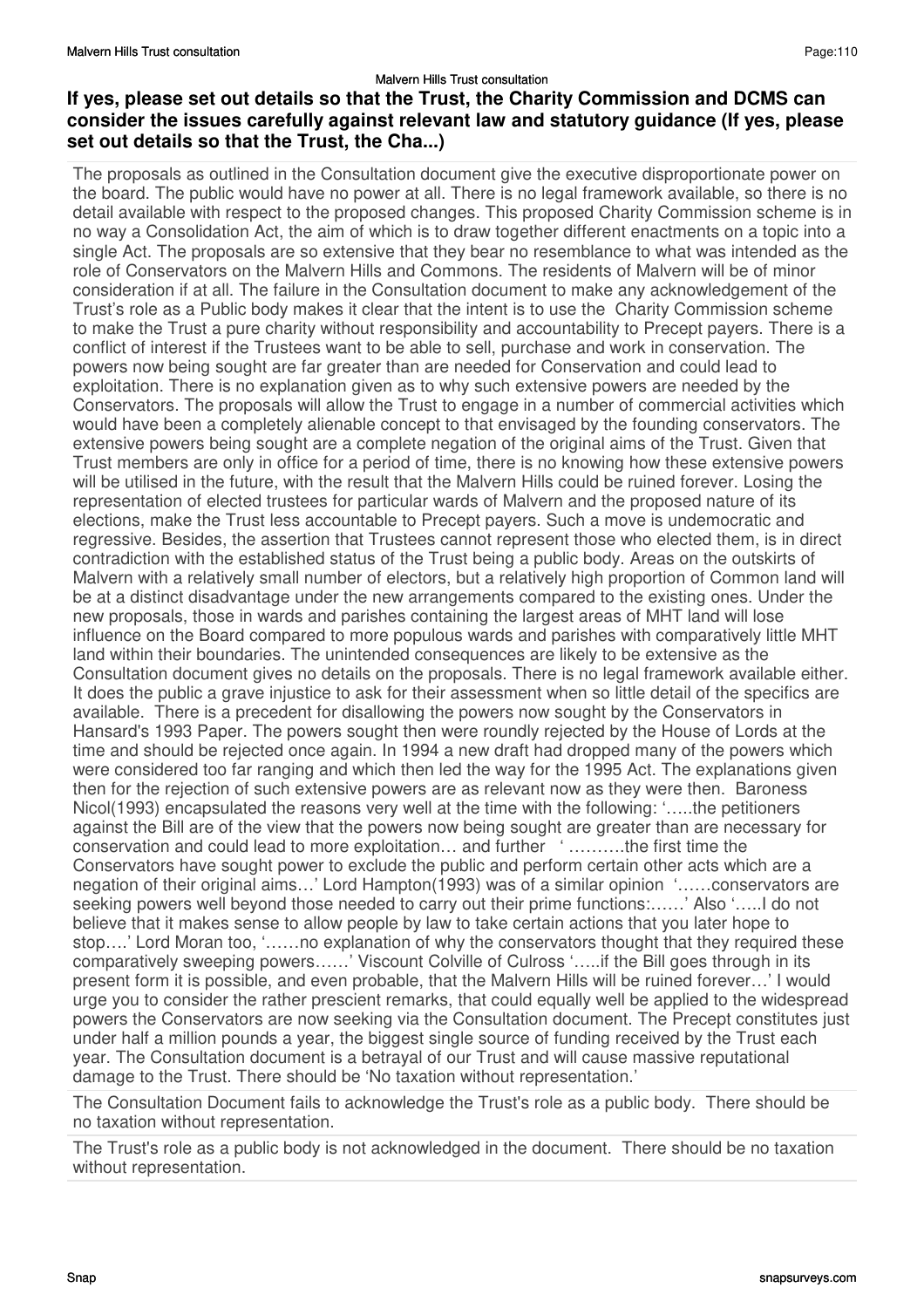## If yes, please set out details so that the Trust, the Charity Commission and DCMS can consider the issues carefully against relevant law and statutory guidance (If yes, please set out details so that the Trust, the Cha...)

The proposals as outlined in the Consultation document give the executive disproportionate power on the board. The public would have no power at all. There is no legal framework available, so there is no detail available with respect to the proposed changes. This proposed Charity Commission scheme is in no way a Consolidation Act, the aim of which is to draw together different enactments on a topic into a single Act. The proposals are so extensive that they bear no resemblance to what was intended as the role of Conservators on the Malvern Hills and Commons. The residents of Malvern will be of minor consideration if at all. The failure in the Consultation document to make any acknowledgement of the Trust's role as a Public body makes it clear that the intent is to use the Charity Commission scheme to make the Trust a pure charity without responsibility and accountability to Precept payers. There is a conflict of interest if the Trustees want to be able to sell, purchase and work in conservation. The powers now being sought are far greater than are needed for Conservation and could lead to exploitation. There is no explanation given as to why such extensive powers are needed by the Conservators. The proposals will allow the Trust to engage in a number of commercial activities which would have been a completely alienable concept to that envisaged by the founding conservators. The extensive powers being sought are a complete negation of the original aims of the Trust. Given that Trust members are only in office for a period of time, there is no knowing how these extensive powers will be utilised in the future, with the result that the Malvern Hills could be ruined forever. Losing the representation of elected trustees for particular wards of Malvern and the proposed nature of its elections, make the Trust less accountable to Precept payers. Such a move is undemocratic and regressive. Besides, the assertion that Trustees cannot represent those who elected them, is in direct contradiction with the established status of the Trust being a public body. Areas on the outskirts of Malvern with a relatively small number of electors, but a relatively high proportion of Common land will be at a distinct disadvantage under the new arrangements compared to the existing ones. Under the new proposals, those in wards and parishes containing the largest areas of MHT land will lose influence on the Board compared to more populous wards and parishes with comparatively little MHT land within their boundaries. The unintended consequences are likely to be extensive as the Consultation document gives no details on the proposals. There is no legal framework available either. It does the public a grave injustice to ask for their assessment when so little detail of the specifics are available. There is a precedent for disallowing the powers now sought by the Conservators in Hansard's 1993 Paper. The powers sought then were roundly rejected by the House of Lords at the time and should be rejected once again. In 1994 a new draft had dropped many of the powers which were considered too far ranging and which then led the way for the 1995 Act. The explanations given then for the rejection of such extensive powers are as relevant now as they were then. Baroness Nicol(1993) encapsulated the reasons very well at the time with the following: '…..the petitioners against the Bill are of the view that the powers now being sought are greater than are necessary for conservation and could lead to more exploitation… and further ' ……….the first time the Conservators have sought power to exclude the public and perform certain other acts which are a negation of their original aims…' Lord Hampton(1993) was of a similar opinion '……conservators are seeking powers well beyond those needed to carry out their prime functions:……' Also '…..I do not believe that it makes sense to allow people by law to take certain actions that you later hope to stop….' Lord Moran too, '……no explanation of why the conservators thought that they required these comparatively sweeping powers……' Viscount Colville of Culross '…..if the Bill goes through in its present form it is possible, and even probable, that the Malvern Hills will be ruined forever…' I would urge you to consider the rather prescient remarks, that could equally well be applied to the widespread powers the Conservators are now seeking via the Consultation document. The Precept constitutes just under half a million pounds a year, the biggest single source of funding received by the Trust each year. The Consultation document is a betrayal of our Trust and will cause massive reputational damage to the Trust. There should be 'No taxation without representation.'

The Consultation Document fails to acknowledge the Trust's role as a public body. There should be no taxation without representation.

The Trust's role as a public body is not acknowledged in the document. There should be no taxation without representation.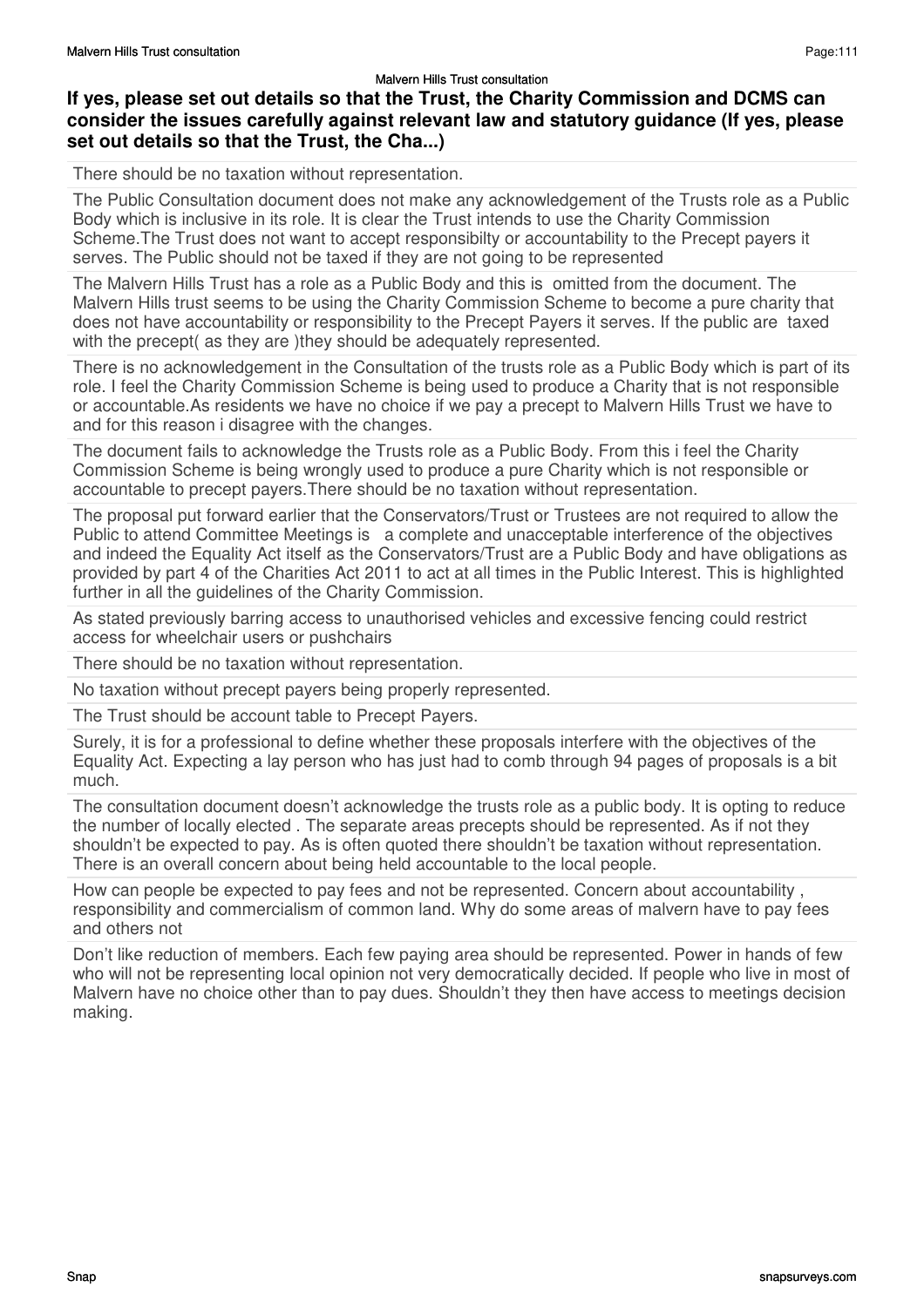## If yes, please set out details so that the Trust, the Charity Commission and DCMS can consider the issues carefully against relevant law and statutory guidance (If yes, please set out details so that the Trust, the Cha...)

There should be no taxation without representation.

The Public Consultation document does not make any acknowledgement of the Trusts role as a Public Body which is inclusive in its role. It is clear the Trust intends to use the Charity Commission Scheme.The Trust does not want to accept responsibilty or accountability to the Precept payers it serves. The Public should not be taxed if they are not going to be represented

The Malvern Hills Trust has a role as a Public Body and this is omitted from the document. The Malvern Hills trust seems to be using the Charity Commission Scheme to become a pure charity that does not have accountability or responsibility to the Precept Payers it serves. If the public are taxed with the precept( as they are )they should be adequately represented.

There is no acknowledgement in the Consultation of the trusts role as a Public Body which is part of its role. I feel the Charity Commission Scheme is being used to produce a Charity that is not responsible or accountable.As residents we have no choice if we pay a precept to Malvern Hills Trust we have to and for this reason i disagree with the changes.

The document fails to acknowledge the Trusts role as a Public Body. From this i feel the Charity Commission Scheme is being wrongly used to produce a pure Charity which is not responsible or accountable to precept payers.There should be no taxation without representation.

The proposal put forward earlier that the Conservators/Trust or Trustees are not required to allow the Public to attend Committee Meetings is a complete and unacceptable interference of the objectives and indeed the Equality Act itself as the Conservators/Trust are a Public Body and have obligations as provided by part 4 of the Charities Act 2011 to act at all times in the Public Interest. This is highlighted further in all the guidelines of the Charity Commission.

As stated previously barring access to unauthorised vehicles and excessive fencing could restrict access for wheelchair users or pushchairs

There should be no taxation without representation.

No taxation without precept payers being properly represented.

The Trust should be account table to Precept Payers.

Surely, it is for a professional to define whether these proposals interfere with the objectives of the Equality Act. Expecting a lay person who has just had to comb through 94 pages of proposals is a bit much.

The consultation document doesn't acknowledge the trusts role as a public body. It is opting to reduce the number of locally elected . The separate areas precepts should be represented. As if not they shouldn't be expected to pay. As is often quoted there shouldn't be taxation without representation. There is an overall concern about being held accountable to the local people.

How can people be expected to pay fees and not be represented. Concern about accountability , responsibility and commercialism of common land. Why do some areas of malvern have to pay fees and others not

Don't like reduction of members. Each few paying area should be represented. Power in hands of few who will not be representing local opinion not very democratically decided. If people who live in most of Malvern have no choice other than to pay dues. Shouldn't they then have access to meetings decision making.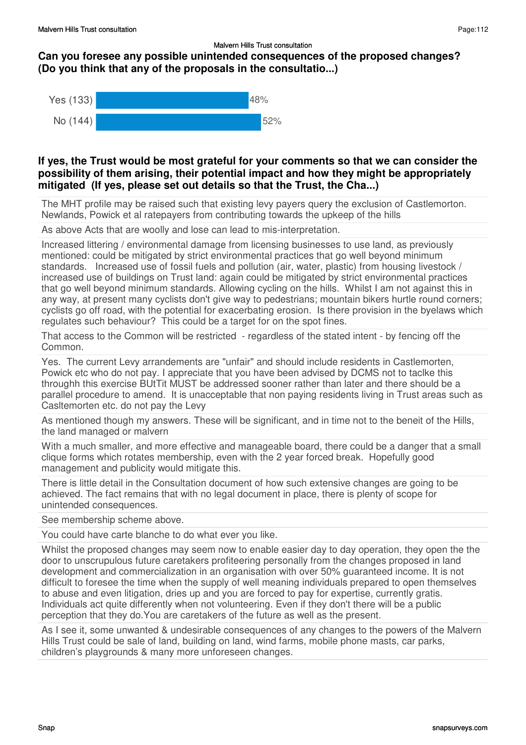Malvern Hills Trust consultation

## Can you foresee any possible unintended consequences of the proposed changes? (Do you think that any of the proposals in the consultatio...)

| Response | Count | Percentage |
| --- | --- | --- |
| Yes | 133 | 48% |
| No | 144 | 52% |

## If yes, the Trust would be most grateful for your comments so that we can consider the possibility of them arising, their potential impact and how they might be appropriately mitigated (If yes, please set out details so that the Trust, the Cha...)

The MHT profile may be raised such that existing levy payers query the exclusion of Castlemorton. Newlands, Powick et al ratepayers from contributing towards the upkeep of the hills

As above Acts that are woolly and lose can lead to mis-interpretation.

Increased littering / environmental damage from licensing businesses to use land, as previously mentioned: could be mitigated by strict environmental practices that go well beyond minimum standards. Increased use of fossil fuels and pollution (air, water, plastic) from housing livestock / increased use of buildings on Trust land: again could be mitigated by strict environmental practices that go well beyond minimum standards. Allowing cycling on the hills. Whilst I am not against this in any way, at present many cyclists don't give way to pedestrians; mountain bikers hurtle round corners; cyclists go off road, with the potential for exacerbating erosion. Is there provision in the byelaws which regulates such behaviour? This could be a target for on the spot fines.

That access to the Common will be restricted - regardless of the stated intent - by fencing off the Common.

Yes. The current Levy arrandements are "unfair" and should include residents in Castlemorten, Powick etc who do not pay. I appreciate that you have been advised by DCMS not to taclke this throughh this exercise BUtTit MUST be addressed sooner rather than later and there should be a parallel procedure to amend. It is unacceptable that non paying residents living in Trust areas such as Casltemorten etc. do not pay the Levy

As mentioned though my answers. These will be significant, and in time not to the beneit of the Hills, the land managed or malvern

With a much smaller, and more effective and manageable board, there could be a danger that a small clique forms which rotates membership, even with the 2 year forced break. Hopefully good management and publicity would mitigate this.

There is little detail in the Consultation document of how such extensive changes are going to be achieved. The fact remains that with no legal document in place, there is plenty of scope for unintended consequences.

See membership scheme above.

You could have carte blanche to do what ever you like.

Whilst the proposed changes may seem now to enable easier day to day operation, they open the the door to unscrupulous future caretakers profiteering personally from the changes proposed in land development and commercialization in an organisation with over 50% guaranteed income. It is not difficult to foresee the time when the supply of well meaning individuals prepared to open themselves to abuse and even litigation, dries up and you are forced to pay for expertise, currently gratis. Individuals act quite differently when not volunteering. Even if they don't there will be a public perception that they do.You are caretakers of the future as well as the present.

As I see it, some unwanted & undesirable consequences of any changes to the powers of the Malvern Hills Trust could be sale of land, building on land, wind farms, mobile phone masts, car parks, children's playgrounds & many more unforeseen changes.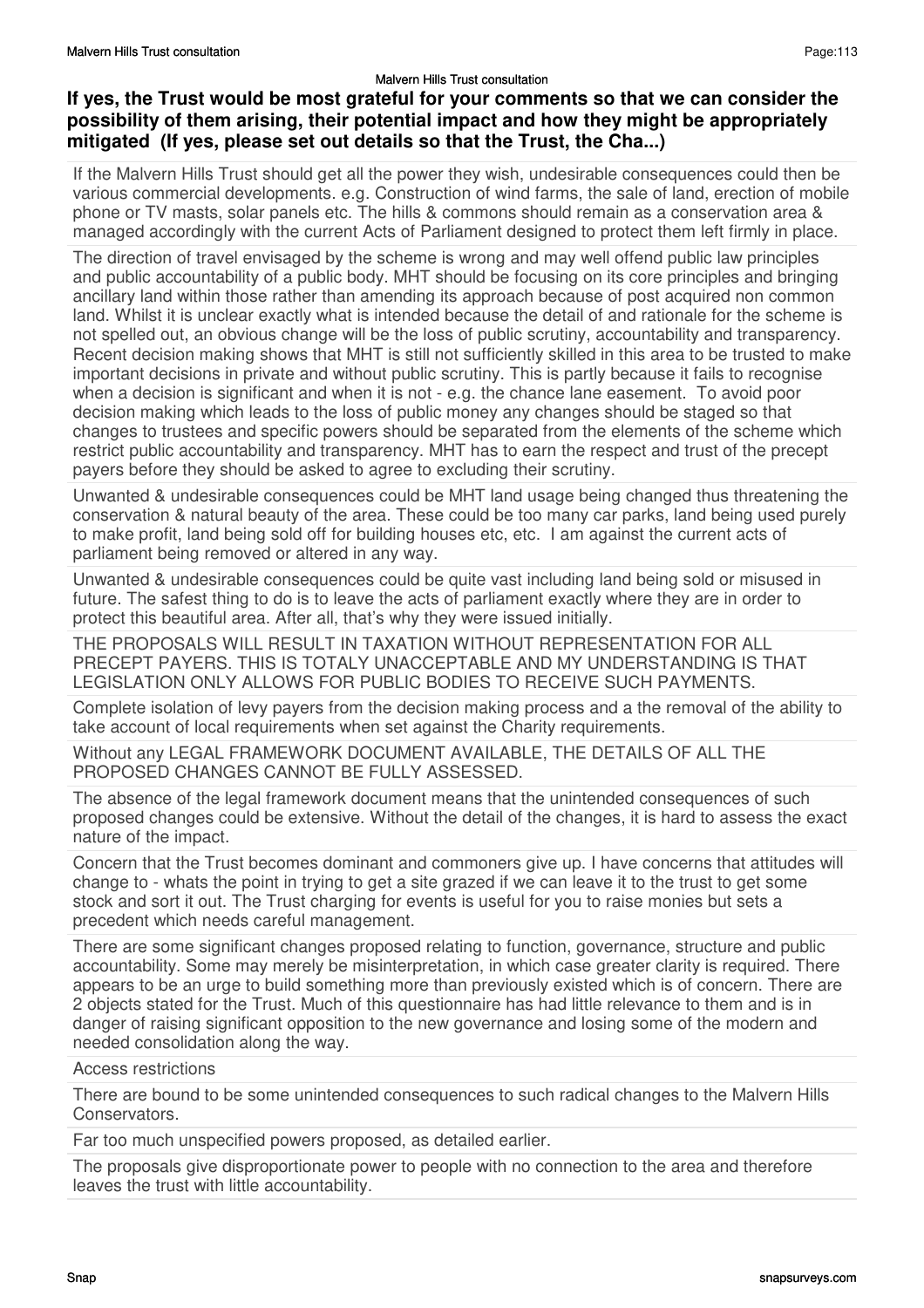## If yes, the Trust would be most grateful for your comments so that we can consider the possibility of them arising, their potential impact and how they might be appropriately mitigated (If yes, please set out details so that the Trust, the Cha...)

If the Malvern Hills Trust should get all the power they wish, undesirable consequences could then be various commercial developments. e.g. Construction of wind farms, the sale of land, erection of mobile phone or TV masts, solar panels etc. The hills & commons should remain as a conservation area & managed accordingly with the current Acts of Parliament designed to protect them left firmly in place.

The direction of travel envisaged by the scheme is wrong and may well offend public law principles and public accountability of a public body. MHT should be focusing on its core principles and bringing ancillary land within those rather than amending its approach because of post acquired non common land. Whilst it is unclear exactly what is intended because the detail of and rationale for the scheme is not spelled out, an obvious change will be the loss of public scrutiny, accountability and transparency. Recent decision making shows that MHT is still not sufficiently skilled in this area to be trusted to make important decisions in private and without public scrutiny. This is partly because it fails to recognise when a decision is significant and when it is not - e.g. the chance lane easement. To avoid poor decision making which leads to the loss of public money any changes should be staged so that changes to trustees and specific powers should be separated from the elements of the scheme which restrict public accountability and transparency. MHT has to earn the respect and trust of the precept payers before they should be asked to agree to excluding their scrutiny.

Unwanted & undesirable consequences could be MHT land usage being changed thus threatening the conservation & natural beauty of the area. These could be too many car parks, land being used purely to make profit, land being sold off for building houses etc, etc. I am against the current acts of parliament being removed or altered in any way.

Unwanted & undesirable consequences could be quite vast including land being sold or misused in future. The safest thing to do is to leave the acts of parliament exactly where they are in order to protect this beautiful area. After all, that's why they were issued initially.

THE PROPOSALS WILL RESULT IN TAXATION WITHOUT REPRESENTATION FOR ALL PRECEPT PAYERS. THIS IS TOTALY UNACCEPTABLE AND MY UNDERSTANDING IS THAT LEGISLATION ONLY ALLOWS FOR PUBLIC BODIES TO RECEIVE SUCH PAYMENTS.

Complete isolation of levy payers from the decision making process and a the removal of the ability to take account of local requirements when set against the Charity requirements.

Without any LEGAL FRAMEWORK DOCUMENT AVAILABLE, THE DETAILS OF ALL THE PROPOSED CHANGES CANNOT BE FULLY ASSESSED.

The absence of the legal framework document means that the unintended consequences of such proposed changes could be extensive. Without the detail of the changes, it is hard to assess the exact nature of the impact.

Concern that the Trust becomes dominant and commoners give up. I have concerns that attitudes will change to - whats the point in trying to get a site grazed if we can leave it to the trust to get some stock and sort it out. The Trust charging for events is useful for you to raise monies but sets a precedent which needs careful management.

There are some significant changes proposed relating to function, governance, structure and public accountability. Some may merely be misinterpretation, in which case greater clarity is required. There appears to be an urge to build something more than previously existed which is of concern. There are 2 objects stated for the Trust. Much of this questionnaire has had little relevance to them and is in danger of raising significant opposition to the new governance and losing some of the modern and needed consolidation along the way.

Access restrictions

There are bound to be some unintended consequences to such radical changes to the Malvern Hills Conservators.

Far too much unspecified powers proposed, as detailed earlier.

The proposals give disproportionate power to people with no connection to the area and therefore leaves the trust with little accountability.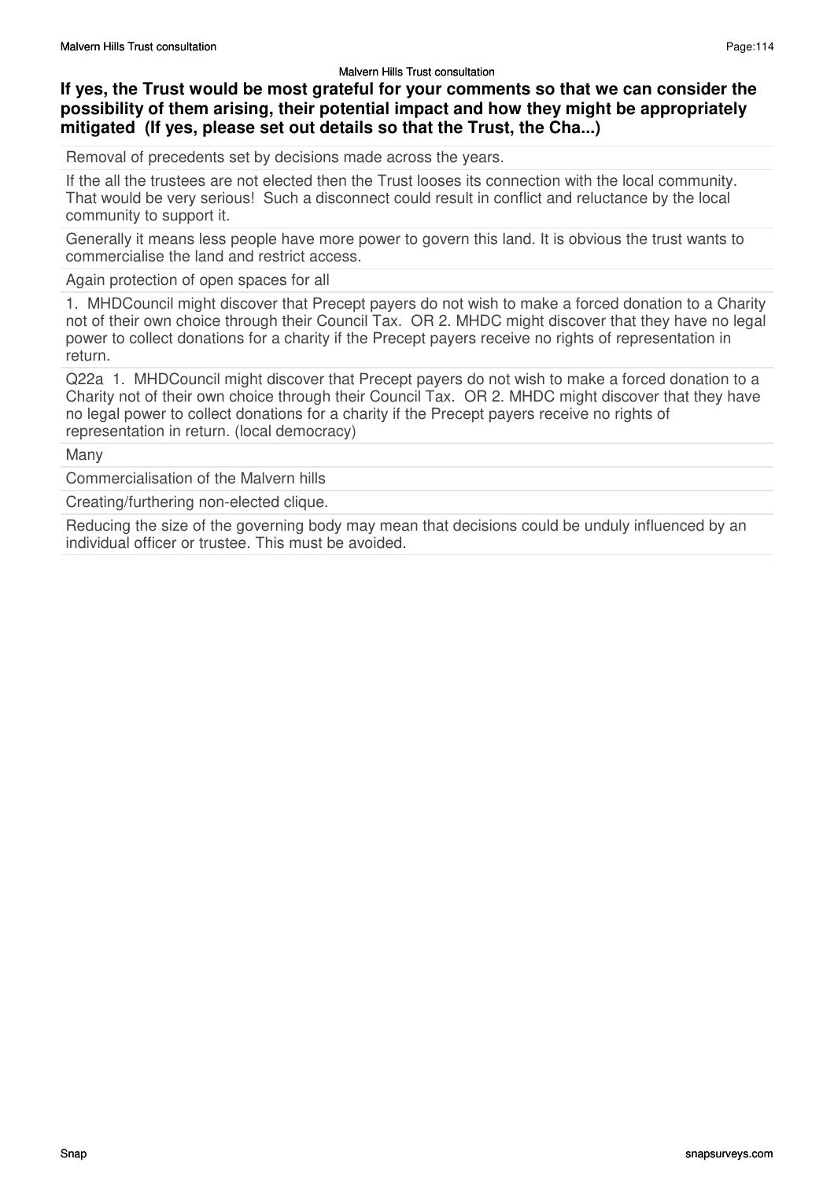**If yes, the Trust would be most grateful for your comments so that we can consider the possibility of them arising, their potential impact and how they might be appropriately mitigated (If yes, please set out details so that the Trust, the Cha...)**

Removal of precedents set by decisions made across the years.

If the all the trustees are not elected then the Trust looses its connection with the local community. That would be very serious! Such a disconnect could result in conflict and reluctance by the local community to support it.

Generally it means less people have more power to govern this land. It is obvious the trust wants to commercialise the land and restrict access.

Again protection of open spaces for all

1. MHDCouncil might discover that Precept payers do not wish to make a forced donation to a Charity not of their own choice through their Council Tax. OR 2. MHDC might discover that they have no legal power to collect donations for a charity if the Precept payers receive no rights of representation in return.

Q22a 1. MHDCouncil might discover that Precept payers do not wish to make a forced donation to a Charity not of their own choice through their Council Tax. OR 2. MHDC might discover that they have no legal power to collect donations for a charity if the Precept payers receive no rights of representation in return. (local democracy)

Many

Commercialisation of the Malvern hills

Creating/furthering non-elected clique.

Reducing the size of the governing body may mean that decisions could be unduly influenced by an individual officer or trustee. This must be avoided.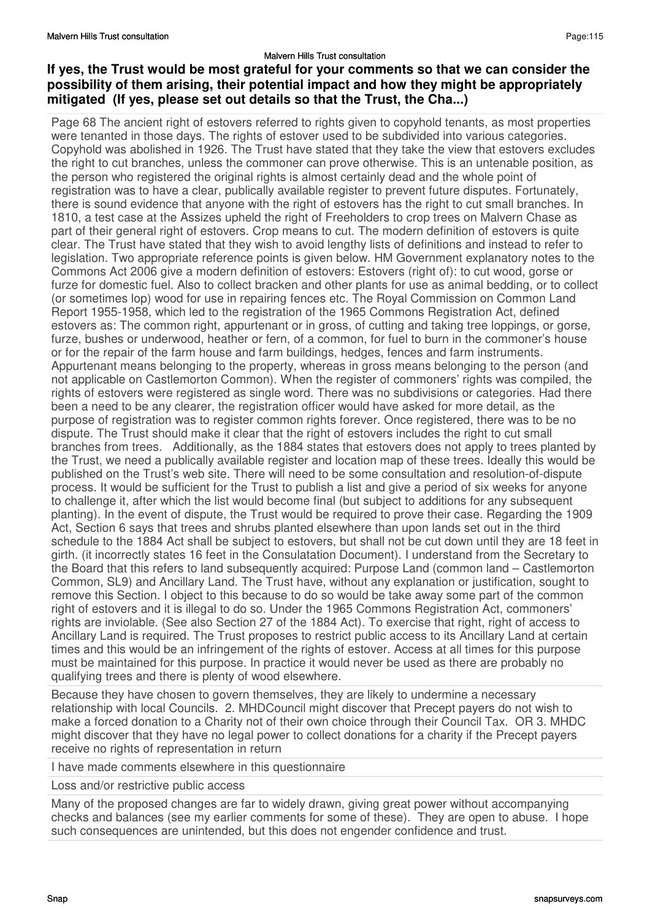## If yes, the Trust would be most grateful for your comments so that we can consider the possibility of them arising, their potential impact and how they might be appropriately mitigated (If yes, please set out details so that the Trust, the Cha...)

Page 68 The ancient right of estovers referred to rights given to copyhold tenants, as most properties were tenanted in those days. The rights of estover used to be subdivided into various categories. Copyhold was abolished in 1926. The Trust have stated that they take the view that estovers excludes the right to cut branches, unless the commoner can prove otherwise. This is an untenable position, as the person who registered the original rights is almost certainly dead and the whole point of registration was to have a clear, publically available register to prevent future disputes. Fortunately, there is sound evidence that anyone with the right of estovers has the right to cut small branches. In 1810, a test case at the Assizes upheld the right of Freeholders to crop trees on Malvern Chase as part of their general right of estovers. Crop means to cut. The modern definition of estovers is quite clear. The Trust have stated that they wish to avoid lengthy lists of definitions and instead to refer to legislation. Two appropriate reference points is given below. HM Government explanatory notes to the Commons Act 2006 give a modern definition of estovers: Estovers (right of): to cut wood, gorse or furze for domestic fuel. Also to collect bracken and other plants for use as animal bedding, or to collect (or sometimes lop) wood for use in repairing fences etc. The Royal Commission on Common Land Report 1955-1958, which led to the registration of the 1965 Commons Registration Act, defined estovers as: The common right, appurtenant or in gross, of cutting and taking tree loppings, or gorse, furze, bushes or underwood, heather or fern, of a common, for fuel to burn in the commoner's house or for the repair of the farm house and farm buildings, hedges, fences and farm instruments. Appurtenant means belonging to the property, whereas in gross means belonging to the person (and not applicable on Castlemorton Common). When the register of commoners' rights was compiled, the rights of estovers were registered as single word. There was no subdivisions or categories. Had there been a need to be any clearer, the registration officer would have asked for more detail, as the purpose of registration was to register common rights forever. Once registered, there was to be no dispute. The Trust should make it clear that the right of estovers includes the right to cut small branches from trees. Additionally, as the 1884 states that estovers does not apply to trees planted by the Trust, we need a publically available register and location map of these trees. Ideally this would be published on the Trust's web site. There will need to be some consultation and resolution-of-dispute process. It would be sufficient for the Trust to publish a list and give a period of six weeks for anyone to challenge it, after which the list would become final (but subject to additions for any subsequent planting). In the event of dispute, the Trust would be required to prove their case. Regarding the 1909 Act, Section 6 says that trees and shrubs planted elsewhere than upon lands set out in the third schedule to the 1884 Act shall be subject to estovers, but shall not be cut down until they are 18 feet in girth. (it incorrectly states 16 feet in the Consulatation Document). I understand from the Secretary to the Board that this refers to land subsequently acquired: Purpose Land (common land – Castlemorton Common, SL9) and Ancillary Land. The Trust have, without any explanation or justification, sought to remove this Section. I object to this because to do so would be take away some part of the common right of estovers and it is illegal to do so. Under the 1965 Commons Registration Act, commoners' rights are inviolable. (See also Section 27 of the 1884 Act). To exercise that right, right of access to Ancillary Land is required. The Trust proposes to restrict public access to its Ancillary Land at certain times and this would be an infringement of the rights of estover. Access at all times for this purpose must be maintained for this purpose. In practice it would never be used as there are probably no qualifying trees and there is plenty of wood elsewhere.

---

Because they have chosen to govern themselves, they are likely to undermine a necessary relationship with local Councils. 2. MHDCouncil might discover that Precept payers do not wish to make a forced donation to a Charity not of their own choice through their Council Tax. OR 3. MHDC might discover that they have no legal power to collect donations for a charity if the Precept payers receive no rights of representation in return

---

I have made comments elsewhere in this questionnaire

---

Loss and/or restrictive public access

---

Many of the proposed changes are far to widely drawn, giving great power without accompanying checks and balances (see my earlier comments for some of these). They are open to abuse. I hope such consequences are unintended, but this does not engender confidence and trust.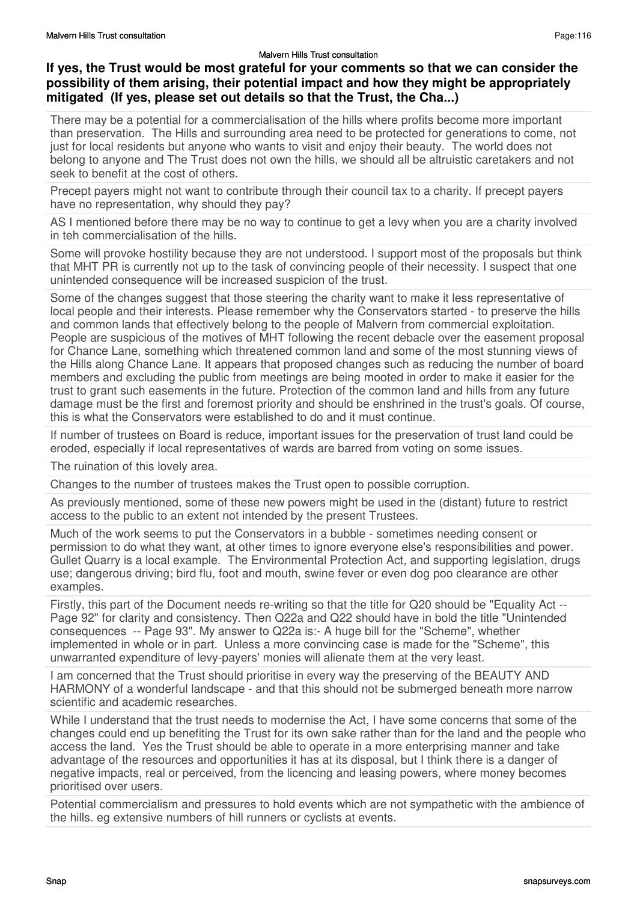## If yes, the Trust would be most grateful for your comments so that we can consider the possibility of them arising, their potential impact and how they might be appropriately mitigated (If yes, please set out details so that the Trust, the Cha...)

There may be a potential for a commercialisation of the hills where profits become more important than preservation. The Hills and surrounding area need to be protected for generations to come, not just for local residents but anyone who wants to visit and enjoy their beauty. The world does not belong to anyone and The Trust does not own the hills, we should all be altruistic caretakers and not seek to benefit at the cost of others.

Precept payers might not want to contribute through their council tax to a charity. If precept payers have no representation, why should they pay?

AS I mentioned before there may be no way to continue to get a levy when you are a charity involved in teh commercialisation of the hills.

Some will provoke hostility because they are not understood. I support most of the proposals but think that MHT PR is currently not up to the task of convincing people of their necessity. I suspect that one unintended consequence will be increased suspicion of the trust.

Some of the changes suggest that those steering the charity want to make it less representative of local people and their interests. Please remember why the Conservators started - to preserve the hills and common lands that effectively belong to the people of Malvern from commercial exploitation. People are suspicious of the motives of MHT following the recent debacle over the easement proposal for Chance Lane, something which threatened common land and some of the most stunning views of the Hills along Chance Lane. It appears that proposed changes such as reducing the number of board members and excluding the public from meetings are being mooted in order to make it easier for the trust to grant such easements in the future. Protection of the common land and hills from any future damage must be the first and foremost priority and should be enshrined in the trust's goals. Of course, this is what the Conservators were established to do and it must continue.

If number of trustees on Board is reduce, important issues for the preservation of trust land could be eroded, especially if local representatives of wards are barred from voting on some issues.

The ruination of this lovely area.

Changes to the number of trustees makes the Trust open to possible corruption.

As previously mentioned, some of these new powers might be used in the (distant) future to restrict access to the public to an extent not intended by the present Trustees.

Much of the work seems to put the Conservators in a bubble - sometimes needing consent or permission to do what they want, at other times to ignore everyone else's responsibilities and power. Gullet Quarry is a local example. The Environmental Protection Act, and supporting legislation, drugs use; dangerous driving; bird flu, foot and mouth, swine fever or even dog poo clearance are other examples.

Firstly, this part of the Document needs re-writing so that the title for Q20 should be "Equality Act -- Page 92" for clarity and consistency. Then Q22a and Q22 should have in bold the title "Unintended consequences -- Page 93". My answer to Q22a is:- A huge bill for the "Scheme", whether implemented in whole or in part. Unless a more convincing case is made for the "Scheme", this unwarranted expenditure of levy-payers' monies will alienate them at the very least.

I am concerned that the Trust should prioritise in every way the preserving of the BEAUTY AND HARMONY of a wonderful landscape - and that this should not be submerged beneath more narrow scientific and academic researches.

While I understand that the trust needs to modernise the Act, I have some concerns that some of the changes could end up benefiting the Trust for its own sake rather than for the land and the people who access the land. Yes the Trust should be able to operate in a more enterprising manner and take advantage of the resources and opportunities it has at its disposal, but I think there is a danger of negative impacts, real or perceived, from the licencing and leasing powers, where money becomes prioritised over users.

Potential commercialism and pressures to hold events which are not sympathetic with the ambience of the hills. eg extensive numbers of hill runners or cyclists at events.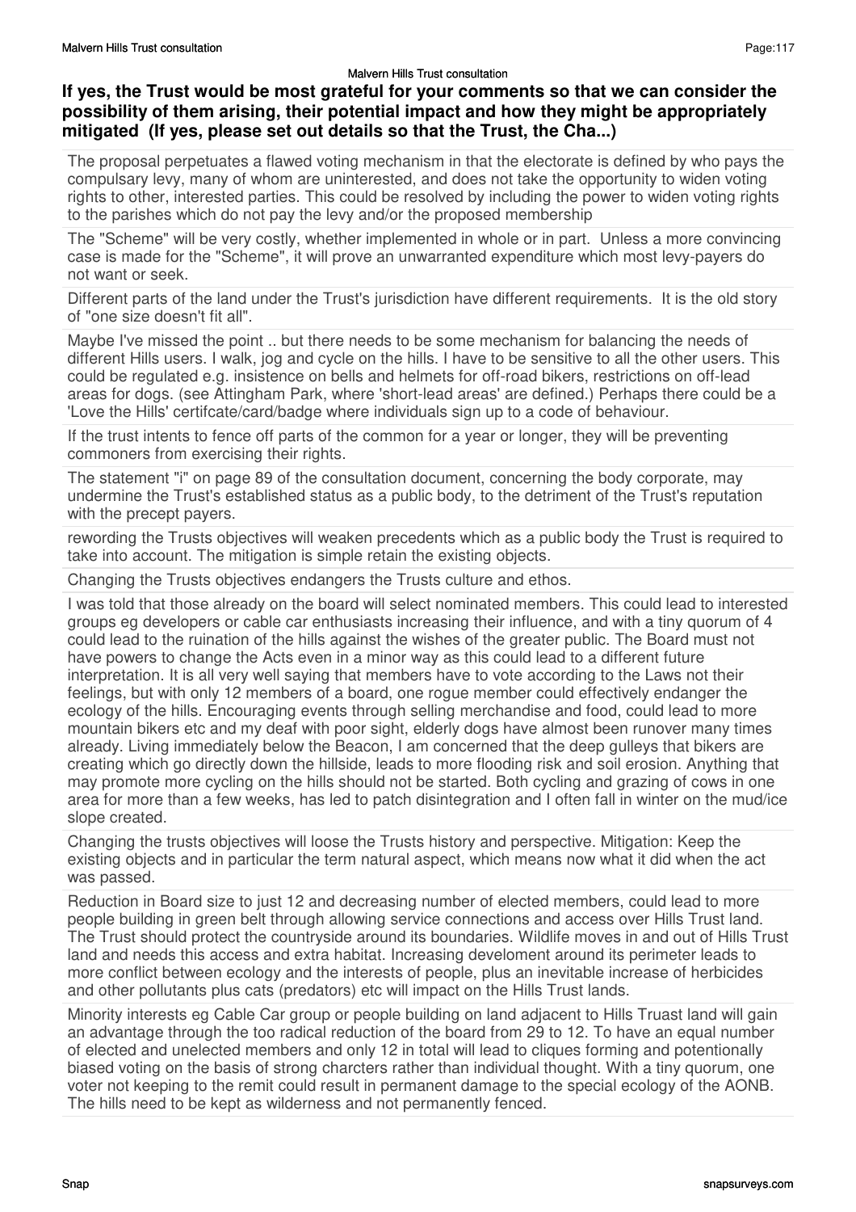**If yes, the Trust would be most grateful for your comments so that we can consider the possibility of them arising, their potential impact and how they might be appropriately mitigated (If yes, please set out details so that the Trust, the Cha...)**

The proposal perpetuates a flawed voting mechanism in that the electorate is defined by who pays the compulsary levy, many of whom are uninterested, and does not take the opportunity to widen voting rights to other, interested parties. This could be resolved by including the power to widen voting rights to the parishes which do not pay the levy and/or the proposed membership

The "Scheme" will be very costly, whether implemented in whole or in part. Unless a more convincing case is made for the "Scheme", it will prove an unwarranted expenditure which most levy-payers do not want or seek.

Different parts of the land under the Trust's jurisdiction have different requirements. It is the old story of "one size doesn't fit all".

Maybe I've missed the point .. but there needs to be some mechanism for balancing the needs of different Hills users. I walk, jog and cycle on the hills. I have to be sensitive to all the other users. This could be regulated e.g. insistence on bells and helmets for off-road bikers, restrictions on off-lead areas for dogs. (see Attingham Park, where 'short-lead areas' are defined.) Perhaps there could be a 'Love the Hills' certifcate/card/badge where individuals sign up to a code of behaviour.

If the trust intents to fence off parts of the common for a year or longer, they will be preventing commoners from exercising their rights.

The statement "i" on page 89 of the consultation document, concerning the body corporate, may undermine the Trust's established status as a public body, to the detriment of the Trust's reputation with the precept payers.

rewording the Trusts objectives will weaken precedents which as a public body the Trust is required to take into account. The mitigation is simple retain the existing objects.

Changing the Trusts objectives endangers the Trusts culture and ethos.

I was told that those already on the board will select nominated members. This could lead to interested groups eg developers or cable car enthusiasts increasing their influence, and with a tiny quorum of 4 could lead to the ruination of the hills against the wishes of the greater public. The Board must not have powers to change the Acts even in a minor way as this could lead to a different future interpretation. It is all very well saying that members have to vote according to the Laws not their feelings, but with only 12 members of a board, one rogue member could effectively endanger the ecology of the hills. Encouraging events through selling merchandise and food, could lead to more mountain bikers etc and my deaf with poor sight, elderly dogs have almost been runover many times already. Living immediately below the Beacon, I am concerned that the deep gulleys that bikers are creating which go directly down the hillside, leads to more flooding risk and soil erosion. Anything that may promote more cycling on the hills should not be started. Both cycling and grazing of cows in one area for more than a few weeks, has led to patch disintegration and I often fall in winter on the mud/ice slope created.

Changing the trusts objectives will loose the Trusts history and perspective. Mitigation: Keep the existing objects and in particular the term natural aspect, which means now what it did when the act was passed.

Reduction in Board size to just 12 and decreasing number of elected members, could lead to more people building in green belt through allowing service connections and access over Hills Trust land. The Trust should protect the countryside around its boundaries. Wildlife moves in and out of Hills Trust land and needs this access and extra habitat. Increasing develoment around its perimeter leads to more conflict between ecology and the interests of people, plus an inevitable increase of herbicides and other pollutants plus cats (predators) etc will impact on the Hills Trust lands.

Minority interests eg Cable Car group or people building on land adjacent to Hills Truast land will gain an advantage through the too radical reduction of the board from 29 to 12. To have an equal number of elected and unelected members and only 12 in total will lead to cliques forming and potentionally biased voting on the basis of strong charcters rather than individual thought. With a tiny quorum, one voter not keeping to the remit could result in permanent damage to the special ecology of the AONB. The hills need to be kept as wilderness and not permanently fenced.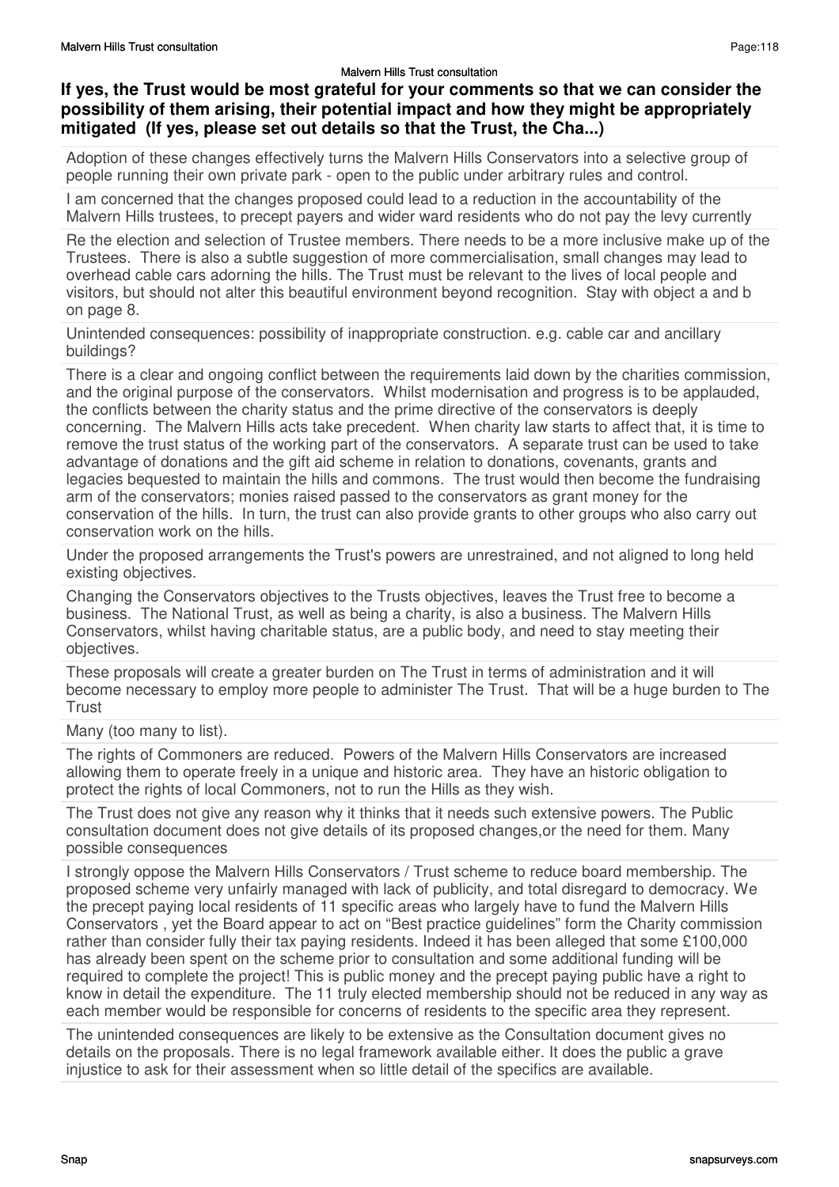**If yes, the Trust would be most grateful for your comments so that we can consider the possibility of them arising, their potential impact and how they might be appropriately mitigated (If yes, please set out details so that the Trust, the Cha...)**

Adoption of these changes effectively turns the Malvern Hills Conservators into a selective group of people running their own private park - open to the public under arbitrary rules and control.

I am concerned that the changes proposed could lead to a reduction in the accountability of the Malvern Hills trustees, to precept payers and wider ward residents who do not pay the levy currently

Re the election and selection of Trustee members. There needs to be a more inclusive make up of the Trustees. There is also a subtle suggestion of more commercialisation, small changes may lead to overhead cable cars adorning the hills. The Trust must be relevant to the lives of local people and visitors, but should not alter this beautiful environment beyond recognition. Stay with object a and b on page 8.

Unintended consequences: possibility of inappropriate construction. e.g. cable car and ancillary buildings?

There is a clear and ongoing conflict between the requirements laid down by the charities commission, and the original purpose of the conservators. Whilst modernisation and progress is to be applauded, the conflicts between the charity status and the prime directive of the conservators is deeply concerning. The Malvern Hills acts take precedent. When charity law starts to affect that, it is time to remove the trust status of the working part of the conservators. A separate trust can be used to take advantage of donations and the gift aid scheme in relation to donations, covenants, grants and legacies bequested to maintain the hills and commons. The trust would then become the fundraising arm of the conservators; monies raised passed to the conservators as grant money for the conservation of the hills. In turn, the trust can also provide grants to other groups who also carry out conservation work on the hills.

Under the proposed arrangements the Trust's powers are unrestrained, and not aligned to long held existing objectives.

Changing the Conservators objectives to the Trusts objectives, leaves the Trust free to become a business. The National Trust, as well as being a charity, is also a business. The Malvern Hills Conservators, whilst having charitable status, are a public body, and need to stay meeting their objectives.

These proposals will create a greater burden on The Trust in terms of administration and it will become necessary to employ more people to administer The Trust. That will be a huge burden to The Trust

Many (too many to list).

The rights of Commoners are reduced. Powers of the Malvern Hills Conservators are increased allowing them to operate freely in a unique and historic area. They have an historic obligation to protect the rights of local Commoners, not to run the Hills as they wish.

The Trust does not give any reason why it thinks that it needs such extensive powers. The Public consultation document does not give details of its proposed changes,or the need for them. Many possible consequences

I strongly oppose the Malvern Hills Conservators / Trust scheme to reduce board membership. The proposed scheme very unfairly managed with lack of publicity, and total disregard to democracy. We the precept paying local residents of 11 specific areas who largely have to fund the Malvern Hills Conservators , yet the Board appear to act on "Best practice guidelines" form the Charity commission rather than consider fully their tax paying residents. Indeed it has been alleged that some £100,000 has already been spent on the scheme prior to consultation and some additional funding will be required to complete the project! This is public money and the precept paying public have a right to know in detail the expenditure. The 11 truly elected membership should not be reduced in any way as each member would be responsible for concerns of residents to the specific area they represent.

The unintended consequences are likely to be extensive as the Consultation document gives no details on the proposals. There is no legal framework available either. It does the public a grave injustice to ask for their assessment when so little detail of the specifics are available.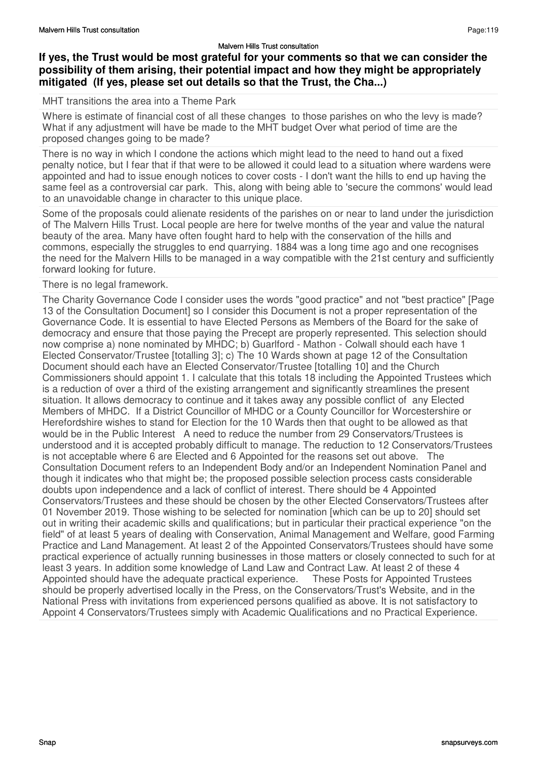**If yes, the Trust would be most grateful for your comments so that we can consider the possibility of them arising, their potential impact and how they might be appropriately mitigated (If yes, please set out details so that the Trust, the Cha...)**

MHT transitions the area into a Theme Park

Where is estimate of financial cost of all these changes to those parishes on who the levy is made? What if any adjustment will have be made to the MHT budget Over what period of time are the proposed changes going to be made?

There is no way in which I condone the actions which might lead to the need to hand out a fixed penalty notice, but I fear that if that were to be allowed it could lead to a situation where wardens were appointed and had to issue enough notices to cover costs - I don't want the hills to end up having the same feel as a controversial car park. This, along with being able to 'secure the commons' would lead to an unavoidable change in character to this unique place.

Some of the proposals could alienate residents of the parishes on or near to land under the jurisdiction of The Malvern Hills Trust. Local people are here for twelve months of the year and value the natural beauty of the area. Many have often fought hard to help with the conservation of the hills and commons, especially the struggles to end quarrying. 1884 was a long time ago and one recognises the need for the Malvern Hills to be managed in a way compatible with the 21st century and sufficiently forward looking for future.

There is no legal framework.

The Charity Governance Code I consider uses the words "good practice" and not "best practice" [Page 13 of the Consultation Document] so I consider this Document is not a proper representation of the Governance Code. It is essential to have Elected Persons as Members of the Board for the sake of democracy and ensure that those paying the Precept are properly represented. This selection should now comprise a) none nominated by MHDC; b) Guarlford - Mathon - Colwall should each have 1 Elected Conservator/Trustee [totalling 3]; c) The 10 Wards shown at page 12 of the Consultation Document should each have an Elected Conservator/Trustee [totalling 10] and the Church Commissioners should appoint 1. I calculate that this totals 18 including the Appointed Trustees which is a reduction of over a third of the existing arrangement and significantly streamlines the present situation. It allows democracy to continue and it takes away any possible conflict of any Elected Members of MHDC. If a District Councillor of MHDC or a County Councillor for Worcestershire or Herefordshire wishes to stand for Election for the 10 Wards then that ought to be allowed as that would be in the Public Interest A need to reduce the number from 29 Conservators/Trustees is understood and it is accepted probably difficult to manage. The reduction to 12 Conservators/Trustees is not acceptable where 6 are Elected and 6 Appointed for the reasons set out above. The Consultation Document refers to an Independent Body and/or an Independent Nomination Panel and though it indicates who that might be; the proposed possible selection process casts considerable doubts upon independence and a lack of conflict of interest. There should be 4 Appointed Conservators/Trustees and these should be chosen by the other Elected Conservators/Trustees after 01 November 2019. Those wishing to be selected for nomination [which can be up to 20] should set out in writing their academic skills and qualifications; but in particular their practical experience "on the field" of at least 5 years of dealing with Conservation, Animal Management and Welfare, good Farming Practice and Land Management. At least 2 of the Appointed Conservators/Trustees should have some practical experience of actually running businesses in those matters or closely connected to such for at least 3 years. In addition some knowledge of Land Law and Contract Law. At least 2 of these 4 Appointed should have the adequate practical experience. These Posts for Appointed Trustees should be properly advertised locally in the Press, on the Conservators/Trust's Website, and in the National Press with invitations from experienced persons qualified as above. It is not satisfactory to Appoint 4 Conservators/Trustees simply with Academic Qualifications and no Practical Experience.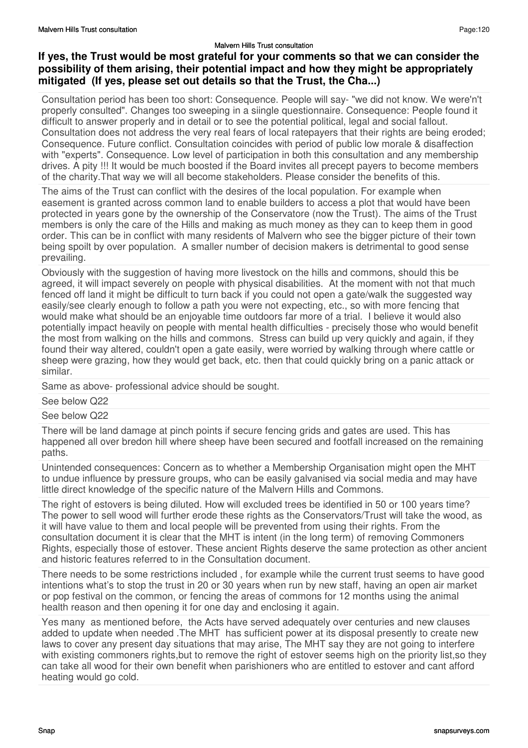## If yes, the Trust would be most grateful for your comments so that we can consider the possibility of them arising, their potential impact and how they might be appropriately mitigated (If yes, please set out details so that the Trust, the Cha...)

Consultation period has been too short: Consequence. People will say- "we did not know. We were'n't properly consulted". Changes too sweeping in a siingle questionnaire. Consequence: People found it difficult to answer properly and in detail or to see the potential political, legal and social fallout. Consultation does not address the very real fears of local ratepayers that their rights are being eroded; Consequence. Future conflict. Consultation coincides with period of public low morale & disaffection with "experts". Consequence. Low level of participation in both this consultation and any membership drives. A pity !!! It would be much boosted if the Board invites all precept payers to become members of the charity.That way we will all become stakeholders. Please consider the benefits of this.

The aims of the Trust can conflict with the desires of the local population. For example when easement is granted across common land to enable builders to access a plot that would have been protected in years gone by the ownership of the Conservatore (now the Trust). The aims of the Trust members is only the care of the Hills and making as much money as they can to keep them in good order. This can be in conflict with many residents of Malvern who see the bigger picture of their town being spoilt by over population. A smaller number of decision makers is detrimental to good sense prevailing.

Obviously with the suggestion of having more livestock on the hills and commons, should this be agreed, it will impact severely on people with physical disabilities. At the moment with not that much fenced off land it might be difficult to turn back if you could not open a gate/walk the suggested way easily/see clearly enough to follow a path you were not expecting, etc., so with more fencing that would make what should be an enjoyable time outdoors far more of a trial. I believe it would also potentially impact heavily on people with mental health difficulties - precisely those who would benefit the most from walking on the hills and commons. Stress can build up very quickly and again, if they found their way altered, couldn't open a gate easily, were worried by walking through where cattle or sheep were grazing, how they would get back, etc. then that could quickly bring on a panic attack or similar.

Same as above- professional advice should be sought.

See below Q22

See below Q22

There will be land damage at pinch points if secure fencing grids and gates are used. This has happened all over bredon hill where sheep have been secured and footfall increased on the remaining paths.

Unintended consequences: Concern as to whether a Membership Organisation might open the MHT to undue influence by pressure groups, who can be easily galvanised via social media and may have little direct knowledge of the specific nature of the Malvern Hills and Commons.

The right of estovers is being diluted. How will excluded trees be identified in 50 or 100 years time? The power to sell wood will further erode these rights as the Conservators/Trust will take the wood, as it will have value to them and local people will be prevented from using their rights. From the consultation document it is clear that the MHT is intent (in the long term) of removing Commoners Rights, especially those of estover. These ancient Rights deserve the same protection as other ancient and historic features referred to in the Consultation document.

There needs to be some restrictions included , for example while the current trust seems to have good intentions what's to stop the trust in 20 or 30 years when run by new staff, having an open air market or pop festival on the common, or fencing the areas of commons for 12 months using the animal health reason and then opening it for one day and enclosing it again.

Yes many as mentioned before, the Acts have served adequately over centuries and new clauses added to update when needed .The MHT has sufficient power at its disposal presently to create new laws to cover any present day situations that may arise, The MHT say they are not going to interfere with existing commoners rights,but to remove the right of estover seems high on the priority list,so they can take all wood for their own benefit when parishioners who are entitled to estover and cant afford heating would go cold.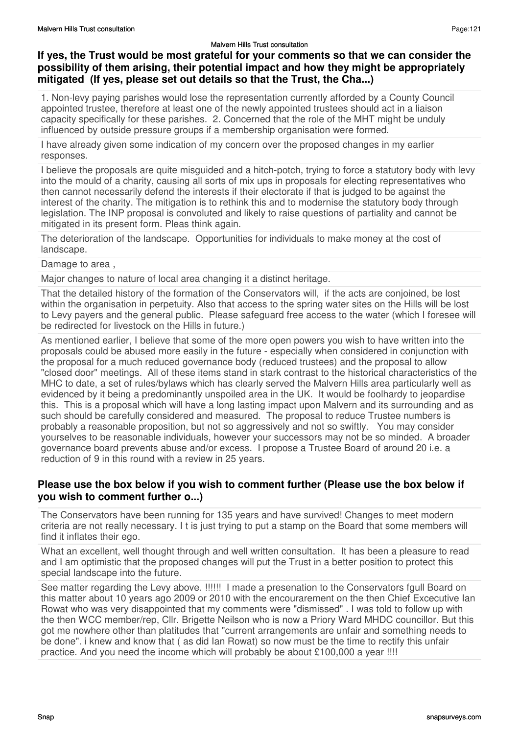### If yes, the Trust would be most grateful for your comments so that we can consider the possibility of them arising, their potential impact and how they might be appropriately mitigated (If yes, please set out details so that the Trust, the Cha...)

1. Non-levy paying parishes would lose the representation currently afforded by a County Council appointed trustee, therefore at least one of the newly appointed trustees should act in a liaison capacity specifically for these parishes. 2. Concerned that the role of the MHT might be unduly influenced by outside pressure groups if a membership organisation were formed.

I have already given some indication of my concern over the proposed changes in my earlier responses.

I believe the proposals are quite misguided and a hitch-potch, trying to force a statutory body with levy into the mould of a charity, causing all sorts of mix ups in proposals for electing representatives who then cannot necessarily defend the interests if their electorate if that is judged to be against the interest of the charity. The mitigation is to rethink this and to modernise the statutory body through legislation. The INP proposal is convoluted and likely to raise questions of partiality and cannot be mitigated in its present form. Pleas think again.

The deterioration of the landscape. Opportunities for individuals to make money at the cost of landscape.

Damage to area ,

Major changes to nature of local area changing it a distinct heritage.

That the detailed history of the formation of the Conservators will, if the acts are conjoined, be lost within the organisation in perpetuity. Also that access to the spring water sites on the Hills will be lost to Levy payers and the general public. Please safeguard free access to the water (which I foresee will be redirected for livestock on the Hills in future.)

As mentioned earlier, I believe that some of the more open powers you wish to have written into the proposals could be abused more easily in the future - especially when considered in conjunction with the proposal for a much reduced governance body (reduced trustees) and the proposal to allow "closed door" meetings. All of these items stand in stark contrast to the historical characteristics of the MHC to date, a set of rules/bylaws which has clearly served the Malvern Hills area particularly well as evidenced by it being a predominantly unspoiled area in the UK. It would be foolhardy to jeopardise this. This is a proposal which will have a long lasting impact upon Malvern and its surrounding and as such should be carefully considered and measured. The proposal to reduce Trustee numbers is probably a reasonable proposition, but not so aggressively and not so swiftly. You may consider yourselves to be reasonable individuals, however your successors may not be so minded. A broader governance board prevents abuse and/or excess. I propose a Trustee Board of around 20 i.e. a reduction of 9 in this round with a review in 25 years.

### Please use the box below if you wish to comment further (Please use the box below if you wish to comment further o...)

The Conservators have been running for 135 years and have survived! Changes to meet modern criteria are not really necessary. I t is just trying to put a stamp on the Board that some members will find it inflates their ego.

What an excellent, well thought through and well written consultation. It has been a pleasure to read and I am optimistic that the proposed changes will put the Trust in a better position to protect this special landscape into the future.

See matter regarding the Levy above. !!!!!! I made a presenation to the Conservators fgull Board on this matter about 10 years ago 2009 or 2010 with the encourarement on the then Chief Excecutive Ian Rowat who was very disappointed that my comments were "dismissed" . I was told to follow up with the then WCC member/rep, Cllr. Brigette Neilson who is now a Priory Ward MHDC councillor. But this got me nowhere other than platitudes that "current arrangements are unfair and something needs to be done". i knew and know that ( as did Ian Rowat) so now must be the time to rectify this unfair practice. And you need the income which will probably be about £100,000 a year !!!!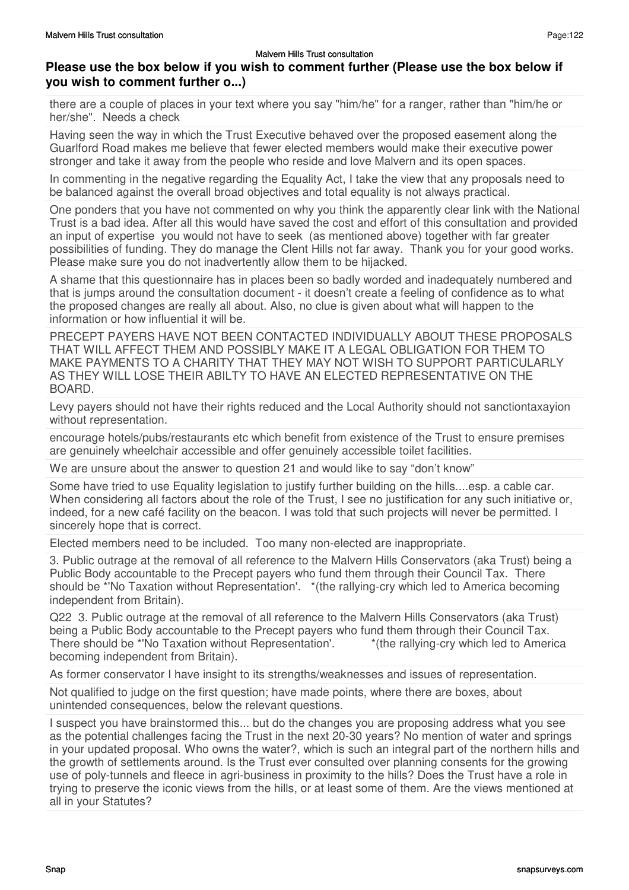## Please use the box below if you wish to comment further (Please use the box below if you wish to comment further o...)

there are a couple of places in your text where you say "him/he" for a ranger, rather than "him/he or her/she". Needs a check

Having seen the way in which the Trust Executive behaved over the proposed easement along the Guarlford Road makes me believe that fewer elected members would make their executive power stronger and take it away from the people who reside and love Malvern and its open spaces.

In commenting in the negative regarding the Equality Act, I take the view that any proposals need to be balanced against the overall broad objectives and total equality is not always practical.

One ponders that you have not commented on why you think the apparently clear link with the National Trust is a bad idea. After all this would have saved the cost and effort of this consultation and provided an input of expertise you would not have to seek (as mentioned above) together with far greater possibilities of funding. They do manage the Clent Hills not far away. Thank you for your good works. Please make sure you do not inadvertently allow them to be hijacked.

A shame that this questionnaire has in places been so badly worded and inadequately numbered and that is jumps around the consultation document - it doesn't create a feeling of confidence as to what the proposed changes are really all about. Also, no clue is given about what will happen to the information or how influential it will be.

PRECEPT PAYERS HAVE NOT BEEN CONTACTED INDIVIDUALLY ABOUT THESE PROPOSALS THAT WILL AFFECT THEM AND POSSIBLY MAKE IT A LEGAL OBLIGATION FOR THEM TO MAKE PAYMENTS TO A CHARITY THAT THEY MAY NOT WISH TO SUPPORT PARTICULARLY AS THEY WILL LOSE THEIR ABILTY TO HAVE AN ELECTED REPRESENTATIVE ON THE BOARD.

Levy payers should not have their rights reduced and the Local Authority should not sanctiontaxayion without representation.

encourage hotels/pubs/restaurants etc which benefit from existence of the Trust to ensure premises are genuinely wheelchair accessible and offer genuinely accessible toilet facilities.

We are unsure about the answer to question 21 and would like to say "don't know"

Some have tried to use Equality legislation to justify further building on the hills....esp. a cable car. When considering all factors about the role of the Trust, I see no justification for any such initiative or, indeed, for a new café facility on the beacon. I was told that such projects will never be permitted. I sincerely hope that is correct.

Elected members need to be included. Too many non-elected are inappropriate.

3. Public outrage at the removal of all reference to the Malvern Hills Conservators (aka Trust) being a Public Body accountable to the Precept payers who fund them through their Council Tax. There should be *'No Taxation without Representation'. *(the rallying-cry which led to America becoming independent from Britain).

Q22 3. Public outrage at the removal of all reference to the Malvern Hills Conservators (aka Trust) being a Public Body accountable to the Precept payers who fund them through their Council Tax. There should be *'No Taxation without Representation'. *(the rallying-cry which led to America becoming independent from Britain).

As former conservator I have insight to its strengths/weaknesses and issues of representation.

Not qualified to judge on the first question; have made points, where there are boxes, about unintended consequences, below the relevant questions.

I suspect you have brainstormed this... but do the changes you are proposing address what you see as the potential challenges facing the Trust in the next 20-30 years? No mention of water and springs in your updated proposal. Who owns the water?, which is such an integral part of the northern hills and the growth of settlements around. Is the Trust ever consulted over planning consents for the growing use of poly-tunnels and fleece in agri-business in proximity to the hills? Does the Trust have a role in trying to preserve the iconic views from the hills, or at least some of them. Are the views mentioned at all in your Statutes?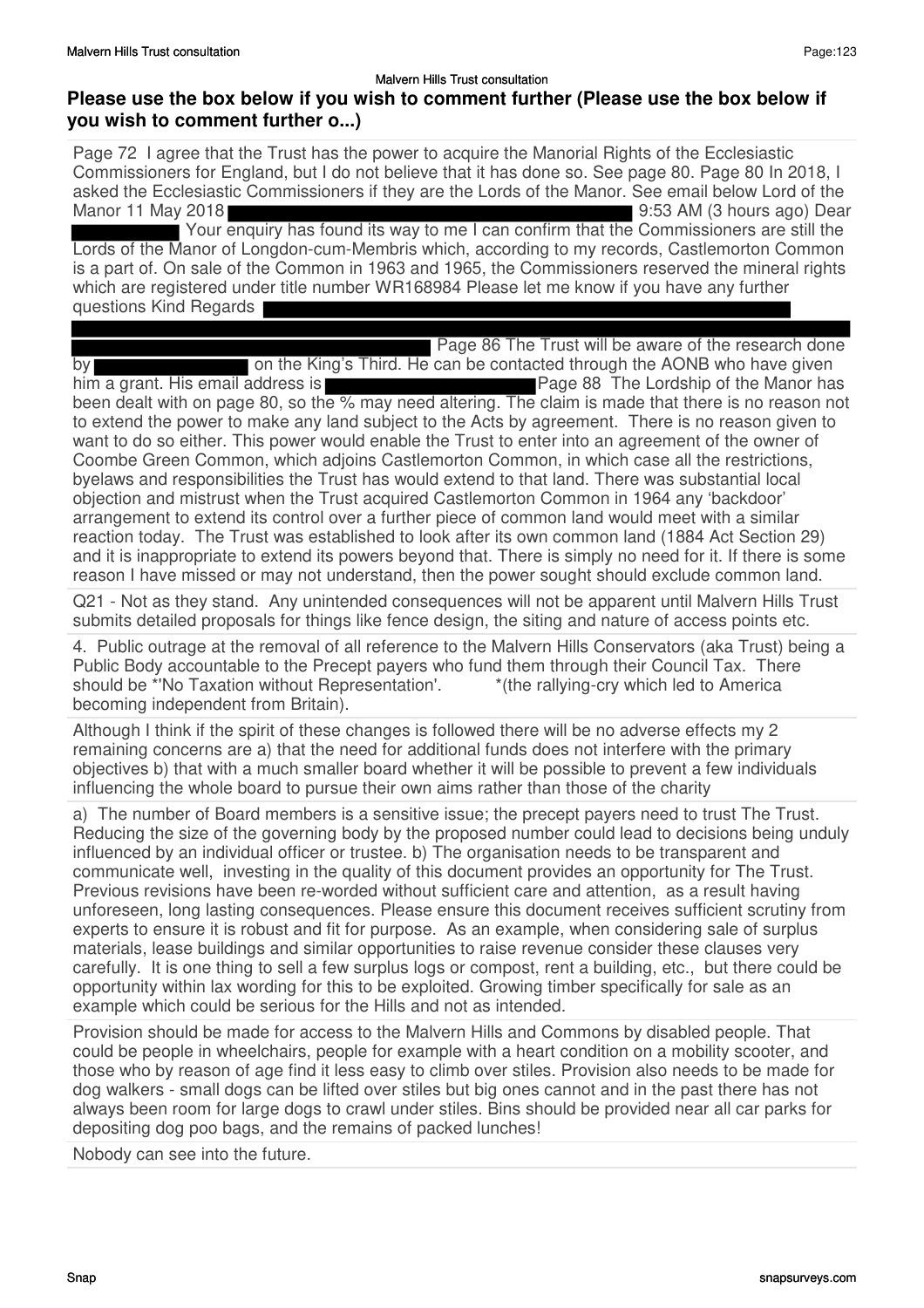## Please use the box below if you wish to comment further (Please use the box below if you wish to comment further o...)

Page 72 I agree that the Trust has the power to acquire the Manorial Rights of the Ecclesiastic Commissioners for England, but I do not believe that it has done so. See page 80. Page 80 In 2018, I asked the Ecclesiastic Commissioners if they are the Lords of the Manor. See email below Lord of the Manor 11 May 2018 ██████████ 9:53 AM (3 hours ago) Dear ██████ Your enquiry has found its way to me I can confirm that the Commissioners are still the Lords of the Manor of Longdon-cum-Membris which, according to my records, Castlemorton Common is a part of. On sale of the Common in 1963 and 1965, the Commissioners reserved the mineral rights which are registered under title number WR168984 Please let me know if you have any further questions Kind Regards ██████████ Page 86 The Trust will be aware of the research done by ██████ on the King's Third. He can be contacted through the AONB who have given him a grant. His email address is ██████ Page 88 The Lordship of the Manor has been dealt with on page 80, so the % may need altering. The claim is made that there is no reason not to extend the power to make any land subject to the Acts by agreement. There is no reason given to want to do so either. This power would enable the Trust to enter into an agreement of the owner of Coombe Green Common, which adjoins Castlemorton Common, in which case all the restrictions, byelaws and responsibilities the Trust has would extend to that land. There was substantial local objection and mistrust when the Trust acquired Castlemorton Common in 1964 any 'backdoor' arrangement to extend its control over a further piece of common land would meet with a similar reaction today. The Trust was established to look after its own common land (1884 Act Section 29) and it is inappropriate to extend its powers beyond that. There is simply no need for it. If there is some reason I have missed or may not understand, then the power sought should exclude common land.

Q21 - Not as they stand. Any unintended consequences will not be apparent until Malvern Hills Trust submits detailed proposals for things like fence design, the siting and nature of access points etc.

4. Public outrage at the removal of all reference to the Malvern Hills Conservators (aka Trust) being a Public Body accountable to the Precept payers who fund them through their Council Tax. There should be *'No Taxation without Representation'. *(the rallying-cry which led to America becoming independent from Britain).

Although I think if the spirit of these changes is followed there will be no adverse effects my 2 remaining concerns are a) that the need for additional funds does not interfere with the primary objectives b) that with a much smaller board whether it will be possible to prevent a few individuals influencing the whole board to pursue their own aims rather than those of the charity

a) The number of Board members is a sensitive issue; the precept payers need to trust The Trust. Reducing the size of the governing body by the proposed number could lead to decisions being unduly influenced by an individual officer or trustee. b) The organisation needs to be transparent and communicate well, investing in the quality of this document provides an opportunity for The Trust. Previous revisions have been re-worded without sufficient care and attention, as a result having unforeseen, long lasting consequences. Please ensure this document receives sufficient scrutiny from experts to ensure it is robust and fit for purpose. As an example, when considering sale of surplus materials, lease buildings and similar opportunities to raise revenue consider these clauses very carefully. It is one thing to sell a few surplus logs or compost, rent a building, etc., but there could be opportunity within lax wording for this to be exploited. Growing timber specifically for sale as an example which could be serious for the Hills and not as intended.

Provision should be made for access to the Malvern Hills and Commons by disabled people. That could be people in wheelchairs, people for example with a heart condition on a mobility scooter, and those who by reason of age find it less easy to climb over stiles. Provision also needs to be made for dog walkers - small dogs can be lifted over stiles but big ones cannot and in the past there has not always been room for large dogs to crawl under stiles. Bins should be provided near all car parks for depositing dog poo bags, and the remains of packed lunches!

Nobody can see into the future.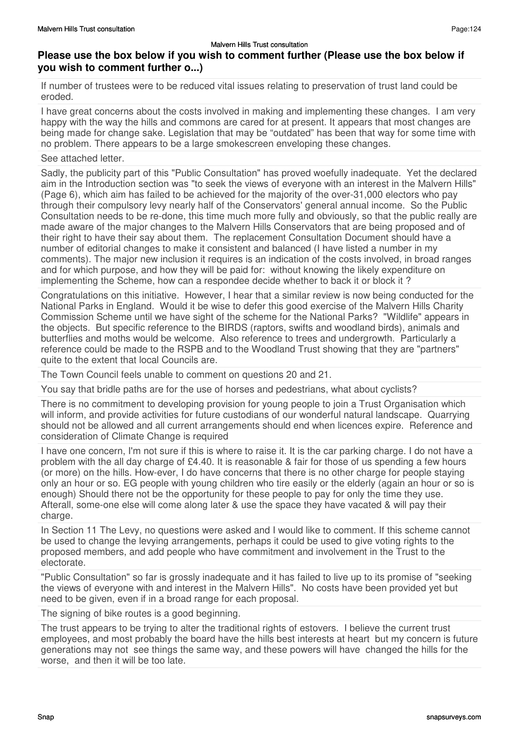## Please use the box below if you wish to comment further (Please use the box below if you wish to comment further o...)

If number of trustees were to be reduced vital issues relating to preservation of trust land could be eroded.

I have great concerns about the costs involved in making and implementing these changes. I am very happy with the way the hills and commons are cared for at present. It appears that most changes are being made for change sake. Legislation that may be "outdated" has been that way for some time with no problem. There appears to be a large smokescreen enveloping these changes.

See attached letter.

Sadly, the publicity part of this "Public Consultation" has proved woefully inadequate. Yet the declared aim in the Introduction section was "to seek the views of everyone with an interest in the Malvern Hills" (Page 6), which aim has failed to be achieved for the majority of the over-31,000 electors who pay through their compulsory levy nearly half of the Conservators' general annual income. So the Public Consultation needs to be re-done, this time much more fully and obviously, so that the public really are made aware of the major changes to the Malvern Hills Conservators that are being proposed and of their right to have their say about them. The replacement Consultation Document should have a number of editorial changes to make it consistent and balanced (I have listed a number in my comments). The major new inclusion it requires is an indication of the costs involved, in broad ranges and for which purpose, and how they will be paid for: without knowing the likely expenditure on implementing the Scheme, how can a respondee decide whether to back it or block it ?

Congratulations on this initiative. However, I hear that a similar review is now being conducted for the National Parks in England. Would it be wise to defer this good exercise of the Malvern Hills Charity Commission Scheme until we have sight of the scheme for the National Parks? "Wildlife" appears in the objects. But specific reference to the BIRDS (raptors, swifts and woodland birds), animals and butterflies and moths would be welcome. Also reference to trees and undergrowth. Particularly a reference could be made to the RSPB and to the Woodland Trust showing that they are "partners" quite to the extent that local Councils are.

The Town Council feels unable to comment on questions 20 and 21.

You say that bridle paths are for the use of horses and pedestrians, what about cyclists?

There is no commitment to developing provision for young people to join a Trust Organisation which will inform, and provide activities for future custodians of our wonderful natural landscape. Quarrying should not be allowed and all current arrangements should end when licences expire. Reference and consideration of Climate Change is required

I have one concern, I'm not sure if this is where to raise it. It is the car parking charge. I do not have a problem with the all day charge of £4.40. It is reasonable & fair for those of us spending a few hours (or more) on the hills. How-ever, I do have concerns that there is no other charge for people staying only an hour or so. EG people with young children who tire easily or the elderly (again an hour or so is enough) Should there not be the opportunity for these people to pay for only the time they use. Afterall, some-one else will come along later & use the space they have vacated & will pay their charge.

In Section 11 The Levy, no questions were asked and I would like to comment. If this scheme cannot be used to change the levying arrangements, perhaps it could be used to give voting rights to the proposed members, and add people who have commitment and involvement in the Trust to the electorate.

"Public Consultation" so far is grossly inadequate and it has failed to live up to its promise of "seeking the views of everyone with and interest in the Malvern Hills". No costs have been provided yet but need to be given, even if in a broad range for each proposal.

The signing of bike routes is a good beginning.

The trust appears to be trying to alter the traditional rights of estovers. I believe the current trust employees, and most probably the board have the hills best interests at heart but my concern is future generations may not see things the same way, and these powers will have changed the hills for the worse, and then it will be too late.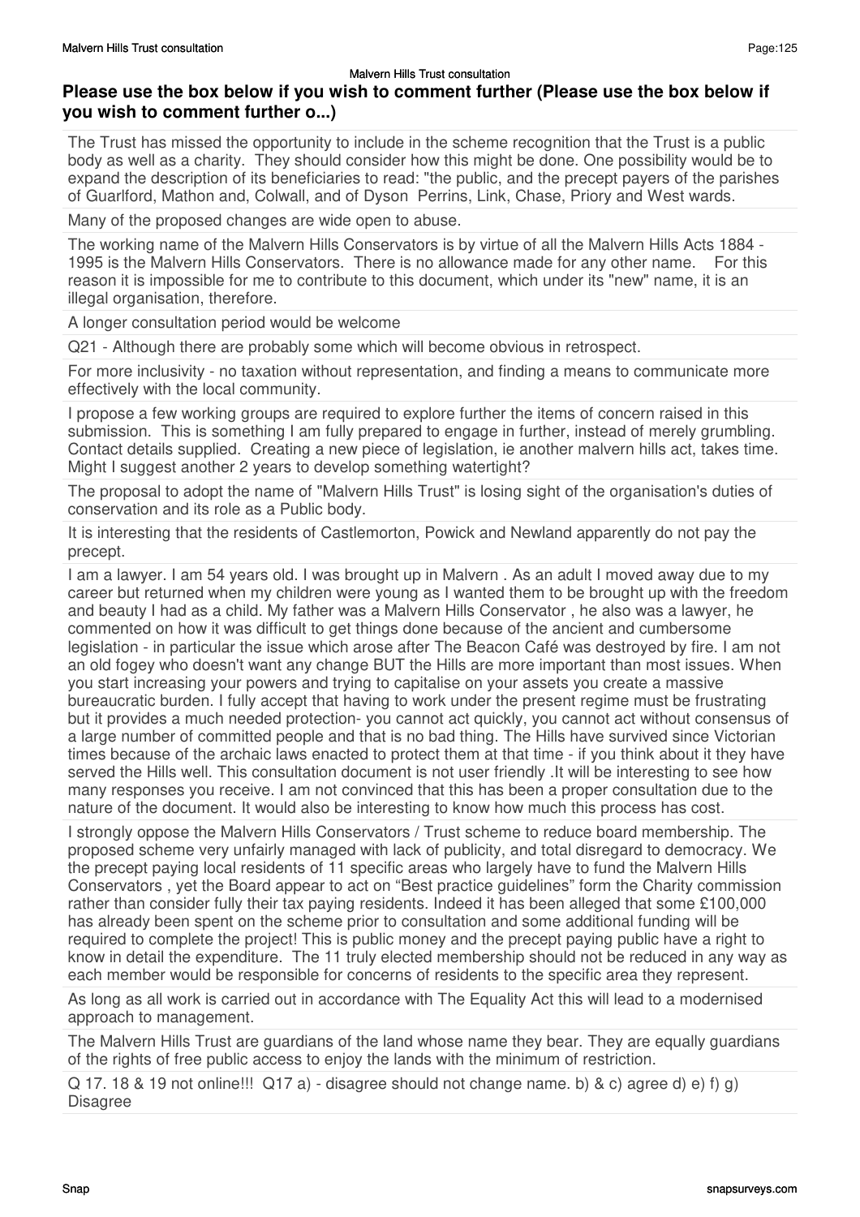Malvern Hills Trust consultation

## Please use the box below if you wish to comment further (Please use the box below if you wish to comment further o...)

The Trust has missed the opportunity to include in the scheme recognition that the Trust is a public body as well as a charity. They should consider how this might be done. One possibility would be to expand the description of its beneficiaries to read: "the public, and the precept payers of the parishes of Guarlford, Mathon and, Colwall, and of Dyson Perrins, Link, Chase, Priory and West wards.

Many of the proposed changes are wide open to abuse.

The working name of the Malvern Hills Conservators is by virtue of all the Malvern Hills Acts 1884 - 1995 is the Malvern Hills Conservators. There is no allowance made for any other name. For this reason it is impossible for me to contribute to this document, which under its "new" name, it is an illegal organisation, therefore.

A longer consultation period would be welcome

Q21 - Although there are probably some which will become obvious in retrospect.

For more inclusivity - no taxation without representation, and finding a means to communicate more effectively with the local community.

I propose a few working groups are required to explore further the items of concern raised in this submission. This is something I am fully prepared to engage in further, instead of merely grumbling. Contact details supplied. Creating a new piece of legislation, ie another malvern hills act, takes time. Might I suggest another 2 years to develop something watertight?

The proposal to adopt the name of "Malvern Hills Trust" is losing sight of the organisation's duties of conservation and its role as a Public body.

It is interesting that the residents of Castlemorton, Powick and Newland apparently do not pay the precept.

I am a lawyer. I am 54 years old. I was brought up in Malvern . As an adult I moved away due to my career but returned when my children were young as I wanted them to be brought up with the freedom and beauty I had as a child. My father was a Malvern Hills Conservator , he also was a lawyer, he commented on how it was difficult to get things done because of the ancient and cumbersome legislation - in particular the issue which arose after The Beacon Café was destroyed by fire. I am not an old fogey who doesn't want any change BUT the Hills are more important than most issues. When you start increasing your powers and trying to capitalise on your assets you create a massive bureaucratic burden. I fully accept that having to work under the present regime must be frustrating but it provides a much needed protection- you cannot act quickly, you cannot act without consensus of a large number of committed people and that is no bad thing. The Hills have survived since Victorian times because of the archaic laws enacted to protect them at that time - if you think about it they have served the Hills well. This consultation document is not user friendly .It will be interesting to see how many responses you receive. I am not convinced that this has been a proper consultation due to the nature of the document. It would also be interesting to know how much this process has cost.

I strongly oppose the Malvern Hills Conservators / Trust scheme to reduce board membership. The proposed scheme very unfairly managed with lack of publicity, and total disregard to democracy. We the precept paying local residents of 11 specific areas who largely have to fund the Malvern Hills Conservators , yet the Board appear to act on "Best practice guidelines" form the Charity commission rather than consider fully their tax paying residents. Indeed it has been alleged that some £100,000 has already been spent on the scheme prior to consultation and some additional funding will be required to complete the project! This is public money and the precept paying public have a right to know in detail the expenditure. The 11 truly elected membership should not be reduced in any way as each member would be responsible for concerns of residents to the specific area they represent.

As long as all work is carried out in accordance with The Equality Act this will lead to a modernised approach to management.

The Malvern Hills Trust are guardians of the land whose name they bear. They are equally guardians of the rights of free public access to enjoy the lands with the minimum of restriction.

Q 17. 18 & 19 not online!!! Q17 a) - disagree should not change name. b) & c) agree d) e) f) g) Disagree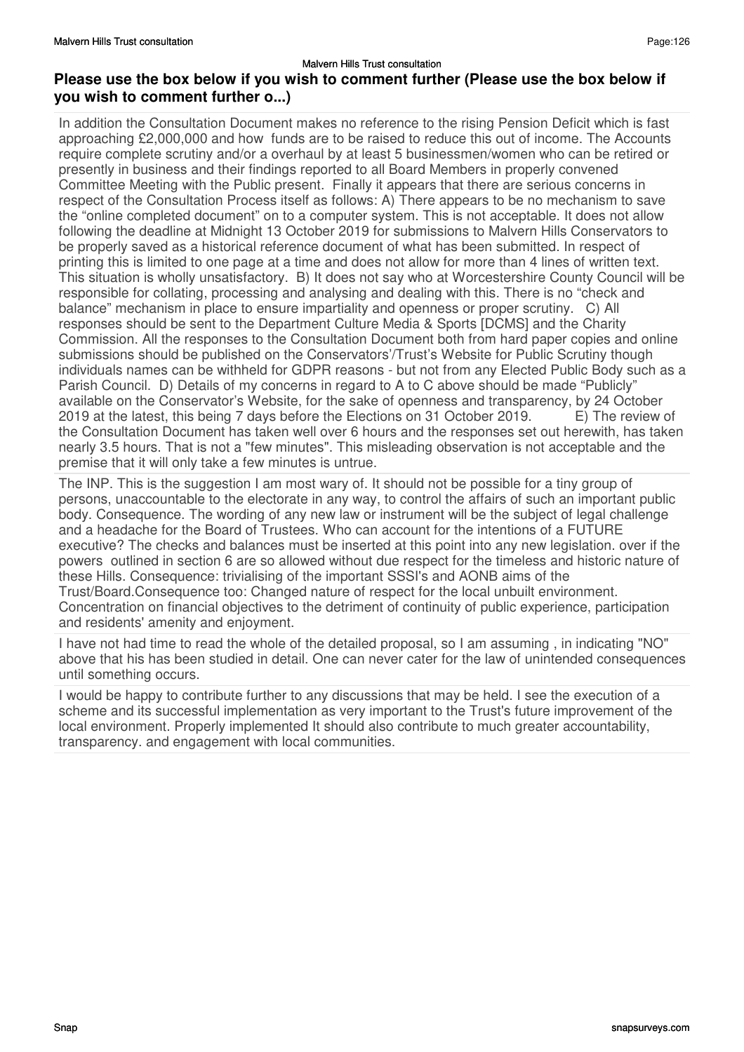### Please use the box below if you wish to comment further (Please use the box below if you wish to comment further o...)

In addition the Consultation Document makes no reference to the rising Pension Deficit which is fast approaching £2,000,000 and how funds are to be raised to reduce this out of income. The Accounts require complete scrutiny and/or a overhaul by at least 5 businessmen/women who can be retired or presently in business and their findings reported to all Board Members in properly convened Committee Meeting with the Public present. Finally it appears that there are serious concerns in respect of the Consultation Process itself as follows: A) There appears to be no mechanism to save the "online completed document" on to a computer system. This is not acceptable. It does not allow following the deadline at Midnight 13 October 2019 for submissions to Malvern Hills Conservators to be properly saved as a historical reference document of what has been submitted. In respect of printing this is limited to one page at a time and does not allow for more than 4 lines of written text. This situation is wholly unsatisfactory. B) It does not say who at Worcestershire County Council will be responsible for collating, processing and analysing and dealing with this. There is no "check and balance" mechanism in place to ensure impartiality and openness or proper scrutiny. C) All responses should be sent to the Department Culture Media & Sports [DCMS] and the Charity Commission. All the responses to the Consultation Document both from hard paper copies and online submissions should be published on the Conservators'/Trust's Website for Public Scrutiny though individuals names can be withheld for GDPR reasons - but not from any Elected Public Body such as a Parish Council. D) Details of my concerns in regard to A to C above should be made "Publicly" available on the Conservator's Website, for the sake of openness and transparency, by 24 October 2019 at the latest, this being 7 days before the Elections on 31 October 2019. E) The review of the Consultation Document has taken well over 6 hours and the responses set out herewith, has taken nearly 3.5 hours. That is not a "few minutes". This misleading observation is not acceptable and the premise that it will only take a few minutes is untrue.

The INP. This is the suggestion I am most wary of. It should not be possible for a tiny group of persons, unaccountable to the electorate in any way, to control the affairs of such an important public body. Consequence. The wording of any new law or instrument will be the subject of legal challenge and a headache for the Board of Trustees. Who can account for the intentions of a FUTURE executive? The checks and balances must be inserted at this point into any new legislation. over if the powers outlined in section 6 are so allowed without due respect for the timeless and historic nature of these Hills. Consequence: trivialising of the important SSSI's and AONB aims of the Trust/Board.Consequence too: Changed nature of respect for the local unbuilt environment. Concentration on financial objectives to the detriment of continuity of public experience, participation and residents' amenity and enjoyment.

I have not had time to read the whole of the detailed proposal, so I am assuming , in indicating "NO" above that his has been studied in detail. One can never cater for the law of unintended consequences until something occurs.

I would be happy to contribute further to any discussions that may be held. I see the execution of a scheme and its successful implementation as very important to the Trust's future improvement of the local environment. Properly implemented It should also contribute to much greater accountability, transparency. and engagement with local communities.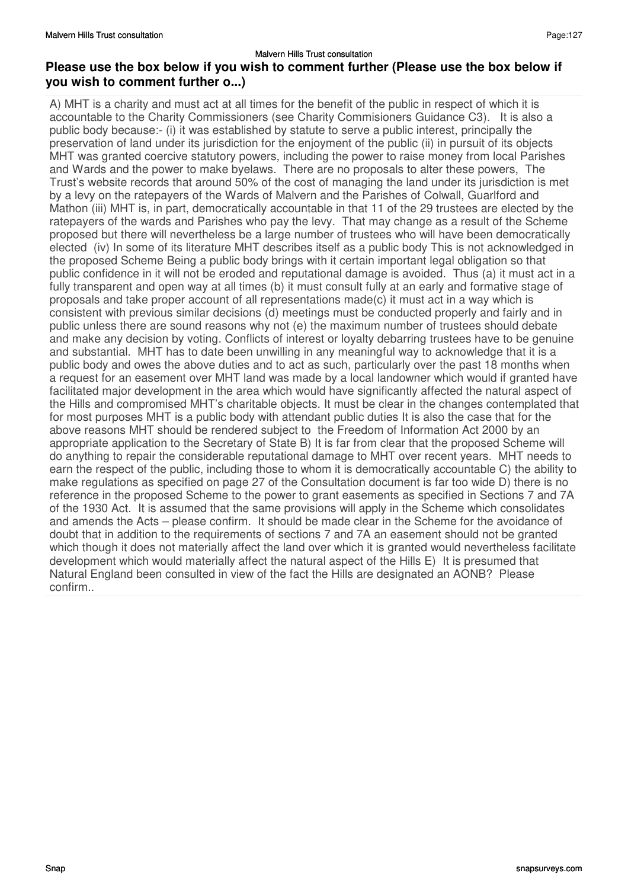## Please use the box below if you wish to comment further (Please use the box below if you wish to comment further o...)

A) MHT is a charity and must act at all times for the benefit of the public in respect of which it is accountable to the Charity Commissioners (see Charity Commisioners Guidance C3). It is also a public body because:- (i) it was established by statute to serve a public interest, principally the preservation of land under its jurisdiction for the enjoyment of the public (ii) in pursuit of its objects MHT was granted coercive statutory powers, including the power to raise money from local Parishes and Wards and the power to make byelaws. There are no proposals to alter these powers, The Trust's website records that around 50% of the cost of managing the land under its jurisdiction is met by a levy on the ratepayers of the Wards of Malvern and the Parishes of Colwall, Guarlford and Mathon (iii) MHT is, in part, democratically accountable in that 11 of the 29 trustees are elected by the ratepayers of the wards and Parishes who pay the levy. That may change as a result of the Scheme proposed but there will nevertheless be a large number of trustees who will have been democratically elected (iv) In some of its literature MHT describes itself as a public body This is not acknowledged in the proposed Scheme Being a public body brings with it certain important legal obligation so that public confidence in it will not be eroded and reputational damage is avoided. Thus (a) it must act in a fully transparent and open way at all times (b) it must consult fully at an early and formative stage of proposals and take proper account of all representations made(c) it must act in a way which is consistent with previous similar decisions (d) meetings must be conducted properly and fairly and in public unless there are sound reasons why not (e) the maximum number of trustees should debate and make any decision by voting. Conflicts of interest or loyalty debarring trustees have to be genuine and substantial. MHT has to date been unwilling in any meaningful way to acknowledge that it is a public body and owes the above duties and to act as such, particularly over the past 18 months when a request for an easement over MHT land was made by a local landowner which would if granted have facilitated major development in the area which would have significantly affected the natural aspect of the Hills and compromised MHT's charitable objects. It must be clear in the changes contemplated that for most purposes MHT is a public body with attendant public duties It is also the case that for the above reasons MHT should be rendered subject to the Freedom of Information Act 2000 by an appropriate application to the Secretary of State B) It is far from clear that the proposed Scheme will do anything to repair the considerable reputational damage to MHT over recent years. MHT needs to earn the respect of the public, including those to whom it is democratically accountable C) the ability to make regulations as specified on page 27 of the Consultation document is far too wide D) there is no reference in the proposed Scheme to the power to grant easements as specified in Sections 7 and 7A of the 1930 Act. It is assumed that the same provisions will apply in the Scheme which consolidates and amends the Acts – please confirm. It should be made clear in the Scheme for the avoidance of doubt that in addition to the requirements of sections 7 and 7A an easement should not be granted which though it does not materially affect the land over which it is granted would nevertheless facilitate development which would materially affect the natural aspect of the Hills E) It is presumed that Natural England been consulted in view of the fact the Hills are designated an AONB? Please confirm..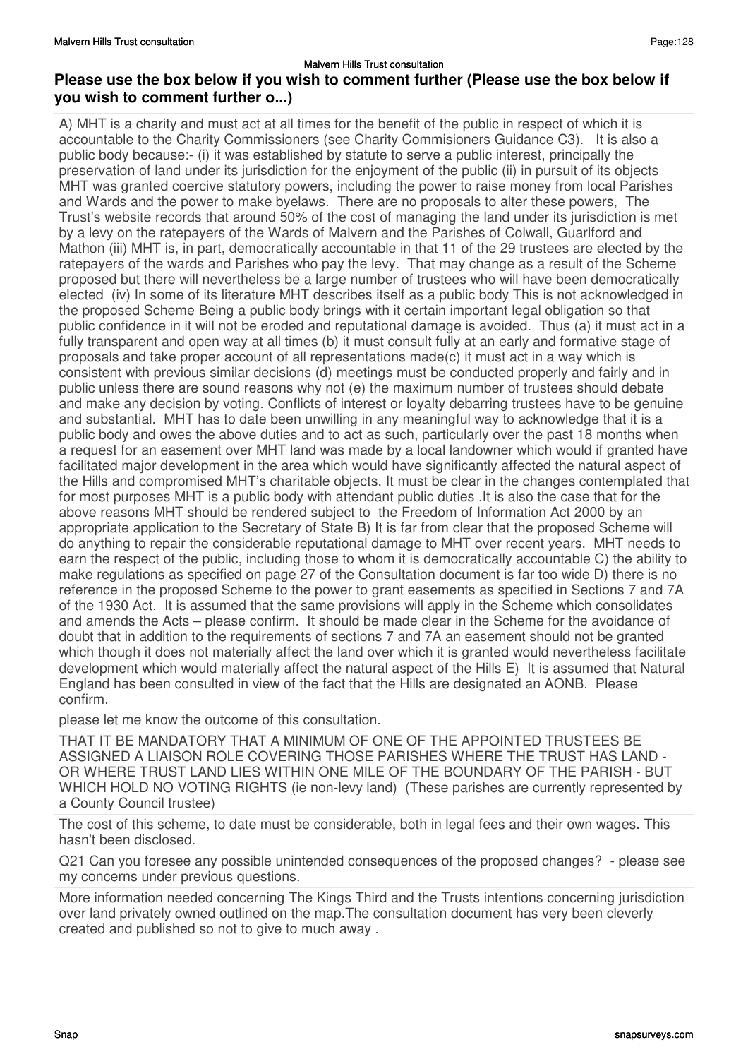## Please use the box below if you wish to comment further (Please use the box below if you wish to comment further o...)

A) MHT is a charity and must act at all times for the benefit of the public in respect of which it is accountable to the Charity Commissioners (see Charity Commisioners Guidance C3). It is also a public body because:- (i) it was established by statute to serve a public interest, principally the preservation of land under its jurisdiction for the enjoyment of the public (ii) in pursuit of its objects MHT was granted coercive statutory powers, including the power to raise money from local Parishes and Wards and the power to make byelaws. There are no proposals to alter these powers, The Trust's website records that around 50% of the cost of managing the land under its jurisdiction is met by a levy on the ratepayers of the Wards of Malvern and the Parishes of Colwall, Guarlford and Mathon (iii) MHT is, in part, democratically accountable in that 11 of the 29 trustees are elected by the ratepayers of the wards and Parishes who pay the levy. That may change as a result of the Scheme proposed but there will nevertheless be a large number of trustees who will have been democratically elected (iv) In some of its literature MHT describes itself as a public body This is not acknowledged in the proposed Scheme Being a public body brings with it certain important legal obligation so that public confidence in it will not be eroded and reputational damage is avoided. Thus (a) it must act in a fully transparent and open way at all times (b) it must consult fully at an early and formative stage of proposals and take proper account of all representations made(c) it must act in a way which is consistent with previous similar decisions (d) meetings must be conducted properly and fairly and in public unless there are sound reasons why not (e) the maximum number of trustees should debate and make any decision by voting. Conflicts of interest or loyalty debarring trustees have to be genuine and substantial. MHT has to date been unwilling in any meaningful way to acknowledge that it is a public body and owes the above duties and to act as such, particularly over the past 18 months when a request for an easement over MHT land was made by a local landowner which would if granted have facilitated major development in the area which would have significantly affected the natural aspect of the Hills and compromised MHT's charitable objects. It must be clear in the changes contemplated that for most purposes MHT is a public body with attendant public duties .It is also the case that for the above reasons MHT should be rendered subject to the Freedom of Information Act 2000 by an appropriate application to the Secretary of State B) It is far from clear that the proposed Scheme will do anything to repair the considerable reputational damage to MHT over recent years. MHT needs to earn the respect of the public, including those to whom it is democratically accountable C) the ability to make regulations as specified on page 27 of the Consultation document is far too wide D) there is no reference in the proposed Scheme to the power to grant easements as specified in Sections 7 and 7A of the 1930 Act. It is assumed that the same provisions will apply in the Scheme which consolidates and amends the Acts – please confirm. It should be made clear in the Scheme for the avoidance of doubt that in addition to the requirements of sections 7 and 7A an easement should not be granted which though it does not materially affect the land over which it is granted would nevertheless facilitate development which would materially affect the natural aspect of the Hills E) It is assumed that Natural England has been consulted in view of the fact that the Hills are designated an AONB. Please confirm.

please let me know the outcome of this consultation.

THAT IT BE MANDATORY THAT A MINIMUM OF ONE OF THE APPOINTED TRUSTEES BE ASSIGNED A LIAISON ROLE COVERING THOSE PARISHES WHERE THE TRUST HAS LAND - OR WHERE TRUST LAND LIES WITHIN ONE MILE OF THE BOUNDARY OF THE PARISH - BUT WHICH HOLD NO VOTING RIGHTS (ie non-levy land) (These parishes are currently represented by a County Council trustee)

The cost of this scheme, to date must be considerable, both in legal fees and their own wages. This hasn't been disclosed.

Q21 Can you foresee any possible unintended consequences of the proposed changes? - please see my concerns under previous questions.

More information needed concerning The Kings Third and the Trusts intentions concerning jurisdiction over land privately owned outlined on the map.The consultation document has very been cleverly created and published so not to give to much away .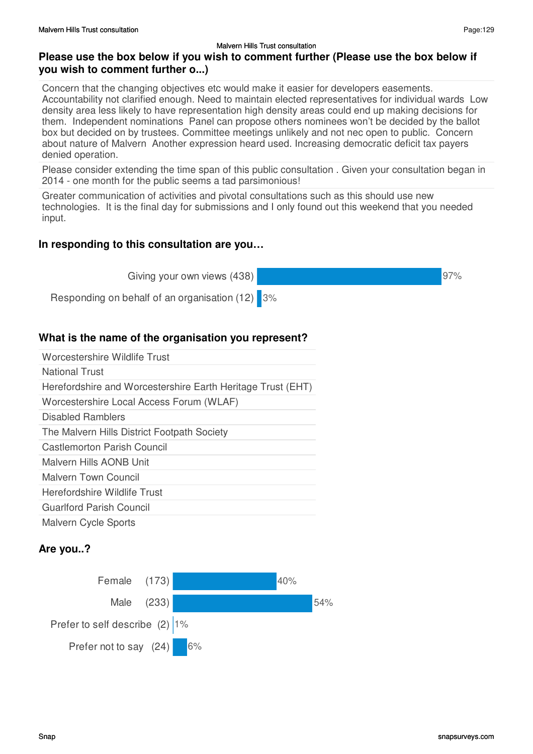Malvern Hills Trust consultation

## Please use the box below if you wish to comment further (Please use the box below if you wish to comment further o...)

| |
|---|
| Concern that the changing objectives etc would make it easier for developers easements. Accountability not clarified enough. Need to maintain elected representatives for individual wards Low density area less likely to have representation high density areas could end up making decisions for them. Independent nominations Panel can propose others nominees won't be decided by the ballot box but decided on by trustees. Committee meetings unlikely and not nec open to public. Concern about nature of Malvern Another expression heard used. Increasing democratic deficit tax payers denied operation. |
| Please consider extending the time span of this public consultation . Given your consultation began in 2014 - one month for the public seems a tad parsimonious! |
| Greater communication of activities and pivotal consultations such as this should use new technologies. It is the final day for submissions and I only found out this weekend that you needed input. |

## In responding to this consultation are you…

| Response | Count | Percentage |
|---|---|---|
| Giving your own views | 438 | 97% |
| Responding on behalf of an organisation | 12 | 3% |

## What is the name of the organisation you represent?

| |
|---|
| Worcestershire Wildlife Trust |
| National Trust |
| Herefordshire and Worcestershire Earth Heritage Trust (EHT) |
| Worcestershire Local Access Forum (WLAF) |
| Disabled Ramblers |
| The Malvern Hills District Footpath Society |
| Castlemorton Parish Council |
| Malvern Hills AONB Unit |
| Malvern Town Council |
| Herefordshire Wildlife Trust |
| Guarlford Parish Council |
| Malvern Cycle Sports |

## Are you..?

| Response | Count | Percentage |
|---|---|---|
| Female | 173 | 40% |
| Male | 233 | 54% |
| Prefer to self describe | 2 | 1% |
| Prefer not to say | 24 | 6% |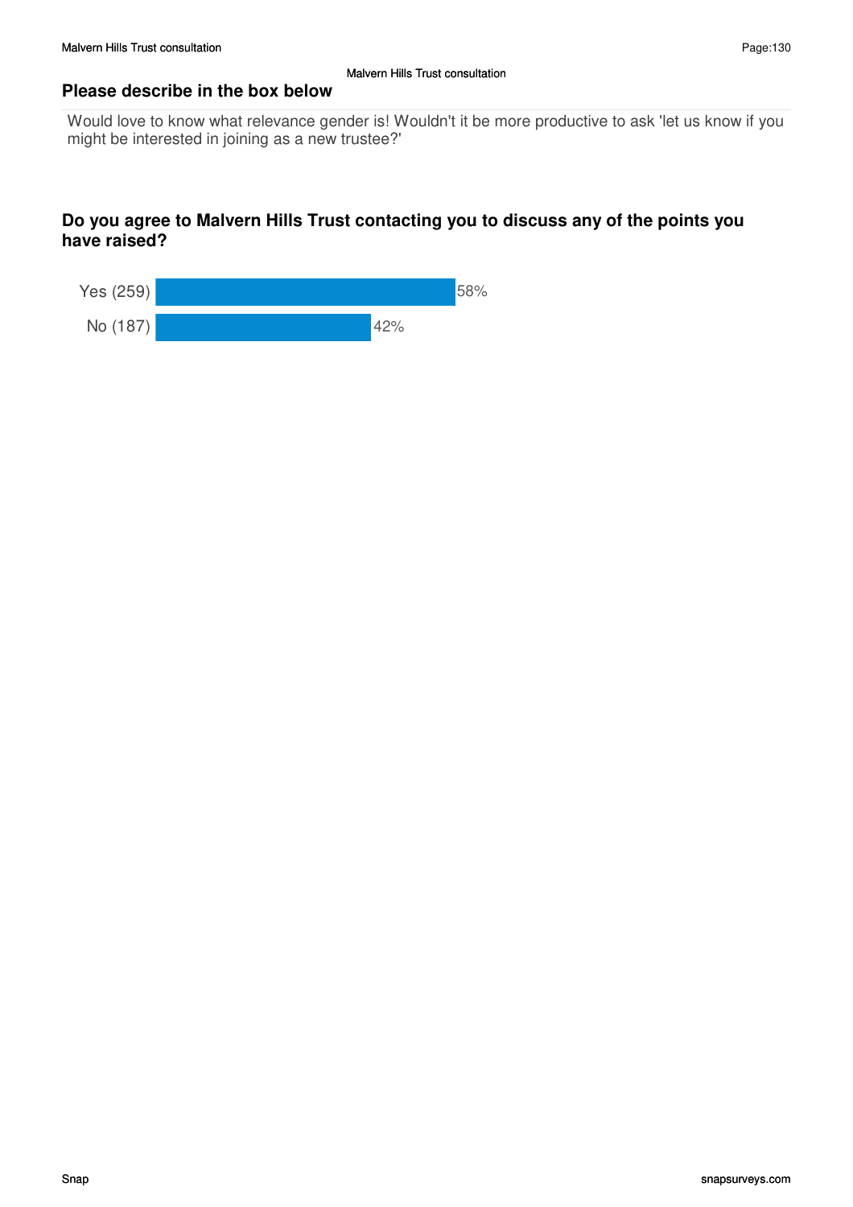## Please describe in the box below

Would love to know what relevance gender is! Wouldn't it be more productive to ask 'let us know if you might be interested in joining as a new trustee?'

## Do you agree to Malvern Hills Trust contacting you to discuss any of the points you have raised?

Yes (259) 58%

No (187) 42%